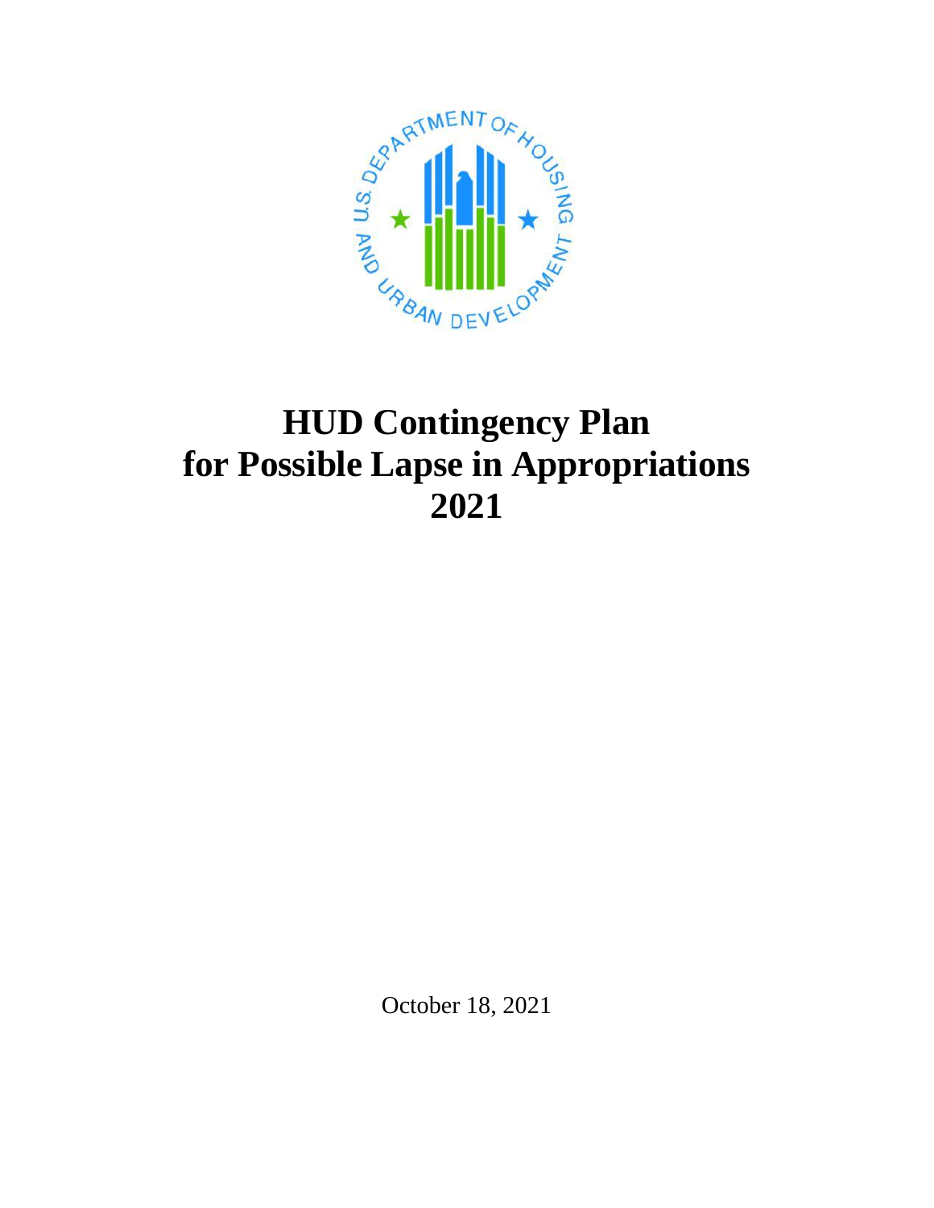# HUD Contingency Plan for Possible Lapse in Appropriations 2021

October 18, 2021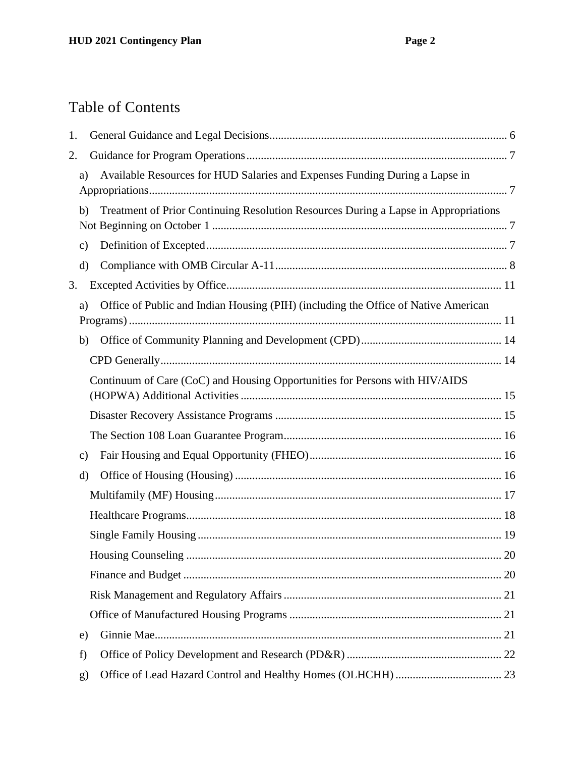# Table of Contents

1. General Guidance and Legal Decisions .......... 6
2. Guidance for Program Operations .......... 7
   - a) Available Resources for HUD Salaries and Expenses Funding During a Lapse in Appropriations .......... 7
   - b) Treatment of Prior Continuing Resolution Resources During a Lapse in Appropriations Not Beginning on October 1 .......... 7
   - c) Definition of Excepted .......... 7
   - d) Compliance with OMB Circular A-11 .......... 8
3. Excepted Activities by Office .......... 11
   - a) Office of Public and Indian Housing (PIH) (including the Office of Native American Programs) .......... 11
   - b) Office of Community Planning and Development (CPD) .......... 14
     - CPD Generally .......... 14
     - Continuum of Care (CoC) and Housing Opportunities for Persons with HIV/AIDS (HOPWA) Additional Activities .......... 15
     - Disaster Recovery Assistance Programs .......... 15
     - The Section 108 Loan Guarantee Program .......... 16
   - c) Fair Housing and Equal Opportunity (FHEO) .......... 16
   - d) Office of Housing (Housing) .......... 16
     - Multifamily (MF) Housing .......... 17
     - Healthcare Programs .......... 18
     - Single Family Housing .......... 19
     - Housing Counseling .......... 20
     - Finance and Budget .......... 20
     - Risk Management and Regulatory Affairs .......... 21
     - Office of Manufactured Housing Programs .......... 21
   - e) Ginnie Mae .......... 21
   - f) Office of Policy Development and Research (PD&R) .......... 22
   - g) Office of Lead Hazard Control and Healthy Homes (OLHCHH) .......... 23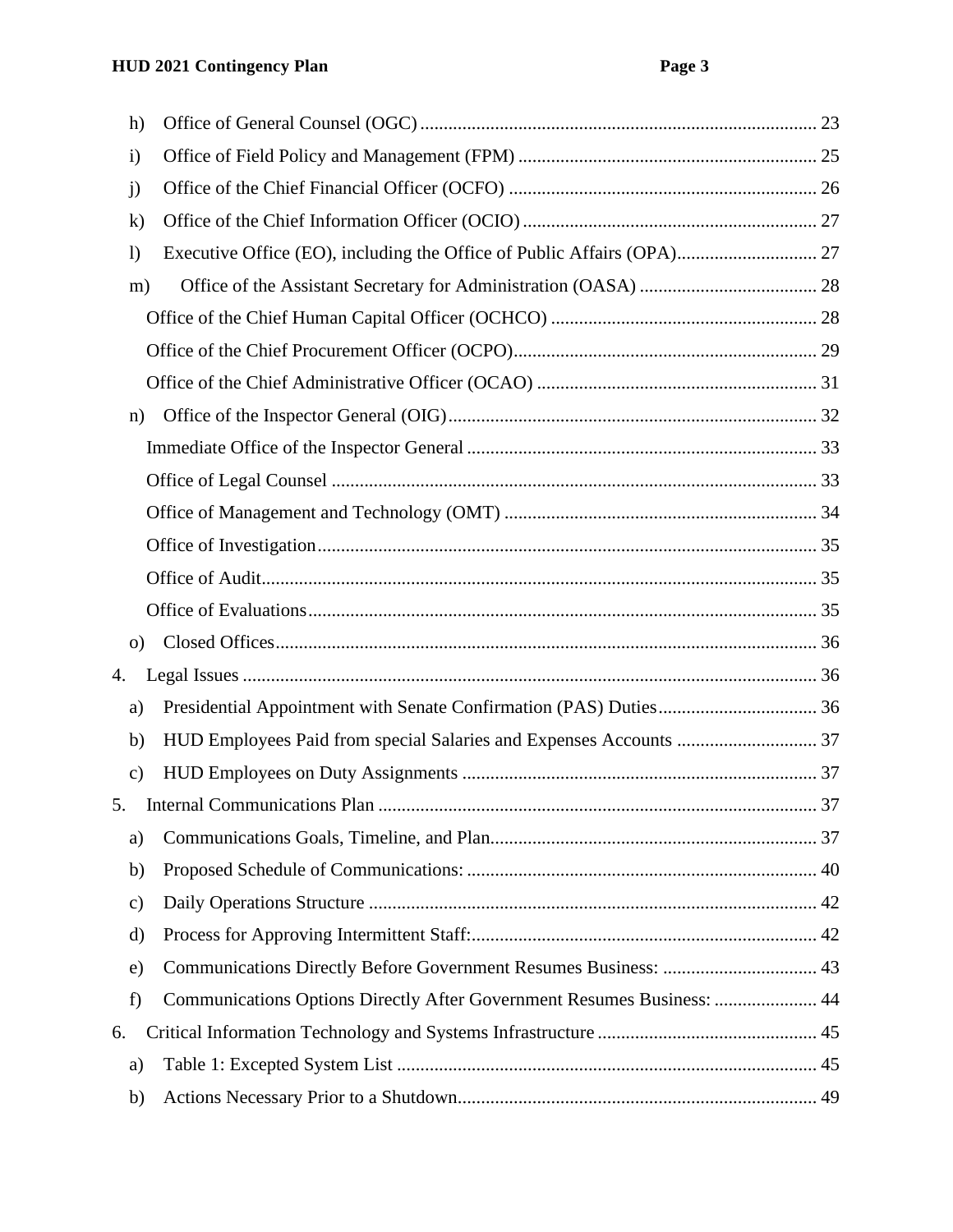h) Office of General Counsel (OGC) ..................................................................................... 23

i) Office of Field Policy and Management (FPM) ................................................................ 25

j) Office of the Chief Financial Officer (OCFO) .................................................................. 26

k) Office of the Chief Information Officer (OCIO) ............................................................... 27

l) Executive Office (EO), including the Office of Public Affairs (OPA).............................. 27

m) Office of the Assistant Secretary for Administration (OASA) ...................................... 28

Office of the Chief Human Capital Officer (OCHCO) ......................................................... 28

Office of the Chief Procurement Officer (OCPO)................................................................. 29

Office of the Chief Administrative Officer (OCAO) ............................................................ 31

n) Office of the Inspector General (OIG)............................................................................... 32

Immediate Office of the Inspector General ........................................................................... 33

Office of Legal Counsel ........................................................................................................ 33

Office of Management and Technology (OMT) ................................................................... 34

Office of Investigation........................................................................................................... 35

Office of Audit....................................................................................................................... 35

Office of Evaluations............................................................................................................. 35

o) Closed Offices.................................................................................................................... 36

4. Legal Issues .......................................................................................................................... 36

a) Presidential Appointment with Senate Confirmation (PAS) Duties.................................. 36

b) HUD Employees Paid from special Salaries and Expenses Accounts .............................. 37

c) HUD Employees on Duty Assignments ............................................................................ 37

5. Internal Communications Plan ............................................................................................. 37

a) Communications Goals, Timeline, and Plan...................................................................... 37

b) Proposed Schedule of Communications: ........................................................................... 40

c) Daily Operations Structure ................................................................................................ 42

d) Process for Approving Intermittent Staff:.......................................................................... 42

e) Communications Directly Before Government Resumes Business: ................................. 43

f) Communications Options Directly After Government Resumes Business: ...................... 44

6. Critical Information Technology and Systems Infrastructure ............................................... 45

a) Table 1: Excepted System List .......................................................................................... 45

b) Actions Necessary Prior to a Shutdown............................................................................. 49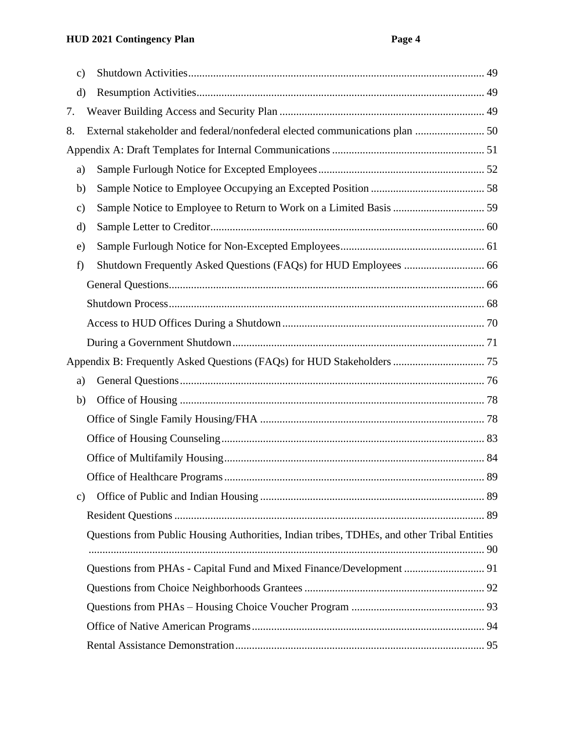c) Shutdown Activities .......... 49

d) Resumption Activities .......... 49

7. Weaver Building Access and Security Plan .......... 49

8. External stakeholder and federal/nonfederal elected communications plan .......... 50

Appendix A: Draft Templates for Internal Communications .......... 51

a) Sample Furlough Notice for Excepted Employees .......... 52

b) Sample Notice to Employee Occupying an Excepted Position .......... 58

c) Sample Notice to Employee to Return to Work on a Limited Basis .......... 59

d) Sample Letter to Creditor .......... 60

e) Sample Furlough Notice for Non-Excepted Employees .......... 61

f) Shutdown Frequently Asked Questions (FAQs) for HUD Employees .......... 66

General Questions .......... 66

Shutdown Process .......... 68

Access to HUD Offices During a Shutdown .......... 70

During a Government Shutdown .......... 71

Appendix B: Frequently Asked Questions (FAQs) for HUD Stakeholders .......... 75

a) General Questions .......... 76

b) Office of Housing .......... 78

Office of Single Family Housing/FHA .......... 78

Office of Housing Counseling .......... 83

Office of Multifamily Housing .......... 84

Office of Healthcare Programs .......... 89

c) Office of Public and Indian Housing .......... 89

Resident Questions .......... 89

Questions from Public Housing Authorities, Indian tribes, TDHEs, and other Tribal Entities .......... 90

Questions from PHAs - Capital Fund and Mixed Finance/Development .......... 91

Questions from Choice Neighborhoods Grantees .......... 92

Questions from PHAs – Housing Choice Voucher Program .......... 93

Office of Native American Programs .......... 94

Rental Assistance Demonstration .......... 95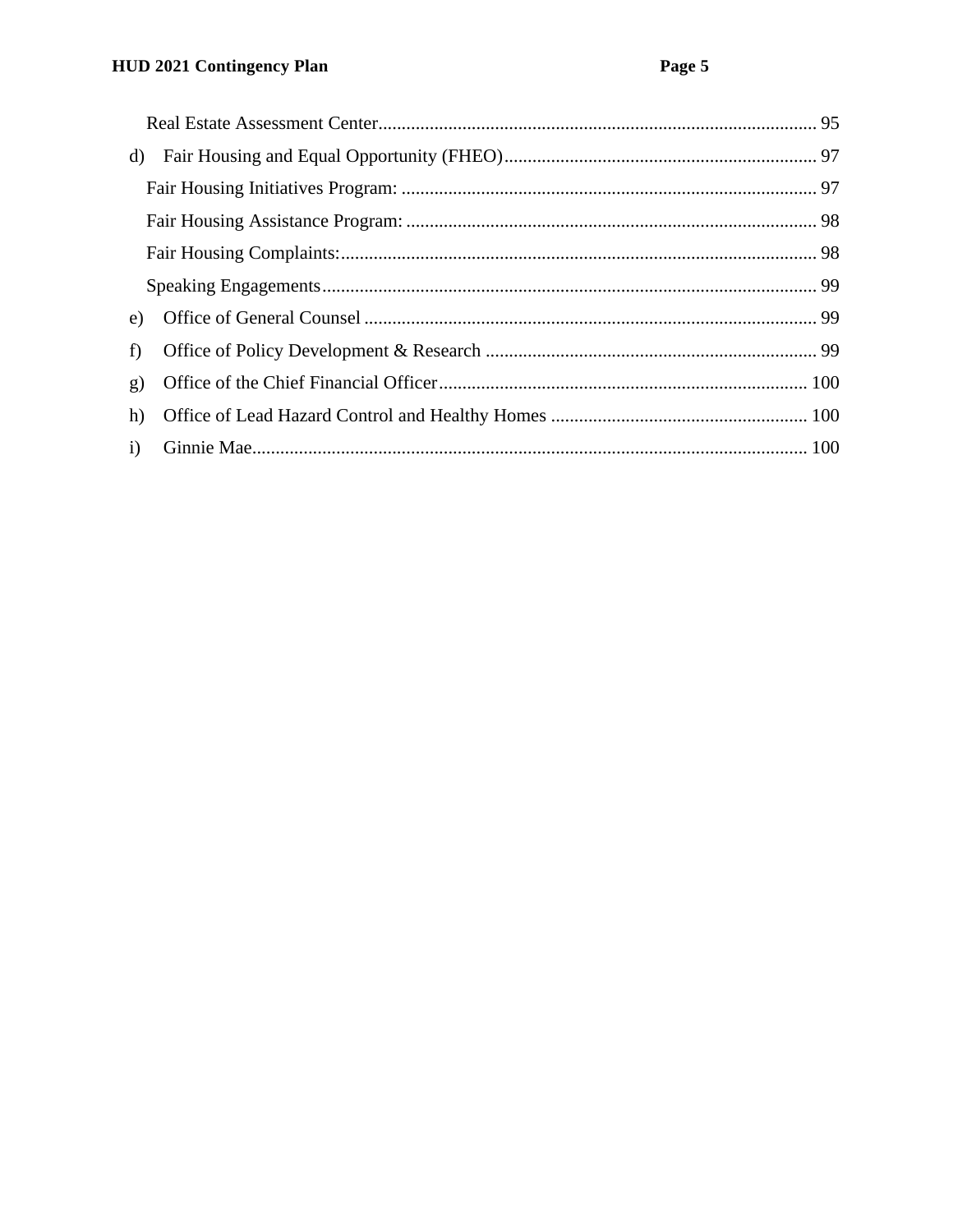Real Estate Assessment Center .......... 95

d) Fair Housing and Equal Opportunity (FHEO) .......... 97

Fair Housing Initiatives Program: .......... 97

Fair Housing Assistance Program: .......... 98

Fair Housing Complaints: .......... 98

Speaking Engagements .......... 99

e) Office of General Counsel .......... 99

f) Office of Policy Development & Research .......... 99

g) Office of the Chief Financial Officer .......... 100

h) Office of Lead Hazard Control and Healthy Homes .......... 100

i) Ginnie Mae .......... 100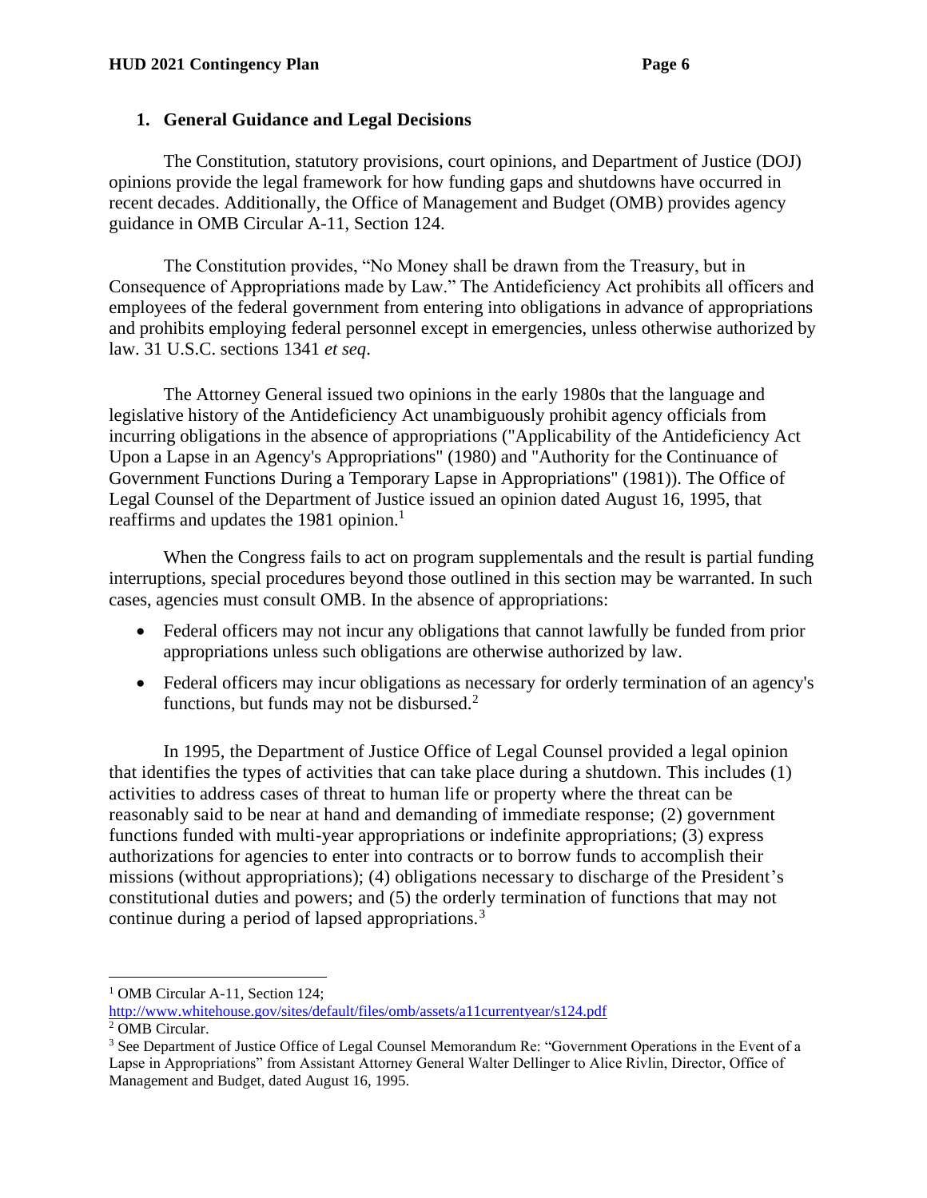## 1. General Guidance and Legal Decisions

The Constitution, statutory provisions, court opinions, and Department of Justice (DOJ) opinions provide the legal framework for how funding gaps and shutdowns have occurred in recent decades. Additionally, the Office of Management and Budget (OMB) provides agency guidance in OMB Circular A-11, Section 124.

The Constitution provides, "No Money shall be drawn from the Treasury, but in Consequence of Appropriations made by Law." The Antideficiency Act prohibits all officers and employees of the federal government from entering into obligations in advance of appropriations and prohibits employing federal personnel except in emergencies, unless otherwise authorized by law. 31 U.S.C. sections 1341 *et seq*.

The Attorney General issued two opinions in the early 1980s that the language and legislative history of the Antideficiency Act unambiguously prohibit agency officials from incurring obligations in the absence of appropriations ("Applicability of the Antideficiency Act Upon a Lapse in an Agency's Appropriations" (1980) and "Authority for the Continuance of Government Functions During a Temporary Lapse in Appropriations" (1981)). The Office of Legal Counsel of the Department of Justice issued an opinion dated August 16, 1995, that reaffirms and updates the 1981 opinion.[1]

When the Congress fails to act on program supplementals and the result is partial funding interruptions, special procedures beyond those outlined in this section may be warranted. In such cases, agencies must consult OMB. In the absence of appropriations:

- Federal officers may not incur any obligations that cannot lawfully be funded from prior appropriations unless such obligations are otherwise authorized by law.
- Federal officers may incur obligations as necessary for orderly termination of an agency's functions, but funds may not be disbursed.[2]

In 1995, the Department of Justice Office of Legal Counsel provided a legal opinion that identifies the types of activities that can take place during a shutdown. This includes (1) activities to address cases of threat to human life or property where the threat can be reasonably said to be near at hand and demanding of immediate response; (2) government functions funded with multi-year appropriations or indefinite appropriations; (3) express authorizations for agencies to enter into contracts or to borrow funds to accomplish their missions (without appropriations); (4) obligations necessary to discharge of the President's constitutional duties and powers; and (5) the orderly termination of functions that may not continue during a period of lapsed appropriations.[3]

---

[1] OMB Circular A-11, Section 124; http://www.whitehouse.gov/sites/default/files/omb/assets/a11currentyear/s124.pdf

[2] OMB Circular.

[3] See Department of Justice Office of Legal Counsel Memorandum Re: "Government Operations in the Event of a Lapse in Appropriations" from Assistant Attorney General Walter Dellinger to Alice Rivlin, Director, Office of Management and Budget, dated August 16, 1995.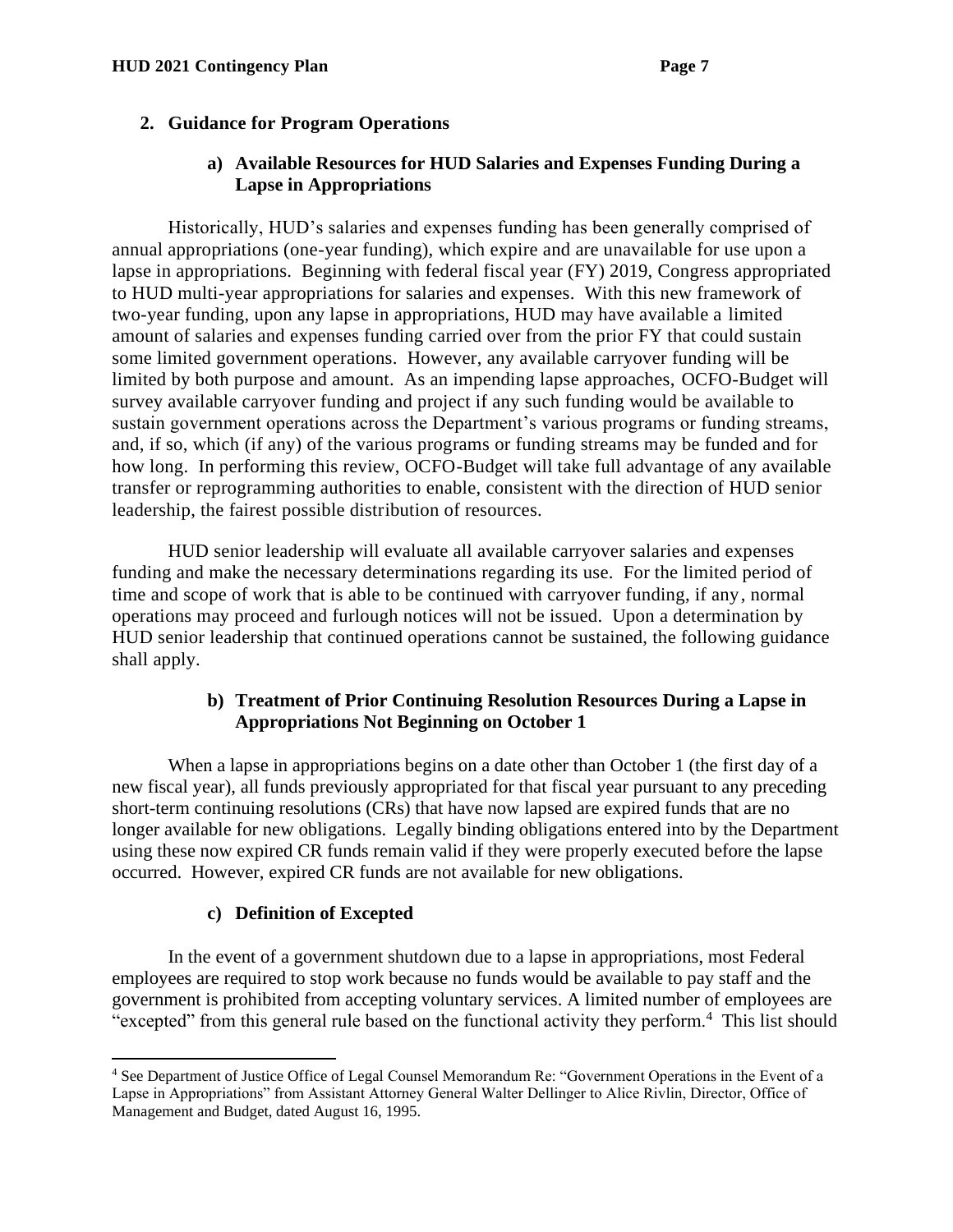## 2. Guidance for Program Operations

### a) Available Resources for HUD Salaries and Expenses Funding During a Lapse in Appropriations

Historically, HUD's salaries and expenses funding has been generally comprised of annual appropriations (one-year funding), which expire and are unavailable for use upon a lapse in appropriations. Beginning with federal fiscal year (FY) 2019, Congress appropriated to HUD multi-year appropriations for salaries and expenses. With this new framework of two-year funding, upon any lapse in appropriations, HUD may have available a limited amount of salaries and expenses funding carried over from the prior FY that could sustain some limited government operations. However, any available carryover funding will be limited by both purpose and amount. As an impending lapse approaches, OCFO-Budget will survey available carryover funding and project if any such funding would be available to sustain government operations across the Department's various programs or funding streams, and, if so, which (if any) of the various programs or funding streams may be funded and for how long. In performing this review, OCFO-Budget will take full advantage of any available transfer or reprogramming authorities to enable, consistent with the direction of HUD senior leadership, the fairest possible distribution of resources.

HUD senior leadership will evaluate all available carryover salaries and expenses funding and make the necessary determinations regarding its use. For the limited period of time and scope of work that is able to be continued with carryover funding, if any, normal operations may proceed and furlough notices will not be issued. Upon a determination by HUD senior leadership that continued operations cannot be sustained, the following guidance shall apply.

### b) Treatment of Prior Continuing Resolution Resources During a Lapse in Appropriations Not Beginning on October 1

When a lapse in appropriations begins on a date other than October 1 (the first day of a new fiscal year), all funds previously appropriated for that fiscal year pursuant to any preceding short-term continuing resolutions (CRs) that have now lapsed are expired funds that are no longer available for new obligations. Legally binding obligations entered into by the Department using these now expired CR funds remain valid if they were properly executed before the lapse occurred. However, expired CR funds are not available for new obligations.

### c) Definition of Excepted

In the event of a government shutdown due to a lapse in appropriations, most Federal employees are required to stop work because no funds would be available to pay staff and the government is prohibited from accepting voluntary services. A limited number of employees are "excepted" from this general rule based on the functional activity they perform.[4] This list should

[4] See Department of Justice Office of Legal Counsel Memorandum Re: "Government Operations in the Event of a Lapse in Appropriations" from Assistant Attorney General Walter Dellinger to Alice Rivlin, Director, Office of Management and Budget, dated August 16, 1995.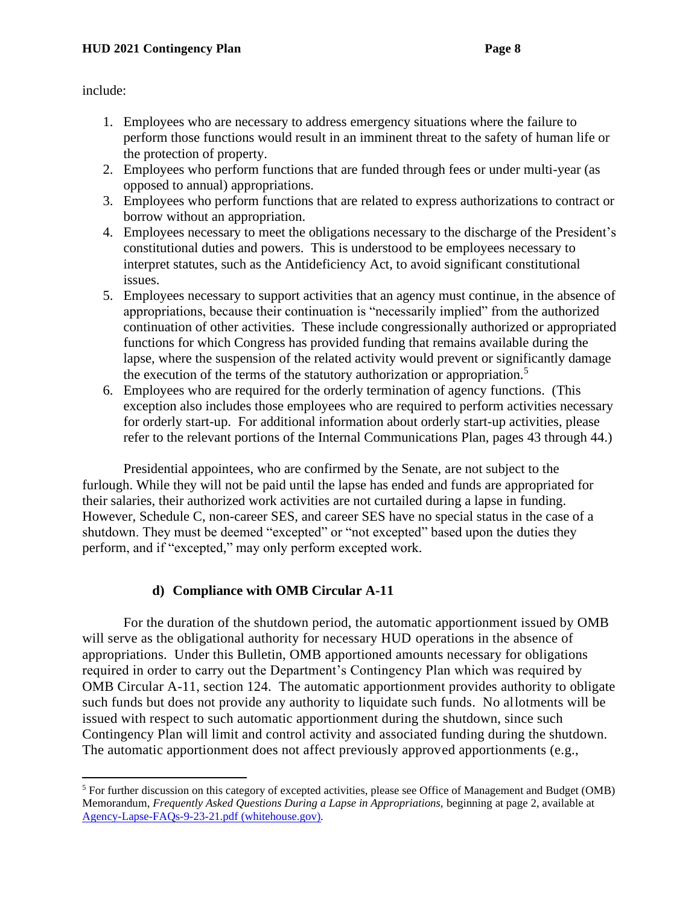include:

1. Employees who are necessary to address emergency situations where the failure to perform those functions would result in an imminent threat to the safety of human life or the protection of property.
2. Employees who perform functions that are funded through fees or under multi-year (as opposed to annual) appropriations.
3. Employees who perform functions that are related to express authorizations to contract or borrow without an appropriation.
4. Employees necessary to meet the obligations necessary to the discharge of the President's constitutional duties and powers. This is understood to be employees necessary to interpret statutes, such as the Antideficiency Act, to avoid significant constitutional issues.
5. Employees necessary to support activities that an agency must continue, in the absence of appropriations, because their continuation is "necessarily implied" from the authorized continuation of other activities. These include congressionally authorized or appropriated functions for which Congress has provided funding that remains available during the lapse, where the suspension of the related activity would prevent or significantly damage the execution of the terms of the statutory authorization or appropriation.[5]
6. Employees who are required for the orderly termination of agency functions. (This exception also includes those employees who are required to perform activities necessary for orderly start-up. For additional information about orderly start-up activities, please refer to the relevant portions of the Internal Communications Plan, pages 43 through 44.)

Presidential appointees, who are confirmed by the Senate, are not subject to the furlough. While they will not be paid until the lapse has ended and funds are appropriated for their salaries, their authorized work activities are not curtailed during a lapse in funding. However, Schedule C, non-career SES, and career SES have no special status in the case of a shutdown. They must be deemed "excepted" or "not excepted" based upon the duties they perform, and if "excepted," may only perform excepted work.

### d) Compliance with OMB Circular A-11

For the duration of the shutdown period, the automatic apportionment issued by OMB will serve as the obligational authority for necessary HUD operations in the absence of appropriations. Under this Bulletin, OMB apportioned amounts necessary for obligations required in order to carry out the Department's Contingency Plan which was required by OMB Circular A-11, section 124. The automatic apportionment provides authority to obligate such funds but does not provide any authority to liquidate such funds. No allotments will be issued with respect to such automatic apportionment during the shutdown, since such Contingency Plan will limit and control activity and associated funding during the shutdown. The automatic apportionment does not affect previously approved apportionments (e.g.,

[5] For further discussion on this category of excepted activities, please see Office of Management and Budget (OMB) Memorandum, *Frequently Asked Questions During a Lapse in Appropriations,* beginning at page 2, available at Agency-Lapse-FAQs-9-23-21.pdf (whitehouse.gov).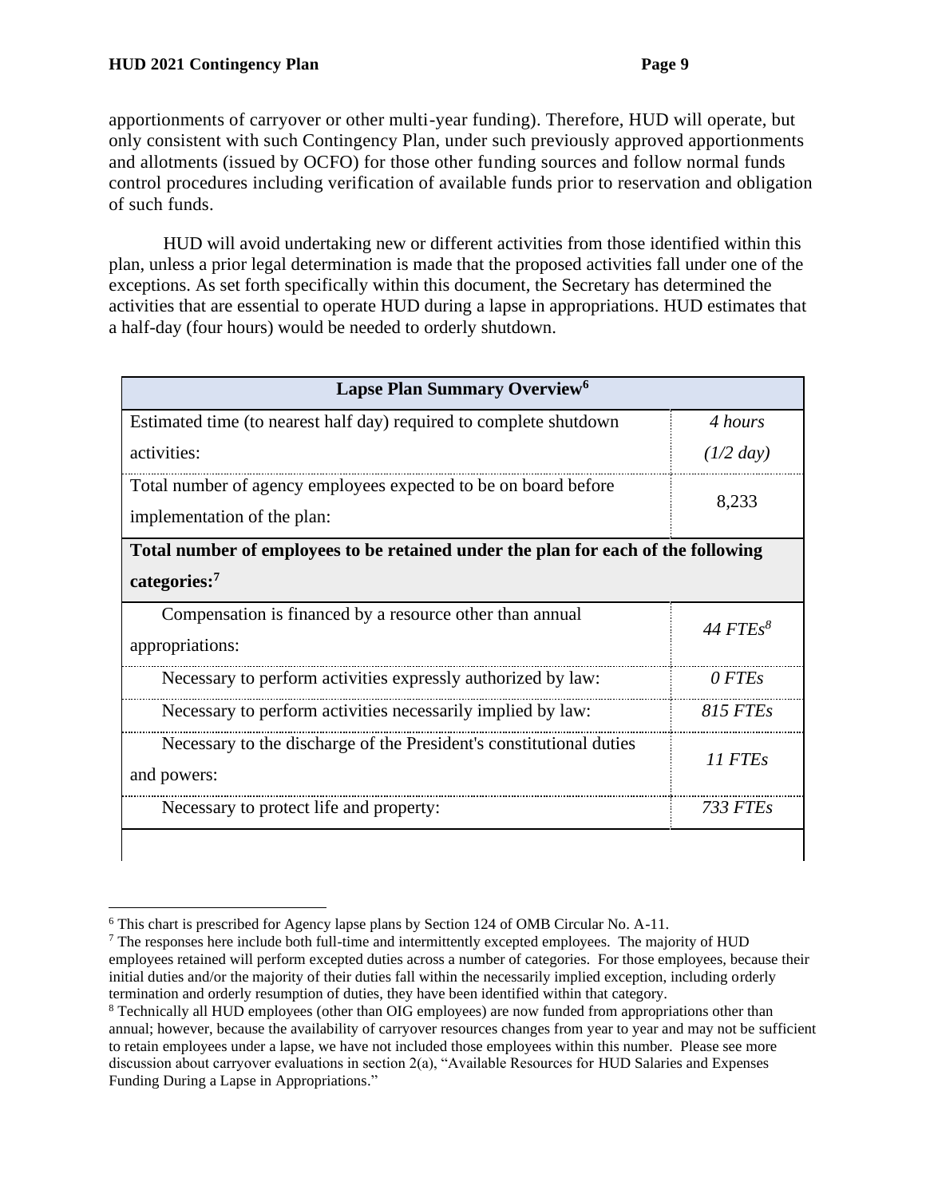apportionments of carryover or other multi-year funding). Therefore, HUD will operate, but only consistent with such Contingency Plan, under such previously approved apportionments and allotments (issued by OCFO) for those other funding sources and follow normal funds control procedures including verification of available funds prior to reservation and obligation of such funds.

HUD will avoid undertaking new or different activities from those identified within this plan, unless a prior legal determination is made that the proposed activities fall under one of the exceptions. As set forth specifically within this document, the Secretary has determined the activities that are essential to operate HUD during a lapse in appropriations. HUD estimates that a half-day (four hours) would be needed to orderly shutdown.

| **Lapse Plan Summary Overview**[6] | |
|---|---|
| Estimated time (to nearest half day) required to complete shutdown activities: | *4 hours (1/2 day)* |
| Total number of agency employees expected to be on board before implementation of the plan: | 8,233 |
| **Total number of employees to be retained under the plan for each of the following categories:**[7] | |
| Compensation is financed by a resource other than annual appropriations: | *44 FTEs*[8] |
| Necessary to perform activities expressly authorized by law: | *0 FTEs* |
| Necessary to perform activities necessarily implied by law: | *815 FTEs* |
| Necessary to the discharge of the President's constitutional duties and powers: | *11 FTEs* |
| Necessary to protect life and property: | *733 FTEs* |
| | |

[6] This chart is prescribed for Agency lapse plans by Section 124 of OMB Circular No. A-11.

[7] The responses here include both full-time and intermittently excepted employees. The majority of HUD employees retained will perform excepted duties across a number of categories. For those employees, because their initial duties and/or the majority of their duties fall within the necessarily implied exception, including orderly termination and orderly resumption of duties, they have been identified within that category.

[8] Technically all HUD employees (other than OIG employees) are now funded from appropriations other than annual; however, because the availability of carryover resources changes from year to year and may not be sufficient to retain employees under a lapse, we have not included those employees within this number. Please see more discussion about carryover evaluations in section 2(a), "Available Resources for HUD Salaries and Expenses Funding During a Lapse in Appropriations."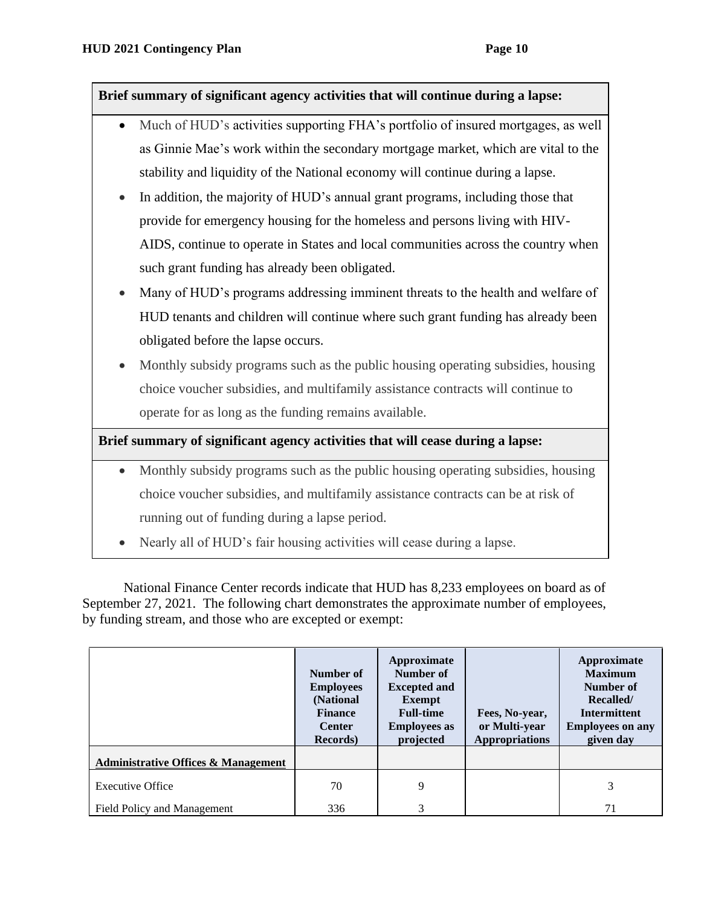| **Brief summary of significant agency activities that will continue during a lapse:** |
|---|
| • Much of HUD's activities supporting FHA's portfolio of insured mortgages, as well as Ginnie Mae's work within the secondary mortgage market, which are vital to the stability and liquidity of the National economy will continue during a lapse.<br>• In addition, the majority of HUD's annual grant programs, including those that provide for emergency housing for the homeless and persons living with HIV-AIDS, continue to operate in States and local communities across the country when such grant funding has already been obligated.<br>• Many of HUD's programs addressing imminent threats to the health and welfare of HUD tenants and children will continue where such grant funding has already been obligated before the lapse occurs.<br>• Monthly subsidy programs such as the public housing operating subsidies, housing choice voucher subsidies, and multifamily assistance contracts will continue to operate for as long as the funding remains available. |
| **Brief summary of significant agency activities that will cease during a lapse:** |
| • Monthly subsidy programs such as the public housing operating subsidies, housing choice voucher subsidies, and multifamily assistance contracts can be at risk of running out of funding during a lapse period.<br>• Nearly all of HUD's fair housing activities will cease during a lapse. |

National Finance Center records indicate that HUD has 8,233 employees on board as of September 27, 2021. The following chart demonstrates the approximate number of employees, by funding stream, and those who are excepted or exempt:

| | Number of Employees (National Finance Center Records) | Approximate Number of Excepted and Exempt Full-time Employees as projected | Fees, No-year, or Multi-year Appropriations | Approximate Maximum Number of Recalled/ Intermittent Employees on any given day |
|---|---|---|---|---|
| **Administrative Offices & Management** | | | | |
| Executive Office | 70 | 9 | | 3 |
| Field Policy and Management | 336 | 3 | | 71 |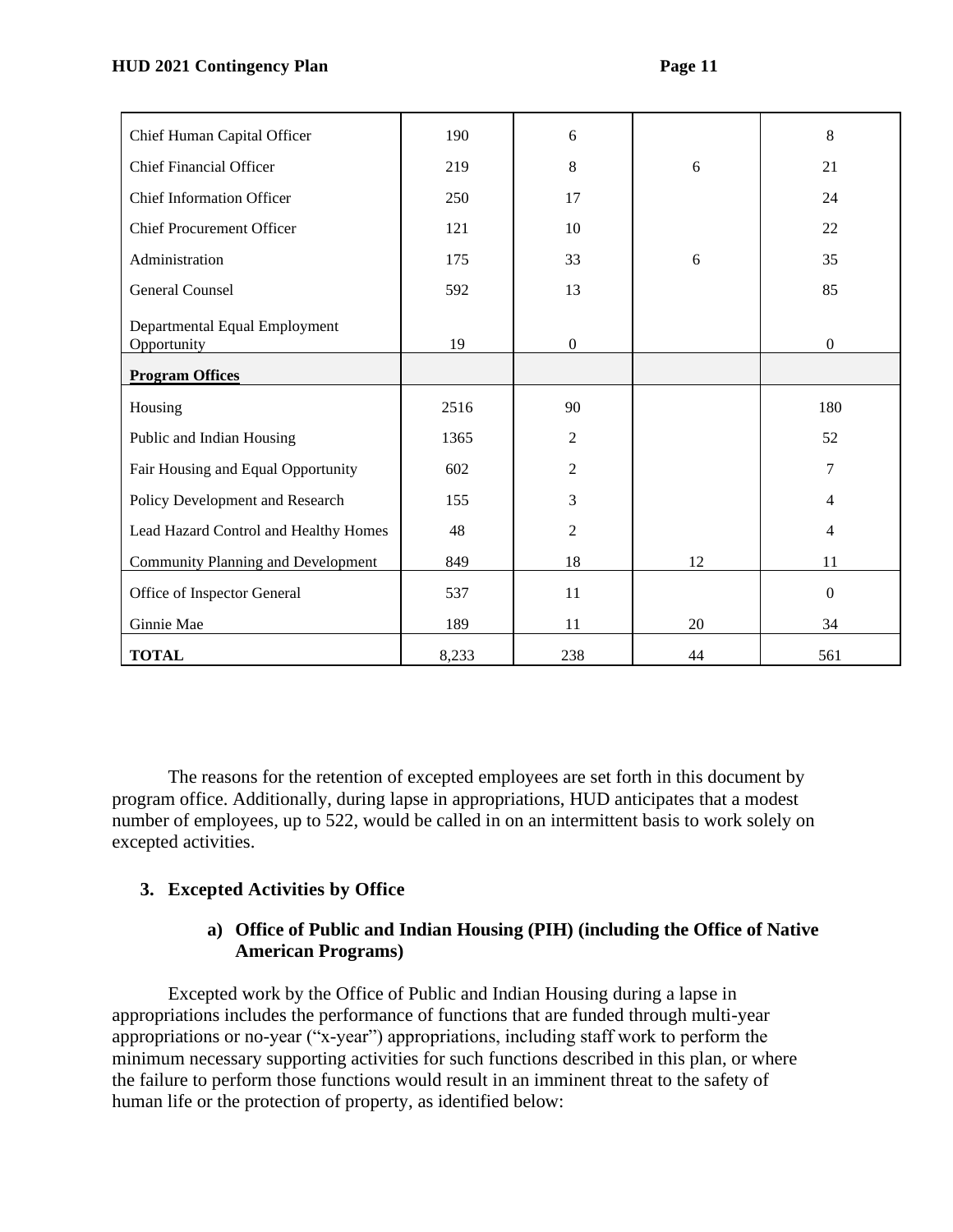| | | | | |
|---|---|---|---|---|
| Chief Human Capital Officer | 190 | 6 | | 8 |
| Chief Financial Officer | 219 | 8 | 6 | 21 |
| Chief Information Officer | 250 | 17 | | 24 |
| Chief Procurement Officer | 121 | 10 | | 22 |
| Administration | 175 | 33 | 6 | 35 |
| General Counsel | 592 | 13 | | 85 |
| Departmental Equal Employment Opportunity | 19 | 0 | | 0 |
| **Program Offices** | | | | |
| Housing | 2516 | 90 | | 180 |
| Public and Indian Housing | 1365 | 2 | | 52 |
| Fair Housing and Equal Opportunity | 602 | 2 | | 7 |
| Policy Development and Research | 155 | 3 | | 4 |
| Lead Hazard Control and Healthy Homes | 48 | 2 | | 4 |
| Community Planning and Development | 849 | 18 | 12 | 11 |
| Office of Inspector General | 537 | 11 | | 0 |
| Ginnie Mae | 189 | 11 | 20 | 34 |
| **TOTAL** | 8,233 | 238 | 44 | 561 |

The reasons for the retention of excepted employees are set forth in this document by program office. Additionally, during lapse in appropriations, HUD anticipates that a modest number of employees, up to 522, would be called in on an intermittent basis to work solely on excepted activities.

## 3. Excepted Activities by Office

### a) Office of Public and Indian Housing (PIH) (including the Office of Native American Programs)

Excepted work by the Office of Public and Indian Housing during a lapse in appropriations includes the performance of functions that are funded through multi-year appropriations or no-year ("x-year") appropriations, including staff work to perform the minimum necessary supporting activities for such functions described in this plan, or where the failure to perform those functions would result in an imminent threat to the safety of human life or the protection of property, as identified below: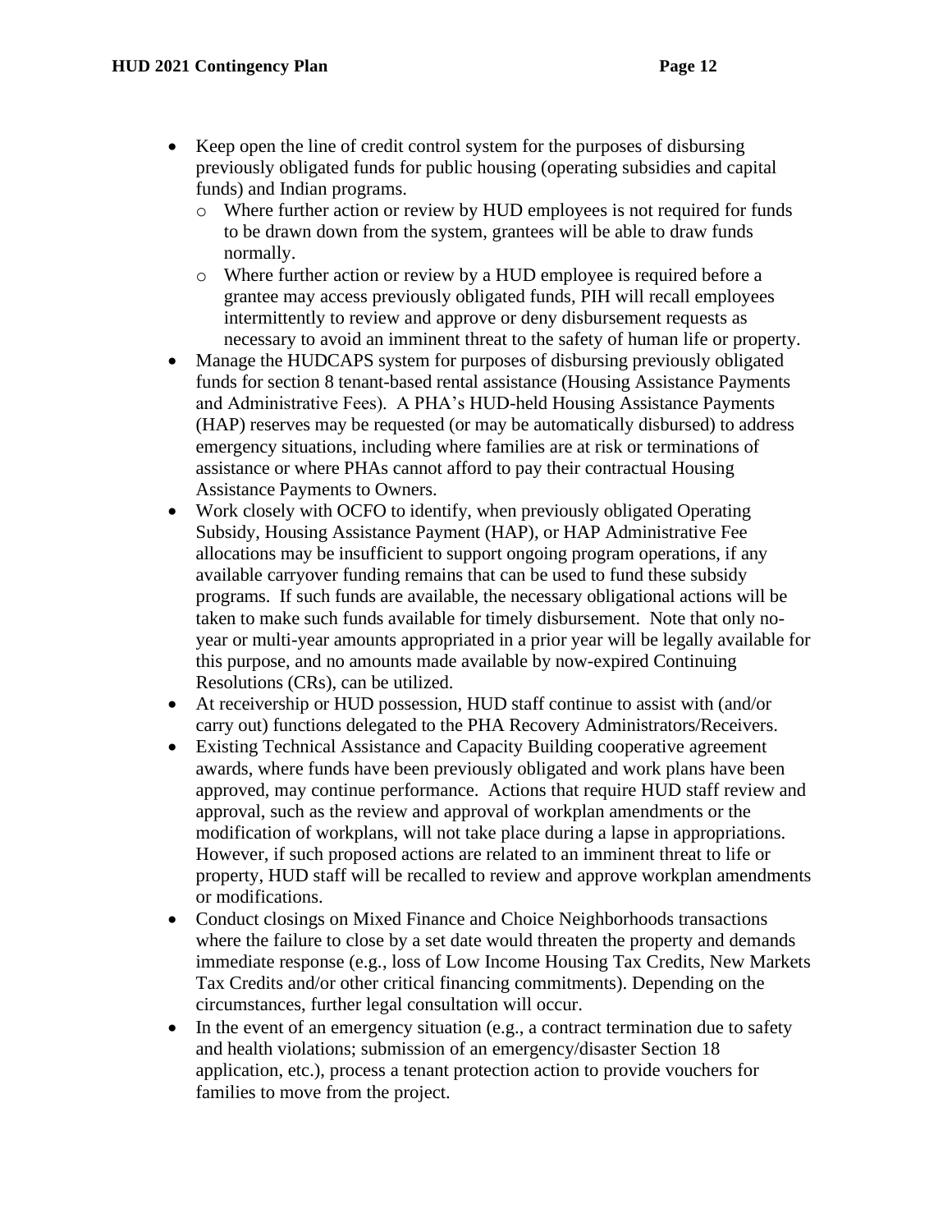- Keep open the line of credit control system for the purposes of disbursing previously obligated funds for public housing (operating subsidies and capital funds) and Indian programs.
  - Where further action or review by HUD employees is not required for funds to be drawn down from the system, grantees will be able to draw funds normally.
  - Where further action or review by a HUD employee is required before a grantee may access previously obligated funds, PIH will recall employees intermittently to review and approve or deny disbursement requests as necessary to avoid an imminent threat to the safety of human life or property.
- Manage the HUDCAPS system for purposes of disbursing previously obligated funds for section 8 tenant-based rental assistance (Housing Assistance Payments and Administrative Fees). A PHA's HUD-held Housing Assistance Payments (HAP) reserves may be requested (or may be automatically disbursed) to address emergency situations, including where families are at risk or terminations of assistance or where PHAs cannot afford to pay their contractual Housing Assistance Payments to Owners.
- Work closely with OCFO to identify, when previously obligated Operating Subsidy, Housing Assistance Payment (HAP), or HAP Administrative Fee allocations may be insufficient to support ongoing program operations, if any available carryover funding remains that can be used to fund these subsidy programs. If such funds are available, the necessary obligational actions will be taken to make such funds available for timely disbursement. Note that only no-year or multi-year amounts appropriated in a prior year will be legally available for this purpose, and no amounts made available by now-expired Continuing Resolutions (CRs), can be utilized.
- At receivership or HUD possession, HUD staff continue to assist with (and/or carry out) functions delegated to the PHA Recovery Administrators/Receivers.
- Existing Technical Assistance and Capacity Building cooperative agreement awards, where funds have been previously obligated and work plans have been approved, may continue performance. Actions that require HUD staff review and approval, such as the review and approval of workplan amendments or the modification of workplans, will not take place during a lapse in appropriations. However, if such proposed actions are related to an imminent threat to life or property, HUD staff will be recalled to review and approve workplan amendments or modifications.
- Conduct closings on Mixed Finance and Choice Neighborhoods transactions where the failure to close by a set date would threaten the property and demands immediate response (e.g., loss of Low Income Housing Tax Credits, New Markets Tax Credits and/or other critical financing commitments). Depending on the circumstances, further legal consultation will occur.
- In the event of an emergency situation (e.g., a contract termination due to safety and health violations; submission of an emergency/disaster Section 18 application, etc.), process a tenant protection action to provide vouchers for families to move from the project.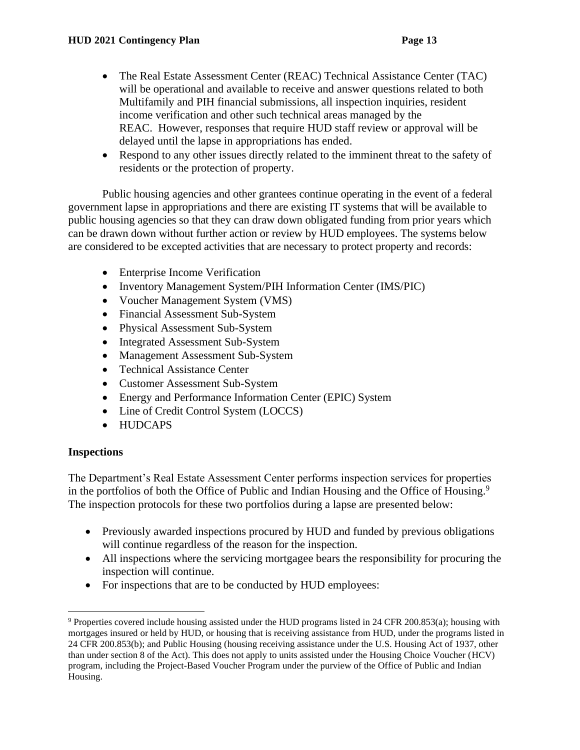- The Real Estate Assessment Center (REAC) Technical Assistance Center (TAC) will be operational and available to receive and answer questions related to both Multifamily and PIH financial submissions, all inspection inquiries, resident income verification and other such technical areas managed by the REAC. However, responses that require HUD staff review or approval will be delayed until the lapse in appropriations has ended.
- Respond to any other issues directly related to the imminent threat to the safety of residents or the protection of property.

Public housing agencies and other grantees continue operating in the event of a federal government lapse in appropriations and there are existing IT systems that will be available to public housing agencies so that they can draw down obligated funding from prior years which can be drawn down without further action or review by HUD employees. The systems below are considered to be excepted activities that are necessary to protect property and records:

- Enterprise Income Verification
- Inventory Management System/PIH Information Center (IMS/PIC)
- Voucher Management System (VMS)
- Financial Assessment Sub-System
- Physical Assessment Sub-System
- Integrated Assessment Sub-System
- Management Assessment Sub-System
- Technical Assistance Center
- Customer Assessment Sub-System
- Energy and Performance Information Center (EPIC) System
- Line of Credit Control System (LOCCS)
- HUDCAPS

**Inspections**

The Department's Real Estate Assessment Center performs inspection services for properties in the portfolios of both the Office of Public and Indian Housing and the Office of Housing.[9] The inspection protocols for these two portfolios during a lapse are presented below:

- Previously awarded inspections procured by HUD and funded by previous obligations will continue regardless of the reason for the inspection.
- All inspections where the servicing mortgagee bears the responsibility for procuring the inspection will continue.
- For inspections that are to be conducted by HUD employees:

[9] Properties covered include housing assisted under the HUD programs listed in 24 CFR 200.853(a); housing with mortgages insured or held by HUD, or housing that is receiving assistance from HUD, under the programs listed in 24 CFR 200.853(b); and Public Housing (housing receiving assistance under the U.S. Housing Act of 1937, other than under section 8 of the Act). This does not apply to units assisted under the Housing Choice Voucher (HCV) program, including the Project-Based Voucher Program under the purview of the Office of Public and Indian Housing.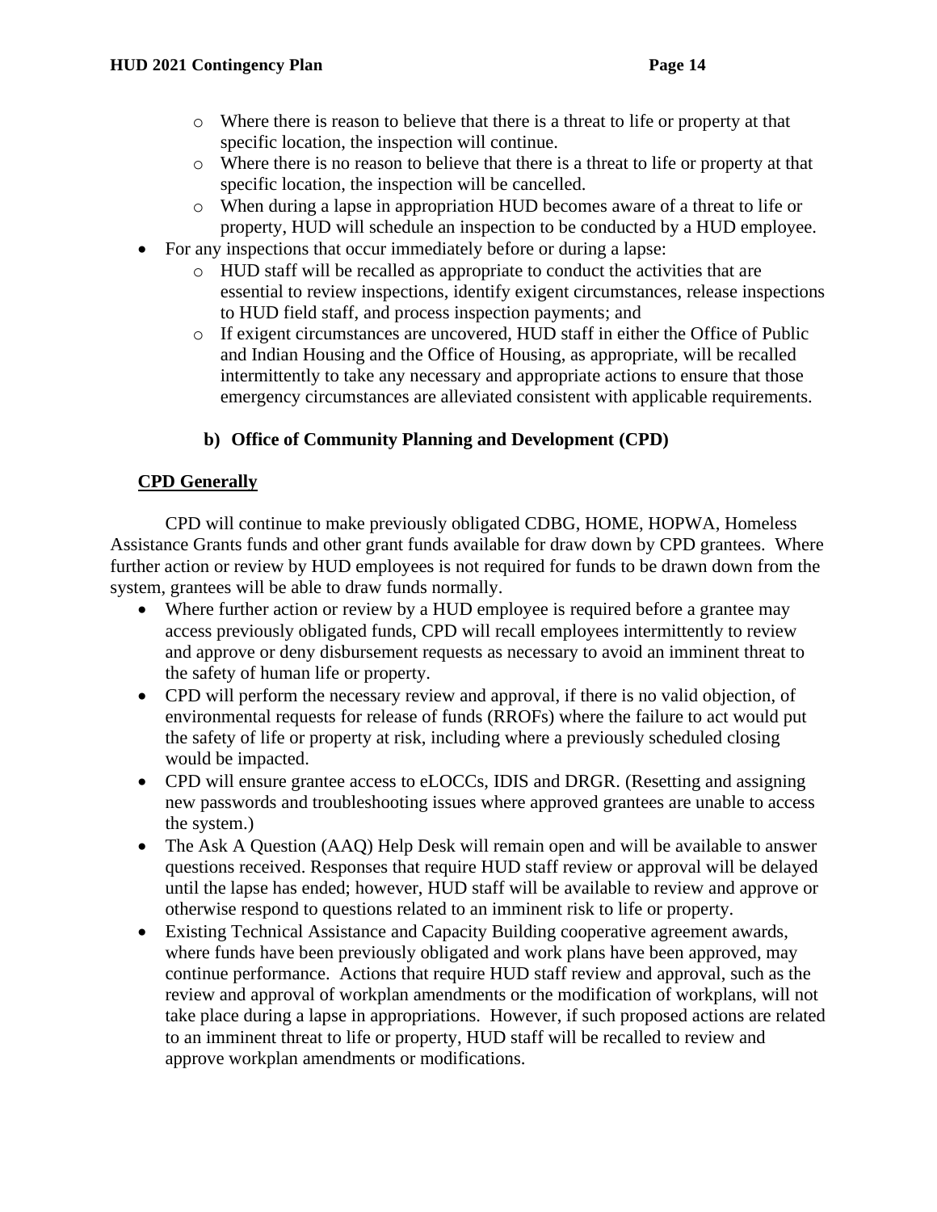- Where there is reason to believe that there is a threat to life or property at that specific location, the inspection will continue.
- Where there is no reason to believe that there is a threat to life or property at that specific location, the inspection will be cancelled.
- When during a lapse in appropriation HUD becomes aware of a threat to life or property, HUD will schedule an inspection to be conducted by a HUD employee.

- For any inspections that occur immediately before or during a lapse:
  - HUD staff will be recalled as appropriate to conduct the activities that are essential to review inspections, identify exigent circumstances, release inspections to HUD field staff, and process inspection payments; and
  - If exigent circumstances are uncovered, HUD staff in either the Office of Public and Indian Housing and the Office of Housing, as appropriate, will be recalled intermittently to take any necessary and appropriate actions to ensure that those emergency circumstances are alleviated consistent with applicable requirements.

### b) Office of Community Planning and Development (CPD)

**CPD Generally**

CPD will continue to make previously obligated CDBG, HOME, HOPWA, Homeless Assistance Grants funds and other grant funds available for draw down by CPD grantees. Where further action or review by HUD employees is not required for funds to be drawn down from the system, grantees will be able to draw funds normally.

- Where further action or review by a HUD employee is required before a grantee may access previously obligated funds, CPD will recall employees intermittently to review and approve or deny disbursement requests as necessary to avoid an imminent threat to the safety of human life or property.
- CPD will perform the necessary review and approval, if there is no valid objection, of environmental requests for release of funds (RROFs) where the failure to act would put the safety of life or property at risk, including where a previously scheduled closing would be impacted.
- CPD will ensure grantee access to eLOCCs, IDIS and DRGR. (Resetting and assigning new passwords and troubleshooting issues where approved grantees are unable to access the system.)
- The Ask A Question (AAQ) Help Desk will remain open and will be available to answer questions received. Responses that require HUD staff review or approval will be delayed until the lapse has ended; however, HUD staff will be available to review and approve or otherwise respond to questions related to an imminent risk to life or property.
- Existing Technical Assistance and Capacity Building cooperative agreement awards, where funds have been previously obligated and work plans have been approved, may continue performance. Actions that require HUD staff review and approval, such as the review and approval of workplan amendments or the modification of workplans, will not take place during a lapse in appropriations. However, if such proposed actions are related to an imminent threat to life or property, HUD staff will be recalled to review and approve workplan amendments or modifications.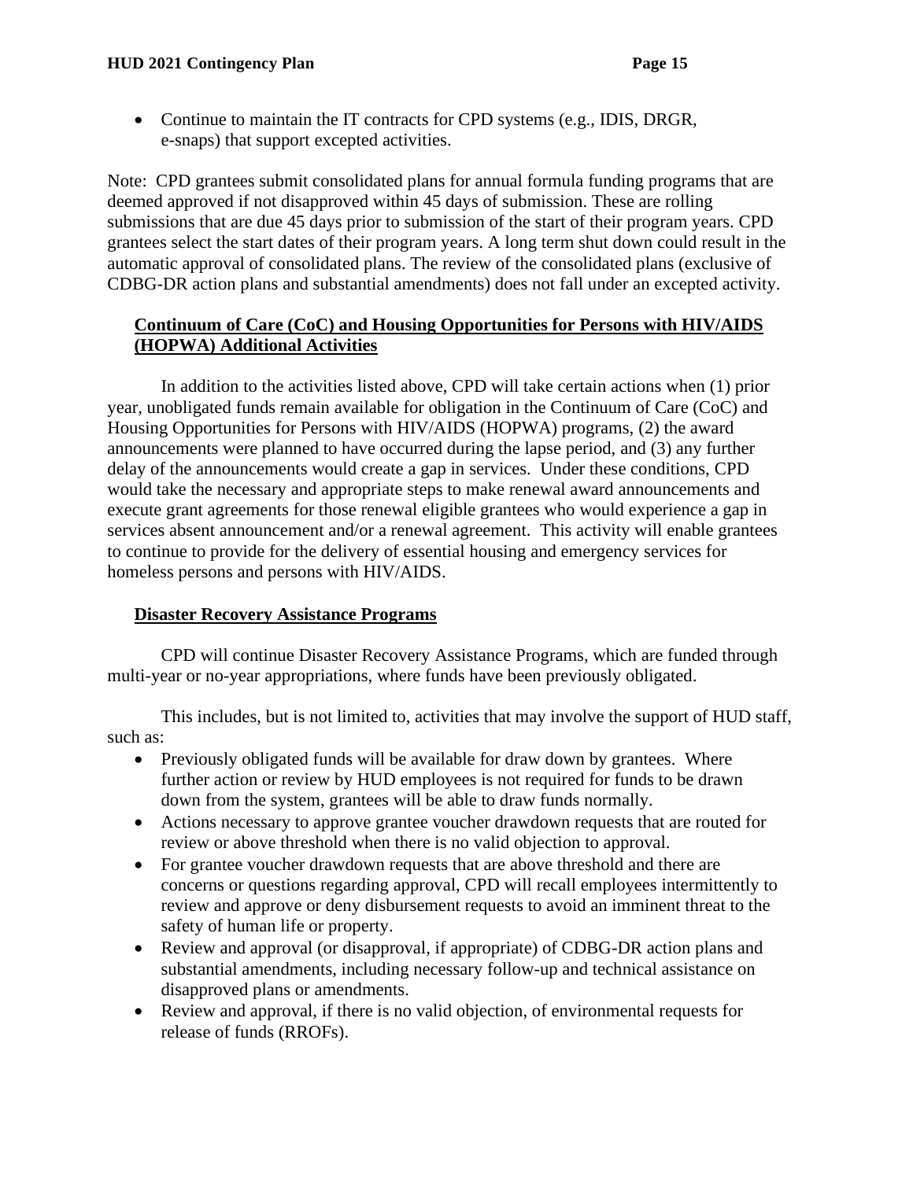- Continue to maintain the IT contracts for CPD systems (e.g., IDIS, DRGR, e-snaps) that support excepted activities.

Note: CPD grantees submit consolidated plans for annual formula funding programs that are deemed approved if not disapproved within 45 days of submission. These are rolling submissions that are due 45 days prior to submission of the start of their program years. CPD grantees select the start dates of their program years. A long term shut down could result in the automatic approval of consolidated plans. The review of the consolidated plans (exclusive of CDBG-DR action plans and substantial amendments) does not fall under an excepted activity.

**Continuum of Care (CoC) and Housing Opportunities for Persons with HIV/AIDS (HOPWA) Additional Activities**

In addition to the activities listed above, CPD will take certain actions when (1) prior year, unobligated funds remain available for obligation in the Continuum of Care (CoC) and Housing Opportunities for Persons with HIV/AIDS (HOPWA) programs, (2) the award announcements were planned to have occurred during the lapse period, and (3) any further delay of the announcements would create a gap in services. Under these conditions, CPD would take the necessary and appropriate steps to make renewal award announcements and execute grant agreements for those renewal eligible grantees who would experience a gap in services absent announcement and/or a renewal agreement. This activity will enable grantees to continue to provide for the delivery of essential housing and emergency services for homeless persons and persons with HIV/AIDS.

**Disaster Recovery Assistance Programs**

CPD will continue Disaster Recovery Assistance Programs, which are funded through multi-year or no-year appropriations, where funds have been previously obligated.

This includes, but is not limited to, activities that may involve the support of HUD staff, such as:

- Previously obligated funds will be available for draw down by grantees. Where further action or review by HUD employees is not required for funds to be drawn down from the system, grantees will be able to draw funds normally.
- Actions necessary to approve grantee voucher drawdown requests that are routed for review or above threshold when there is no valid objection to approval.
- For grantee voucher drawdown requests that are above threshold and there are concerns or questions regarding approval, CPD will recall employees intermittently to review and approve or deny disbursement requests to avoid an imminent threat to the safety of human life or property.
- Review and approval (or disapproval, if appropriate) of CDBG-DR action plans and substantial amendments, including necessary follow-up and technical assistance on disapproved plans or amendments.
- Review and approval, if there is no valid objection, of environmental requests for release of funds (RROFs).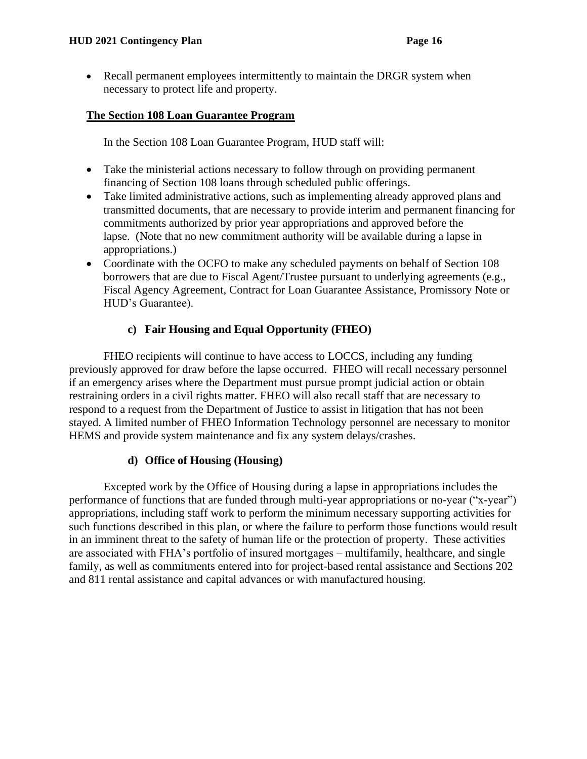- Recall permanent employees intermittently to maintain the DRGR system when necessary to protect life and property.

**<u>The Section 108 Loan Guarantee Program</u>**

In the Section 108 Loan Guarantee Program, HUD staff will:

- Take the ministerial actions necessary to follow through on providing permanent financing of Section 108 loans through scheduled public offerings.
- Take limited administrative actions, such as implementing already approved plans and transmitted documents, that are necessary to provide interim and permanent financing for commitments authorized by prior year appropriations and approved before the lapse. (Note that no new commitment authority will be available during a lapse in appropriations.)
- Coordinate with the OCFO to make any scheduled payments on behalf of Section 108 borrowers that are due to Fiscal Agent/Trustee pursuant to underlying agreements (e.g., Fiscal Agency Agreement, Contract for Loan Guarantee Assistance, Promissory Note or HUD's Guarantee).

### c) Fair Housing and Equal Opportunity (FHEO)

FHEO recipients will continue to have access to LOCCS, including any funding previously approved for draw before the lapse occurred. FHEO will recall necessary personnel if an emergency arises where the Department must pursue prompt judicial action or obtain restraining orders in a civil rights matter. FHEO will also recall staff that are necessary to respond to a request from the Department of Justice to assist in litigation that has not been stayed. A limited number of FHEO Information Technology personnel are necessary to monitor HEMS and provide system maintenance and fix any system delays/crashes.

### d) Office of Housing (Housing)

Excepted work by the Office of Housing during a lapse in appropriations includes the performance of functions that are funded through multi-year appropriations or no-year ("x-year") appropriations, including staff work to perform the minimum necessary supporting activities for such functions described in this plan, or where the failure to perform those functions would result in an imminent threat to the safety of human life or the protection of property. These activities are associated with FHA's portfolio of insured mortgages – multifamily, healthcare, and single family, as well as commitments entered into for project-based rental assistance and Sections 202 and 811 rental assistance and capital advances or with manufactured housing.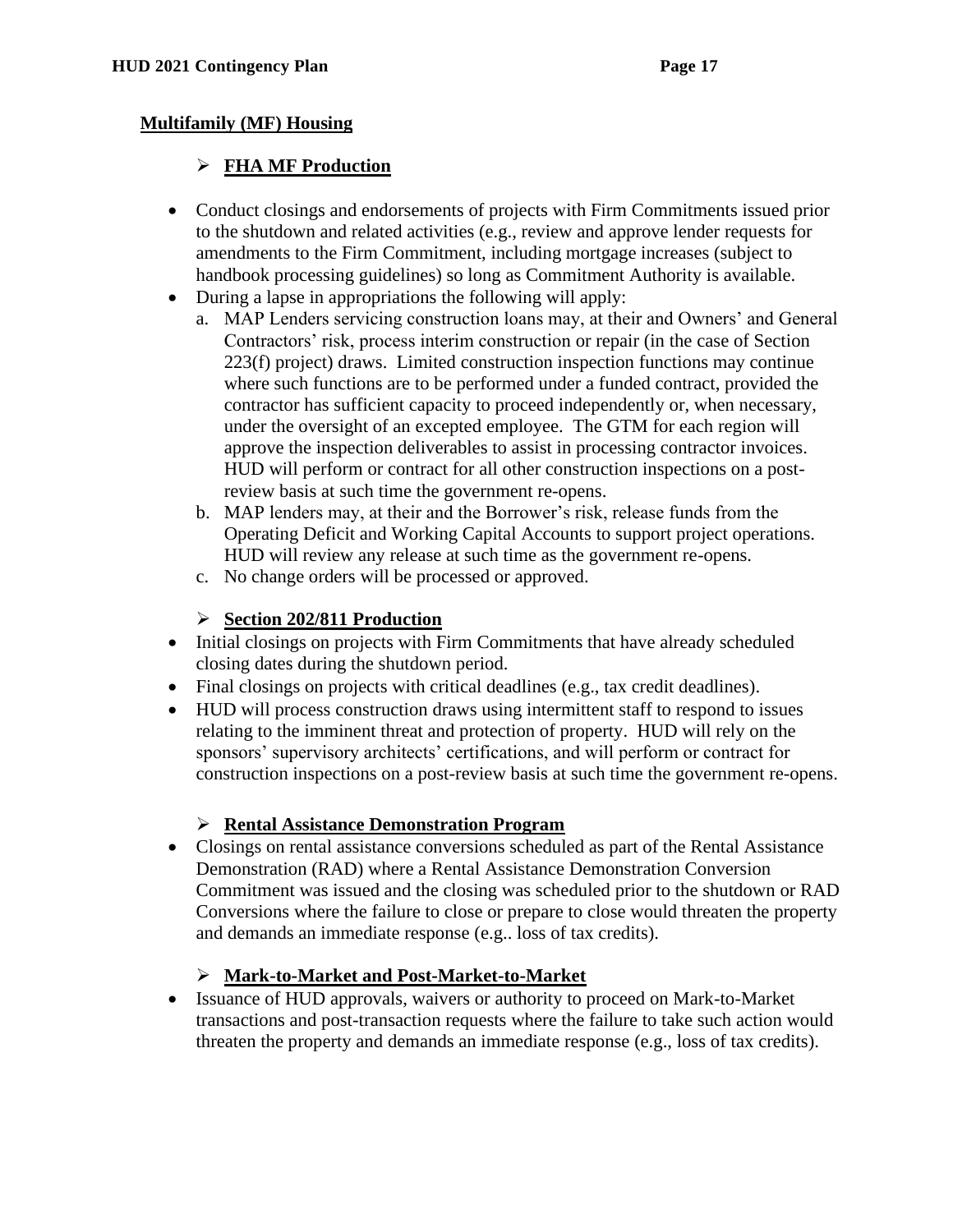**Multifamily (MF) Housing**

- **FHA MF Production**

- Conduct closings and endorsements of projects with Firm Commitments issued prior to the shutdown and related activities (e.g., review and approve lender requests for amendments to the Firm Commitment, including mortgage increases (subject to handbook processing guidelines) so long as Commitment Authority is available.
- During a lapse in appropriations the following will apply:
  a. MAP Lenders servicing construction loans may, at their and Owners' and General Contractors' risk, process interim construction or repair (in the case of Section 223(f) project) draws. Limited construction inspection functions may continue where such functions are to be performed under a funded contract, provided the contractor has sufficient capacity to proceed independently or, when necessary, under the oversight of an excepted employee. The GTM for each region will approve the inspection deliverables to assist in processing contractor invoices. HUD will perform or contract for all other construction inspections on a post-review basis at such time the government re-opens.
  b. MAP lenders may, at their and the Borrower's risk, release funds from the Operating Deficit and Working Capital Accounts to support project operations. HUD will review any release at such time as the government re-opens.
  c. No change orders will be processed or approved.

- **Section 202/811 Production**

- Initial closings on projects with Firm Commitments that have already scheduled closing dates during the shutdown period.
- Final closings on projects with critical deadlines (e.g., tax credit deadlines).
- HUD will process construction draws using intermittent staff to respond to issues relating to the imminent threat and protection of property. HUD will rely on the sponsors' supervisory architects' certifications, and will perform or contract for construction inspections on a post-review basis at such time the government re-opens.

- **Rental Assistance Demonstration Program**

- Closings on rental assistance conversions scheduled as part of the Rental Assistance Demonstration (RAD) where a Rental Assistance Demonstration Conversion Commitment was issued and the closing was scheduled prior to the shutdown or RAD Conversions where the failure to close or prepare to close would threaten the property and demands an immediate response (e.g.. loss of tax credits).

- **Mark-to-Market and Post-Market-to-Market**

- Issuance of HUD approvals, waivers or authority to proceed on Mark-to-Market transactions and post-transaction requests where the failure to take such action would threaten the property and demands an immediate response (e.g., loss of tax credits).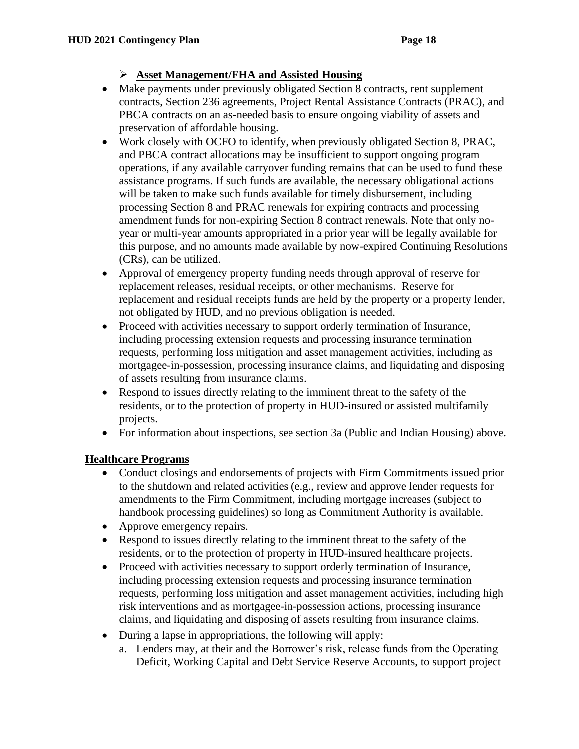➢ **Asset Management/FHA and Assisted Housing**

- Make payments under previously obligated Section 8 contracts, rent supplement contracts, Section 236 agreements, Project Rental Assistance Contracts (PRAC), and PBCA contracts on an as-needed basis to ensure ongoing viability of assets and preservation of affordable housing.
- Work closely with OCFO to identify, when previously obligated Section 8, PRAC, and PBCA contract allocations may be insufficient to support ongoing program operations, if any available carryover funding remains that can be used to fund these assistance programs. If such funds are available, the necessary obligational actions will be taken to make such funds available for timely disbursement, including processing Section 8 and PRAC renewals for expiring contracts and processing amendment funds for non-expiring Section 8 contract renewals. Note that only no-year or multi-year amounts appropriated in a prior year will be legally available for this purpose, and no amounts made available by now-expired Continuing Resolutions (CRs), can be utilized.
- Approval of emergency property funding needs through approval of reserve for replacement releases, residual receipts, or other mechanisms. Reserve for replacement and residual receipts funds are held by the property or a property lender, not obligated by HUD, and no previous obligation is needed.
- Proceed with activities necessary to support orderly termination of Insurance, including processing extension requests and processing insurance termination requests, performing loss mitigation and asset management activities, including as mortgagee-in-possession, processing insurance claims, and liquidating and disposing of assets resulting from insurance claims.
- Respond to issues directly relating to the imminent threat to the safety of the residents, or to the protection of property in HUD-insured or assisted multifamily projects.
- For information about inspections, see section 3a (Public and Indian Housing) above.

**Healthcare Programs**

- Conduct closings and endorsements of projects with Firm Commitments issued prior to the shutdown and related activities (e.g., review and approve lender requests for amendments to the Firm Commitment, including mortgage increases (subject to handbook processing guidelines) so long as Commitment Authority is available.
- Approve emergency repairs.
- Respond to issues directly relating to the imminent threat to the safety of the residents, or to the protection of property in HUD-insured healthcare projects.
- Proceed with activities necessary to support orderly termination of Insurance, including processing extension requests and processing insurance termination requests, performing loss mitigation and asset management activities, including high risk interventions and as mortgagee-in-possession actions, processing insurance claims, and liquidating and disposing of assets resulting from insurance claims.
- During a lapse in appropriations, the following will apply:
  a. Lenders may, at their and the Borrower's risk, release funds from the Operating Deficit, Working Capital and Debt Service Reserve Accounts, to support project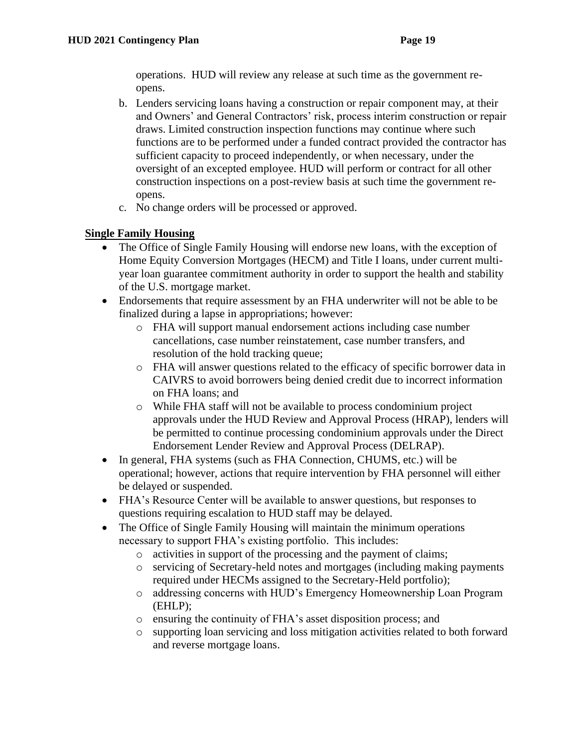operations. HUD will review any release at such time as the government re-opens.

b. Lenders servicing loans having a construction or repair component may, at their and Owners' and General Contractors' risk, process interim construction or repair draws. Limited construction inspection functions may continue where such functions are to be performed under a funded contract provided the contractor has sufficient capacity to proceed independently, or when necessary, under the oversight of an excepted employee. HUD will perform or contract for all other construction inspections on a post-review basis at such time the government re-opens.
c. No change orders will be processed or approved.

**Single Family Housing**

- The Office of Single Family Housing will endorse new loans, with the exception of Home Equity Conversion Mortgages (HECM) and Title I loans, under current multi-year loan guarantee commitment authority in order to support the health and stability of the U.S. mortgage market.
- Endorsements that require assessment by an FHA underwriter will not be able to be finalized during a lapse in appropriations; however:
  - FHA will support manual endorsement actions including case number cancellations, case number reinstatement, case number transfers, and resolution of the hold tracking queue;
  - FHA will answer questions related to the efficacy of specific borrower data in CAIVRS to avoid borrowers being denied credit due to incorrect information on FHA loans; and
  - While FHA staff will not be available to process condominium project approvals under the HUD Review and Approval Process (HRAP), lenders will be permitted to continue processing condominium approvals under the Direct Endorsement Lender Review and Approval Process (DELRAP).
- In general, FHA systems (such as FHA Connection, CHUMS, etc.) will be operational; however, actions that require intervention by FHA personnel will either be delayed or suspended.
- FHA's Resource Center will be available to answer questions, but responses to questions requiring escalation to HUD staff may be delayed.
- The Office of Single Family Housing will maintain the minimum operations necessary to support FHA's existing portfolio. This includes:
  - activities in support of the processing and the payment of claims;
  - servicing of Secretary-held notes and mortgages (including making payments required under HECMs assigned to the Secretary-Held portfolio);
  - addressing concerns with HUD's Emergency Homeownership Loan Program (EHLP);
  - ensuring the continuity of FHA's asset disposition process; and
  - supporting loan servicing and loss mitigation activities related to both forward and reverse mortgage loans.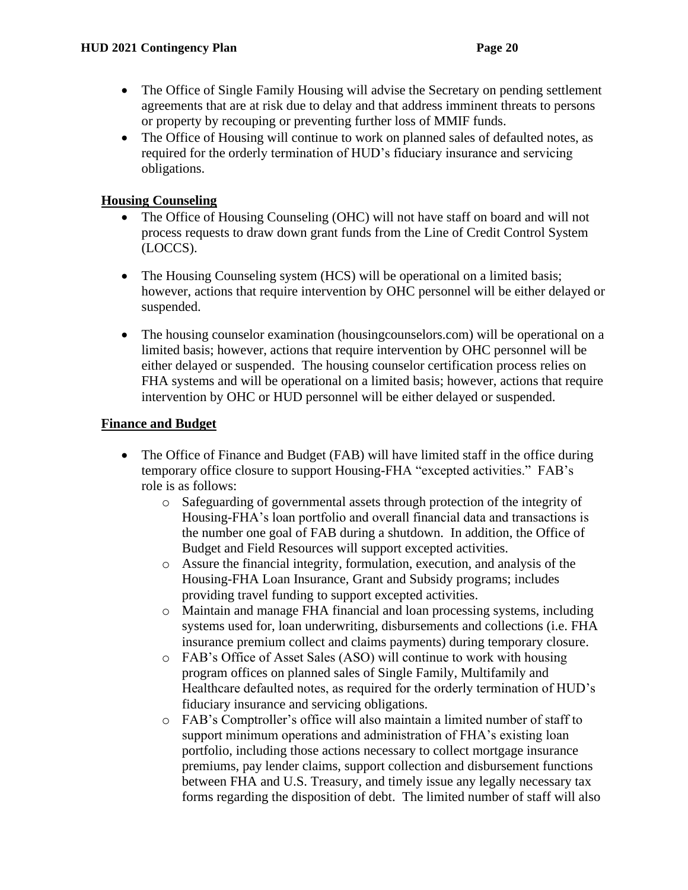- The Office of Single Family Housing will advise the Secretary on pending settlement agreements that are at risk due to delay and that address imminent threats to persons or property by recouping or preventing further loss of MMIF funds.
- The Office of Housing will continue to work on planned sales of defaulted notes, as required for the orderly termination of HUD's fiduciary insurance and servicing obligations.

**Housing Counseling**

- The Office of Housing Counseling (OHC) will not have staff on board and will not process requests to draw down grant funds from the Line of Credit Control System (LOCCS).
- The Housing Counseling system (HCS) will be operational on a limited basis; however, actions that require intervention by OHC personnel will be either delayed or suspended.
- The housing counselor examination (housingcounselors.com) will be operational on a limited basis; however, actions that require intervention by OHC personnel will be either delayed or suspended. The housing counselor certification process relies on FHA systems and will be operational on a limited basis; however, actions that require intervention by OHC or HUD personnel will be either delayed or suspended.

**Finance and Budget**

- The Office of Finance and Budget (FAB) will have limited staff in the office during temporary office closure to support Housing-FHA "excepted activities." FAB's role is as follows:
  - Safeguarding of governmental assets through protection of the integrity of Housing-FHA's loan portfolio and overall financial data and transactions is the number one goal of FAB during a shutdown. In addition, the Office of Budget and Field Resources will support excepted activities.
  - Assure the financial integrity, formulation, execution, and analysis of the Housing-FHA Loan Insurance, Grant and Subsidy programs; includes providing travel funding to support excepted activities.
  - Maintain and manage FHA financial and loan processing systems, including systems used for, loan underwriting, disbursements and collections (i.e. FHA insurance premium collect and claims payments) during temporary closure.
  - FAB's Office of Asset Sales (ASO) will continue to work with housing program offices on planned sales of Single Family, Multifamily and Healthcare defaulted notes, as required for the orderly termination of HUD's fiduciary insurance and servicing obligations.
  - FAB's Comptroller's office will also maintain a limited number of staff to support minimum operations and administration of FHA's existing loan portfolio, including those actions necessary to collect mortgage insurance premiums, pay lender claims, support collection and disbursement functions between FHA and U.S. Treasury, and timely issue any legally necessary tax forms regarding the disposition of debt. The limited number of staff will also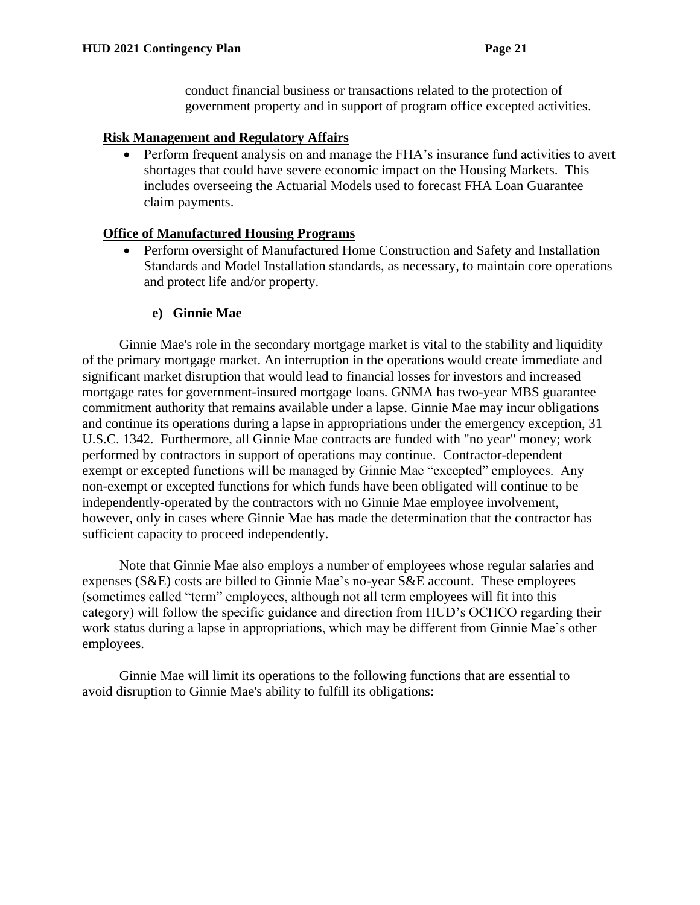conduct financial business or transactions related to the protection of government property and in support of program office excepted activities.

**Risk Management and Regulatory Affairs**

- Perform frequent analysis on and manage the FHA's insurance fund activities to avert shortages that could have severe economic impact on the Housing Markets. This includes overseeing the Actuarial Models used to forecast FHA Loan Guarantee claim payments.

**Office of Manufactured Housing Programs**

- Perform oversight of Manufactured Home Construction and Safety and Installation Standards and Model Installation standards, as necessary, to maintain core operations and protect life and/or property.

#### e) Ginnie Mae

Ginnie Mae's role in the secondary mortgage market is vital to the stability and liquidity of the primary mortgage market. An interruption in the operations would create immediate and significant market disruption that would lead to financial losses for investors and increased mortgage rates for government-insured mortgage loans. GNMA has two-year MBS guarantee commitment authority that remains available under a lapse. Ginnie Mae may incur obligations and continue its operations during a lapse in appropriations under the emergency exception, 31 U.S.C. 1342. Furthermore, all Ginnie Mae contracts are funded with "no year" money; work performed by contractors in support of operations may continue. Contractor-dependent exempt or excepted functions will be managed by Ginnie Mae "excepted" employees. Any non-exempt or excepted functions for which funds have been obligated will continue to be independently-operated by the contractors with no Ginnie Mae employee involvement, however, only in cases where Ginnie Mae has made the determination that the contractor has sufficient capacity to proceed independently.

Note that Ginnie Mae also employs a number of employees whose regular salaries and expenses (S&E) costs are billed to Ginnie Mae's no-year S&E account. These employees (sometimes called "term" employees, although not all term employees will fit into this category) will follow the specific guidance and direction from HUD's OCHCO regarding their work status during a lapse in appropriations, which may be different from Ginnie Mae's other employees.

Ginnie Mae will limit its operations to the following functions that are essential to avoid disruption to Ginnie Mae's ability to fulfill its obligations: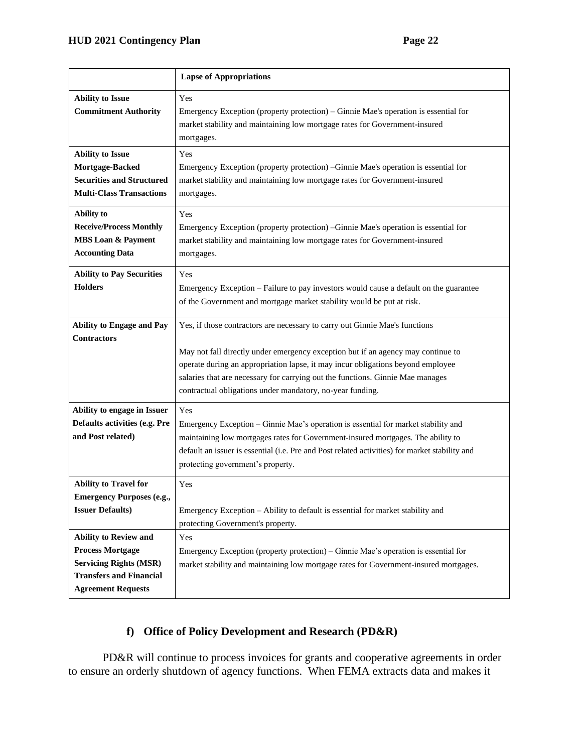| | Lapse of Appropriations |
|---|---|
| **Ability to Issue Commitment Authority** | Yes<br>Emergency Exception (property protection) – Ginnie Mae's operation is essential for market stability and maintaining low mortgage rates for Government-insured mortgages. |
| **Ability to Issue Mortgage-Backed Securities and Structured Multi-Class Transactions** | Yes<br>Emergency Exception (property protection) –Ginnie Mae's operation is essential for market stability and maintaining low mortgage rates for Government-insured mortgages. |
| **Ability to Receive/Process Monthly MBS Loan & Payment Accounting Data** | Yes<br>Emergency Exception (property protection) –Ginnie Mae's operation is essential for market stability and maintaining low mortgage rates for Government-insured mortgages. |
| **Ability to Pay Securities Holders** | Yes<br>Emergency Exception – Failure to pay investors would cause a default on the guarantee of the Government and mortgage market stability would be put at risk. |
| **Ability to Engage and Pay Contractors** | Yes, if those contractors are necessary to carry out Ginnie Mae's functions<br><br>May not fall directly under emergency exception but if an agency may continue to operate during an appropriation lapse, it may incur obligations beyond employee salaries that are necessary for carrying out the functions. Ginnie Mae manages contractual obligations under mandatory, no-year funding. |
| **Ability to engage in Issuer Defaults activities (e.g. Pre and Post related)** | Yes<br>Emergency Exception – Ginnie Mae's operation is essential for market stability and maintaining low mortgages rates for Government-insured mortgages. The ability to default an issuer is essential (i.e. Pre and Post related activities) for market stability and protecting government's property. |
| **Ability to Travel for Emergency Purposes (e.g., Issuer Defaults)** | Yes<br><br>Emergency Exception – Ability to default is essential for market stability and protecting Government's property. |
| **Ability to Review and Process Mortgage Servicing Rights (MSR) Transfers and Financial Agreement Requests** | Yes<br>Emergency Exception (property protection) – Ginnie Mae's operation is essential for market stability and maintaining low mortgage rates for Government-insured mortgages. |

### f) Office of Policy Development and Research (PD&R)

PD&R will continue to process invoices for grants and cooperative agreements in order to ensure an orderly shutdown of agency functions. When FEMA extracts data and makes it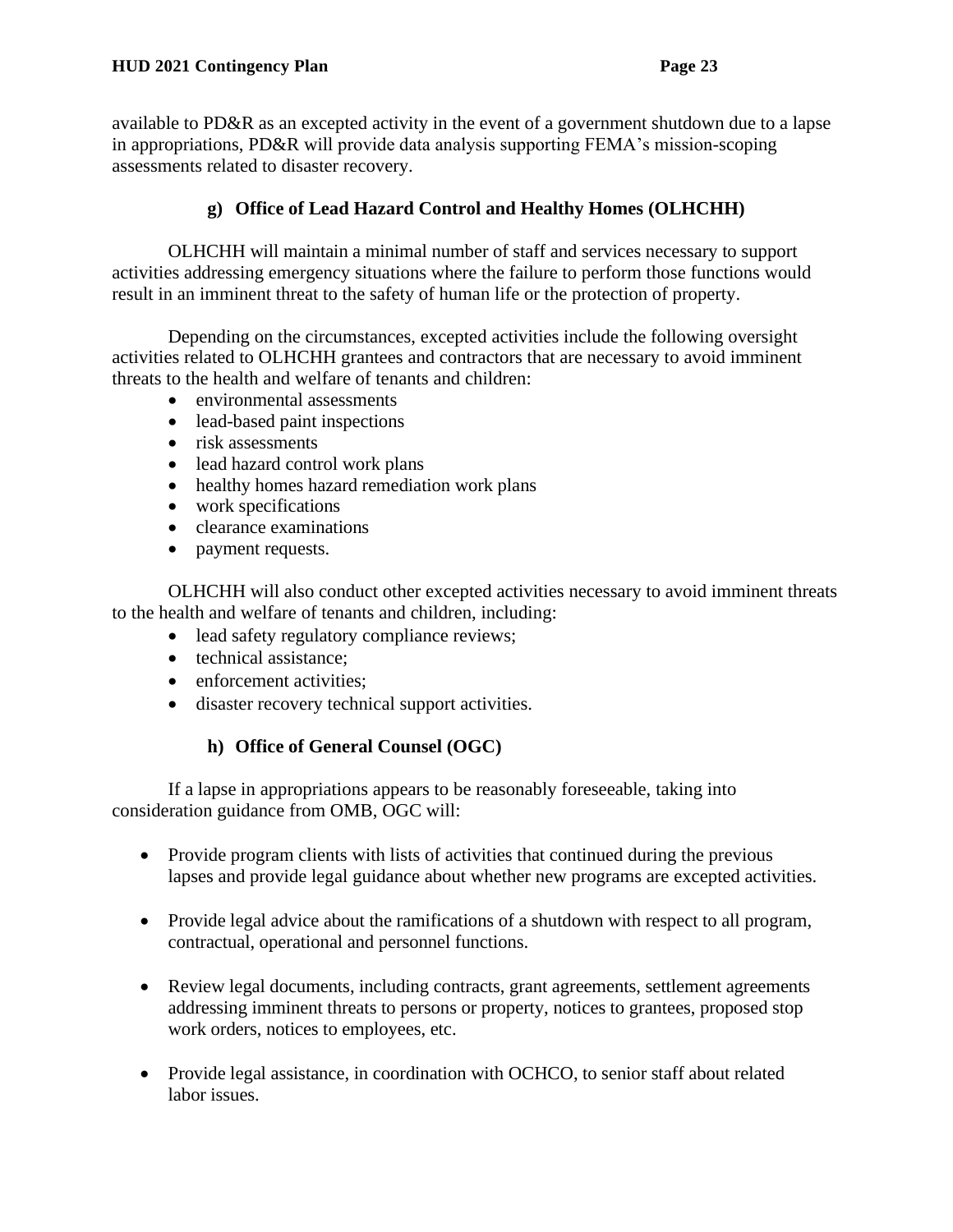available to PD&R as an excepted activity in the event of a government shutdown due to a lapse in appropriations, PD&R will provide data analysis supporting FEMA's mission-scoping assessments related to disaster recovery.

### g) Office of Lead Hazard Control and Healthy Homes (OLHCHH)

OLHCHH will maintain a minimal number of staff and services necessary to support activities addressing emergency situations where the failure to perform those functions would result in an imminent threat to the safety of human life or the protection of property.

Depending on the circumstances, excepted activities include the following oversight activities related to OLHCHH grantees and contractors that are necessary to avoid imminent threats to the health and welfare of tenants and children:

- environmental assessments
- lead-based paint inspections
- risk assessments
- lead hazard control work plans
- healthy homes hazard remediation work plans
- work specifications
- clearance examinations
- payment requests.

OLHCHH will also conduct other excepted activities necessary to avoid imminent threats to the health and welfare of tenants and children, including:

- lead safety regulatory compliance reviews;
- technical assistance;
- enforcement activities;
- disaster recovery technical support activities.

### h) Office of General Counsel (OGC)

If a lapse in appropriations appears to be reasonably foreseeable, taking into consideration guidance from OMB, OGC will:

- Provide program clients with lists of activities that continued during the previous lapses and provide legal guidance about whether new programs are excepted activities.

- Provide legal advice about the ramifications of a shutdown with respect to all program, contractual, operational and personnel functions.

- Review legal documents, including contracts, grant agreements, settlement agreements addressing imminent threats to persons or property, notices to grantees, proposed stop work orders, notices to employees, etc.

- Provide legal assistance, in coordination with OCHCO, to senior staff about related labor issues.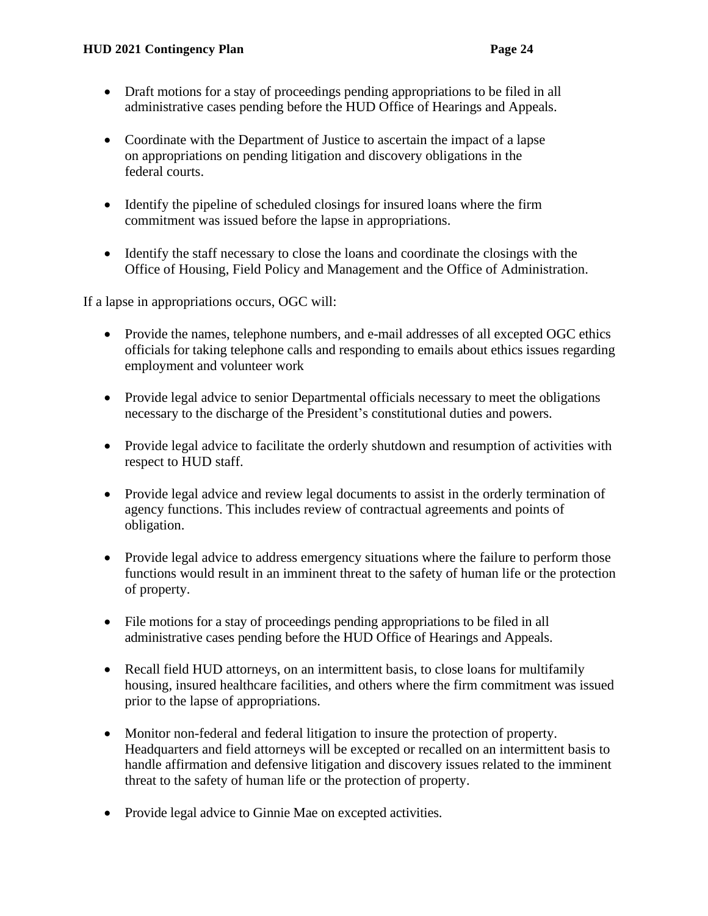- Draft motions for a stay of proceedings pending appropriations to be filed in all administrative cases pending before the HUD Office of Hearings and Appeals.
- Coordinate with the Department of Justice to ascertain the impact of a lapse on appropriations on pending litigation and discovery obligations in the federal courts.
- Identify the pipeline of scheduled closings for insured loans where the firm commitment was issued before the lapse in appropriations.
- Identify the staff necessary to close the loans and coordinate the closings with the Office of Housing, Field Policy and Management and the Office of Administration.

If a lapse in appropriations occurs, OGC will:

- Provide the names, telephone numbers, and e-mail addresses of all excepted OGC ethics officials for taking telephone calls and responding to emails about ethics issues regarding employment and volunteer work
- Provide legal advice to senior Departmental officials necessary to meet the obligations necessary to the discharge of the President's constitutional duties and powers.
- Provide legal advice to facilitate the orderly shutdown and resumption of activities with respect to HUD staff.
- Provide legal advice and review legal documents to assist in the orderly termination of agency functions. This includes review of contractual agreements and points of obligation.
- Provide legal advice to address emergency situations where the failure to perform those functions would result in an imminent threat to the safety of human life or the protection of property.
- File motions for a stay of proceedings pending appropriations to be filed in all administrative cases pending before the HUD Office of Hearings and Appeals.
- Recall field HUD attorneys, on an intermittent basis, to close loans for multifamily housing, insured healthcare facilities, and others where the firm commitment was issued prior to the lapse of appropriations.
- Monitor non-federal and federal litigation to insure the protection of property. Headquarters and field attorneys will be excepted or recalled on an intermittent basis to handle affirmation and defensive litigation and discovery issues related to the imminent threat to the safety of human life or the protection of property.
- Provide legal advice to Ginnie Mae on excepted activities.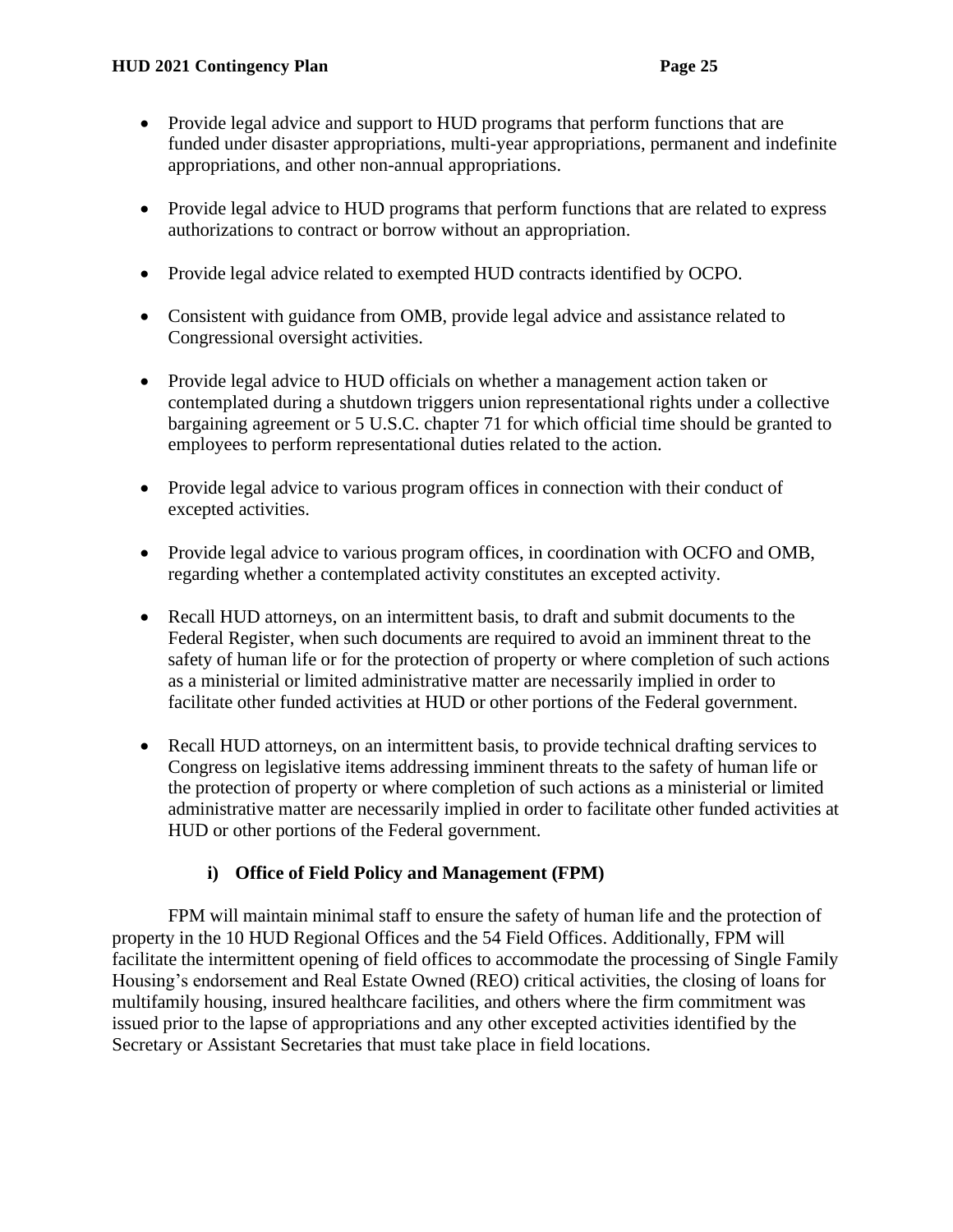- Provide legal advice and support to HUD programs that perform functions that are funded under disaster appropriations, multi-year appropriations, permanent and indefinite appropriations, and other non-annual appropriations.

- Provide legal advice to HUD programs that perform functions that are related to express authorizations to contract or borrow without an appropriation.

- Provide legal advice related to exempted HUD contracts identified by OCPO.

- Consistent with guidance from OMB, provide legal advice and assistance related to Congressional oversight activities.

- Provide legal advice to HUD officials on whether a management action taken or contemplated during a shutdown triggers union representational rights under a collective bargaining agreement or 5 U.S.C. chapter 71 for which official time should be granted to employees to perform representational duties related to the action.

- Provide legal advice to various program offices in connection with their conduct of excepted activities.

- Provide legal advice to various program offices, in coordination with OCFO and OMB, regarding whether a contemplated activity constitutes an excepted activity.

- Recall HUD attorneys, on an intermittent basis, to draft and submit documents to the Federal Register, when such documents are required to avoid an imminent threat to the safety of human life or for the protection of property or where completion of such actions as a ministerial or limited administrative matter are necessarily implied in order to facilitate other funded activities at HUD or other portions of the Federal government.

- Recall HUD attorneys, on an intermittent basis, to provide technical drafting services to Congress on legislative items addressing imminent threats to the safety of human life or the protection of property or where completion of such actions as a ministerial or limited administrative matter are necessarily implied in order to facilitate other funded activities at HUD or other portions of the Federal government.

### i) Office of Field Policy and Management (FPM)

FPM will maintain minimal staff to ensure the safety of human life and the protection of property in the 10 HUD Regional Offices and the 54 Field Offices. Additionally, FPM will facilitate the intermittent opening of field offices to accommodate the processing of Single Family Housing's endorsement and Real Estate Owned (REO) critical activities, the closing of loans for multifamily housing, insured healthcare facilities, and others where the firm commitment was issued prior to the lapse of appropriations and any other excepted activities identified by the Secretary or Assistant Secretaries that must take place in field locations.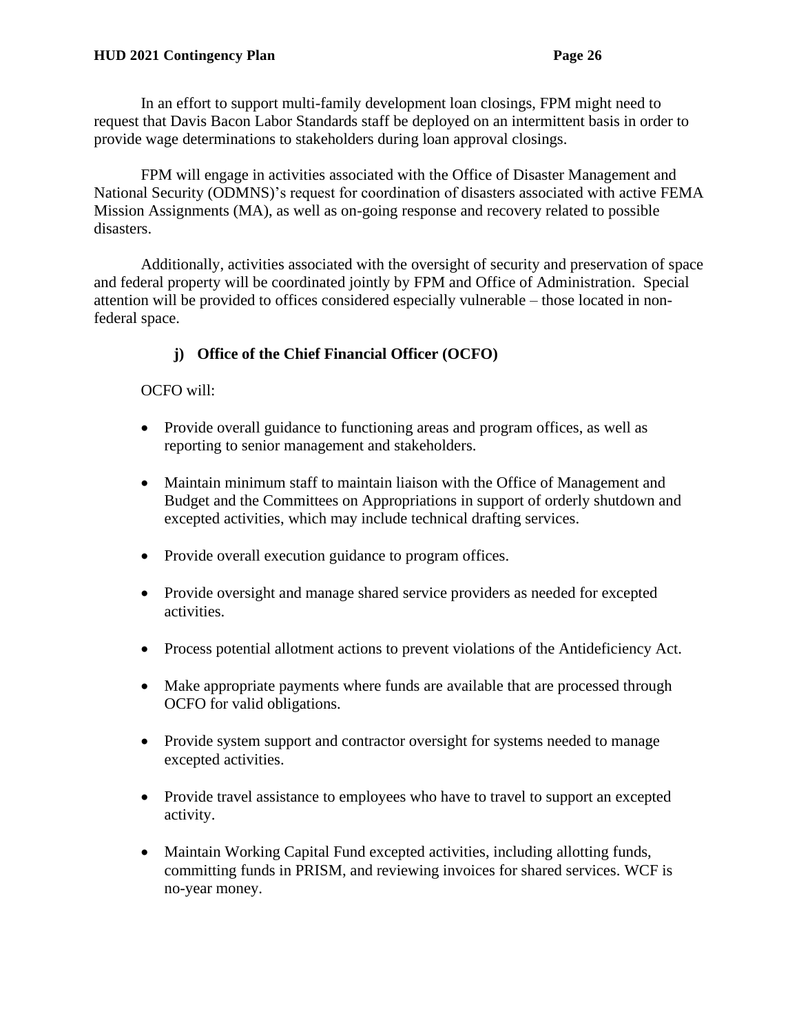In an effort to support multi-family development loan closings, FPM might need to request that Davis Bacon Labor Standards staff be deployed on an intermittent basis in order to provide wage determinations to stakeholders during loan approval closings.

FPM will engage in activities associated with the Office of Disaster Management and National Security (ODMNS)'s request for coordination of disasters associated with active FEMA Mission Assignments (MA), as well as on-going response and recovery related to possible disasters.

Additionally, activities associated with the oversight of security and preservation of space and federal property will be coordinated jointly by FPM and Office of Administration. Special attention will be provided to offices considered especially vulnerable – those located in non-federal space.

#### j) Office of the Chief Financial Officer (OCFO)

OCFO will:

- Provide overall guidance to functioning areas and program offices, as well as reporting to senior management and stakeholders.
- Maintain minimum staff to maintain liaison with the Office of Management and Budget and the Committees on Appropriations in support of orderly shutdown and excepted activities, which may include technical drafting services.
- Provide overall execution guidance to program offices.
- Provide oversight and manage shared service providers as needed for excepted activities.
- Process potential allotment actions to prevent violations of the Antideficiency Act.
- Make appropriate payments where funds are available that are processed through OCFO for valid obligations.
- Provide system support and contractor oversight for systems needed to manage excepted activities.
- Provide travel assistance to employees who have to travel to support an excepted activity.
- Maintain Working Capital Fund excepted activities, including allotting funds, committing funds in PRISM, and reviewing invoices for shared services. WCF is no-year money.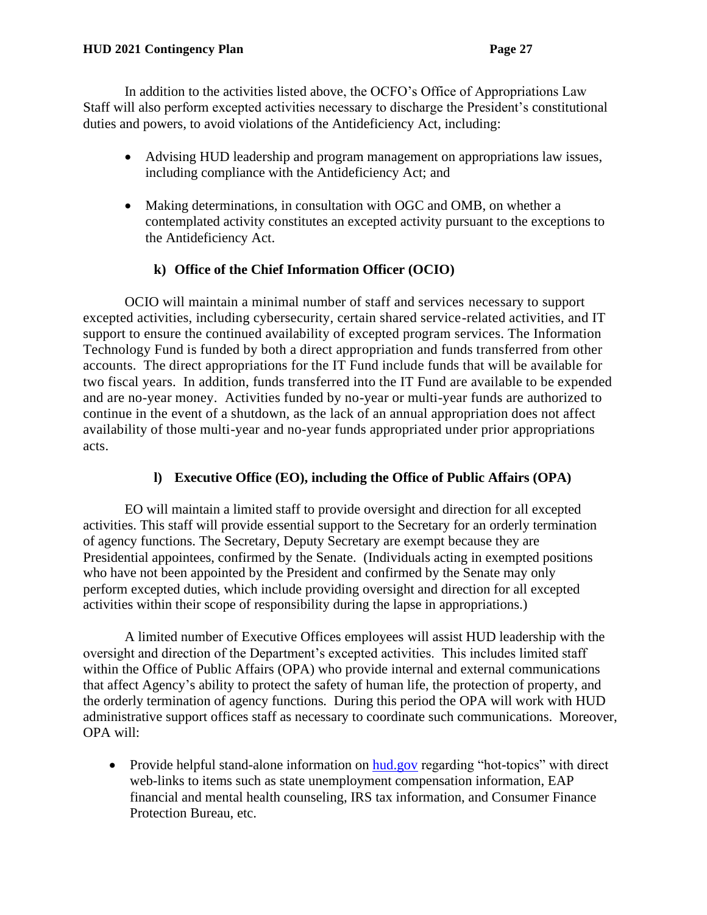In addition to the activities listed above, the OCFO's Office of Appropriations Law Staff will also perform excepted activities necessary to discharge the President's constitutional duties and powers, to avoid violations of the Antideficiency Act, including:

- Advising HUD leadership and program management on appropriations law issues, including compliance with the Antideficiency Act; and
- Making determinations, in consultation with OGC and OMB, on whether a contemplated activity constitutes an excepted activity pursuant to the exceptions to the Antideficiency Act.

### k) Office of the Chief Information Officer (OCIO)

OCIO will maintain a minimal number of staff and services necessary to support excepted activities, including cybersecurity, certain shared service-related activities, and IT support to ensure the continued availability of excepted program services. The Information Technology Fund is funded by both a direct appropriation and funds transferred from other accounts. The direct appropriations for the IT Fund include funds that will be available for two fiscal years. In addition, funds transferred into the IT Fund are available to be expended and are no-year money. Activities funded by no-year or multi-year funds are authorized to continue in the event of a shutdown, as the lack of an annual appropriation does not affect availability of those multi-year and no-year funds appropriated under prior appropriations acts.

### l) Executive Office (EO), including the Office of Public Affairs (OPA)

EO will maintain a limited staff to provide oversight and direction for all excepted activities. This staff will provide essential support to the Secretary for an orderly termination of agency functions. The Secretary, Deputy Secretary are exempt because they are Presidential appointees, confirmed by the Senate. (Individuals acting in exempted positions who have not been appointed by the President and confirmed by the Senate may only perform excepted duties, which include providing oversight and direction for all excepted activities within their scope of responsibility during the lapse in appropriations.)

A limited number of Executive Offices employees will assist HUD leadership with the oversight and direction of the Department's excepted activities. This includes limited staff within the Office of Public Affairs (OPA) who provide internal and external communications that affect Agency's ability to protect the safety of human life, the protection of property, and the orderly termination of agency functions. During this period the OPA will work with HUD administrative support offices staff as necessary to coordinate such communications. Moreover, OPA will:

- Provide helpful stand-alone information on hud.gov regarding "hot-topics" with direct web-links to items such as state unemployment compensation information, EAP financial and mental health counseling, IRS tax information, and Consumer Finance Protection Bureau, etc.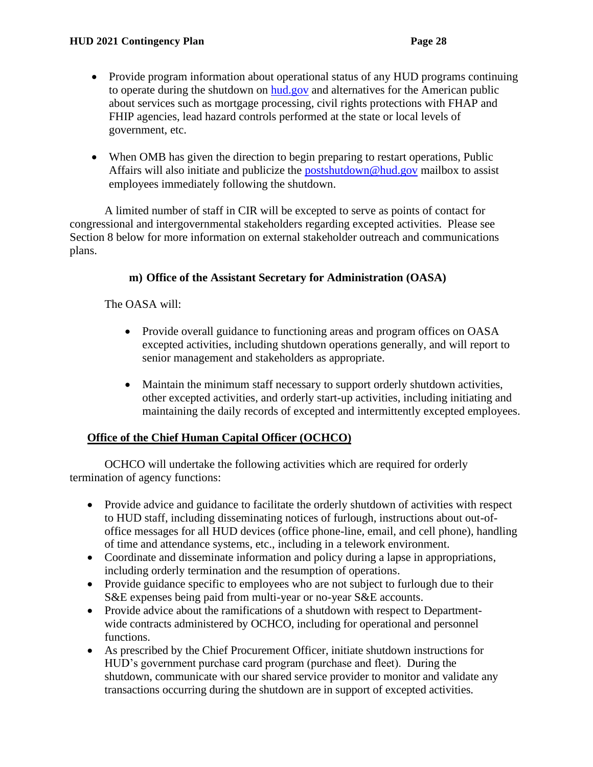- Provide program information about operational status of any HUD programs continuing to operate during the shutdown on [hud.gov](http://hud.gov) and alternatives for the American public about services such as mortgage processing, civil rights protections with FHAP and FHIP agencies, lead hazard controls performed at the state or local levels of government, etc.

- When OMB has given the direction to begin preparing to restart operations, Public Affairs will also initiate and publicize the [postshutdown@hud.gov](mailto:postshutdown@hud.gov) mailbox to assist employees immediately following the shutdown.

A limited number of staff in CIR will be excepted to serve as points of contact for congressional and intergovernmental stakeholders regarding excepted activities. Please see Section 8 below for more information on external stakeholder outreach and communications plans.

### m) Office of the Assistant Secretary for Administration (OASA)

The OASA will:

- Provide overall guidance to functioning areas and program offices on OASA excepted activities, including shutdown operations generally, and will report to senior management and stakeholders as appropriate.

- Maintain the minimum staff necessary to support orderly shutdown activities, other excepted activities, and orderly start-up activities, including initiating and maintaining the daily records of excepted and intermittently excepted employees.

#### Office of the Chief Human Capital Officer (OCHCO)

OCHCO will undertake the following activities which are required for orderly termination of agency functions:

- Provide advice and guidance to facilitate the orderly shutdown of activities with respect to HUD staff, including disseminating notices of furlough, instructions about out-of-office messages for all HUD devices (office phone-line, email, and cell phone), handling of time and attendance systems, etc., including in a telework environment.
- Coordinate and disseminate information and policy during a lapse in appropriations, including orderly termination and the resumption of operations.
- Provide guidance specific to employees who are not subject to furlough due to their S&E expenses being paid from multi-year or no-year S&E accounts.
- Provide advice about the ramifications of a shutdown with respect to Department-wide contracts administered by OCHCO, including for operational and personnel functions.
- As prescribed by the Chief Procurement Officer, initiate shutdown instructions for HUD's government purchase card program (purchase and fleet). During the shutdown, communicate with our shared service provider to monitor and validate any transactions occurring during the shutdown are in support of excepted activities.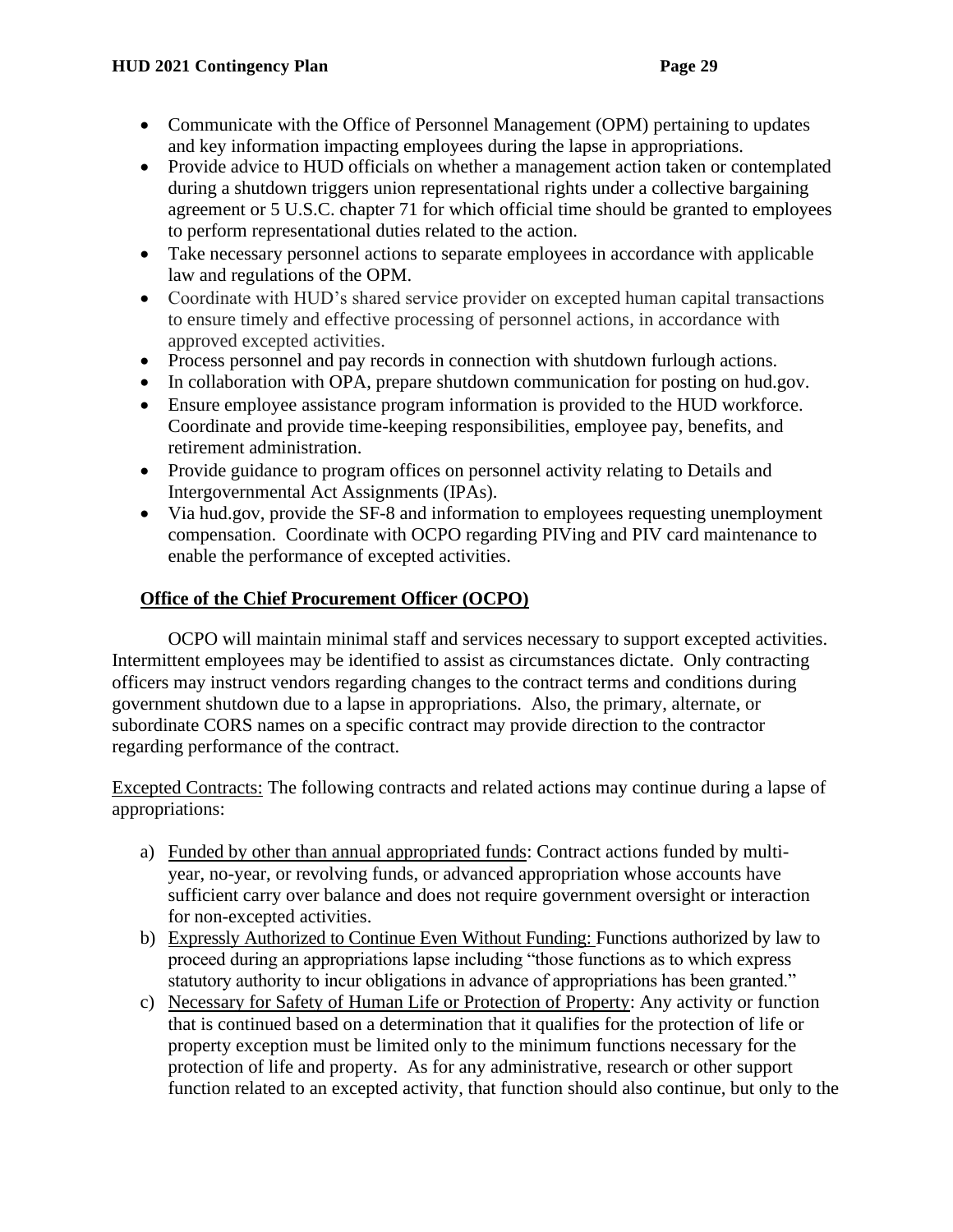- Communicate with the Office of Personnel Management (OPM) pertaining to updates and key information impacting employees during the lapse in appropriations.
- Provide advice to HUD officials on whether a management action taken or contemplated during a shutdown triggers union representational rights under a collective bargaining agreement or 5 U.S.C. chapter 71 for which official time should be granted to employees to perform representational duties related to the action.
- Take necessary personnel actions to separate employees in accordance with applicable law and regulations of the OPM.
- Coordinate with HUD's shared service provider on excepted human capital transactions to ensure timely and effective processing of personnel actions, in accordance with approved excepted activities.
- Process personnel and pay records in connection with shutdown furlough actions.
- In collaboration with OPA, prepare shutdown communication for posting on hud.gov.
- Ensure employee assistance program information is provided to the HUD workforce. Coordinate and provide time-keeping responsibilities, employee pay, benefits, and retirement administration.
- Provide guidance to program offices on personnel activity relating to Details and Intergovernmental Act Assignments (IPAs).
- Via hud.gov, provide the SF-8 and information to employees requesting unemployment compensation. Coordinate with OCPO regarding PIVing and PIV card maintenance to enable the performance of excepted activities.

**Office of the Chief Procurement Officer (OCPO)**

OCPO will maintain minimal staff and services necessary to support excepted activities. Intermittent employees may be identified to assist as circumstances dictate. Only contracting officers may instruct vendors regarding changes to the contract terms and conditions during government shutdown due to a lapse in appropriations. Also, the primary, alternate, or subordinate CORS names on a specific contract may provide direction to the contractor regarding performance of the contract.

Excepted Contracts: The following contracts and related actions may continue during a lapse of appropriations:

a) Funded by other than annual appropriated funds: Contract actions funded by multi-year, no-year, or revolving funds, or advanced appropriation whose accounts have sufficient carry over balance and does not require government oversight or interaction for non-excepted activities.
b) Expressly Authorized to Continue Even Without Funding: Functions authorized by law to proceed during an appropriations lapse including "those functions as to which express statutory authority to incur obligations in advance of appropriations has been granted."
c) Necessary for Safety of Human Life or Protection of Property: Any activity or function that is continued based on a determination that it qualifies for the protection of life or property exception must be limited only to the minimum functions necessary for the protection of life and property. As for any administrative, research or other support function related to an excepted activity, that function should also continue, but only to the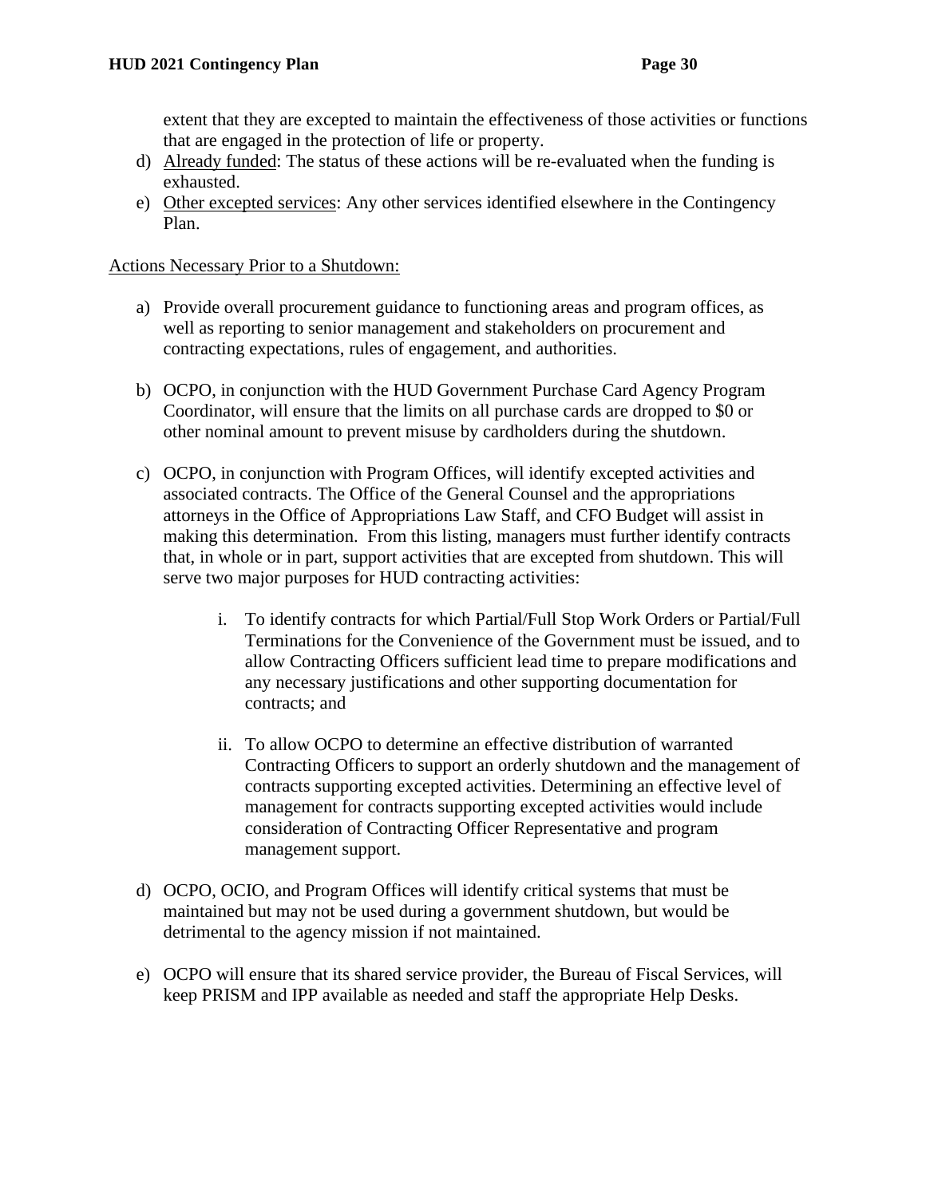extent that they are excepted to maintain the effectiveness of those activities or functions that are engaged in the protection of life or property.

d) Already funded: The status of these actions will be re-evaluated when the funding is exhausted.
e) Other excepted services: Any other services identified elsewhere in the Contingency Plan.

Actions Necessary Prior to a Shutdown:

a) Provide overall procurement guidance to functioning areas and program offices, as well as reporting to senior management and stakeholders on procurement and contracting expectations, rules of engagement, and authorities.

b) OCPO, in conjunction with the HUD Government Purchase Card Agency Program Coordinator, will ensure that the limits on all purchase cards are dropped to $0 or other nominal amount to prevent misuse by cardholders during the shutdown.

c) OCPO, in conjunction with Program Offices, will identify excepted activities and associated contracts. The Office of the General Counsel and the appropriations attorneys in the Office of Appropriations Law Staff, and CFO Budget will assist in making this determination. From this listing, managers must further identify contracts that, in whole or in part, support activities that are excepted from shutdown. This will serve two major purposes for HUD contracting activities:

    i. To identify contracts for which Partial/Full Stop Work Orders or Partial/Full Terminations for the Convenience of the Government must be issued, and to allow Contracting Officers sufficient lead time to prepare modifications and any necessary justifications and other supporting documentation for contracts; and

    ii. To allow OCPO to determine an effective distribution of warranted Contracting Officers to support an orderly shutdown and the management of contracts supporting excepted activities. Determining an effective level of management for contracts supporting excepted activities would include consideration of Contracting Officer Representative and program management support.

d) OCPO, OCIO, and Program Offices will identify critical systems that must be maintained but may not be used during a government shutdown, but would be detrimental to the agency mission if not maintained.

e) OCPO will ensure that its shared service provider, the Bureau of Fiscal Services, will keep PRISM and IPP available as needed and staff the appropriate Help Desks.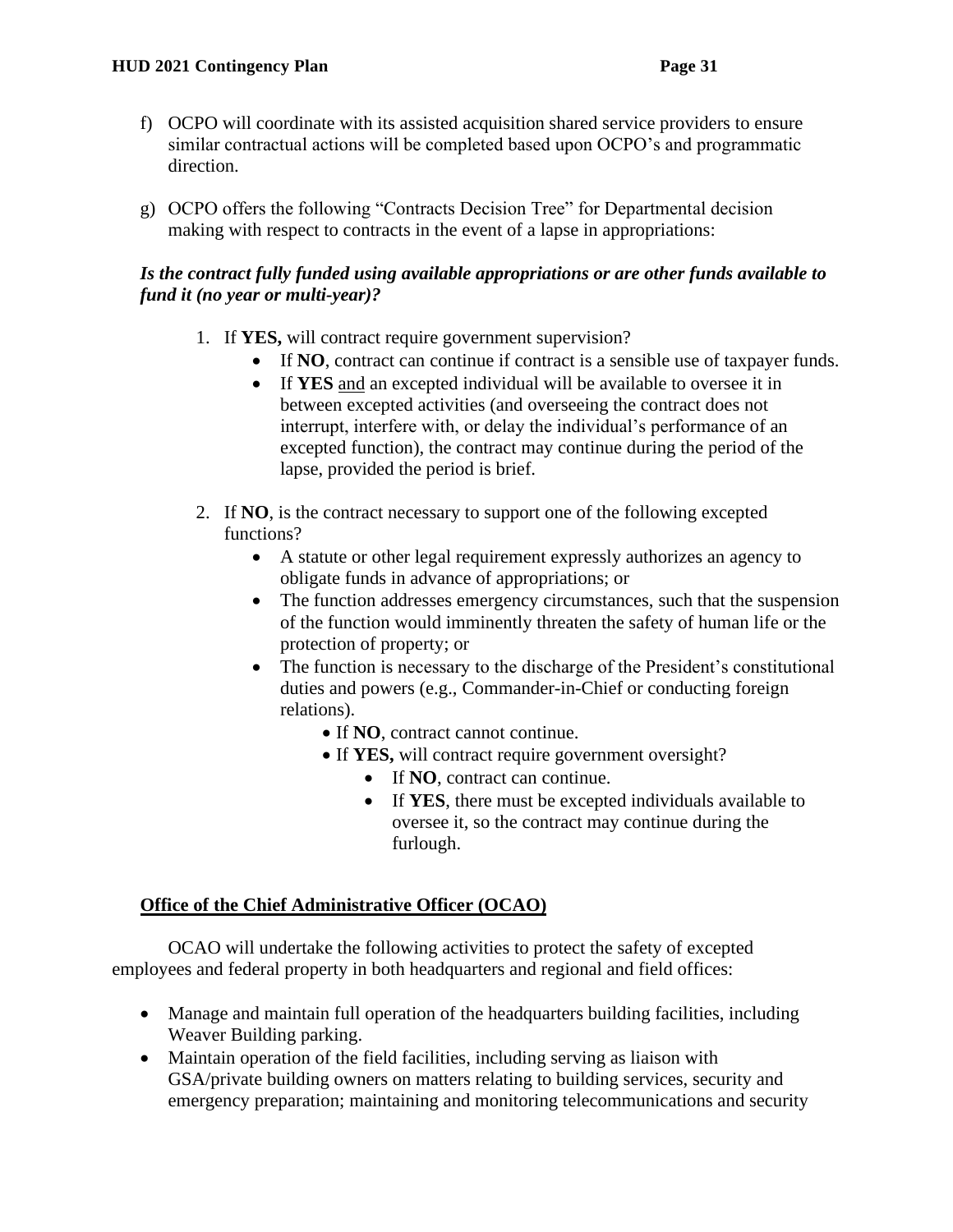f) OCPO will coordinate with its assisted acquisition shared service providers to ensure similar contractual actions will be completed based upon OCPO's and programmatic direction.

g) OCPO offers the following "Contracts Decision Tree" for Departmental decision making with respect to contracts in the event of a lapse in appropriations:

***Is the contract fully funded using available appropriations or are other funds available to fund it (no year or multi-year)?***

1. If **YES,** will contract require government supervision?
   - If **NO**, contract can continue if contract is a sensible use of taxpayer funds.
   - If **YES** <u>and</u> an excepted individual will be available to oversee it in between excepted activities (and overseeing the contract does not interrupt, interfere with, or delay the individual's performance of an excepted function), the contract may continue during the period of the lapse, provided the period is brief.

2. If **NO**, is the contract necessary to support one of the following excepted functions?
   - A statute or other legal requirement expressly authorizes an agency to obligate funds in advance of appropriations; or
   - The function addresses emergency circumstances, such that the suspension of the function would imminently threaten the safety of human life or the protection of property; or
   - The function is necessary to the discharge of the President's constitutional duties and powers (e.g., Commander-in-Chief or conducting foreign relations).
     - If **NO**, contract cannot continue.
     - If **YES,** will contract require government oversight?
       - If **NO**, contract can continue.
       - If **YES**, there must be excepted individuals available to oversee it, so the contract may continue during the furlough.

## <u>Office of the Chief Administrative Officer (OCAO)</u>

OCAO will undertake the following activities to protect the safety of excepted employees and federal property in both headquarters and regional and field offices:

- Manage and maintain full operation of the headquarters building facilities, including Weaver Building parking.
- Maintain operation of the field facilities, including serving as liaison with GSA/private building owners on matters relating to building services, security and emergency preparation; maintaining and monitoring telecommunications and security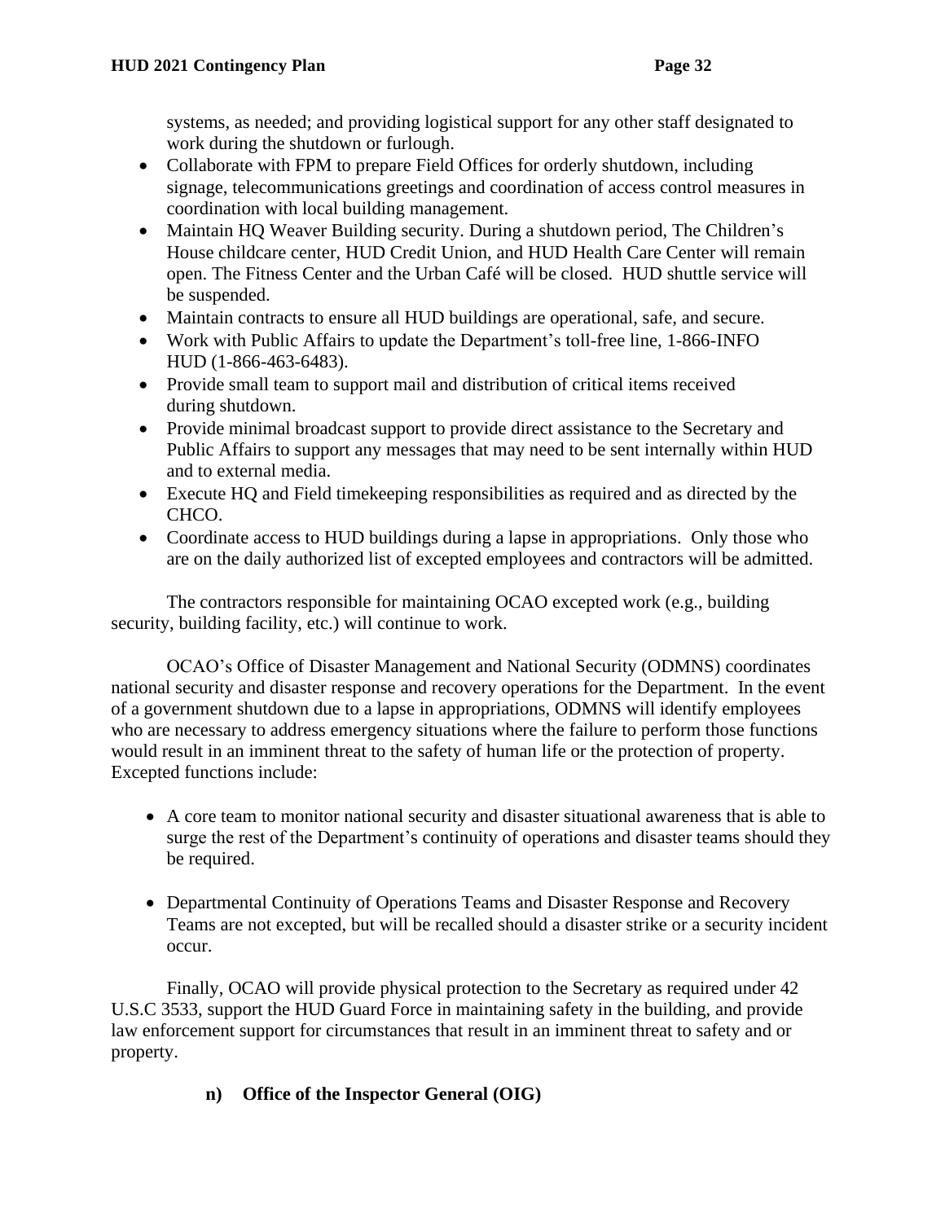systems, as needed; and providing logistical support for any other staff designated to work during the shutdown or furlough.

- Collaborate with FPM to prepare Field Offices for orderly shutdown, including signage, telecommunications greetings and coordination of access control measures in coordination with local building management.
- Maintain HQ Weaver Building security. During a shutdown period, The Children's House childcare center, HUD Credit Union, and HUD Health Care Center will remain open. The Fitness Center and the Urban Café will be closed. HUD shuttle service will be suspended.
- Maintain contracts to ensure all HUD buildings are operational, safe, and secure.
- Work with Public Affairs to update the Department's toll-free line, 1-866-INFO HUD (1-866-463-6483).
- Provide small team to support mail and distribution of critical items received during shutdown.
- Provide minimal broadcast support to provide direct assistance to the Secretary and Public Affairs to support any messages that may need to be sent internally within HUD and to external media.
- Execute HQ and Field timekeeping responsibilities as required and as directed by the CHCO.
- Coordinate access to HUD buildings during a lapse in appropriations. Only those who are on the daily authorized list of excepted employees and contractors will be admitted.

The contractors responsible for maintaining OCAO excepted work (e.g., building security, building facility, etc.) will continue to work.

OCAO's Office of Disaster Management and National Security (ODMNS) coordinates national security and disaster response and recovery operations for the Department. In the event of a government shutdown due to a lapse in appropriations, ODMNS will identify employees who are necessary to address emergency situations where the failure to perform those functions would result in an imminent threat to the safety of human life or the protection of property. Excepted functions include:

- A core team to monitor national security and disaster situational awareness that is able to surge the rest of the Department's continuity of operations and disaster teams should they be required.
- Departmental Continuity of Operations Teams and Disaster Response and Recovery Teams are not excepted, but will be recalled should a disaster strike or a security incident occur.

Finally, OCAO will provide physical protection to the Secretary as required under 42 U.S.C 3533, support the HUD Guard Force in maintaining safety in the building, and provide law enforcement support for circumstances that result in an imminent threat to safety and or property.

### n) Office of the Inspector General (OIG)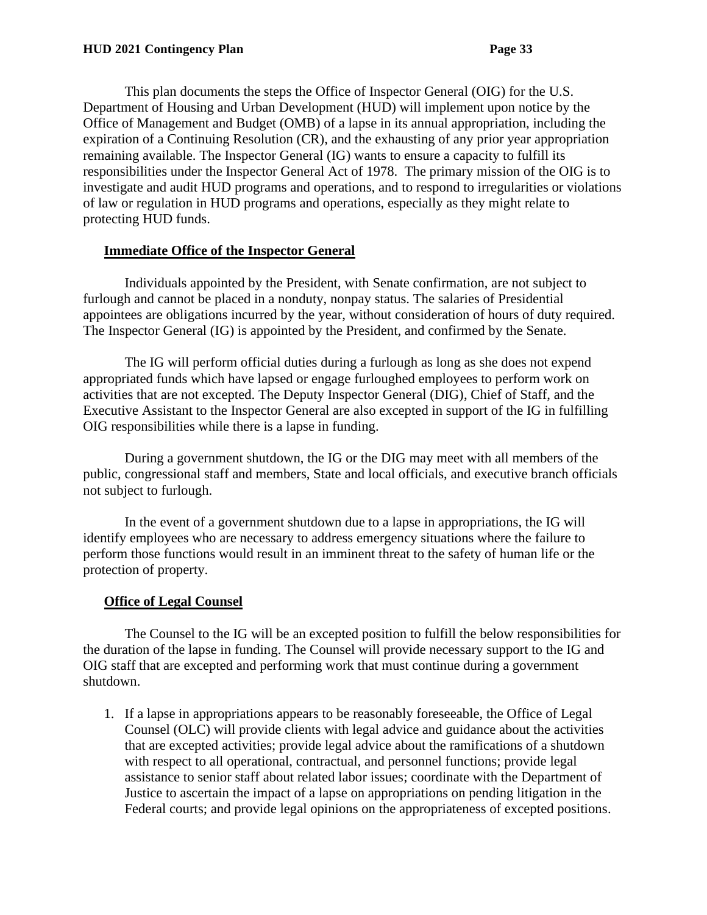This plan documents the steps the Office of Inspector General (OIG) for the U.S. Department of Housing and Urban Development (HUD) will implement upon notice by the Office of Management and Budget (OMB) of a lapse in its annual appropriation, including the expiration of a Continuing Resolution (CR), and the exhausting of any prior year appropriation remaining available. The Inspector General (IG) wants to ensure a capacity to fulfill its responsibilities under the Inspector General Act of 1978. The primary mission of the OIG is to investigate and audit HUD programs and operations, and to respond to irregularities or violations of law or regulation in HUD programs and operations, especially as they might relate to protecting HUD funds.

## Immediate Office of the Inspector General

Individuals appointed by the President, with Senate confirmation, are not subject to furlough and cannot be placed in a nonduty, nonpay status. The salaries of Presidential appointees are obligations incurred by the year, without consideration of hours of duty required. The Inspector General (IG) is appointed by the President, and confirmed by the Senate.

The IG will perform official duties during a furlough as long as she does not expend appropriated funds which have lapsed or engage furloughed employees to perform work on activities that are not excepted. The Deputy Inspector General (DIG), Chief of Staff, and the Executive Assistant to the Inspector General are also excepted in support of the IG in fulfilling OIG responsibilities while there is a lapse in funding.

During a government shutdown, the IG or the DIG may meet with all members of the public, congressional staff and members, State and local officials, and executive branch officials not subject to furlough.

In the event of a government shutdown due to a lapse in appropriations, the IG will identify employees who are necessary to address emergency situations where the failure to perform those functions would result in an imminent threat to the safety of human life or the protection of property.

## Office of Legal Counsel

The Counsel to the IG will be an excepted position to fulfill the below responsibilities for the duration of the lapse in funding. The Counsel will provide necessary support to the IG and OIG staff that are excepted and performing work that must continue during a government shutdown.

1. If a lapse in appropriations appears to be reasonably foreseeable, the Office of Legal Counsel (OLC) will provide clients with legal advice and guidance about the activities that are excepted activities; provide legal advice about the ramifications of a shutdown with respect to all operational, contractual, and personnel functions; provide legal assistance to senior staff about related labor issues; coordinate with the Department of Justice to ascertain the impact of a lapse on appropriations on pending litigation in the Federal courts; and provide legal opinions on the appropriateness of excepted positions.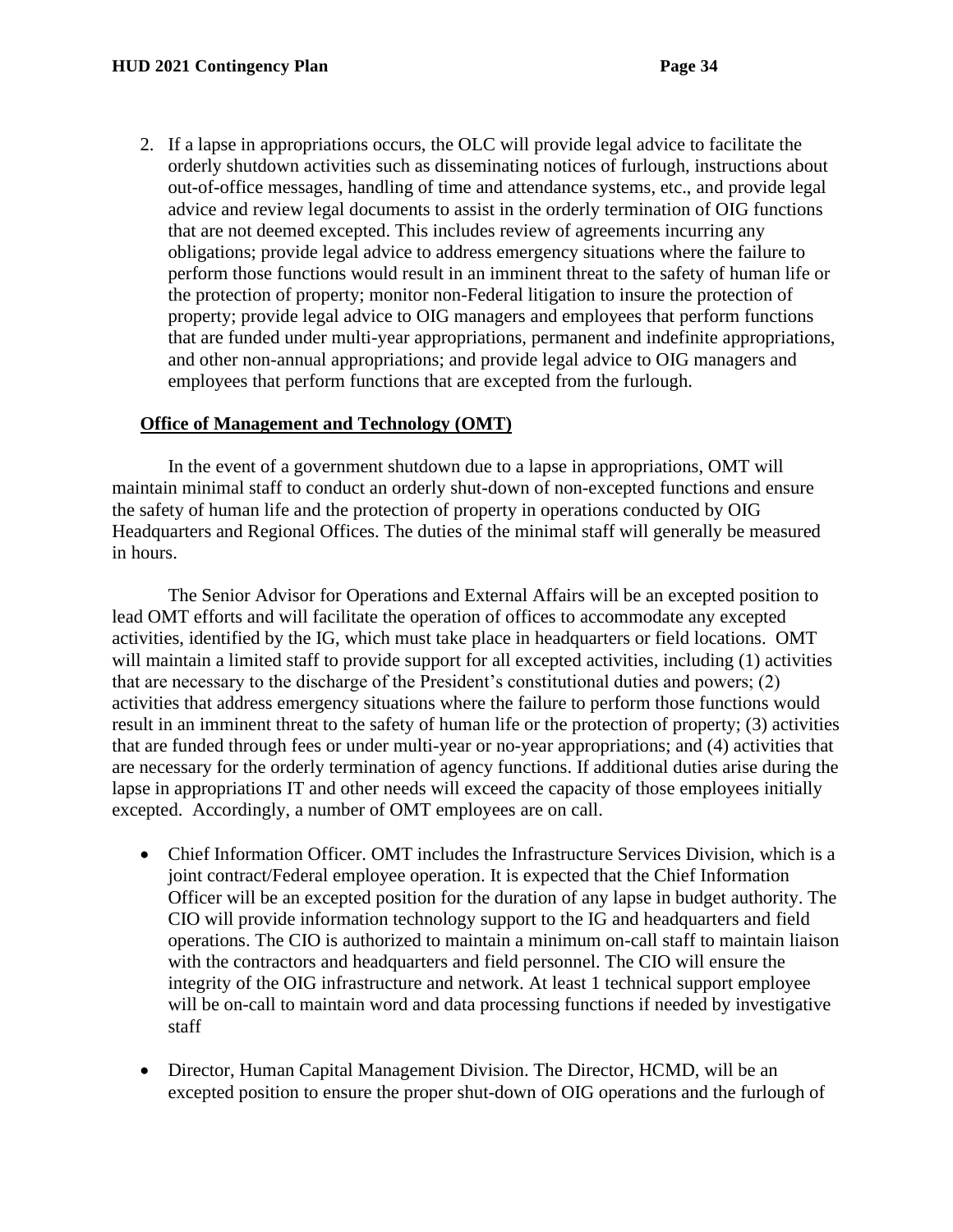2. If a lapse in appropriations occurs, the OLC will provide legal advice to facilitate the orderly shutdown activities such as disseminating notices of furlough, instructions about out-of-office messages, handling of time and attendance systems, etc., and provide legal advice and review legal documents to assist in the orderly termination of OIG functions that are not deemed excepted. This includes review of agreements incurring any obligations; provide legal advice to address emergency situations where the failure to perform those functions would result in an imminent threat to the safety of human life or the protection of property; monitor non-Federal litigation to insure the protection of property; provide legal advice to OIG managers and employees that perform functions that are funded under multi-year appropriations, permanent and indefinite appropriations, and other non-annual appropriations; and provide legal advice to OIG managers and employees that perform functions that are excepted from the furlough.

**Office of Management and Technology (OMT)**

In the event of a government shutdown due to a lapse in appropriations, OMT will maintain minimal staff to conduct an orderly shut-down of non-excepted functions and ensure the safety of human life and the protection of property in operations conducted by OIG Headquarters and Regional Offices. The duties of the minimal staff will generally be measured in hours.

The Senior Advisor for Operations and External Affairs will be an excepted position to lead OMT efforts and will facilitate the operation of offices to accommodate any excepted activities, identified by the IG, which must take place in headquarters or field locations. OMT will maintain a limited staff to provide support for all excepted activities, including (1) activities that are necessary to the discharge of the President's constitutional duties and powers; (2) activities that address emergency situations where the failure to perform those functions would result in an imminent threat to the safety of human life or the protection of property; (3) activities that are funded through fees or under multi-year or no-year appropriations; and (4) activities that are necessary for the orderly termination of agency functions. If additional duties arise during the lapse in appropriations IT and other needs will exceed the capacity of those employees initially excepted. Accordingly, a number of OMT employees are on call.

- Chief Information Officer. OMT includes the Infrastructure Services Division, which is a joint contract/Federal employee operation. It is expected that the Chief Information Officer will be an excepted position for the duration of any lapse in budget authority. The CIO will provide information technology support to the IG and headquarters and field operations. The CIO is authorized to maintain a minimum on-call staff to maintain liaison with the contractors and headquarters and field personnel. The CIO will ensure the integrity of the OIG infrastructure and network. At least 1 technical support employee will be on-call to maintain word and data processing functions if needed by investigative staff

- Director, Human Capital Management Division. The Director, HCMD, will be an excepted position to ensure the proper shut-down of OIG operations and the furlough of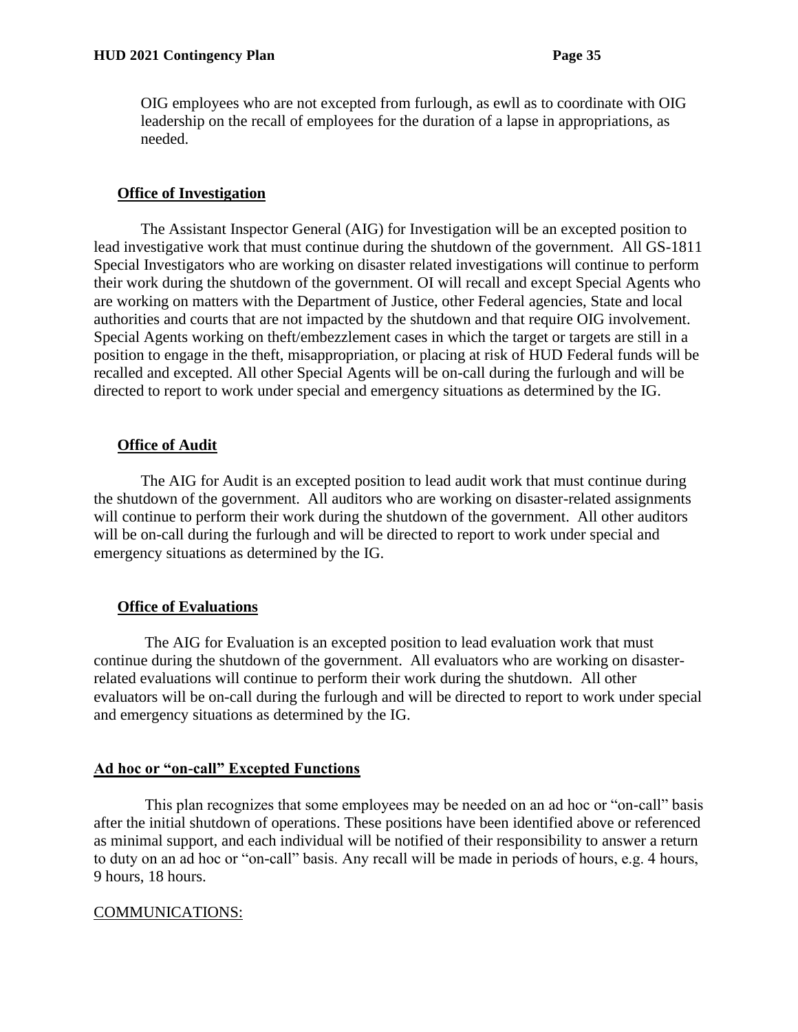OIG employees who are not excepted from furlough, as ewll as to coordinate with OIG leadership on the recall of employees for the duration of a lapse in appropriations, as needed.

### Office of Investigation

The Assistant Inspector General (AIG) for Investigation will be an excepted position to lead investigative work that must continue during the shutdown of the government. All GS-1811 Special Investigators who are working on disaster related investigations will continue to perform their work during the shutdown of the government. OI will recall and except Special Agents who are working on matters with the Department of Justice, other Federal agencies, State and local authorities and courts that are not impacted by the shutdown and that require OIG involvement. Special Agents working on theft/embezzlement cases in which the target or targets are still in a position to engage in the theft, misappropriation, or placing at risk of HUD Federal funds will be recalled and excepted. All other Special Agents will be on-call during the furlough and will be directed to report to work under special and emergency situations as determined by the IG.

### Office of Audit

The AIG for Audit is an excepted position to lead audit work that must continue during the shutdown of the government. All auditors who are working on disaster-related assignments will continue to perform their work during the shutdown of the government. All other auditors will be on-call during the furlough and will be directed to report to work under special and emergency situations as determined by the IG.

### Office of Evaluations

The AIG for Evaluation is an excepted position to lead evaluation work that must continue during the shutdown of the government. All evaluators who are working on disaster-related evaluations will continue to perform their work during the shutdown. All other evaluators will be on-call during the furlough and will be directed to report to work under special and emergency situations as determined by the IG.

## Ad hoc or "on-call" Excepted Functions

This plan recognizes that some employees may be needed on an ad hoc or "on-call" basis after the initial shutdown of operations. These positions have been identified above or referenced as minimal support, and each individual will be notified of their responsibility to answer a return to duty on an ad hoc or "on-call" basis. Any recall will be made in periods of hours, e.g. 4 hours, 9 hours, 18 hours.

## COMMUNICATIONS: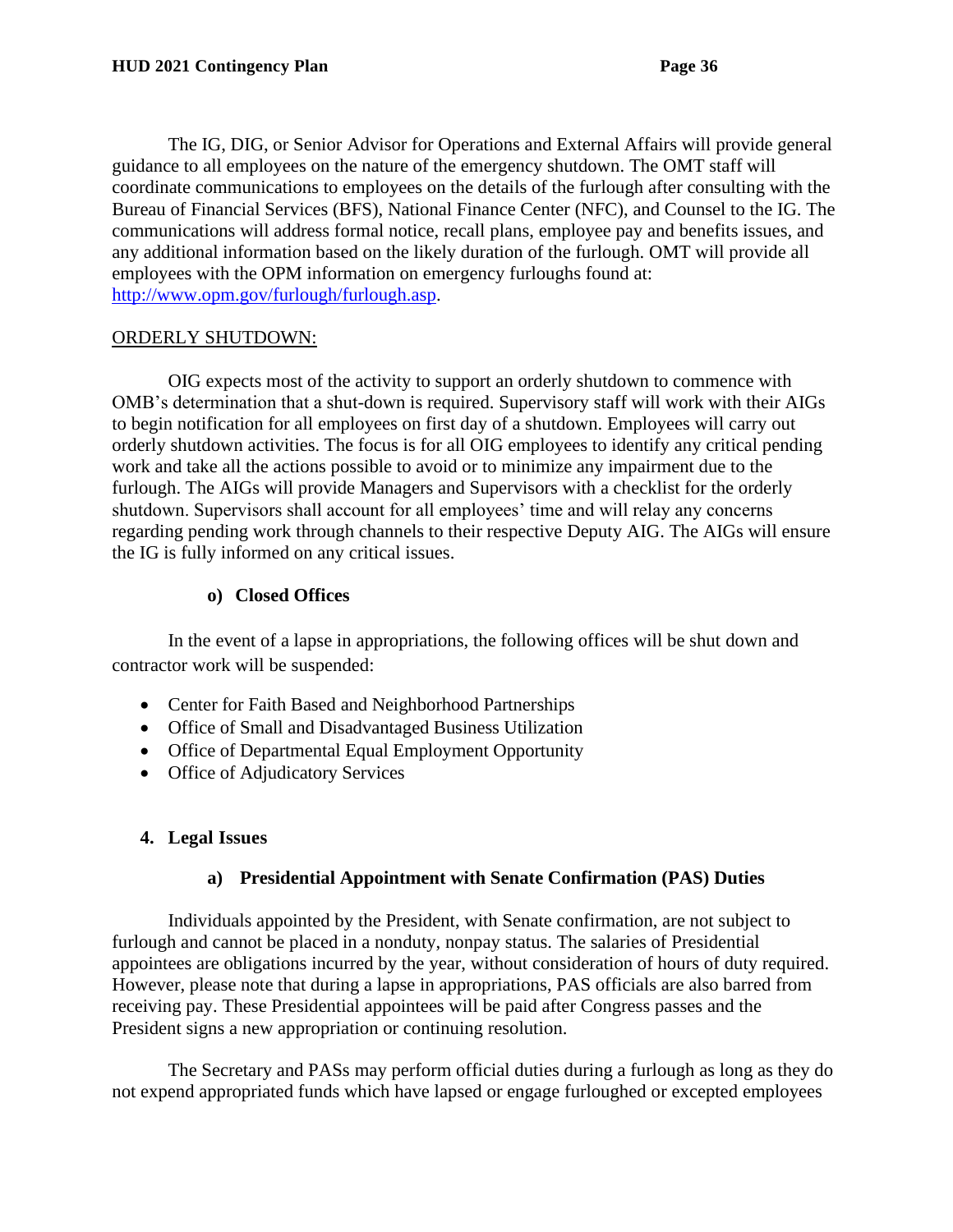The IG, DIG, or Senior Advisor for Operations and External Affairs will provide general guidance to all employees on the nature of the emergency shutdown. The OMT staff will coordinate communications to employees on the details of the furlough after consulting with the Bureau of Financial Services (BFS), National Finance Center (NFC), and Counsel to the IG. The communications will address formal notice, recall plans, employee pay and benefits issues, and any additional information based on the likely duration of the furlough. OMT will provide all employees with the OPM information on emergency furloughs found at: [http://www.opm.gov/furlough/furlough.asp](http://www.opm.gov/furlough/furlough.asp).

ORDERLY SHUTDOWN:

OIG expects most of the activity to support an orderly shutdown to commence with OMB's determination that a shut-down is required. Supervisory staff will work with their AIGs to begin notification for all employees on first day of a shutdown. Employees will carry out orderly shutdown activities. The focus is for all OIG employees to identify any critical pending work and take all the actions possible to avoid or to minimize any impairment due to the furlough. The AIGs will provide Managers and Supervisors with a checklist for the orderly shutdown. Supervisors shall account for all employees' time and will relay any concerns regarding pending work through channels to their respective Deputy AIG. The AIGs will ensure the IG is fully informed on any critical issues.

#### o) Closed Offices

In the event of a lapse in appropriations, the following offices will be shut down and contractor work will be suspended:

- Center for Faith Based and Neighborhood Partnerships
- Office of Small and Disadvantaged Business Utilization
- Office of Departmental Equal Employment Opportunity
- Office of Adjudicatory Services

## 4. Legal Issues

### a) Presidential Appointment with Senate Confirmation (PAS) Duties

Individuals appointed by the President, with Senate confirmation, are not subject to furlough and cannot be placed in a nonduty, nonpay status. The salaries of Presidential appointees are obligations incurred by the year, without consideration of hours of duty required. However, please note that during a lapse in appropriations, PAS officials are also barred from receiving pay. These Presidential appointees will be paid after Congress passes and the President signs a new appropriation or continuing resolution.

The Secretary and PASs may perform official duties during a furlough as long as they do not expend appropriated funds which have lapsed or engage furloughed or excepted employees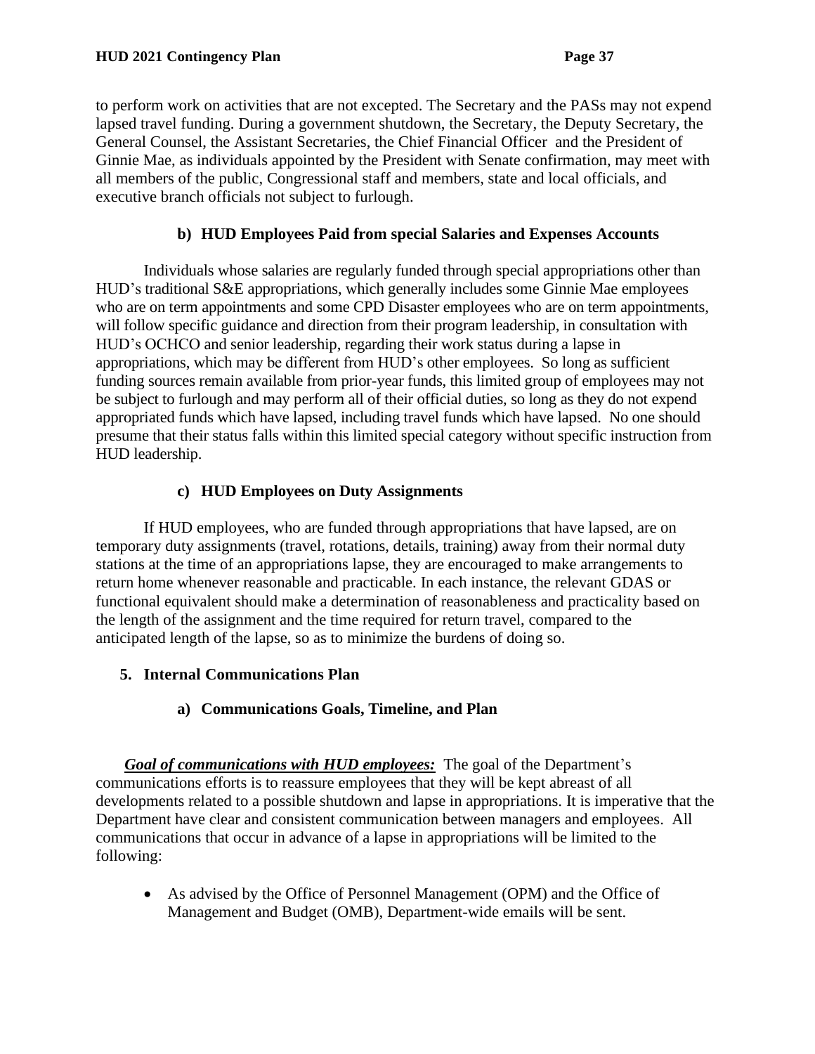to perform work on activities that are not excepted. The Secretary and the PASs may not expend lapsed travel funding. During a government shutdown, the Secretary, the Deputy Secretary, the General Counsel, the Assistant Secretaries, the Chief Financial Officer and the President of Ginnie Mae, as individuals appointed by the President with Senate confirmation, may meet with all members of the public, Congressional staff and members, state and local officials, and executive branch officials not subject to furlough.

### b) HUD Employees Paid from special Salaries and Expenses Accounts

Individuals whose salaries are regularly funded through special appropriations other than HUD's traditional S&E appropriations, which generally includes some Ginnie Mae employees who are on term appointments and some CPD Disaster employees who are on term appointments, will follow specific guidance and direction from their program leadership, in consultation with HUD's OCHCO and senior leadership, regarding their work status during a lapse in appropriations, which may be different from HUD's other employees. So long as sufficient funding sources remain available from prior-year funds, this limited group of employees may not be subject to furlough and may perform all of their official duties, so long as they do not expend appropriated funds which have lapsed, including travel funds which have lapsed. No one should presume that their status falls within this limited special category without specific instruction from HUD leadership.

### c) HUD Employees on Duty Assignments

If HUD employees, who are funded through appropriations that have lapsed, are on temporary duty assignments (travel, rotations, details, training) away from their normal duty stations at the time of an appropriations lapse, they are encouraged to make arrangements to return home whenever reasonable and practicable. In each instance, the relevant GDAS or functional equivalent should make a determination of reasonableness and practicality based on the length of the assignment and the time required for return travel, compared to the anticipated length of the lapse, so as to minimize the burdens of doing so.

## 5. Internal Communications Plan

### a) Communications Goals, Timeline, and Plan

***Goal of communications with HUD employees:*** The goal of the Department's communications efforts is to reassure employees that they will be kept abreast of all developments related to a possible shutdown and lapse in appropriations. It is imperative that the Department have clear and consistent communication between managers and employees. All communications that occur in advance of a lapse in appropriations will be limited to the following:

- As advised by the Office of Personnel Management (OPM) and the Office of Management and Budget (OMB), Department-wide emails will be sent.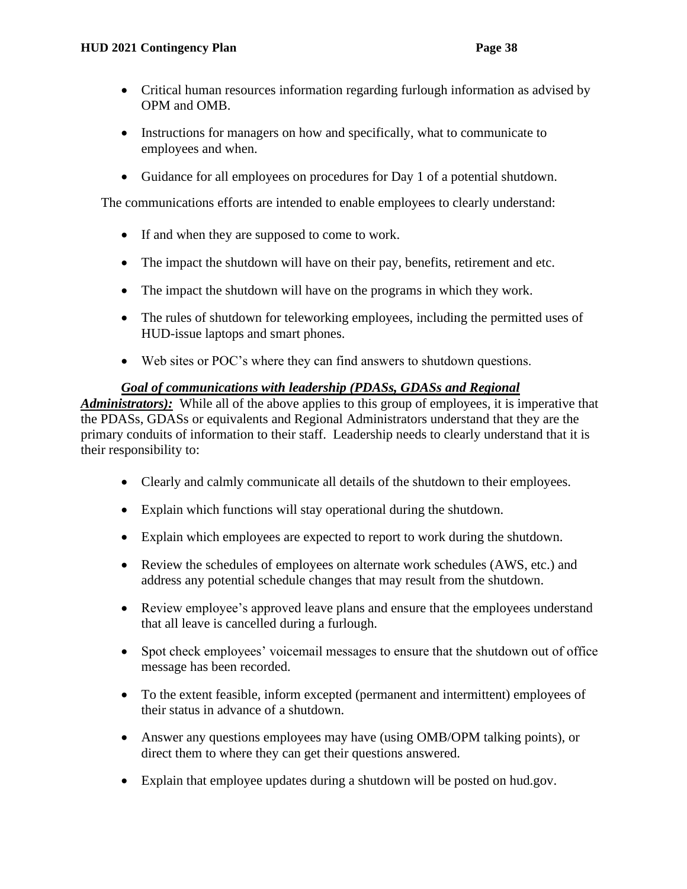- Critical human resources information regarding furlough information as advised by OPM and OMB.
- Instructions for managers on how and specifically, what to communicate to employees and when.
- Guidance for all employees on procedures for Day 1 of a potential shutdown.

The communications efforts are intended to enable employees to clearly understand:

- If and when they are supposed to come to work.
- The impact the shutdown will have on their pay, benefits, retirement and etc.
- The impact the shutdown will have on the programs in which they work.
- The rules of shutdown for teleworking employees, including the permitted uses of HUD-issue laptops and smart phones.
- Web sites or POC's where they can find answers to shutdown questions.

***Goal of communications with leadership (PDASs, GDASs and Regional Administrators):*** While all of the above applies to this group of employees, it is imperative that the PDASs, GDASs or equivalents and Regional Administrators understand that they are the primary conduits of information to their staff. Leadership needs to clearly understand that it is their responsibility to:

- Clearly and calmly communicate all details of the shutdown to their employees.
- Explain which functions will stay operational during the shutdown.
- Explain which employees are expected to report to work during the shutdown.
- Review the schedules of employees on alternate work schedules (AWS, etc.) and address any potential schedule changes that may result from the shutdown.
- Review employee's approved leave plans and ensure that the employees understand that all leave is cancelled during a furlough.
- Spot check employees' voicemail messages to ensure that the shutdown out of office message has been recorded.
- To the extent feasible, inform excepted (permanent and intermittent) employees of their status in advance of a shutdown.
- Answer any questions employees may have (using OMB/OPM talking points), or direct them to where they can get their questions answered.
- Explain that employee updates during a shutdown will be posted on hud.gov.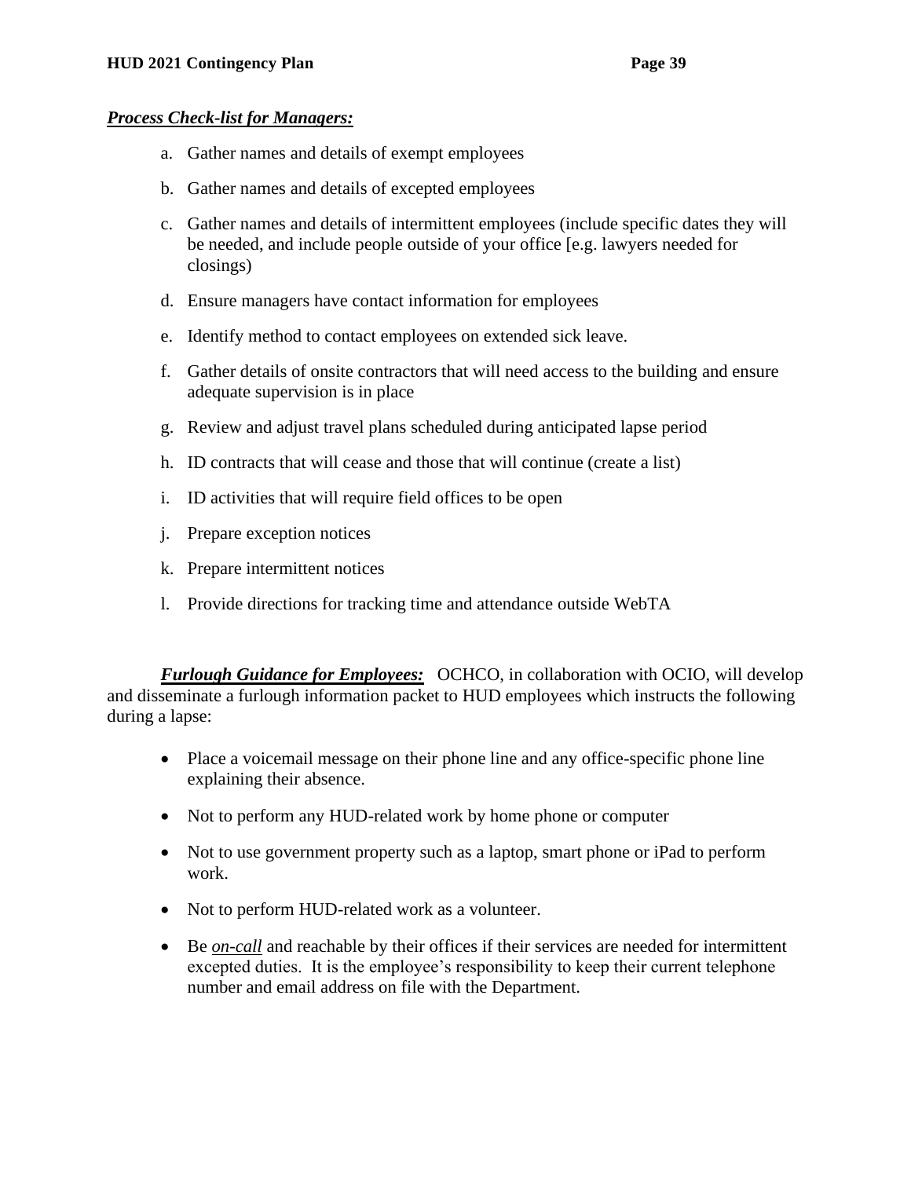***Process Check-list for Managers:***

a. Gather names and details of exempt employees

b. Gather names and details of excepted employees

c. Gather names and details of intermittent employees (include specific dates they will be needed, and include people outside of your office [e.g. lawyers needed for closings)

d. Ensure managers have contact information for employees

e. Identify method to contact employees on extended sick leave.

f. Gather details of onsite contractors that will need access to the building and ensure adequate supervision is in place

g. Review and adjust travel plans scheduled during anticipated lapse period

h. ID contracts that will cease and those that will continue (create a list)

i. ID activities that will require field offices to be open

j. Prepare exception notices

k. Prepare intermittent notices

l. Provide directions for tracking time and attendance outside WebTA

***Furlough Guidance for Employees:*** OCHCO, in collaboration with OCIO, will develop and disseminate a furlough information packet to HUD employees which instructs the following during a lapse:

- Place a voicemail message on their phone line and any office-specific phone line explaining their absence.
- Not to perform any HUD-related work by home phone or computer
- Not to use government property such as a laptop, smart phone or iPad to perform work.
- Not to perform HUD-related work as a volunteer.
- Be *on-call* and reachable by their offices if their services are needed for intermittent excepted duties. It is the employee's responsibility to keep their current telephone number and email address on file with the Department.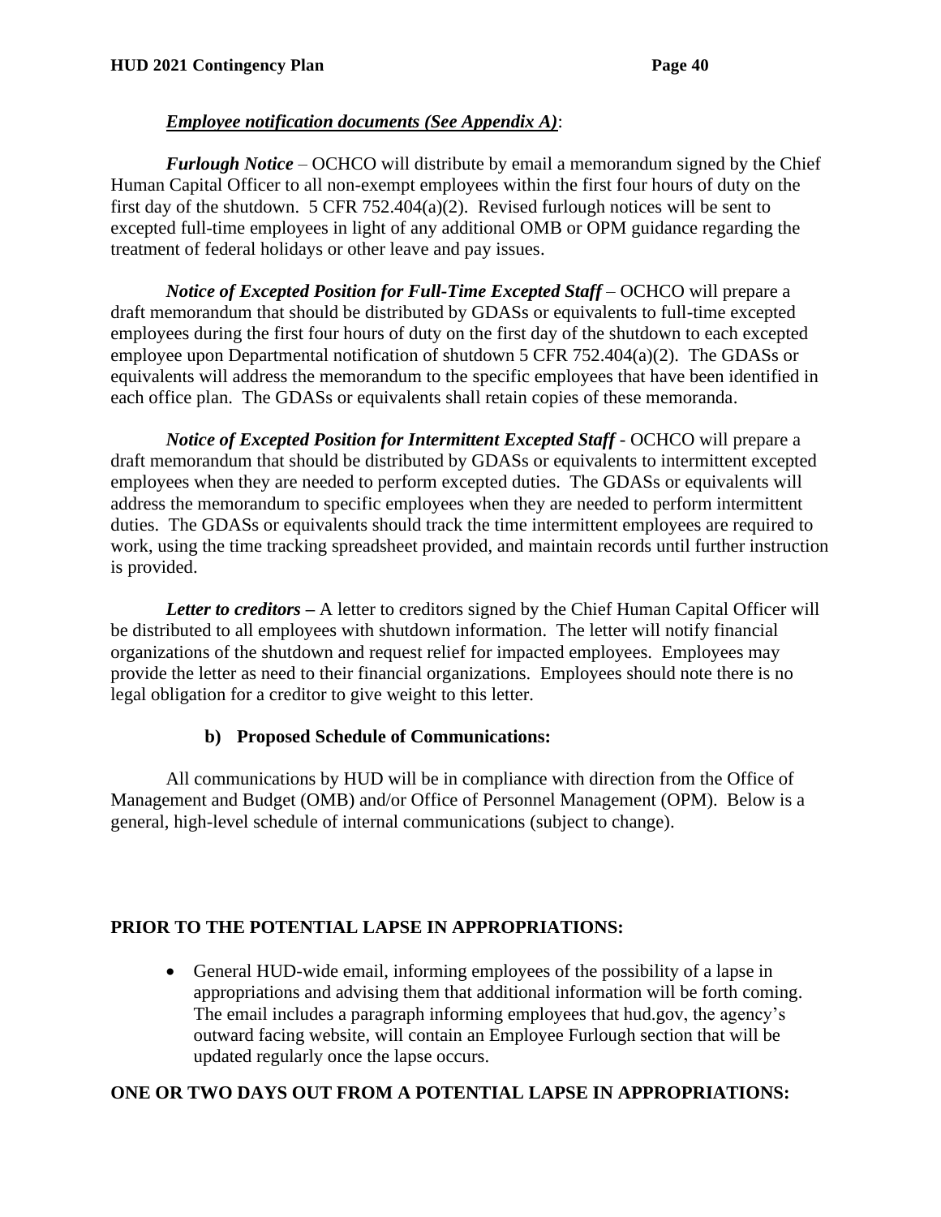***Employee notification documents (See Appendix A)***:

***Furlough Notice*** – OCHCO will distribute by email a memorandum signed by the Chief Human Capital Officer to all non-exempt employees within the first four hours of duty on the first day of the shutdown. 5 CFR 752.404(a)(2). Revised furlough notices will be sent to excepted full-time employees in light of any additional OMB or OPM guidance regarding the treatment of federal holidays or other leave and pay issues.

***Notice of Excepted Position for Full-Time Excepted Staff*** – OCHCO will prepare a draft memorandum that should be distributed by GDASs or equivalents to full-time excepted employees during the first four hours of duty on the first day of the shutdown to each excepted employee upon Departmental notification of shutdown 5 CFR 752.404(a)(2). The GDASs or equivalents will address the memorandum to the specific employees that have been identified in each office plan. The GDASs or equivalents shall retain copies of these memoranda.

***Notice of Excepted Position for Intermittent Excepted Staff*** - OCHCO will prepare a draft memorandum that should be distributed by GDASs or equivalents to intermittent excepted employees when they are needed to perform excepted duties. The GDASs or equivalents will address the memorandum to specific employees when they are needed to perform intermittent duties. The GDASs or equivalents should track the time intermittent employees are required to work, using the time tracking spreadsheet provided, and maintain records until further instruction is provided.

***Letter to creditors*** – A letter to creditors signed by the Chief Human Capital Officer will be distributed to all employees with shutdown information. The letter will notify financial organizations of the shutdown and request relief for impacted employees. Employees may provide the letter as need to their financial organizations. Employees should note there is no legal obligation for a creditor to give weight to this letter.

**b) Proposed Schedule of Communications:**

All communications by HUD will be in compliance with direction from the Office of Management and Budget (OMB) and/or Office of Personnel Management (OPM). Below is a general, high-level schedule of internal communications (subject to change).

**PRIOR TO THE POTENTIAL LAPSE IN APPROPRIATIONS:**

- General HUD-wide email, informing employees of the possibility of a lapse in appropriations and advising them that additional information will be forth coming. The email includes a paragraph informing employees that hud.gov, the agency's outward facing website, will contain an Employee Furlough section that will be updated regularly once the lapse occurs.

**ONE OR TWO DAYS OUT FROM A POTENTIAL LAPSE IN APPROPRIATIONS:**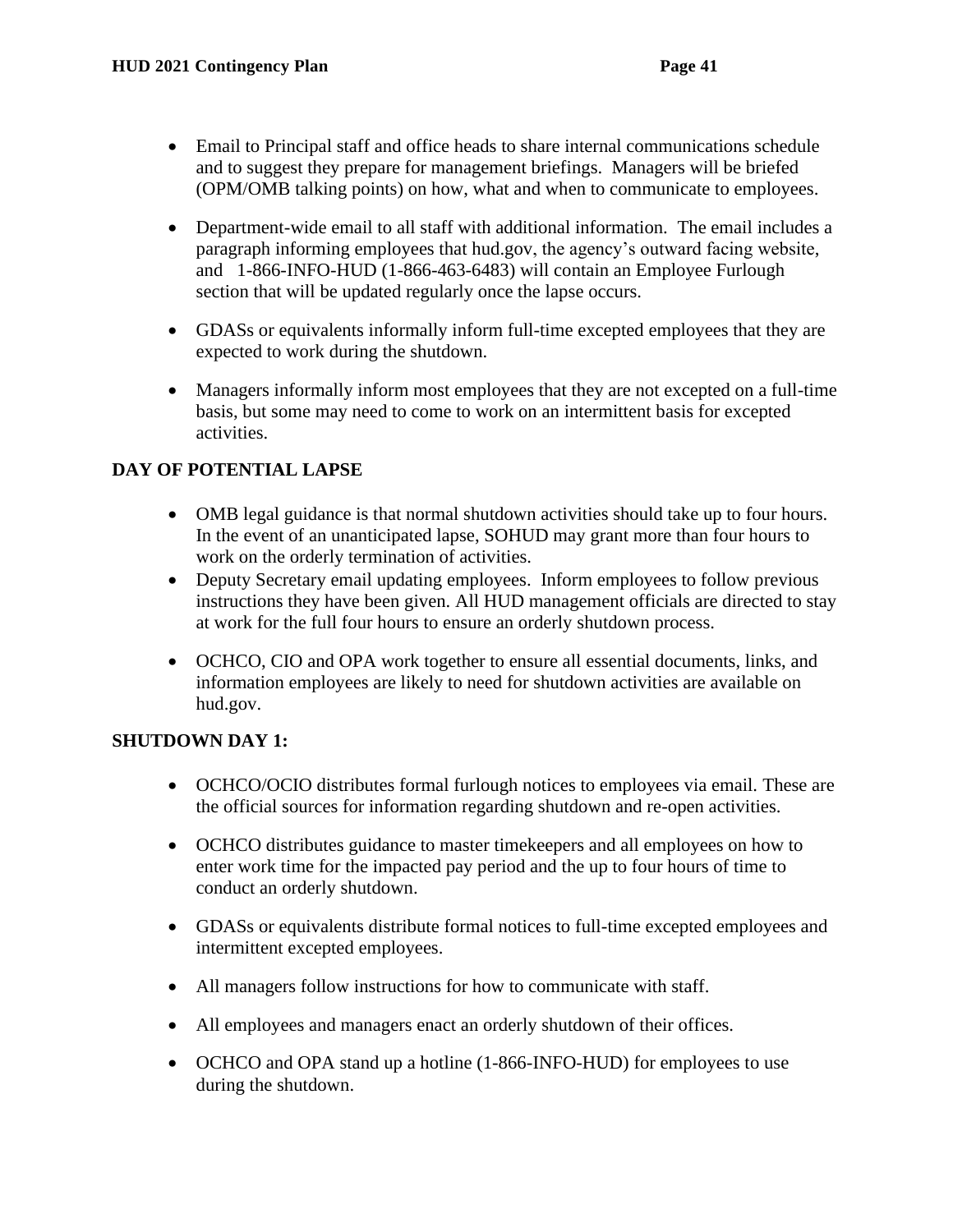- Email to Principal staff and office heads to share internal communications schedule and to suggest they prepare for management briefings. Managers will be briefed (OPM/OMB talking points) on how, what and when to communicate to employees.

- Department-wide email to all staff with additional information. The email includes a paragraph informing employees that hud.gov, the agency's outward facing website, and 1-866-INFO-HUD (1-866-463-6483) will contain an Employee Furlough section that will be updated regularly once the lapse occurs.

- GDASs or equivalents informally inform full-time excepted employees that they are expected to work during the shutdown.

- Managers informally inform most employees that they are not excepted on a full-time basis, but some may need to come to work on an intermittent basis for excepted activities.

## DAY OF POTENTIAL LAPSE

- OMB legal guidance is that normal shutdown activities should take up to four hours. In the event of an unanticipated lapse, SOHUD may grant more than four hours to work on the orderly termination of activities.
- Deputy Secretary email updating employees. Inform employees to follow previous instructions they have been given. All HUD management officials are directed to stay at work for the full four hours to ensure an orderly shutdown process.

- OCHCO, CIO and OPA work together to ensure all essential documents, links, and information employees are likely to need for shutdown activities are available on hud.gov.

## SHUTDOWN DAY 1:

- OCHCO/OCIO distributes formal furlough notices to employees via email. These are the official sources for information regarding shutdown and re-open activities.

- OCHCO distributes guidance to master timekeepers and all employees on how to enter work time for the impacted pay period and the up to four hours of time to conduct an orderly shutdown.

- GDASs or equivalents distribute formal notices to full-time excepted employees and intermittent excepted employees.

- All managers follow instructions for how to communicate with staff.

- All employees and managers enact an orderly shutdown of their offices.

- OCHCO and OPA stand up a hotline (1-866-INFO-HUD) for employees to use during the shutdown.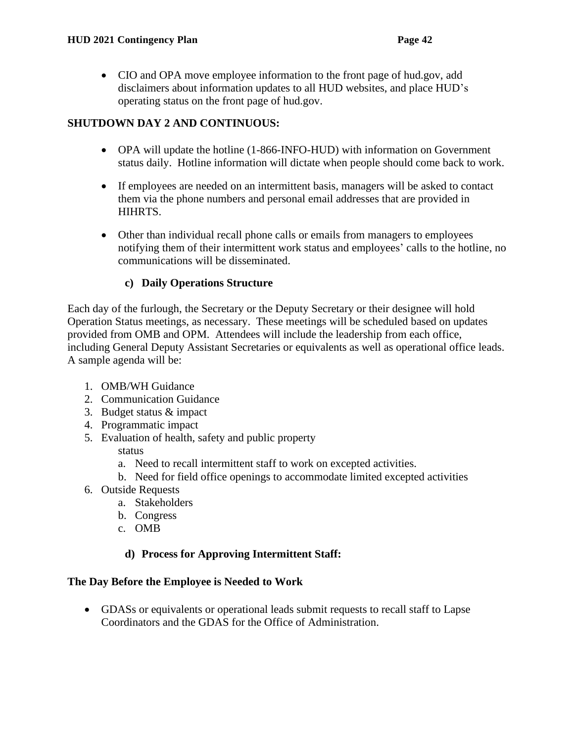- CIO and OPA move employee information to the front page of hud.gov, add disclaimers about information updates to all HUD websites, and place HUD's operating status on the front page of hud.gov.

**SHUTDOWN DAY 2 AND CONTINUOUS:**

- OPA will update the hotline (1-866-INFO-HUD) with information on Government status daily. Hotline information will dictate when people should come back to work.
- If employees are needed on an intermittent basis, managers will be asked to contact them via the phone numbers and personal email addresses that are provided in HIHRTS.
- Other than individual recall phone calls or emails from managers to employees notifying them of their intermittent work status and employees' calls to the hotline, no communications will be disseminated.

### c) Daily Operations Structure

Each day of the furlough, the Secretary or the Deputy Secretary or their designee will hold Operation Status meetings, as necessary. These meetings will be scheduled based on updates provided from OMB and OPM. Attendees will include the leadership from each office, including General Deputy Assistant Secretaries or equivalents as well as operational office leads. A sample agenda will be:

1. OMB/WH Guidance
2. Communication Guidance
3. Budget status & impact
4. Programmatic impact
5. Evaluation of health, safety and public property status
   a. Need to recall intermittent staff to work on excepted activities.
   b. Need for field office openings to accommodate limited excepted activities
6. Outside Requests
   a. Stakeholders
   b. Congress
   c. OMB

### d) Process for Approving Intermittent Staff:

**The Day Before the Employee is Needed to Work**

- GDASs or equivalents or operational leads submit requests to recall staff to Lapse Coordinators and the GDAS for the Office of Administration.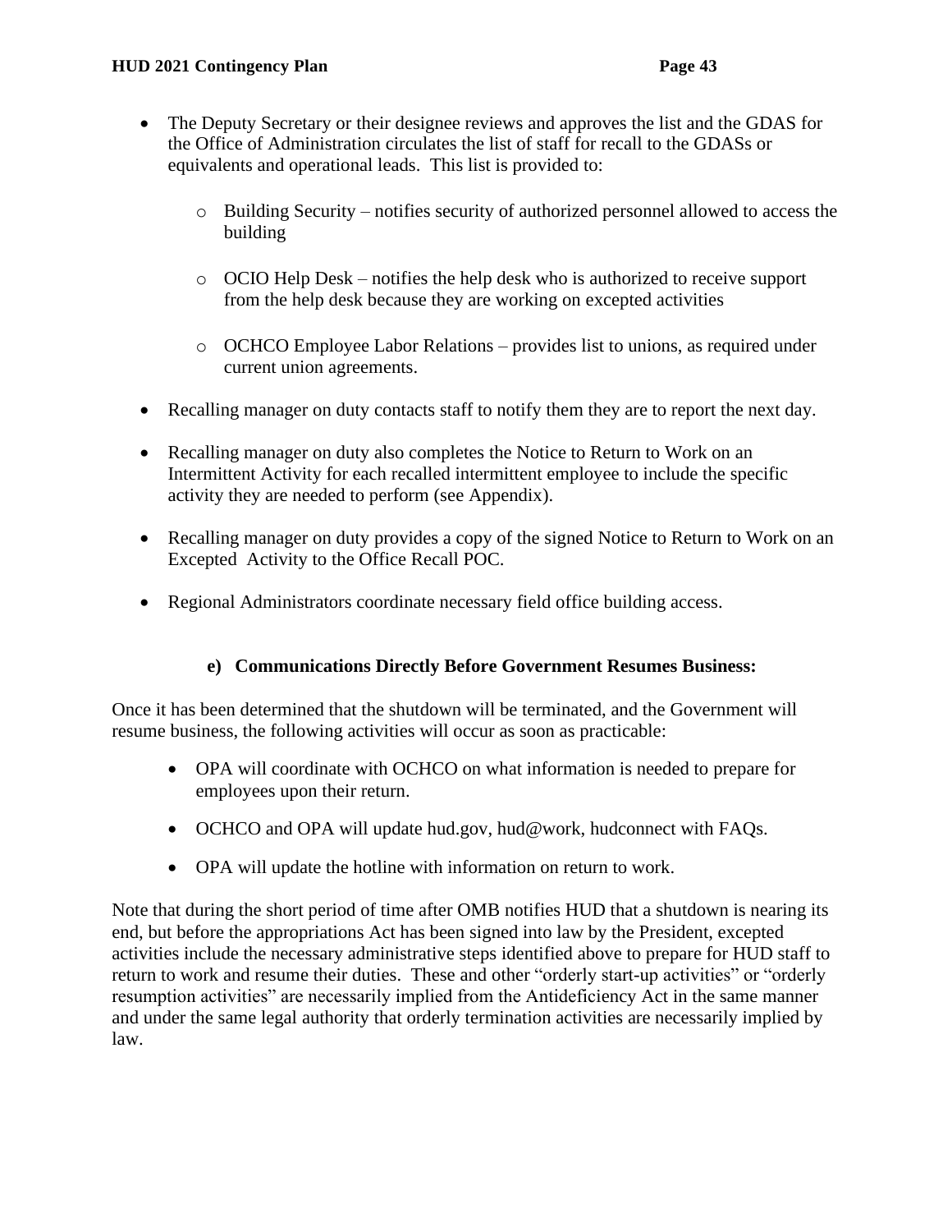- The Deputy Secretary or their designee reviews and approves the list and the GDAS for the Office of Administration circulates the list of staff for recall to the GDASs or equivalents and operational leads. This list is provided to:
  - Building Security – notifies security of authorized personnel allowed to access the building
  - OCIO Help Desk – notifies the help desk who is authorized to receive support from the help desk because they are working on excepted activities
  - OCHCO Employee Labor Relations – provides list to unions, as required under current union agreements.
- Recalling manager on duty contacts staff to notify them they are to report the next day.
- Recalling manager on duty also completes the Notice to Return to Work on an Intermittent Activity for each recalled intermittent employee to include the specific activity they are needed to perform (see Appendix).
- Recalling manager on duty provides a copy of the signed Notice to Return to Work on an Excepted Activity to the Office Recall POC.
- Regional Administrators coordinate necessary field office building access.

### e) Communications Directly Before Government Resumes Business:

Once it has been determined that the shutdown will be terminated, and the Government will resume business, the following activities will occur as soon as practicable:

- OPA will coordinate with OCHCO on what information is needed to prepare for employees upon their return.
- OCHCO and OPA will update hud.gov, hud@work, hudconnect with FAQs.
- OPA will update the hotline with information on return to work.

Note that during the short period of time after OMB notifies HUD that a shutdown is nearing its end, but before the appropriations Act has been signed into law by the President, excepted activities include the necessary administrative steps identified above to prepare for HUD staff to return to work and resume their duties. These and other "orderly start-up activities" or "orderly resumption activities" are necessarily implied from the Antideficiency Act in the same manner and under the same legal authority that orderly termination activities are necessarily implied by law.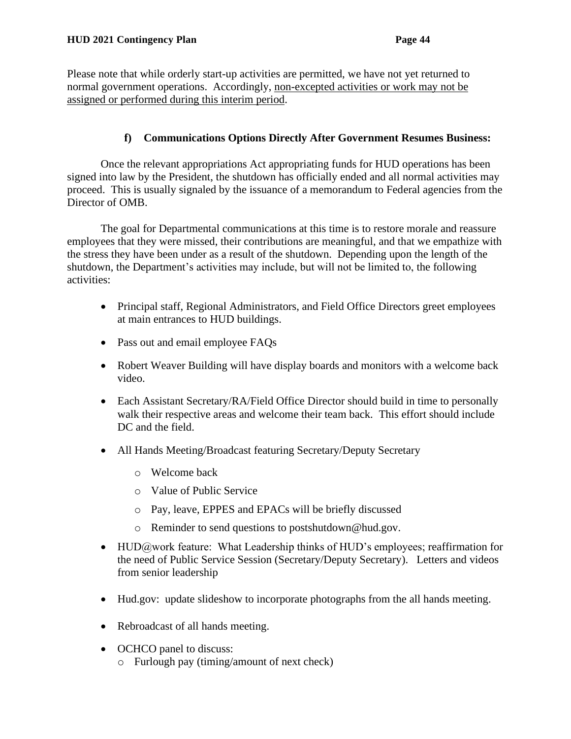Please note that while orderly start-up activities are permitted, we have not yet returned to normal government operations. Accordingly, <u>non-excepted activities or work may not be assigned or performed during this interim period</u>.

### f) Communications Options Directly After Government Resumes Business:

Once the relevant appropriations Act appropriating funds for HUD operations has been signed into law by the President, the shutdown has officially ended and all normal activities may proceed. This is usually signaled by the issuance of a memorandum to Federal agencies from the Director of OMB.

The goal for Departmental communications at this time is to restore morale and reassure employees that they were missed, their contributions are meaningful, and that we empathize with the stress they have been under as a result of the shutdown. Depending upon the length of the shutdown, the Department's activities may include, but will not be limited to, the following activities:

- Principal staff, Regional Administrators, and Field Office Directors greet employees at main entrances to HUD buildings.
- Pass out and email employee FAQs
- Robert Weaver Building will have display boards and monitors with a welcome back video.
- Each Assistant Secretary/RA/Field Office Director should build in time to personally walk their respective areas and welcome their team back. This effort should include DC and the field.
- All Hands Meeting/Broadcast featuring Secretary/Deputy Secretary
  - Welcome back
  - Value of Public Service
  - Pay, leave, EPPES and EPACs will be briefly discussed
  - Reminder to send questions to postshutdown@hud.gov.
- HUD@work feature: What Leadership thinks of HUD's employees; reaffirmation for the need of Public Service Session (Secretary/Deputy Secretary). Letters and videos from senior leadership
- Hud.gov: update slideshow to incorporate photographs from the all hands meeting.
- Rebroadcast of all hands meeting.
- OCHCO panel to discuss:
  - Furlough pay (timing/amount of next check)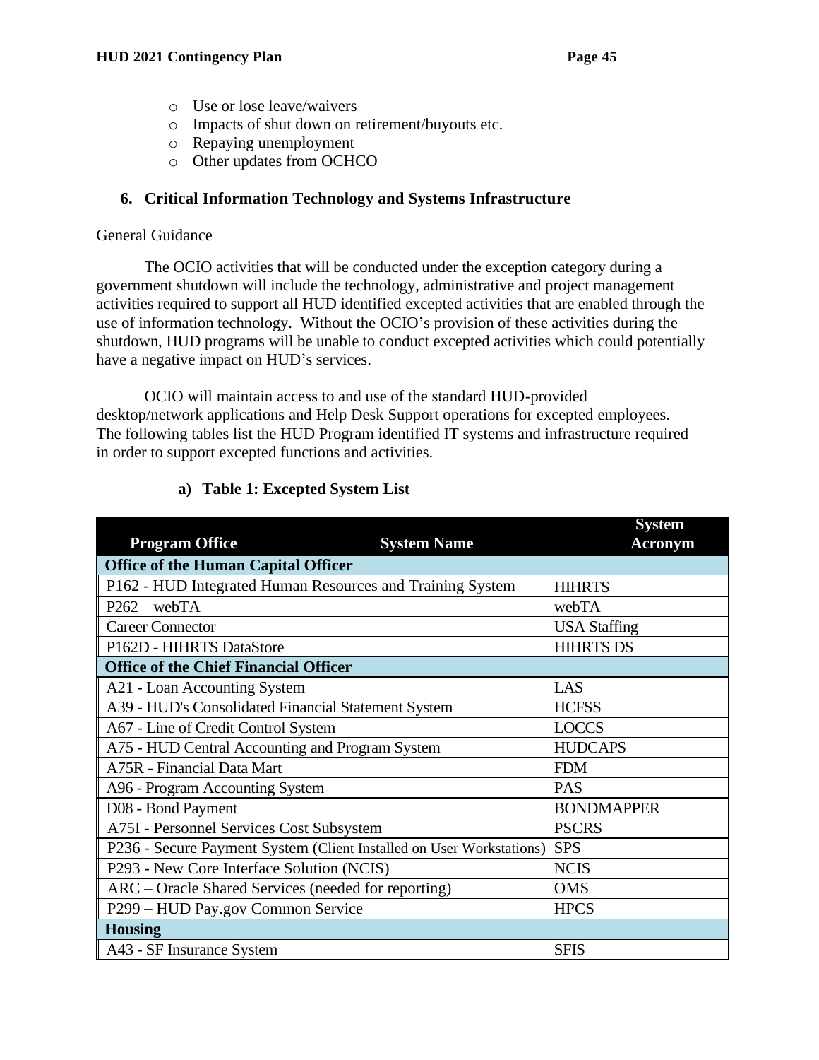- Use or lose leave/waivers
- Impacts of shut down on retirement/buyouts etc.
- Repaying unemployment
- Other updates from OCHCO

## 6. Critical Information Technology and Systems Infrastructure

General Guidance

The OCIO activities that will be conducted under the exception category during a government shutdown will include the technology, administrative and project management activities required to support all HUD identified excepted activities that are enabled through the use of information technology. Without the OCIO's provision of these activities during the shutdown, HUD programs will be unable to conduct excepted activities which could potentially have a negative impact on HUD's services.

OCIO will maintain access to and use of the standard HUD-provided desktop/network applications and Help Desk Support operations for excepted employees. The following tables list the HUD Program identified IT systems and infrastructure required in order to support excepted functions and activities.

### a) Table 1: Excepted System List

| Program Office / System Name | System Acronym |
|---|---|
| **Office of the Human Capital Officer** | |
| P162 - HUD Integrated Human Resources and Training System | HIHRTS |
| P262 – webTA | webTA |
| Career Connector | USA Staffing |
| P162D - HIHRTS DataStore | HIHRTS DS |
| **Office of the Chief Financial Officer** | |
| A21 - Loan Accounting System | LAS |
| A39 - HUD's Consolidated Financial Statement System | HCFSS |
| A67 - Line of Credit Control System | LOCCS |
| A75 - HUD Central Accounting and Program System | HUDCAPS |
| A75R - Financial Data Mart | FDM |
| A96 - Program Accounting System | PAS |
| D08 - Bond Payment | BONDMAPPER |
| A75I - Personnel Services Cost Subsystem | PSCRS |
| P236 - Secure Payment System (Client Installed on User Workstations) | SPS |
| P293 - New Core Interface Solution (NCIS) | NCIS |
| ARC – Oracle Shared Services (needed for reporting) | OMS |
| P299 – HUD Pay.gov Common Service | HPCS |
| **Housing** | |
| A43 - SF Insurance System | SFIS |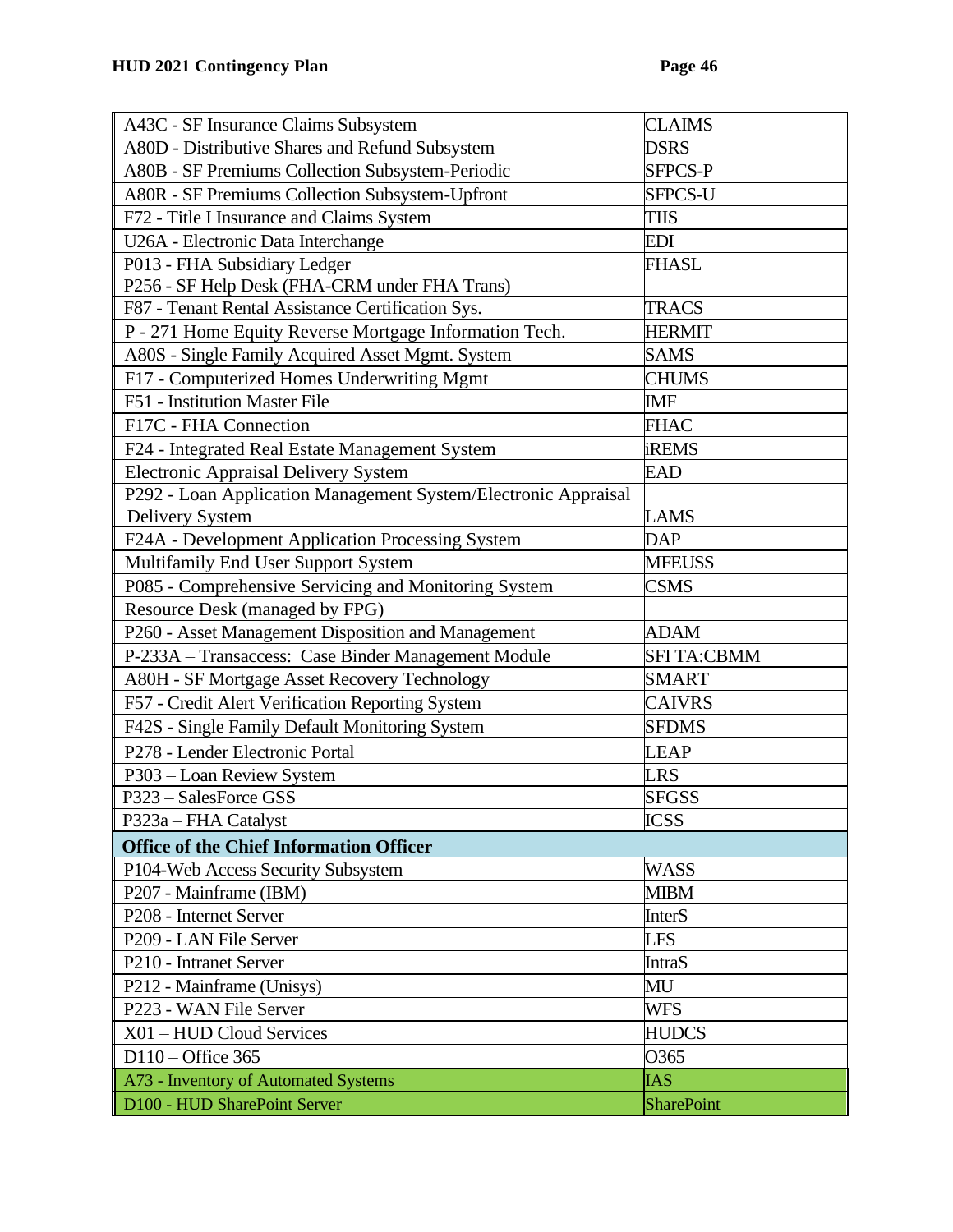| | |
|---|---|
| A43C - SF Insurance Claims Subsystem | CLAIMS |
| A80D - Distributive Shares and Refund Subsystem | DSRS |
| A80B - SF Premiums Collection Subsystem-Periodic | SFPCS-P |
| A80R - SF Premiums Collection Subsystem-Upfront | SFPCS-U |
| F72 - Title I Insurance and Claims System | TIIS |
| U26A - Electronic Data Interchange | EDI |
| P013 - FHA Subsidiary Ledger<br>P256 - SF Help Desk (FHA-CRM under FHA Trans) | FHASL |
| F87 - Tenant Rental Assistance Certification Sys. | TRACS |
| P - 271 Home Equity Reverse Mortgage Information Tech. | HERMIT |
| A80S - Single Family Acquired Asset Mgmt. System | SAMS |
| F17 - Computerized Homes Underwriting Mgmt | CHUMS |
| F51 - Institution Master File | IMF |
| F17C - FHA Connection | FHAC |
| F24 - Integrated Real Estate Management System | iREMS |
| Electronic Appraisal Delivery System | EAD |
| P292 - Loan Application Management System/Electronic Appraisal Delivery System | LAMS |
| F24A - Development Application Processing System | DAP |
| Multifamily End User Support System | MFEUSS |
| P085 - Comprehensive Servicing and Monitoring System | CSMS |
| Resource Desk (managed by FPG) | |
| P260 - Asset Management Disposition and Management | ADAM |
| P-233A – Transaccess: Case Binder Management Module | SFI TA:CBMM |
| A80H - SF Mortgage Asset Recovery Technology | SMART |
| F57 - Credit Alert Verification Reporting System | CAIVRS |
| F42S - Single Family Default Monitoring System | SFDMS |
| P278 - Lender Electronic Portal | LEAP |
| P303 – Loan Review System | LRS |
| P323 – SalesForce GSS | SFGSS |
| P323a – FHA Catalyst | ICSS |
| **Office of the Chief Information Officer** | |
| P104-Web Access Security Subsystem | WASS |
| P207 - Mainframe (IBM) | MIBM |
| P208 - Internet Server | InterS |
| P209 - LAN File Server | LFS |
| P210 - Intranet Server | IntraS |
| P212 - Mainframe (Unisys) | MU |
| P223 - WAN File Server | WFS |
| X01 – HUD Cloud Services | HUDCS |
| D110 – Office 365 | O365 |
| A73 - Inventory of Automated Systems | IAS |
| D100 - HUD SharePoint Server | SharePoint |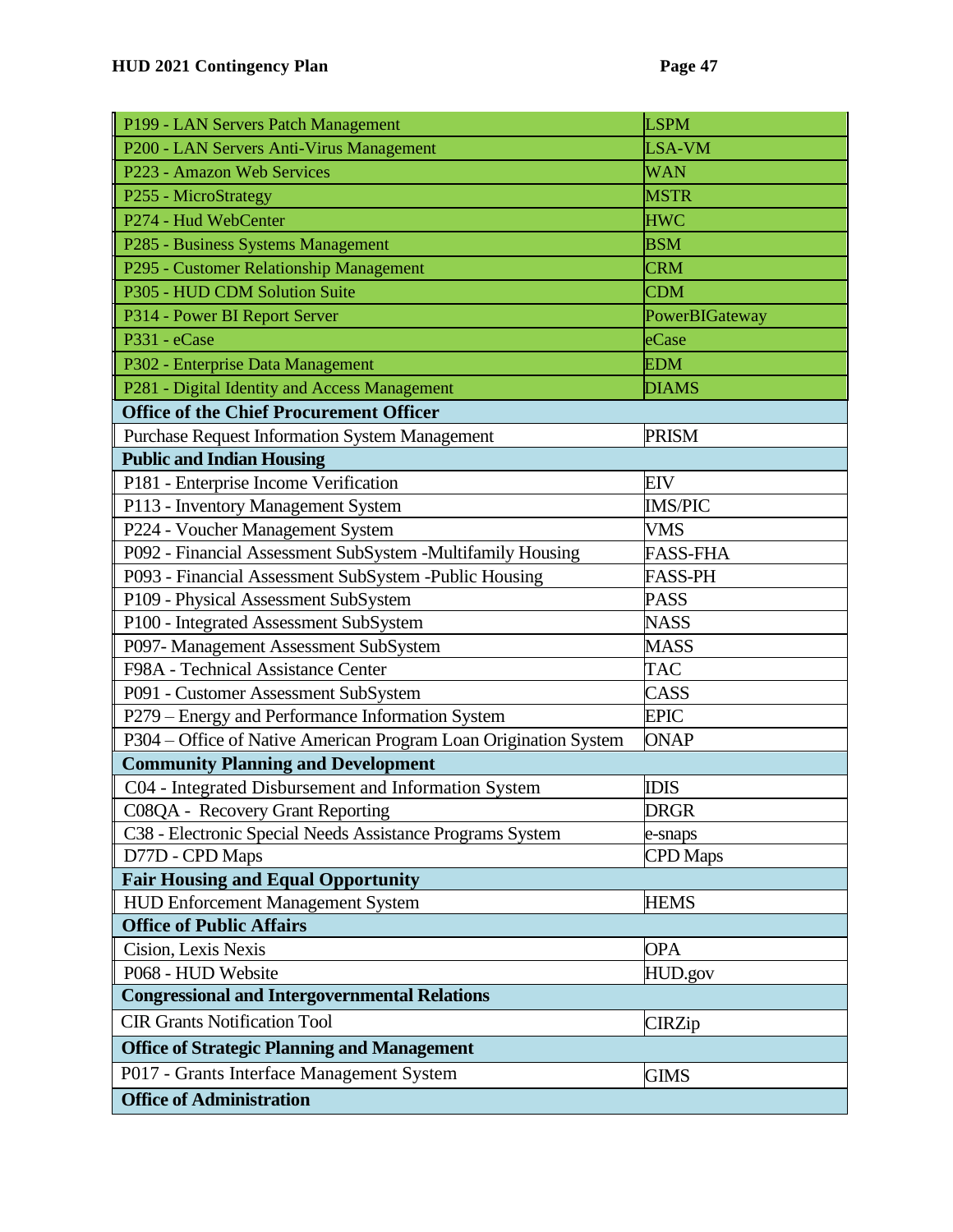| | |
|---|---|
| P199 - LAN Servers Patch Management | LSPM |
| P200 - LAN Servers Anti-Virus Management | LSA-VM |
| P223 - Amazon Web Services | WAN |
| P255 - MicroStrategy | MSTR |
| P274 - Hud WebCenter | HWC |
| P285 - Business Systems Management | BSM |
| P295 - Customer Relationship Management | CRM |
| P305 - HUD CDM Solution Suite | CDM |
| P314 - Power BI Report Server | PowerBIGateway |
| P331 - eCase | eCase |
| P302 - Enterprise Data Management | EDM |
| P281 - Digital Identity and Access Management | DIAMS |
| **Office of the Chief Procurement Officer** | |
| Purchase Request Information System Management | PRISM |
| **Public and Indian Housing** | |
| P181 - Enterprise Income Verification | EIV |
| P113 - Inventory Management System | IMS/PIC |
| P224 - Voucher Management System | VMS |
| P092 - Financial Assessment SubSystem -Multifamily Housing | FASS-FHA |
| P093 - Financial Assessment SubSystem -Public Housing | FASS-PH |
| P109 - Physical Assessment SubSystem | PASS |
| P100 - Integrated Assessment SubSystem | NASS |
| P097- Management Assessment SubSystem | MASS |
| F98A - Technical Assistance Center | TAC |
| P091 - Customer Assessment SubSystem | CASS |
| P279 – Energy and Performance Information System | EPIC |
| P304 – Office of Native American Program Loan Origination System | ONAP |
| **Community Planning and Development** | |
| C04 - Integrated Disbursement and Information System | IDIS |
| C08QA - Recovery Grant Reporting | DRGR |
| C38 - Electronic Special Needs Assistance Programs System | e-snaps |
| D77D - CPD Maps | CPD Maps |
| **Fair Housing and Equal Opportunity** | |
| HUD Enforcement Management System | HEMS |
| **Office of Public Affairs** | |
| Cision, Lexis Nexis | OPA |
| P068 - HUD Website | HUD.gov |
| **Congressional and Intergovernmental Relations** | |
| CIR Grants Notification Tool | CIRZip |
| **Office of Strategic Planning and Management** | |
| P017 - Grants Interface Management System | GIMS |
| **Office of Administration** | |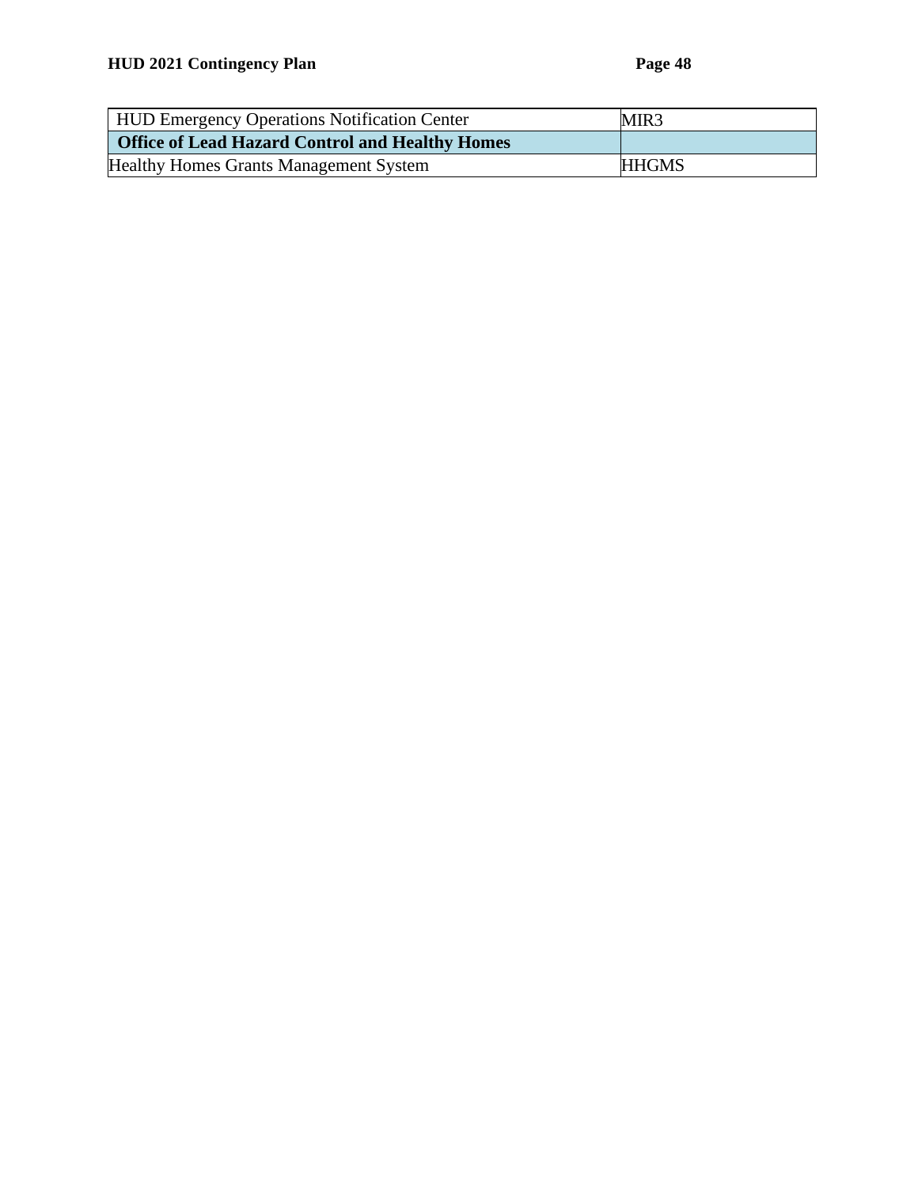| | |
|---|---|
| HUD Emergency Operations Notification Center | MIR3 |
| **Office of Lead Hazard Control and Healthy Homes** | |
| Healthy Homes Grants Management System | HHGMS |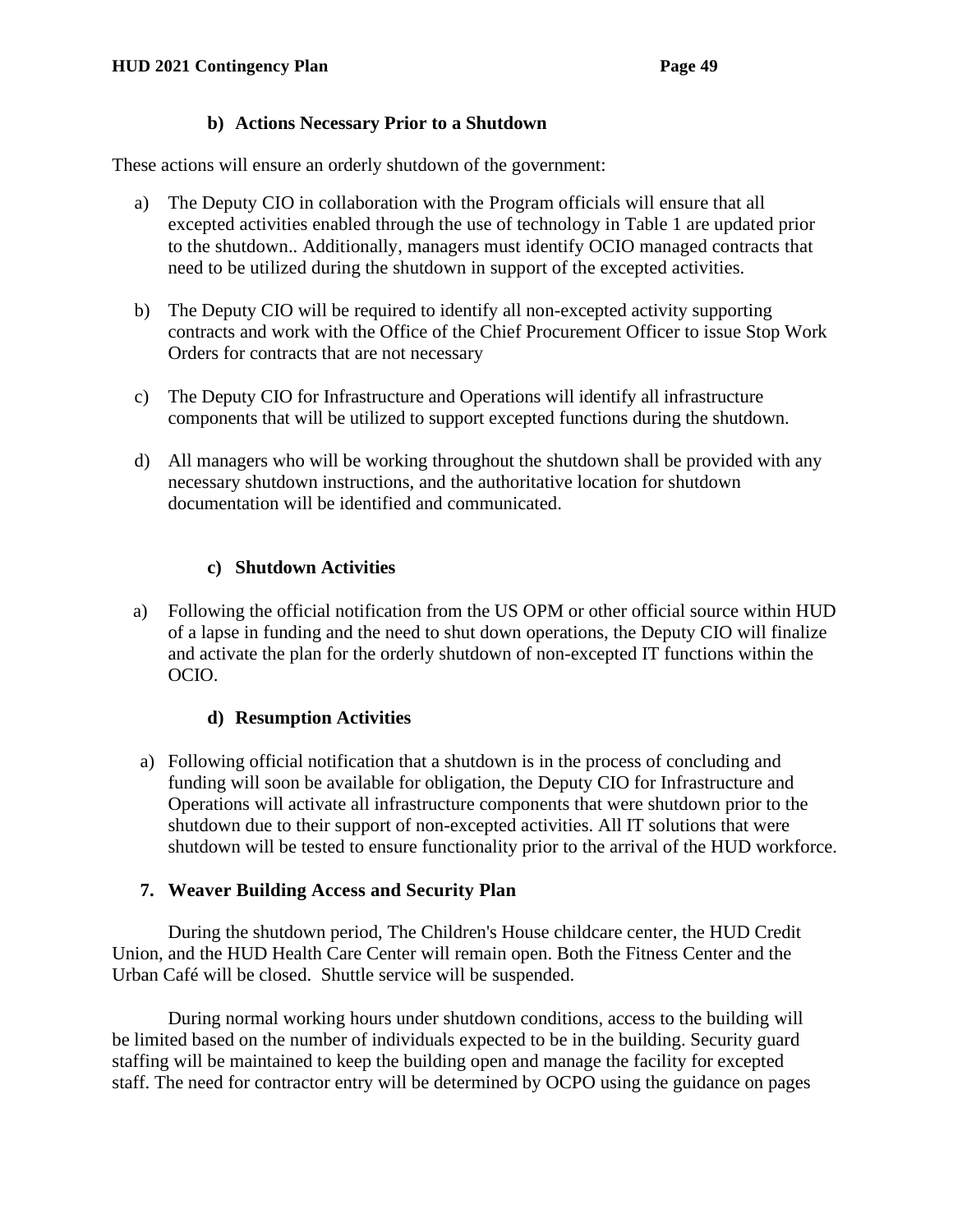#### b) Actions Necessary Prior to a Shutdown

These actions will ensure an orderly shutdown of the government:

a) The Deputy CIO in collaboration with the Program officials will ensure that all excepted activities enabled through the use of technology in Table 1 are updated prior to the shutdown.. Additionally, managers must identify OCIO managed contracts that need to be utilized during the shutdown in support of the excepted activities.

b) The Deputy CIO will be required to identify all non-excepted activity supporting contracts and work with the Office of the Chief Procurement Officer to issue Stop Work Orders for contracts that are not necessary

c) The Deputy CIO for Infrastructure and Operations will identify all infrastructure components that will be utilized to support excepted functions during the shutdown.

d) All managers who will be working throughout the shutdown shall be provided with any necessary shutdown instructions, and the authoritative location for shutdown documentation will be identified and communicated.

#### c) Shutdown Activities

a) Following the official notification from the US OPM or other official source within HUD of a lapse in funding and the need to shut down operations, the Deputy CIO will finalize and activate the plan for the orderly shutdown of non-excepted IT functions within the OCIO.

#### d) Resumption Activities

a) Following official notification that a shutdown is in the process of concluding and funding will soon be available for obligation, the Deputy CIO for Infrastructure and Operations will activate all infrastructure components that were shutdown prior to the shutdown due to their support of non-excepted activities. All IT solutions that were shutdown will be tested to ensure functionality prior to the arrival of the HUD workforce.

### 7. Weaver Building Access and Security Plan

During the shutdown period, The Children's House childcare center, the HUD Credit Union, and the HUD Health Care Center will remain open. Both the Fitness Center and the Urban Café will be closed. Shuttle service will be suspended.

During normal working hours under shutdown conditions, access to the building will be limited based on the number of individuals expected to be in the building. Security guard staffing will be maintained to keep the building open and manage the facility for excepted staff. The need for contractor entry will be determined by OCPO using the guidance on pages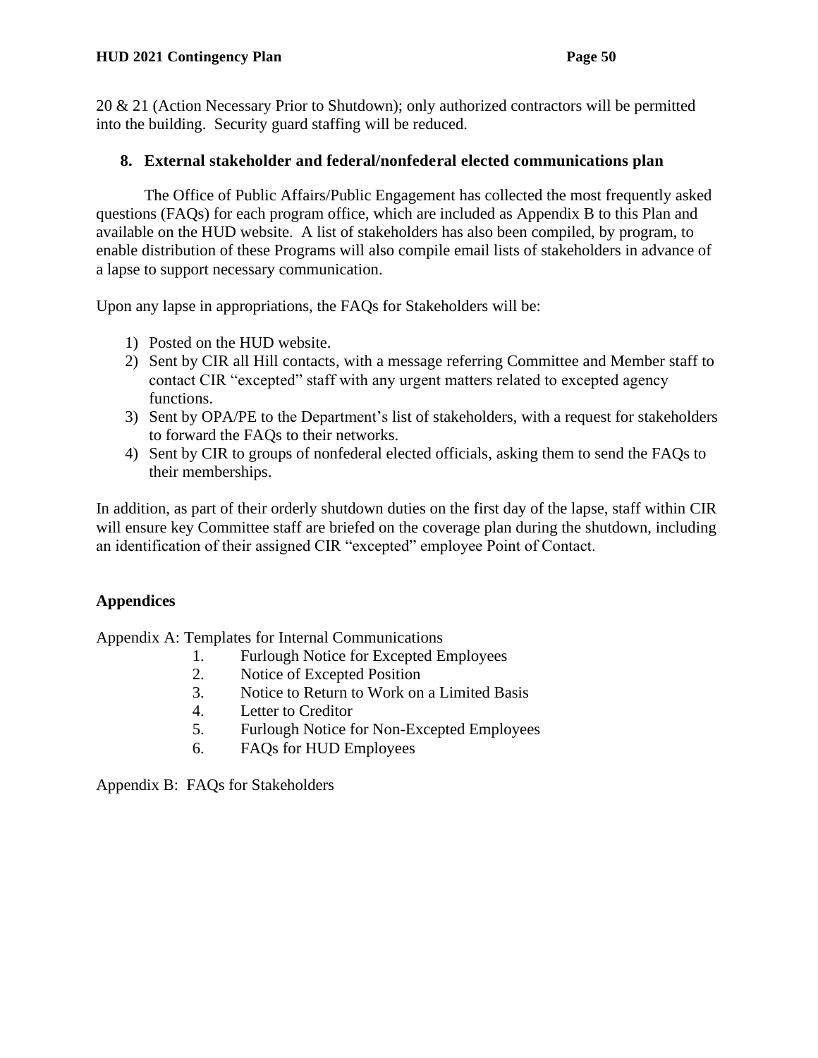20 & 21 (Action Necessary Prior to Shutdown); only authorized contractors will be permitted into the building. Security guard staffing will be reduced.

## 8. External stakeholder and federal/nonfederal elected communications plan

The Office of Public Affairs/Public Engagement has collected the most frequently asked questions (FAQs) for each program office, which are included as Appendix B to this Plan and available on the HUD website. A list of stakeholders has also been compiled, by program, to enable distribution of these Programs will also compile email lists of stakeholders in advance of a lapse to support necessary communication.

Upon any lapse in appropriations, the FAQs for Stakeholders will be:

1) Posted on the HUD website.
2) Sent by CIR all Hill contacts, with a message referring Committee and Member staff to contact CIR "excepted" staff with any urgent matters related to excepted agency functions.
3) Sent by OPA/PE to the Department's list of stakeholders, with a request for stakeholders to forward the FAQs to their networks.
4) Sent by CIR to groups of nonfederal elected officials, asking them to send the FAQs to their memberships.

In addition, as part of their orderly shutdown duties on the first day of the lapse, staff within CIR will ensure key Committee staff are briefed on the coverage plan during the shutdown, including an identification of their assigned CIR "excepted" employee Point of Contact.

## Appendices

Appendix A: Templates for Internal Communications

1. Furlough Notice for Excepted Employees
2. Notice of Excepted Position
3. Notice to Return to Work on a Limited Basis
4. Letter to Creditor
5. Furlough Notice for Non-Excepted Employees
6. FAQs for HUD Employees

Appendix B: FAQs for Stakeholders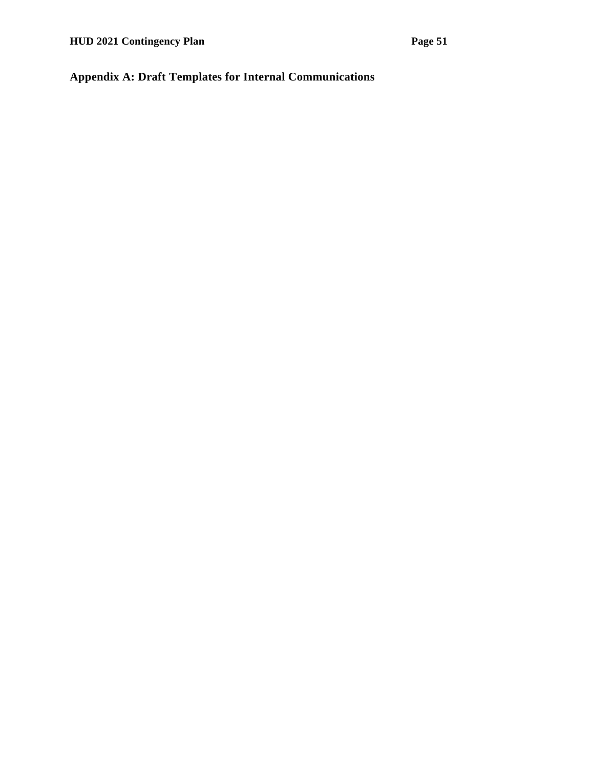## Appendix A: Draft Templates for Internal Communications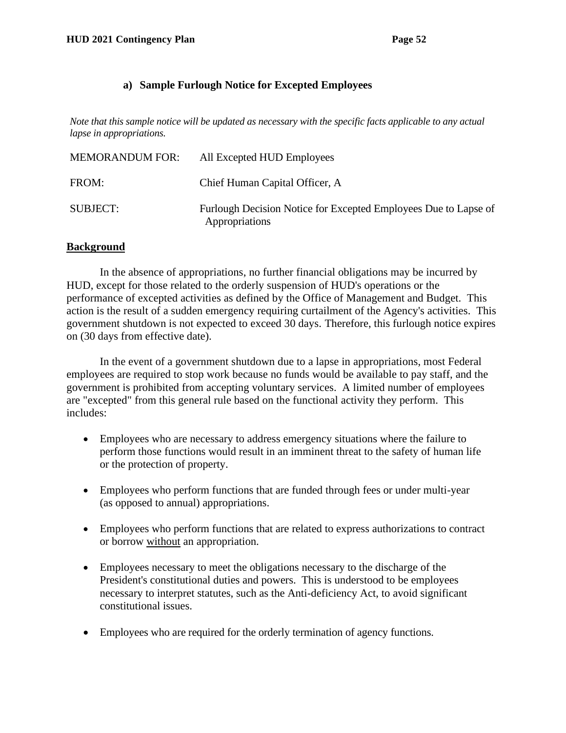### a) Sample Furlough Notice for Excepted Employees

*Note that this sample notice will be updated as necessary with the specific facts applicable to any actual lapse in appropriations.*

| | |
|---|---|
| MEMORANDUM FOR: | All Excepted HUD Employees |
| FROM: | Chief Human Capital Officer, A |
| SUBJECT: | Furlough Decision Notice for Excepted Employees Due to Lapse of Appropriations |

**<u>Background</u>**

In the absence of appropriations, no further financial obligations may be incurred by HUD, except for those related to the orderly suspension of HUD's operations or the performance of excepted activities as defined by the Office of Management and Budget. This action is the result of a sudden emergency requiring curtailment of the Agency's activities. This government shutdown is not expected to exceed 30 days. Therefore, this furlough notice expires on (30 days from effective date).

In the event of a government shutdown due to a lapse in appropriations, most Federal employees are required to stop work because no funds would be available to pay staff, and the government is prohibited from accepting voluntary services. A limited number of employees are "excepted" from this general rule based on the functional activity they perform. This includes:

- Employees who are necessary to address emergency situations where the failure to perform those functions would result in an imminent threat to the safety of human life or the protection of property.
- Employees who perform functions that are funded through fees or under multi-year (as opposed to annual) appropriations.
- Employees who perform functions that are related to express authorizations to contract or borrow <u>without</u> an appropriation.
- Employees necessary to meet the obligations necessary to the discharge of the President's constitutional duties and powers. This is understood to be employees necessary to interpret statutes, such as the Anti-deficiency Act, to avoid significant constitutional issues.
- Employees who are required for the orderly termination of agency functions.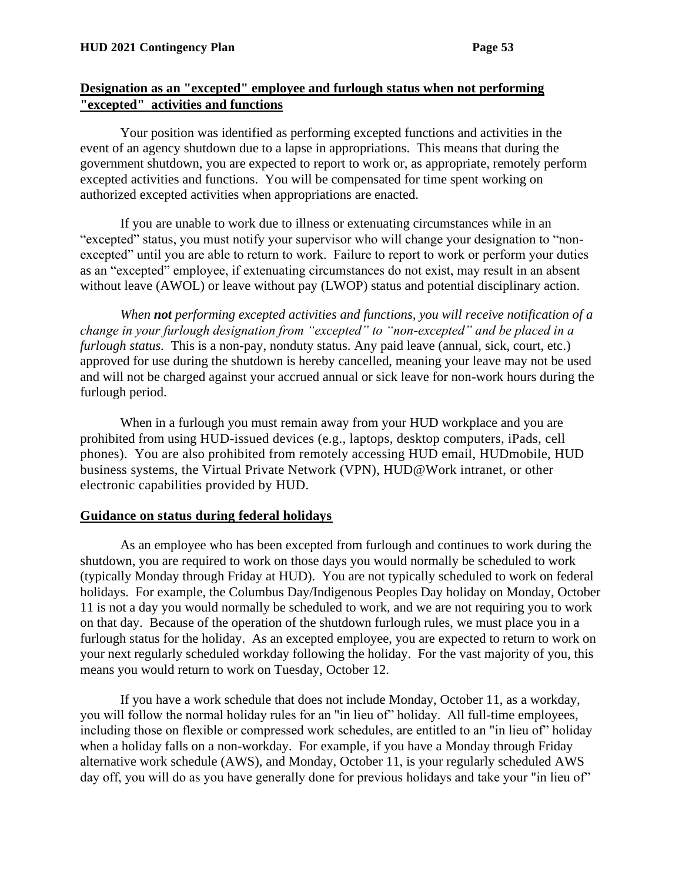## Designation as an "excepted" employee and furlough status when not performing "excepted" activities and functions

Your position was identified as performing excepted functions and activities in the event of an agency shutdown due to a lapse in appropriations. This means that during the government shutdown, you are expected to report to work or, as appropriate, remotely perform excepted activities and functions. You will be compensated for time spent working on authorized excepted activities when appropriations are enacted.

If you are unable to work due to illness or extenuating circumstances while in an "excepted" status, you must notify your supervisor who will change your designation to "non-excepted" until you are able to return to work. Failure to report to work or perform your duties as an "excepted" employee, if extenuating circumstances do not exist, may result in an absent without leave (AWOL) or leave without pay (LWOP) status and potential disciplinary action.

*When **not** performing excepted activities and functions, you will receive notification of a change in your furlough designation from "excepted" to "non-excepted" and be placed in a furlough status.* This is a non-pay, nonduty status. Any paid leave (annual, sick, court, etc.) approved for use during the shutdown is hereby cancelled, meaning your leave may not be used and will not be charged against your accrued annual or sick leave for non-work hours during the furlough period.

When in a furlough you must remain away from your HUD workplace and you are prohibited from using HUD-issued devices (e.g., laptops, desktop computers, iPads, cell phones). You are also prohibited from remotely accessing HUD email, HUDmobile, HUD business systems, the Virtual Private Network (VPN), HUD@Work intranet, or other electronic capabilities provided by HUD.

## Guidance on status during federal holidays

As an employee who has been excepted from furlough and continues to work during the shutdown, you are required to work on those days you would normally be scheduled to work (typically Monday through Friday at HUD). You are not typically scheduled to work on federal holidays. For example, the Columbus Day/Indigenous Peoples Day holiday on Monday, October 11 is not a day you would normally be scheduled to work, and we are not requiring you to work on that day. Because of the operation of the shutdown furlough rules, we must place you in a furlough status for the holiday. As an excepted employee, you are expected to return to work on your next regularly scheduled workday following the holiday. For the vast majority of you, this means you would return to work on Tuesday, October 12.

If you have a work schedule that does not include Monday, October 11, as a workday, you will follow the normal holiday rules for an "in lieu of" holiday. All full-time employees, including those on flexible or compressed work schedules, are entitled to an "in lieu of" holiday when a holiday falls on a non-workday. For example, if you have a Monday through Friday alternative work schedule (AWS), and Monday, October 11, is your regularly scheduled AWS day off, you will do as you have generally done for previous holidays and take your "in lieu of"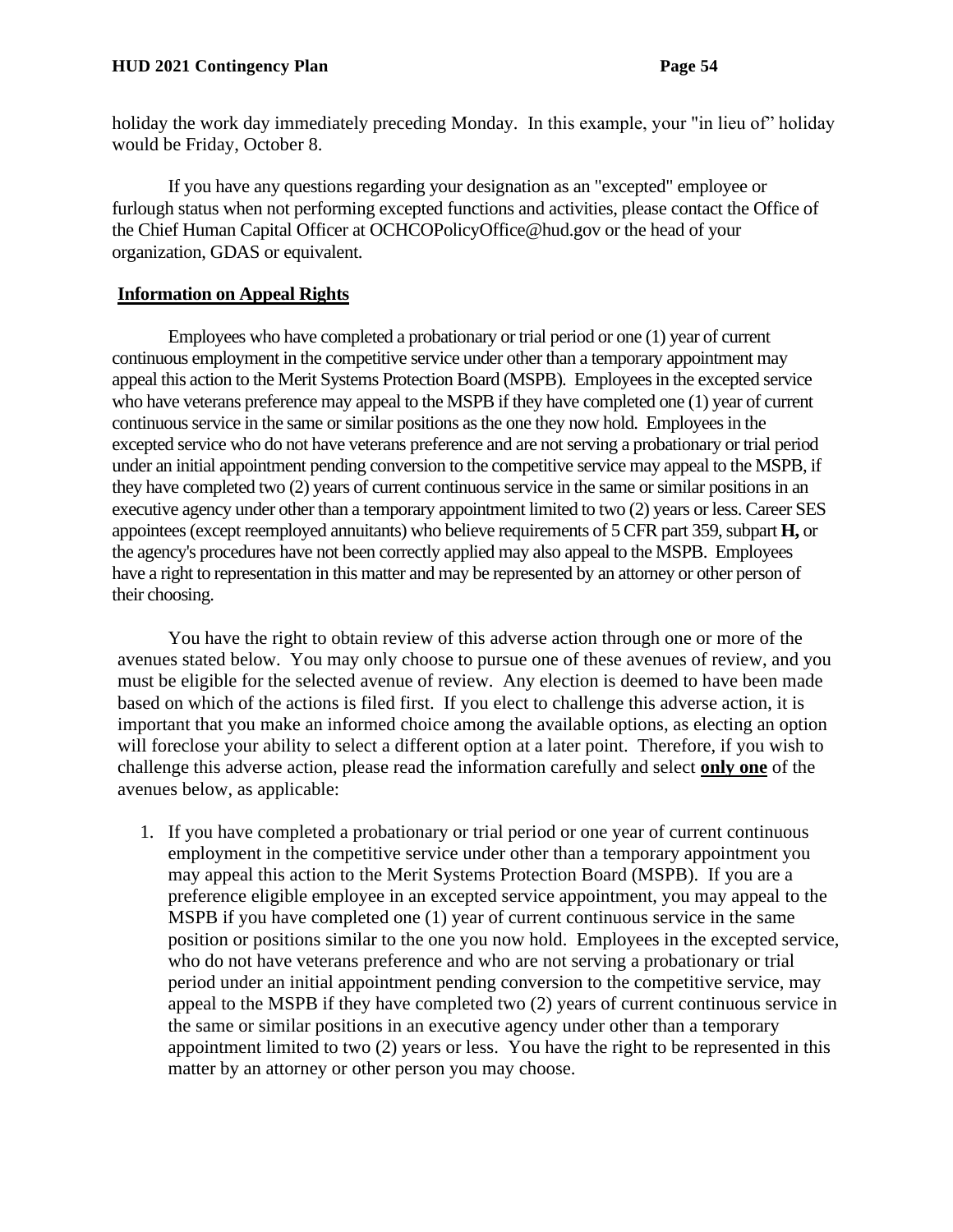holiday the work day immediately preceding Monday. In this example, your "in lieu of" holiday would be Friday, October 8.

If you have any questions regarding your designation as an "excepted" employee or furlough status when not performing excepted functions and activities, please contact the Office of the Chief Human Capital Officer at OCHCOPolicyOffice@hud.gov or the head of your organization, GDAS or equivalent.

## Information on Appeal Rights

Employees who have completed a probationary or trial period or one (1) year of current continuous employment in the competitive service under other than a temporary appointment may appeal this action to the Merit Systems Protection Board (MSPB). Employees in the excepted service who have veterans preference may appeal to the MSPB if they have completed one (1) year of current continuous service in the same or similar positions as the one they now hold. Employees in the excepted service who do not have veterans preference and are not serving a probationary or trial period under an initial appointment pending conversion to the competitive service may appeal to the MSPB, if they have completed two (2) years of current continuous service in the same or similar positions in an executive agency under other than a temporary appointment limited to two (2) years or less. Career SES appointees (except reemployed annuitants) who believe requirements of 5 CFR part 359, subpart **H,** or the agency's procedures have not been correctly applied may also appeal to the MSPB. Employees have a right to representation in this matter and may be represented by an attorney or other person of their choosing.

You have the right to obtain review of this adverse action through one or more of the avenues stated below. You may only choose to pursue one of these avenues of review, and you must be eligible for the selected avenue of review. Any election is deemed to have been made based on which of the actions is filed first. If you elect to challenge this adverse action, it is important that you make an informed choice among the available options, as electing an option will foreclose your ability to select a different option at a later point. Therefore, if you wish to challenge this adverse action, please read the information carefully and select **only one** of the avenues below, as applicable:

1. If you have completed a probationary or trial period or one year of current continuous employment in the competitive service under other than a temporary appointment you may appeal this action to the Merit Systems Protection Board (MSPB). If you are a preference eligible employee in an excepted service appointment, you may appeal to the MSPB if you have completed one (1) year of current continuous service in the same position or positions similar to the one you now hold. Employees in the excepted service, who do not have veterans preference and who are not serving a probationary or trial period under an initial appointment pending conversion to the competitive service, may appeal to the MSPB if they have completed two (2) years of current continuous service in the same or similar positions in an executive agency under other than a temporary appointment limited to two (2) years or less. You have the right to be represented in this matter by an attorney or other person you may choose.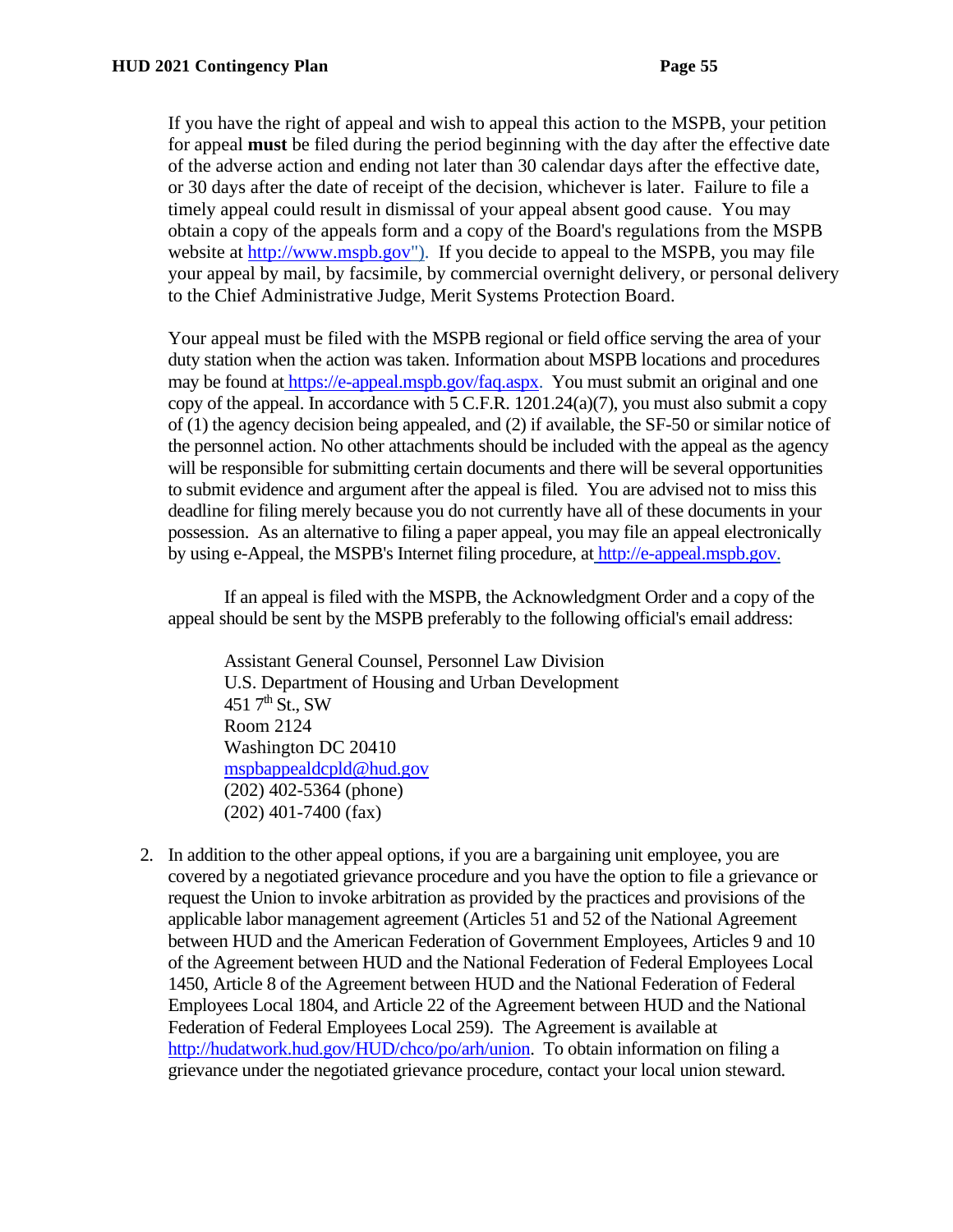If you have the right of appeal and wish to appeal this action to the MSPB, your petition for appeal **must** be filed during the period beginning with the day after the effective date of the adverse action and ending not later than 30 calendar days after the effective date, or 30 days after the date of receipt of the decision, whichever is later. Failure to file a timely appeal could result in dismissal of your appeal absent good cause. You may obtain a copy of the appeals form and a copy of the Board's regulations from the MSPB website at http://www.mspb.gov"). If you decide to appeal to the MSPB, you may file your appeal by mail, by facsimile, by commercial overnight delivery, or personal delivery to the Chief Administrative Judge, Merit Systems Protection Board.

Your appeal must be filed with the MSPB regional or field office serving the area of your duty station when the action was taken. Information about MSPB locations and procedures may be found at https://e-appeal.mspb.gov/faq.aspx. You must submit an original and one copy of the appeal. In accordance with 5 C.F.R. 1201.24(a)(7), you must also submit a copy of (1) the agency decision being appealed, and (2) if available, the SF-50 or similar notice of the personnel action. No other attachments should be included with the appeal as the agency will be responsible for submitting certain documents and there will be several opportunities to submit evidence and argument after the appeal is filed. You are advised not to miss this deadline for filing merely because you do not currently have all of these documents in your possession. As an alternative to filing a paper appeal, you may file an appeal electronically by using e-Appeal, the MSPB's Internet filing procedure, at http://e-appeal.mspb.gov.

If an appeal is filed with the MSPB, the Acknowledgment Order and a copy of the appeal should be sent by the MSPB preferably to the following official's email address:

Assistant General Counsel, Personnel Law Division
U.S. Department of Housing and Urban Development
451 7th St., SW
Room 2124
Washington DC 20410
mspbappealdcpld@hud.gov
(202) 402-5364 (phone)
(202) 401-7400 (fax)

2. In addition to the other appeal options, if you are a bargaining unit employee, you are covered by a negotiated grievance procedure and you have the option to file a grievance or request the Union to invoke arbitration as provided by the practices and provisions of the applicable labor management agreement (Articles 51 and 52 of the National Agreement between HUD and the American Federation of Government Employees, Articles 9 and 10 of the Agreement between HUD and the National Federation of Federal Employees Local 1450, Article 8 of the Agreement between HUD and the National Federation of Federal Employees Local 1804, and Article 22 of the Agreement between HUD and the National Federation of Federal Employees Local 259). The Agreement is available at http://hudatwork.hud.gov/HUD/chco/po/arh/union. To obtain information on filing a grievance under the negotiated grievance procedure, contact your local union steward.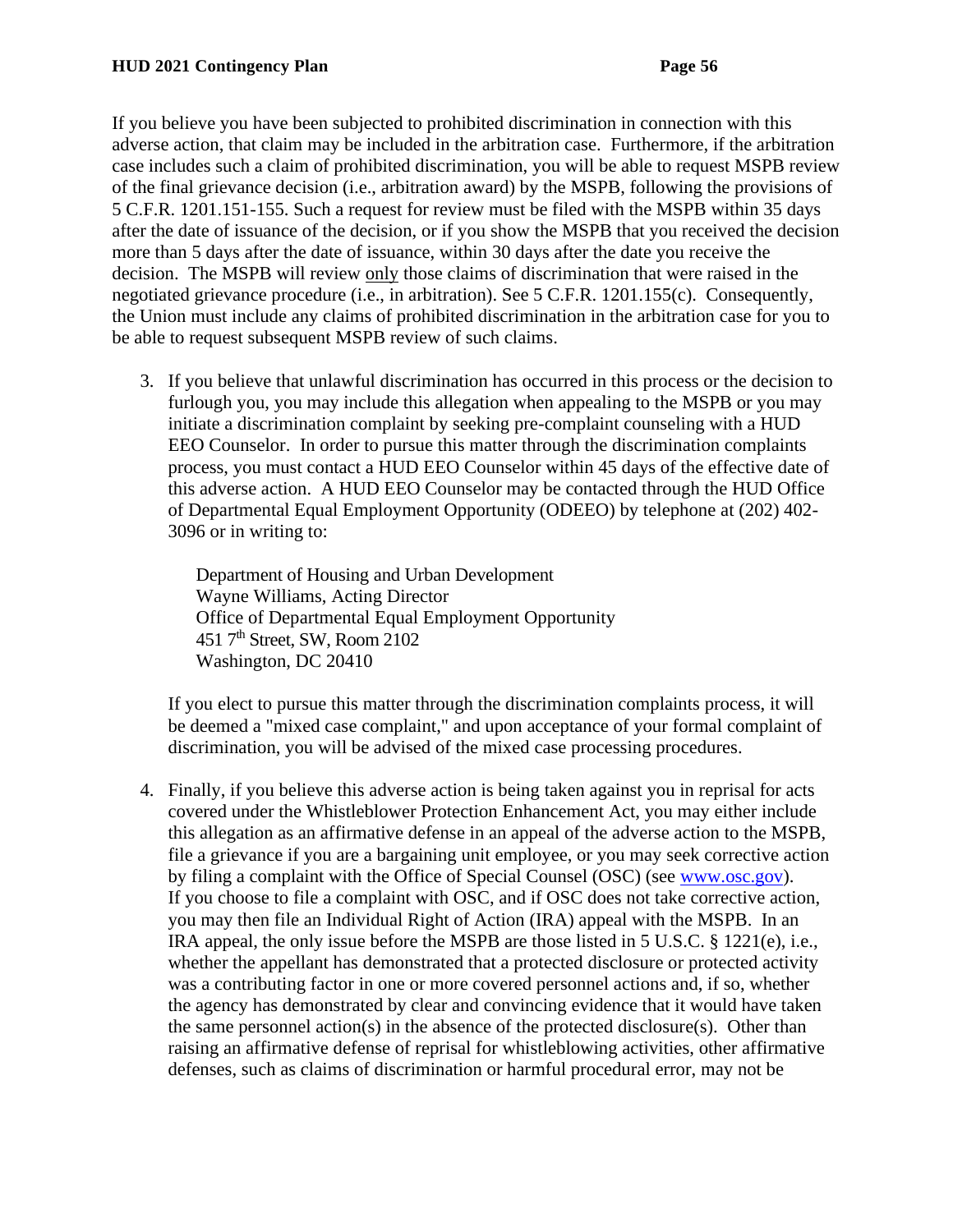If you believe you have been subjected to prohibited discrimination in connection with this adverse action, that claim may be included in the arbitration case. Furthermore, if the arbitration case includes such a claim of prohibited discrimination, you will be able to request MSPB review of the final grievance decision (i.e., arbitration award) by the MSPB, following the provisions of 5 C.F.R. 1201.151-155. Such a request for review must be filed with the MSPB within 35 days after the date of issuance of the decision, or if you show the MSPB that you received the decision more than 5 days after the date of issuance, within 30 days after the date you receive the decision. The MSPB will review only those claims of discrimination that were raised in the negotiated grievance procedure (i.e., in arbitration). See 5 C.F.R. 1201.155(c). Consequently, the Union must include any claims of prohibited discrimination in the arbitration case for you to be able to request subsequent MSPB review of such claims.

3. If you believe that unlawful discrimination has occurred in this process or the decision to furlough you, you may include this allegation when appealing to the MSPB or you may initiate a discrimination complaint by seeking pre-complaint counseling with a HUD EEO Counselor. In order to pursue this matter through the discrimination complaints process, you must contact a HUD EEO Counselor within 45 days of the effective date of this adverse action. A HUD EEO Counselor may be contacted through the HUD Office of Departmental Equal Employment Opportunity (ODEEO) by telephone at (202) 402-3096 or in writing to:

   Department of Housing and Urban Development
   Wayne Williams, Acting Director
   Office of Departmental Equal Employment Opportunity
   451 7th Street, SW, Room 2102
   Washington, DC 20410

   If you elect to pursue this matter through the discrimination complaints process, it will be deemed a "mixed case complaint," and upon acceptance of your formal complaint of discrimination, you will be advised of the mixed case processing procedures.

4. Finally, if you believe this adverse action is being taken against you in reprisal for acts covered under the Whistleblower Protection Enhancement Act, you may either include this allegation as an affirmative defense in an appeal of the adverse action to the MSPB, file a grievance if you are a bargaining unit employee, or you may seek corrective action by filing a complaint with the Office of Special Counsel (OSC) (see www.osc.gov). If you choose to file a complaint with OSC, and if OSC does not take corrective action, you may then file an Individual Right of Action (IRA) appeal with the MSPB. In an IRA appeal, the only issue before the MSPB are those listed in 5 U.S.C. § 1221(e), i.e., whether the appellant has demonstrated that a protected disclosure or protected activity was a contributing factor in one or more covered personnel actions and, if so, whether the agency has demonstrated by clear and convincing evidence that it would have taken the same personnel action(s) in the absence of the protected disclosure(s). Other than raising an affirmative defense of reprisal for whistleblowing activities, other affirmative defenses, such as claims of discrimination or harmful procedural error, may not be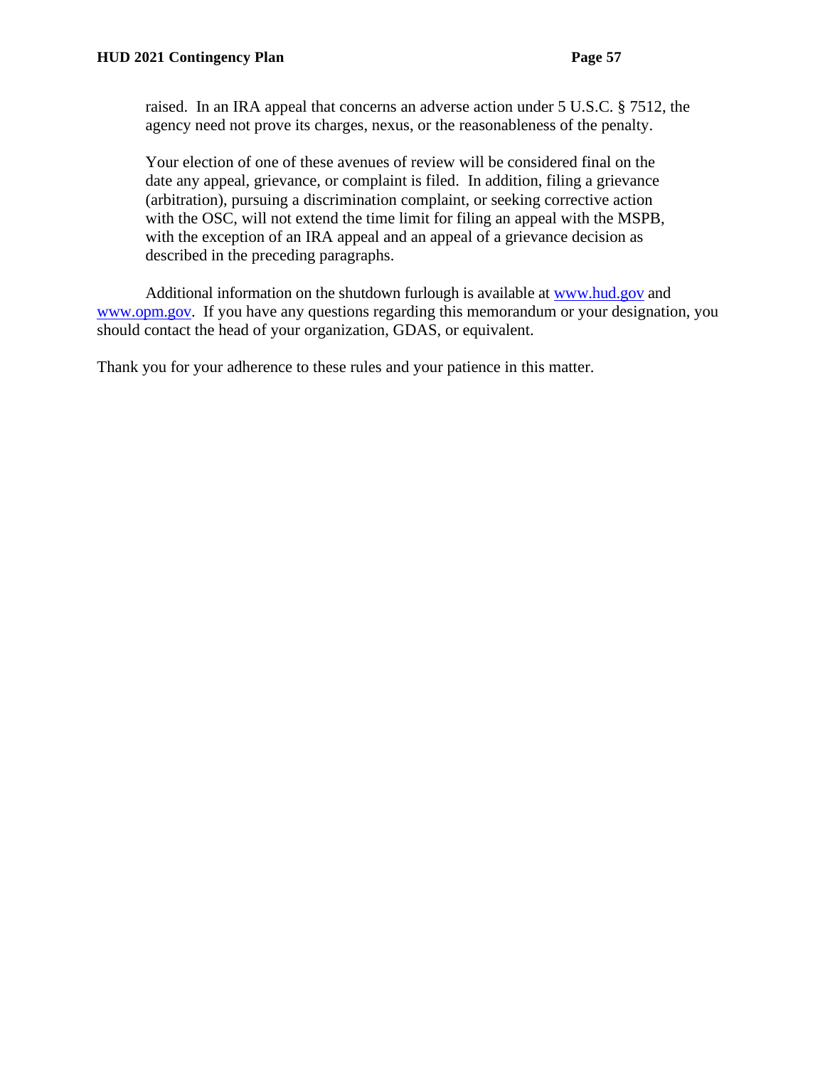raised. In an IRA appeal that concerns an adverse action under 5 U.S.C. § 7512, the agency need not prove its charges, nexus, or the reasonableness of the penalty.

Your election of one of these avenues of review will be considered final on the date any appeal, grievance, or complaint is filed. In addition, filing a grievance (arbitration), pursuing a discrimination complaint, or seeking corrective action with the OSC, will not extend the time limit for filing an appeal with the MSPB, with the exception of an IRA appeal and an appeal of a grievance decision as described in the preceding paragraphs.

Additional information on the shutdown furlough is available at [www.hud.gov](http://www.hud.gov) and [www.opm.gov](http://www.opm.gov). If you have any questions regarding this memorandum or your designation, you should contact the head of your organization, GDAS, or equivalent.

Thank you for your adherence to these rules and your patience in this matter.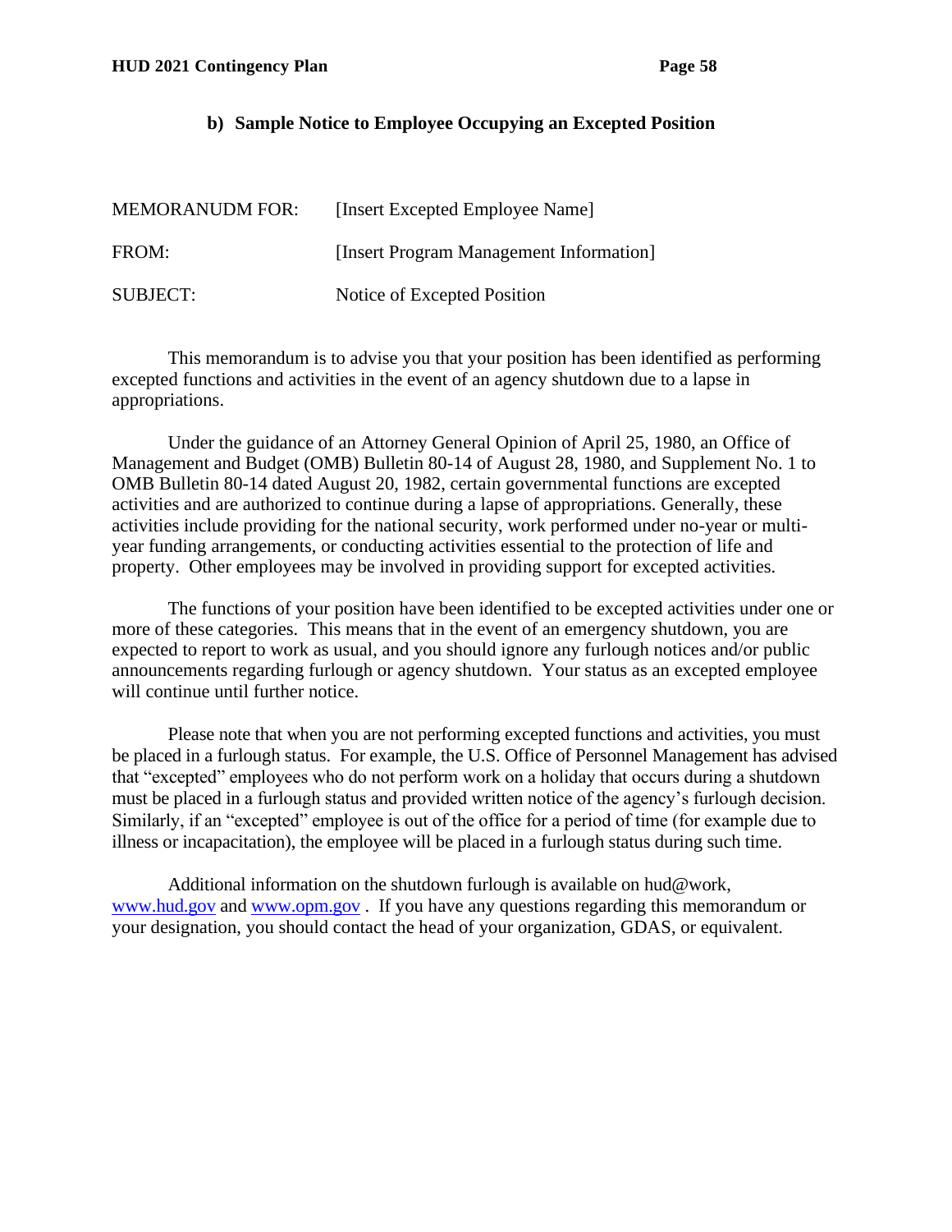### b) Sample Notice to Employee Occupying an Excepted Position

MEMORANUDM FOR: [Insert Excepted Employee Name]

FROM: [Insert Program Management Information]

SUBJECT: Notice of Excepted Position

This memorandum is to advise you that your position has been identified as performing excepted functions and activities in the event of an agency shutdown due to a lapse in appropriations.

Under the guidance of an Attorney General Opinion of April 25, 1980, an Office of Management and Budget (OMB) Bulletin 80-14 of August 28, 1980, and Supplement No. 1 to OMB Bulletin 80-14 dated August 20, 1982, certain governmental functions are excepted activities and are authorized to continue during a lapse of appropriations. Generally, these activities include providing for the national security, work performed under no-year or multi-year funding arrangements, or conducting activities essential to the protection of life and property. Other employees may be involved in providing support for excepted activities.

The functions of your position have been identified to be excepted activities under one or more of these categories. This means that in the event of an emergency shutdown, you are expected to report to work as usual, and you should ignore any furlough notices and/or public announcements regarding furlough or agency shutdown. Your status as an excepted employee will continue until further notice.

Please note that when you are not performing excepted functions and activities, you must be placed in a furlough status. For example, the U.S. Office of Personnel Management has advised that "excepted" employees who do not perform work on a holiday that occurs during a shutdown must be placed in a furlough status and provided written notice of the agency's furlough decision. Similarly, if an "excepted" employee is out of the office for a period of time (for example due to illness or incapacitation), the employee will be placed in a furlough status during such time.

Additional information on the shutdown furlough is available on hud@work, [www.hud.gov](http://www.hud.gov) and [www.opm.gov](http://www.opm.gov) . If you have any questions regarding this memorandum or your designation, you should contact the head of your organization, GDAS, or equivalent.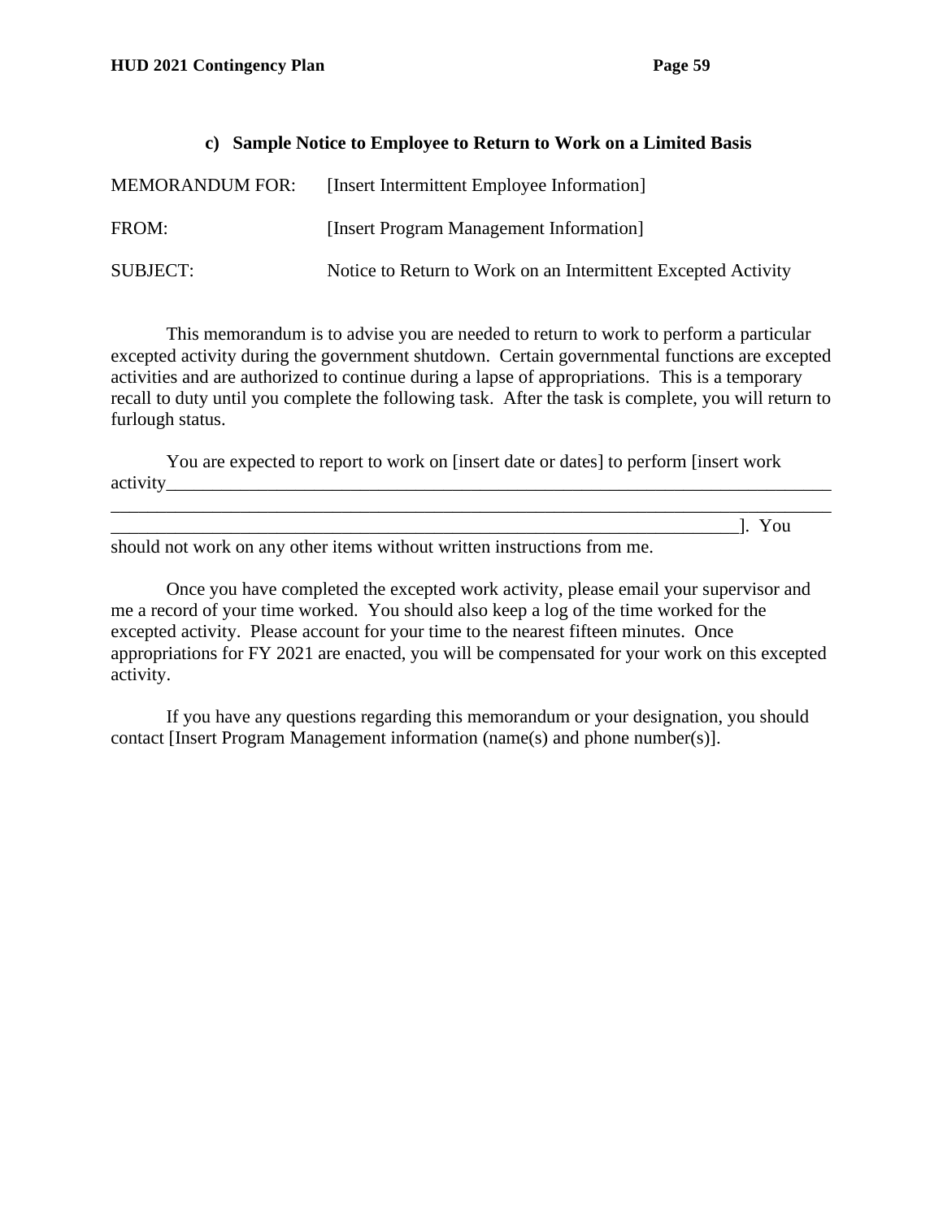### c) Sample Notice to Employee to Return to Work on a Limited Basis

MEMORANDUM FOR: [Insert Intermittent Employee Information]

FROM: [Insert Program Management Information]

SUBJECT: Notice to Return to Work on an Intermittent Excepted Activity

This memorandum is to advise you are needed to return to work to perform a particular excepted activity during the government shutdown. Certain governmental functions are excepted activities and are authorized to continue during a lapse of appropriations. This is a temporary recall to duty until you complete the following task. After the task is complete, you will return to furlough status.

You are expected to report to work on [insert date or dates] to perform [insert work activity______________________________________________________________________________
__________________________________________________________________________________
_______________________________________________________________________]. You should not work on any other items without written instructions from me.

Once you have completed the excepted work activity, please email your supervisor and me a record of your time worked. You should also keep a log of the time worked for the excepted activity. Please account for your time to the nearest fifteen minutes. Once appropriations for FY 2021 are enacted, you will be compensated for your work on this excepted activity.

If you have any questions regarding this memorandum or your designation, you should contact [Insert Program Management information (name(s) and phone number(s)].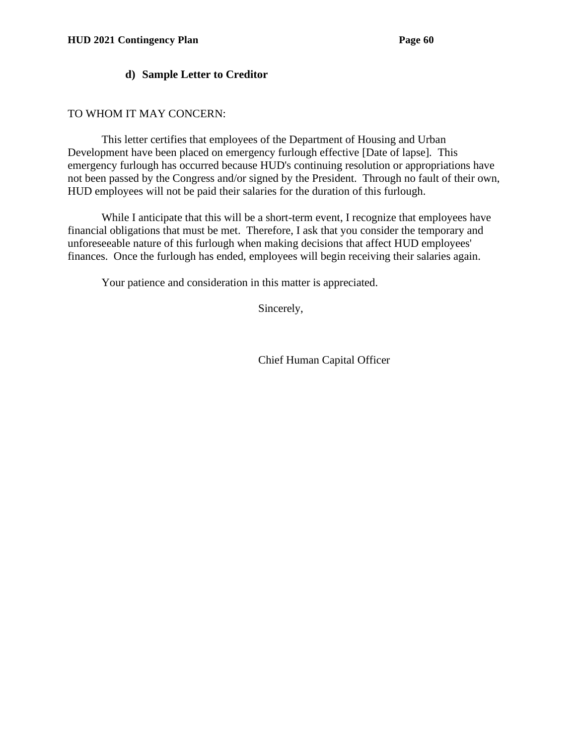### d) Sample Letter to Creditor

TO WHOM IT MAY CONCERN:

This letter certifies that employees of the Department of Housing and Urban Development have been placed on emergency furlough effective [Date of lapse]. This emergency furlough has occurred because HUD's continuing resolution or appropriations have not been passed by the Congress and/or signed by the President. Through no fault of their own, HUD employees will not be paid their salaries for the duration of this furlough.

While I anticipate that this will be a short-term event, I recognize that employees have financial obligations that must be met. Therefore, I ask that you consider the temporary and unforeseeable nature of this furlough when making decisions that affect HUD employees' finances. Once the furlough has ended, employees will begin receiving their salaries again.

Your patience and consideration in this matter is appreciated.

Sincerely,

Chief Human Capital Officer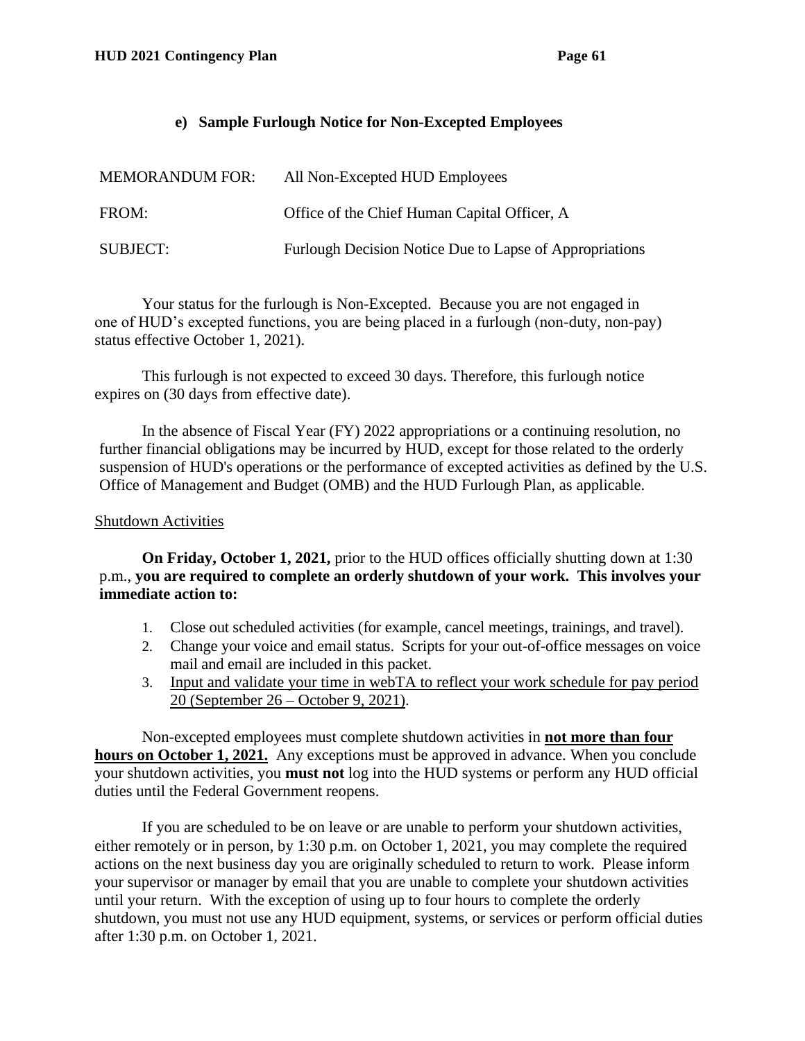### e) Sample Furlough Notice for Non-Excepted Employees

| | |
|---|---|
| MEMORANDUM FOR: | All Non-Excepted HUD Employees |
| FROM: | Office of the Chief Human Capital Officer, A |
| SUBJECT: | Furlough Decision Notice Due to Lapse of Appropriations |

Your status for the furlough is Non-Excepted. Because you are not engaged in one of HUD's excepted functions, you are being placed in a furlough (non-duty, non-pay) status effective October 1, 2021).

This furlough is not expected to exceed 30 days. Therefore, this furlough notice expires on (30 days from effective date).

In the absence of Fiscal Year (FY) 2022 appropriations or a continuing resolution, no further financial obligations may be incurred by HUD, except for those related to the orderly suspension of HUD's operations or the performance of excepted activities as defined by the U.S. Office of Management and Budget (OMB) and the HUD Furlough Plan, as applicable.

<u>Shutdown Activities</u>

**On Friday, October 1, 2021,** prior to the HUD offices officially shutting down at 1:30 p.m., **you are required to complete an orderly shutdown of your work. This involves your immediate action to:**

1. Close out scheduled activities (for example, cancel meetings, trainings, and travel).
2. Change your voice and email status. Scripts for your out-of-office messages on voice mail and email are included in this packet.
3. <u>Input and validate your time in webTA to reflect your work schedule for pay period 20 (September 26 – October 9, 2021)</u>.

Non-excepted employees must complete shutdown activities in **<u>not more than four hours on October 1, 2021.</u>** Any exceptions must be approved in advance. When you conclude your shutdown activities, you **must not** log into the HUD systems or perform any HUD official duties until the Federal Government reopens.

If you are scheduled to be on leave or are unable to perform your shutdown activities, either remotely or in person, by 1:30 p.m. on October 1, 2021, you may complete the required actions on the next business day you are originally scheduled to return to work. Please inform your supervisor or manager by email that you are unable to complete your shutdown activities until your return. With the exception of using up to four hours to complete the orderly shutdown, you must not use any HUD equipment, systems, or services or perform official duties after 1:30 p.m. on October 1, 2021.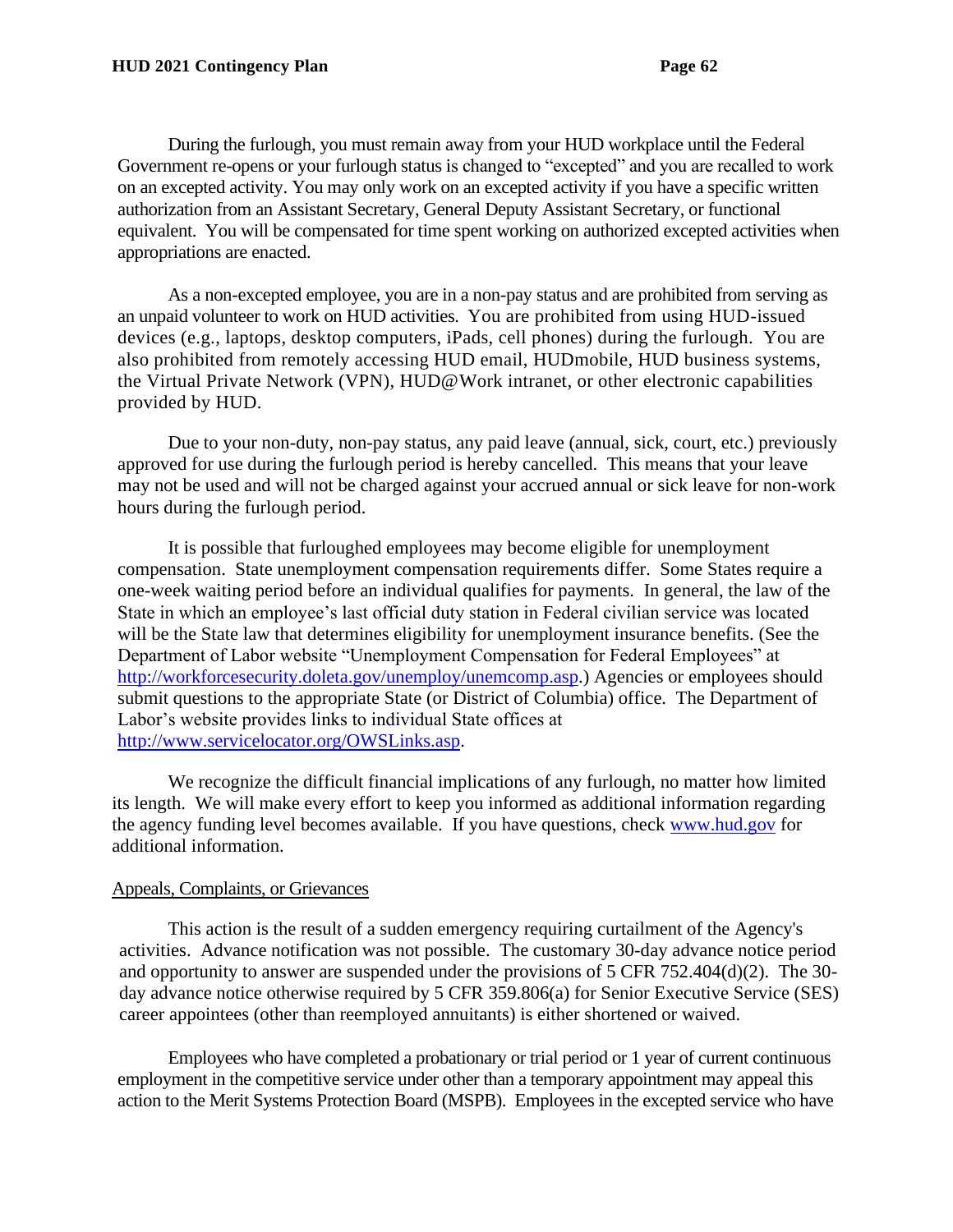During the furlough, you must remain away from your HUD workplace until the Federal Government re-opens or your furlough status is changed to "excepted" and you are recalled to work on an excepted activity. You may only work on an excepted activity if you have a specific written authorization from an Assistant Secretary, General Deputy Assistant Secretary, or functional equivalent. You will be compensated for time spent working on authorized excepted activities when appropriations are enacted.

As a non-excepted employee, you are in a non-pay status and are prohibited from serving as an unpaid volunteer to work on HUD activities. You are prohibited from using HUD-issued devices (e.g., laptops, desktop computers, iPads, cell phones) during the furlough. You are also prohibited from remotely accessing HUD email, HUDmobile, HUD business systems, the Virtual Private Network (VPN), HUD@Work intranet, or other electronic capabilities provided by HUD.

Due to your non-duty, non-pay status, any paid leave (annual, sick, court, etc.) previously approved for use during the furlough period is hereby cancelled. This means that your leave may not be used and will not be charged against your accrued annual or sick leave for non-work hours during the furlough period.

It is possible that furloughed employees may become eligible for unemployment compensation. State unemployment compensation requirements differ. Some States require a one-week waiting period before an individual qualifies for payments. In general, the law of the State in which an employee's last official duty station in Federal civilian service was located will be the State law that determines eligibility for unemployment insurance benefits. (See the Department of Labor website "Unemployment Compensation for Federal Employees" at [http://workforcesecurity.doleta.gov/unemploy/unemcomp.asp](http://workforcesecurity.doleta.gov/unemploy/unemcomp.asp).) Agencies or employees should submit questions to the appropriate State (or District of Columbia) office. The Department of Labor's website provides links to individual State offices at [http://www.servicelocator.org/OWSLinks.asp](http://www.servicelocator.org/OWSLinks.asp).

We recognize the difficult financial implications of any furlough, no matter how limited its length. We will make every effort to keep you informed as additional information regarding the agency funding level becomes available. If you have questions, check [www.hud.gov](www.hud.gov) for additional information.

Appeals, Complaints, or Grievances

This action is the result of a sudden emergency requiring curtailment of the Agency's activities. Advance notification was not possible. The customary 30-day advance notice period and opportunity to answer are suspended under the provisions of 5 CFR 752.404(d)(2). The 30-day advance notice otherwise required by 5 CFR 359.806(a) for Senior Executive Service (SES) career appointees (other than reemployed annuitants) is either shortened or waived.

Employees who have completed a probationary or trial period or 1 year of current continuous employment in the competitive service under other than a temporary appointment may appeal this action to the Merit Systems Protection Board (MSPB). Employees in the excepted service who have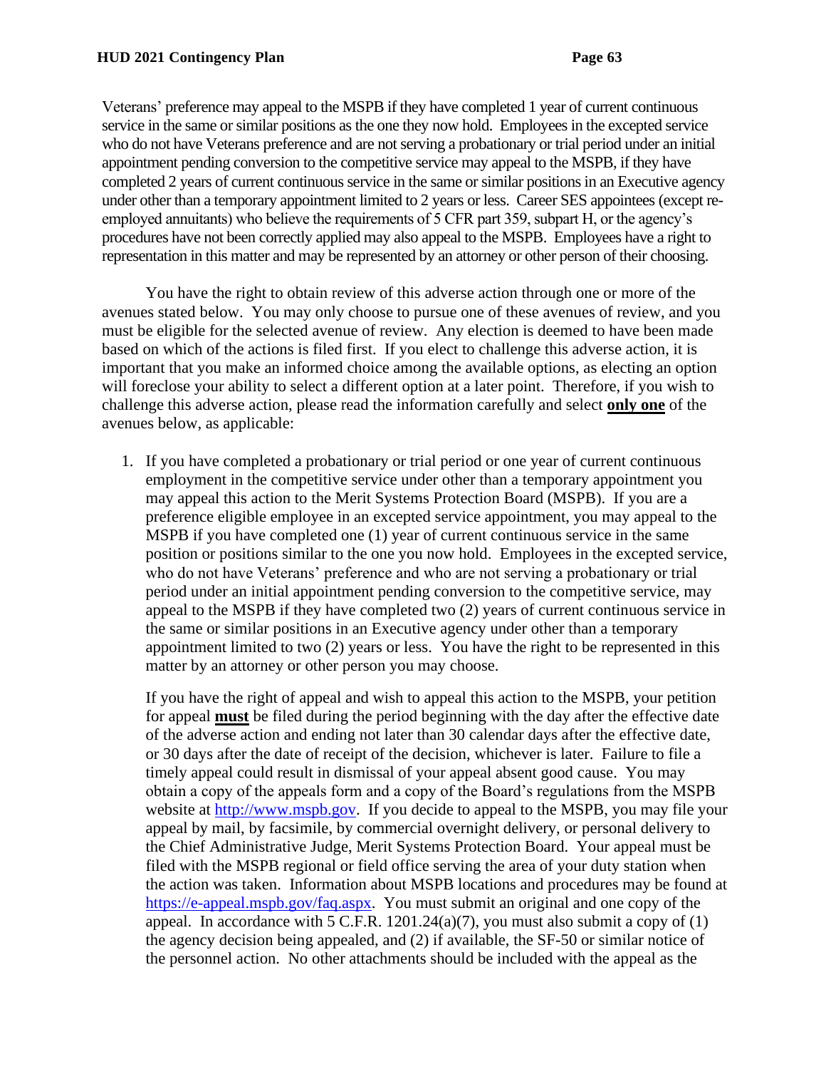Veterans' preference may appeal to the MSPB if they have completed 1 year of current continuous service in the same or similar positions as the one they now hold. Employees in the excepted service who do not have Veterans preference and are not serving a probationary or trial period under an initial appointment pending conversion to the competitive service may appeal to the MSPB, if they have completed 2 years of current continuous service in the same or similar positions in an Executive agency under other than a temporary appointment limited to 2 years or less. Career SES appointees (except re-employed annuitants) who believe the requirements of 5 CFR part 359, subpart H, or the agency's procedures have not been correctly applied may also appeal to the MSPB. Employees have a right to representation in this matter and may be represented by an attorney or other person of their choosing.

You have the right to obtain review of this adverse action through one or more of the avenues stated below. You may only choose to pursue one of these avenues of review, and you must be eligible for the selected avenue of review. Any election is deemed to have been made based on which of the actions is filed first. If you elect to challenge this adverse action, it is important that you make an informed choice among the available options, as electing an option will foreclose your ability to select a different option at a later point. Therefore, if you wish to challenge this adverse action, please read the information carefully and select **only one** of the avenues below, as applicable:

1. If you have completed a probationary or trial period or one year of current continuous employment in the competitive service under other than a temporary appointment you may appeal this action to the Merit Systems Protection Board (MSPB). If you are a preference eligible employee in an excepted service appointment, you may appeal to the MSPB if you have completed one (1) year of current continuous service in the same position or positions similar to the one you now hold. Employees in the excepted service, who do not have Veterans' preference and who are not serving a probationary or trial period under an initial appointment pending conversion to the competitive service, may appeal to the MSPB if they have completed two (2) years of current continuous service in the same or similar positions in an Executive agency under other than a temporary appointment limited to two (2) years or less. You have the right to be represented in this matter by an attorney or other person you may choose.

   If you have the right of appeal and wish to appeal this action to the MSPB, your petition for appeal **must** be filed during the period beginning with the day after the effective date of the adverse action and ending not later than 30 calendar days after the effective date, or 30 days after the date of receipt of the decision, whichever is later. Failure to file a timely appeal could result in dismissal of your appeal absent good cause. You may obtain a copy of the appeals form and a copy of the Board's regulations from the MSPB website at [http://www.mspb.gov](http://www.mspb.gov). If you decide to appeal to the MSPB, you may file your appeal by mail, by facsimile, by commercial overnight delivery, or personal delivery to the Chief Administrative Judge, Merit Systems Protection Board. Your appeal must be filed with the MSPB regional or field office serving the area of your duty station when the action was taken. Information about MSPB locations and procedures may be found at [https://e-appeal.mspb.gov/faq.aspx](https://e-appeal.mspb.gov/faq.aspx). You must submit an original and one copy of the appeal. In accordance with 5 C.F.R. 1201.24(a)(7), you must also submit a copy of (1) the agency decision being appealed, and (2) if available, the SF-50 or similar notice of the personnel action. No other attachments should be included with the appeal as the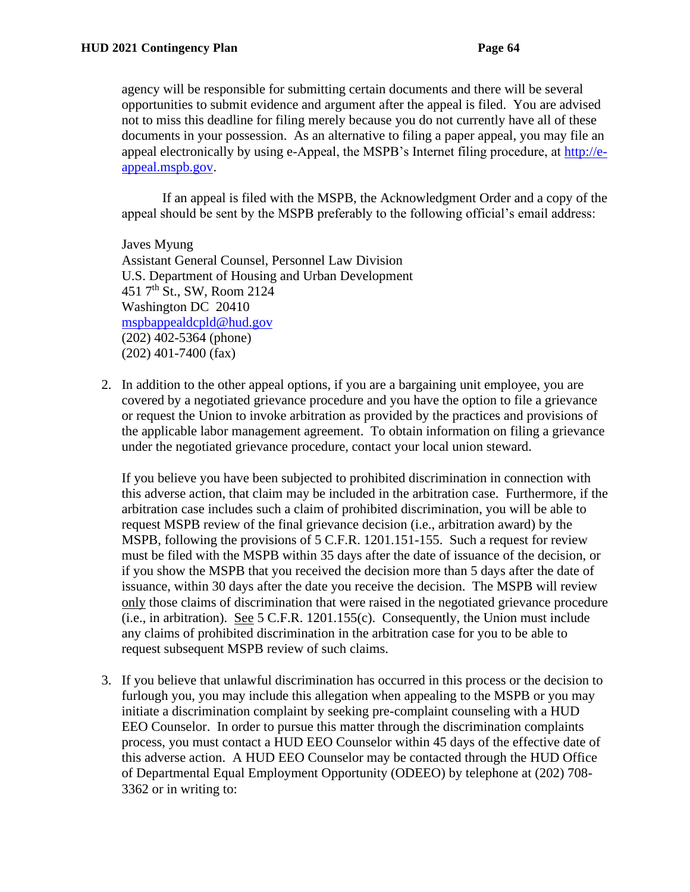agency will be responsible for submitting certain documents and there will be several opportunities to submit evidence and argument after the appeal is filed. You are advised not to miss this deadline for filing merely because you do not currently have all of these documents in your possession. As an alternative to filing a paper appeal, you may file an appeal electronically by using e-Appeal, the MSPB's Internet filing procedure, at http://e-appeal.mspb.gov.

If an appeal is filed with the MSPB, the Acknowledgment Order and a copy of the appeal should be sent by the MSPB preferably to the following official's email address:

Javes Myung
Assistant General Counsel, Personnel Law Division
U.S. Department of Housing and Urban Development
451 7th St., SW, Room 2124
Washington DC 20410
mspbappealdcpld@hud.gov
(202) 402-5364 (phone)
(202) 401-7400 (fax)

2. In addition to the other appeal options, if you are a bargaining unit employee, you are covered by a negotiated grievance procedure and you have the option to file a grievance or request the Union to invoke arbitration as provided by the practices and provisions of the applicable labor management agreement. To obtain information on filing a grievance under the negotiated grievance procedure, contact your local union steward.

   If you believe you have been subjected to prohibited discrimination in connection with this adverse action, that claim may be included in the arbitration case. Furthermore, if the arbitration case includes such a claim of prohibited discrimination, you will be able to request MSPB review of the final grievance decision (i.e., arbitration award) by the MSPB, following the provisions of 5 C.F.R. 1201.151-155. Such a request for review must be filed with the MSPB within 35 days after the date of issuance of the decision, or if you show the MSPB that you received the decision more than 5 days after the date of issuance, within 30 days after the date you receive the decision. The MSPB will review only those claims of discrimination that were raised in the negotiated grievance procedure (i.e., in arbitration). See 5 C.F.R. 1201.155(c). Consequently, the Union must include any claims of prohibited discrimination in the arbitration case for you to be able to request subsequent MSPB review of such claims.

3. If you believe that unlawful discrimination has occurred in this process or the decision to furlough you, you may include this allegation when appealing to the MSPB or you may initiate a discrimination complaint by seeking pre-complaint counseling with a HUD EEO Counselor. In order to pursue this matter through the discrimination complaints process, you must contact a HUD EEO Counselor within 45 days of the effective date of this adverse action. A HUD EEO Counselor may be contacted through the HUD Office of Departmental Equal Employment Opportunity (ODEEO) by telephone at (202) 708-3362 or in writing to: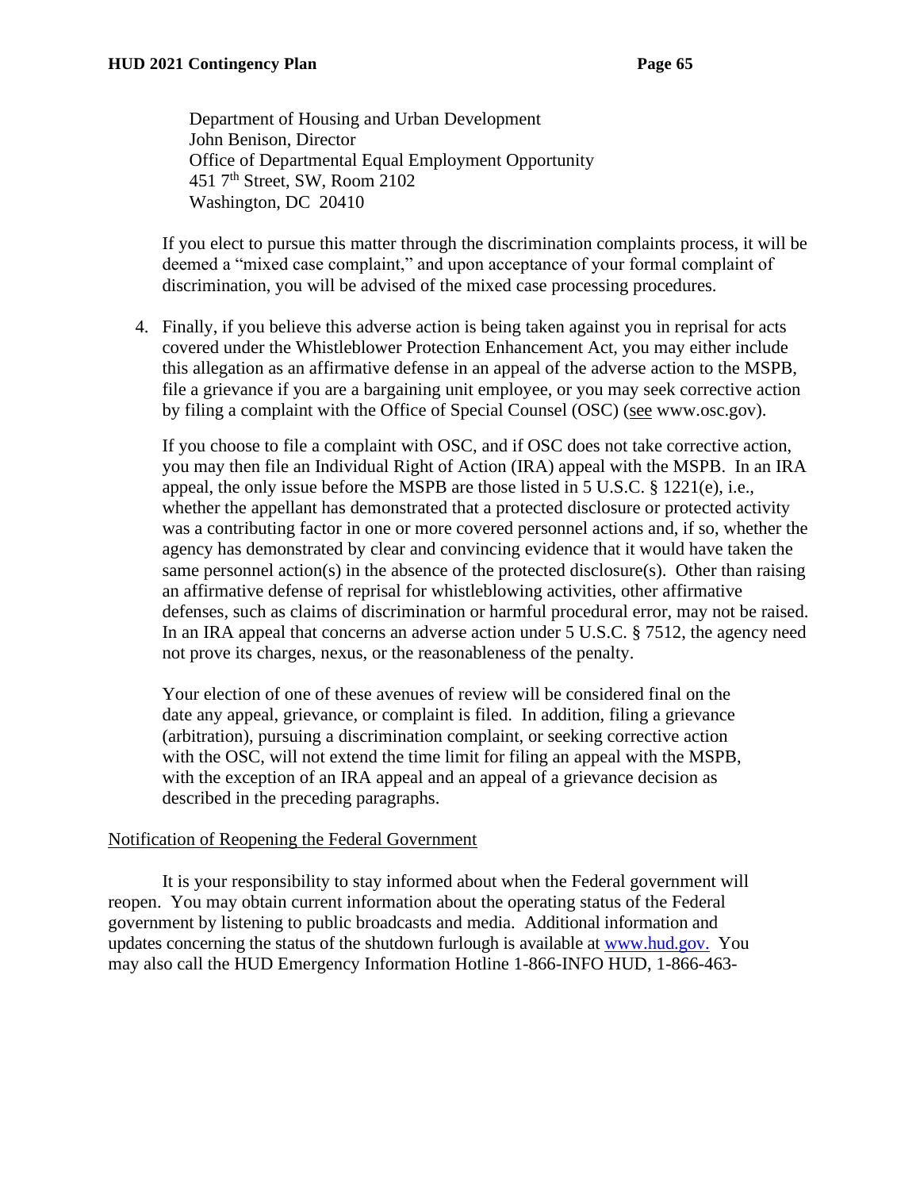Department of Housing and Urban Development
John Benison, Director
Office of Departmental Equal Employment Opportunity
451 7th Street, SW, Room 2102
Washington, DC 20410

If you elect to pursue this matter through the discrimination complaints process, it will be deemed a "mixed case complaint," and upon acceptance of your formal complaint of discrimination, you will be advised of the mixed case processing procedures.

4. Finally, if you believe this adverse action is being taken against you in reprisal for acts covered under the Whistleblower Protection Enhancement Act, you may either include this allegation as an affirmative defense in an appeal of the adverse action to the MSPB, file a grievance if you are a bargaining unit employee, or you may seek corrective action by filing a complaint with the Office of Special Counsel (OSC) (see www.osc.gov).

   If you choose to file a complaint with OSC, and if OSC does not take corrective action, you may then file an Individual Right of Action (IRA) appeal with the MSPB. In an IRA appeal, the only issue before the MSPB are those listed in 5 U.S.C. § 1221(e), i.e., whether the appellant has demonstrated that a protected disclosure or protected activity was a contributing factor in one or more covered personnel actions and, if so, whether the agency has demonstrated by clear and convincing evidence that it would have taken the same personnel action(s) in the absence of the protected disclosure(s). Other than raising an affirmative defense of reprisal for whistleblowing activities, other affirmative defenses, such as claims of discrimination or harmful procedural error, may not be raised. In an IRA appeal that concerns an adverse action under 5 U.S.C. § 7512, the agency need not prove its charges, nexus, or the reasonableness of the penalty.

   Your election of one of these avenues of review will be considered final on the date any appeal, grievance, or complaint is filed. In addition, filing a grievance (arbitration), pursuing a discrimination complaint, or seeking corrective action with the OSC, will not extend the time limit for filing an appeal with the MSPB, with the exception of an IRA appeal and an appeal of a grievance decision as described in the preceding paragraphs.

Notification of Reopening the Federal Government

It is your responsibility to stay informed about when the Federal government will reopen. You may obtain current information about the operating status of the Federal government by listening to public broadcasts and media. Additional information and updates concerning the status of the shutdown furlough is available at www.hud.gov. You may also call the HUD Emergency Information Hotline 1-866-INFO HUD, 1-866-463-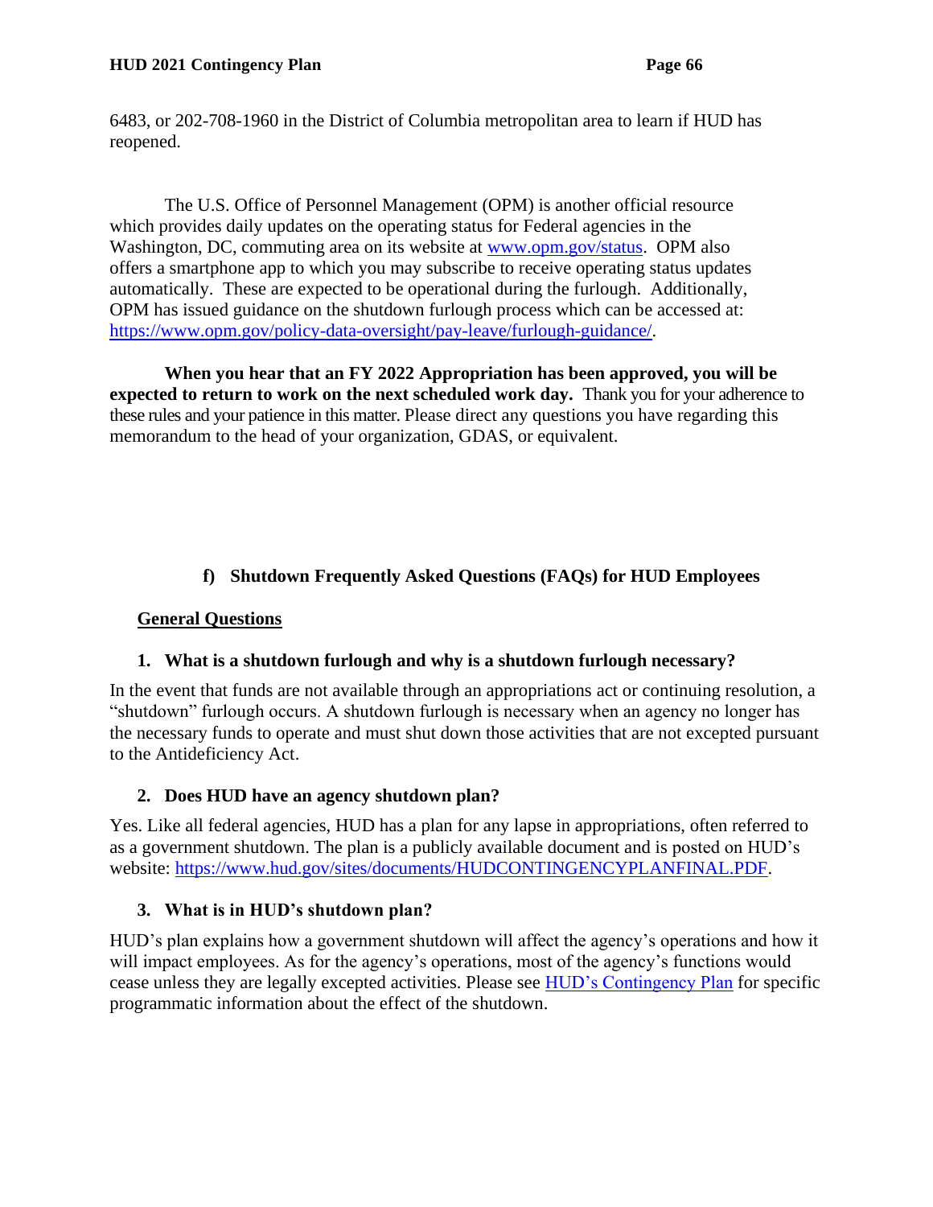6483, or 202-708-1960 in the District of Columbia metropolitan area to learn if HUD has reopened.

The U.S. Office of Personnel Management (OPM) is another official resource which provides daily updates on the operating status for Federal agencies in the Washington, DC, commuting area on its website at [www.opm.gov/status](www.opm.gov/status). OPM also offers a smartphone app to which you may subscribe to receive operating status updates automatically. These are expected to be operational during the furlough. Additionally, OPM has issued guidance on the shutdown furlough process which can be accessed at: [https://www.opm.gov/policy-data-oversight/pay-leave/furlough-guidance/](https://www.opm.gov/policy-data-oversight/pay-leave/furlough-guidance/).

**When you hear that an FY 2022 Appropriation has been approved, you will be expected to return to work on the next scheduled work day.** Thank you for your adherence to these rules and your patience in this matter. Please direct any questions you have regarding this memorandum to the head of your organization, GDAS, or equivalent.

### f) Shutdown Frequently Asked Questions (FAQs) for HUD Employees

#### General Questions

**1. What is a shutdown furlough and why is a shutdown furlough necessary?**

In the event that funds are not available through an appropriations act or continuing resolution, a "shutdown" furlough occurs. A shutdown furlough is necessary when an agency no longer has the necessary funds to operate and must shut down those activities that are not excepted pursuant to the Antideficiency Act.

**2. Does HUD have an agency shutdown plan?**

Yes. Like all federal agencies, HUD has a plan for any lapse in appropriations, often referred to as a government shutdown. The plan is a publicly available document and is posted on HUD's website: [https://www.hud.gov/sites/documents/HUDCONTINGENCYPLANFINAL.PDF](https://www.hud.gov/sites/documents/HUDCONTINGENCYPLANFINAL.PDF).

**3. What is in HUD's shutdown plan?**

HUD's plan explains how a government shutdown will affect the agency's operations and how it will impact employees. As for the agency's operations, most of the agency's functions would cease unless they are legally excepted activities. Please see HUD's Contingency Plan for specific programmatic information about the effect of the shutdown.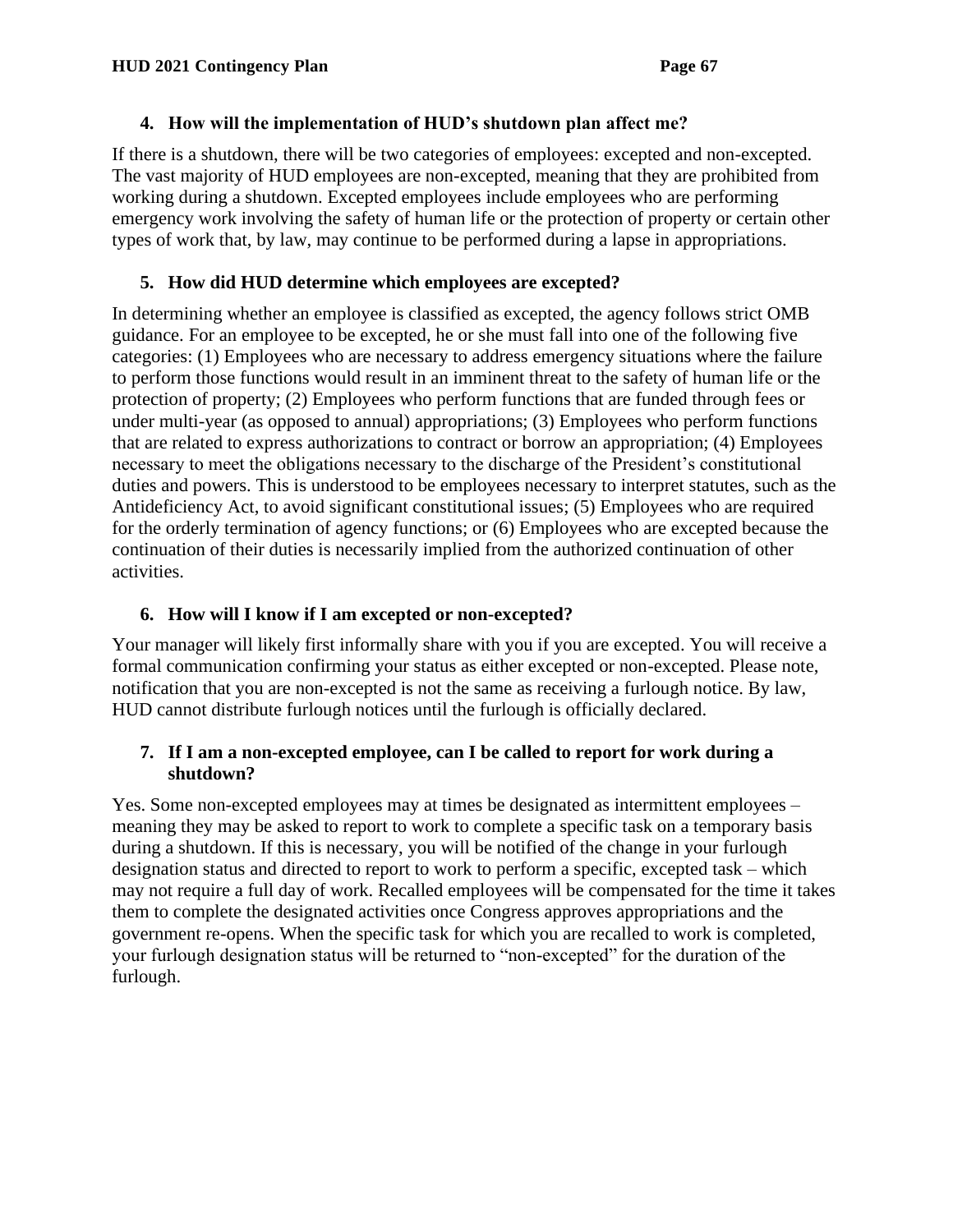### 4. How will the implementation of HUD's shutdown plan affect me?

If there is a shutdown, there will be two categories of employees: excepted and non-excepted. The vast majority of HUD employees are non-excepted, meaning that they are prohibited from working during a shutdown. Excepted employees include employees who are performing emergency work involving the safety of human life or the protection of property or certain other types of work that, by law, may continue to be performed during a lapse in appropriations.

### 5. How did HUD determine which employees are excepted?

In determining whether an employee is classified as excepted, the agency follows strict OMB guidance. For an employee to be excepted, he or she must fall into one of the following five categories: (1) Employees who are necessary to address emergency situations where the failure to perform those functions would result in an imminent threat to the safety of human life or the protection of property; (2) Employees who perform functions that are funded through fees or under multi-year (as opposed to annual) appropriations; (3) Employees who perform functions that are related to express authorizations to contract or borrow an appropriation; (4) Employees necessary to meet the obligations necessary to the discharge of the President's constitutional duties and powers. This is understood to be employees necessary to interpret statutes, such as the Antideficiency Act, to avoid significant constitutional issues; (5) Employees who are required for the orderly termination of agency functions; or (6) Employees who are excepted because the continuation of their duties is necessarily implied from the authorized continuation of other activities.

### 6. How will I know if I am excepted or non-excepted?

Your manager will likely first informally share with you if you are excepted. You will receive a formal communication confirming your status as either excepted or non-excepted. Please note, notification that you are non-excepted is not the same as receiving a furlough notice. By law, HUD cannot distribute furlough notices until the furlough is officially declared.

### 7. If I am a non-excepted employee, can I be called to report for work during a shutdown?

Yes. Some non-excepted employees may at times be designated as intermittent employees – meaning they may be asked to report to work to complete a specific task on a temporary basis during a shutdown. If this is necessary, you will be notified of the change in your furlough designation status and directed to report to work to perform a specific, excepted task – which may not require a full day of work. Recalled employees will be compensated for the time it takes them to complete the designated activities once Congress approves appropriations and the government re-opens. When the specific task for which you are recalled to work is completed, your furlough designation status will be returned to "non-excepted" for the duration of the furlough.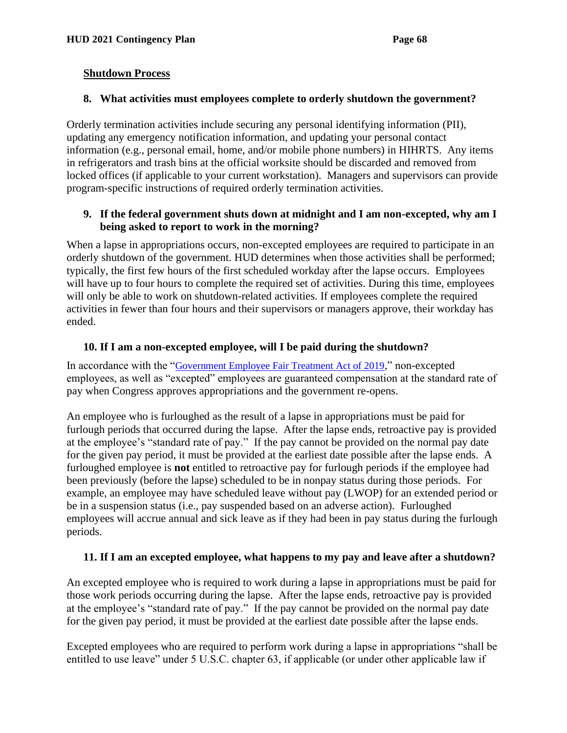## Shutdown Process

### 8. What activities must employees complete to orderly shutdown the government?

Orderly termination activities include securing any personal identifying information (PII), updating any emergency notification information, and updating your personal contact information (e.g., personal email, home, and/or mobile phone numbers) in HIHRTS. Any items in refrigerators and trash bins at the official worksite should be discarded and removed from locked offices (if applicable to your current workstation). Managers and supervisors can provide program-specific instructions of required orderly termination activities.

### 9. If the federal government shuts down at midnight and I am non-excepted, why am I being asked to report to work in the morning?

When a lapse in appropriations occurs, non-excepted employees are required to participate in an orderly shutdown of the government. HUD determines when those activities shall be performed; typically, the first few hours of the first scheduled workday after the lapse occurs. Employees will have up to four hours to complete the required set of activities. During this time, employees will only be able to work on shutdown-related activities. If employees complete the required activities in fewer than four hours and their supervisors or managers approve, their workday has ended.

### 10. If I am a non-excepted employee, will I be paid during the shutdown?

In accordance with the "Government Employee Fair Treatment Act of 2019," non-excepted employees, as well as "excepted" employees are guaranteed compensation at the standard rate of pay when Congress approves appropriations and the government re-opens.

An employee who is furloughed as the result of a lapse in appropriations must be paid for furlough periods that occurred during the lapse. After the lapse ends, retroactive pay is provided at the employee's "standard rate of pay." If the pay cannot be provided on the normal pay date for the given pay period, it must be provided at the earliest date possible after the lapse ends. A furloughed employee is **not** entitled to retroactive pay for furlough periods if the employee had been previously (before the lapse) scheduled to be in nonpay status during those periods. For example, an employee may have scheduled leave without pay (LWOP) for an extended period or be in a suspension status (i.e., pay suspended based on an adverse action). Furloughed employees will accrue annual and sick leave as if they had been in pay status during the furlough periods.

### 11. If I am an excepted employee, what happens to my pay and leave after a shutdown?

An excepted employee who is required to work during a lapse in appropriations must be paid for those work periods occurring during the lapse. After the lapse ends, retroactive pay is provided at the employee's "standard rate of pay." If the pay cannot be provided on the normal pay date for the given pay period, it must be provided at the earliest date possible after the lapse ends.

Excepted employees who are required to perform work during a lapse in appropriations "shall be entitled to use leave" under 5 U.S.C. chapter 63, if applicable (or under other applicable law if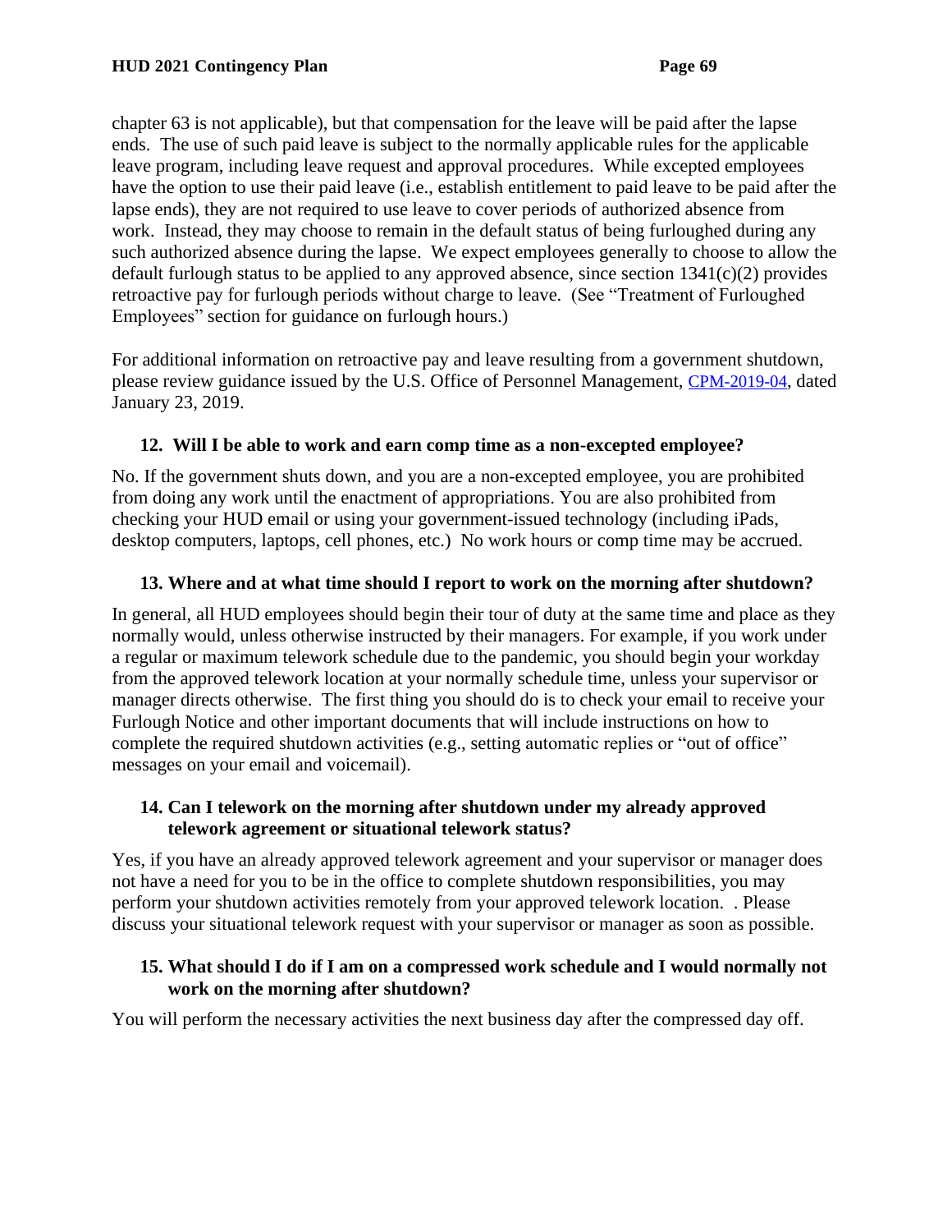chapter 63 is not applicable), but that compensation for the leave will be paid after the lapse ends. The use of such paid leave is subject to the normally applicable rules for the applicable leave program, including leave request and approval procedures. While excepted employees have the option to use their paid leave (i.e., establish entitlement to paid leave to be paid after the lapse ends), they are not required to use leave to cover periods of authorized absence from work. Instead, they may choose to remain in the default status of being furloughed during any such authorized absence during the lapse. We expect employees generally to choose to allow the default furlough status to be applied to any approved absence, since section 1341(c)(2) provides retroactive pay for furlough periods without charge to leave. (See "Treatment of Furloughed Employees" section for guidance on furlough hours.)

For additional information on retroactive pay and leave resulting from a government shutdown, please review guidance issued by the U.S. Office of Personnel Management, CPM-2019-04, dated January 23, 2019.

### 12. Will I be able to work and earn comp time as a non-excepted employee?

No. If the government shuts down, and you are a non-excepted employee, you are prohibited from doing any work until the enactment of appropriations. You are also prohibited from checking your HUD email or using your government-issued technology (including iPads, desktop computers, laptops, cell phones, etc.) No work hours or comp time may be accrued.

### 13. Where and at what time should I report to work on the morning after shutdown?

In general, all HUD employees should begin their tour of duty at the same time and place as they normally would, unless otherwise instructed by their managers. For example, if you work under a regular or maximum telework schedule due to the pandemic, you should begin your workday from the approved telework location at your normally schedule time, unless your supervisor or manager directs otherwise. The first thing you should do is to check your email to receive your Furlough Notice and other important documents that will include instructions on how to complete the required shutdown activities (e.g., setting automatic replies or "out of office" messages on your email and voicemail).

### 14. Can I telework on the morning after shutdown under my already approved telework agreement or situational telework status?

Yes, if you have an already approved telework agreement and your supervisor or manager does not have a need for you to be in the office to complete shutdown responsibilities, you may perform your shutdown activities remotely from your approved telework location. . Please discuss your situational telework request with your supervisor or manager as soon as possible.

### 15. What should I do if I am on a compressed work schedule and I would normally not work on the morning after shutdown?

You will perform the necessary activities the next business day after the compressed day off.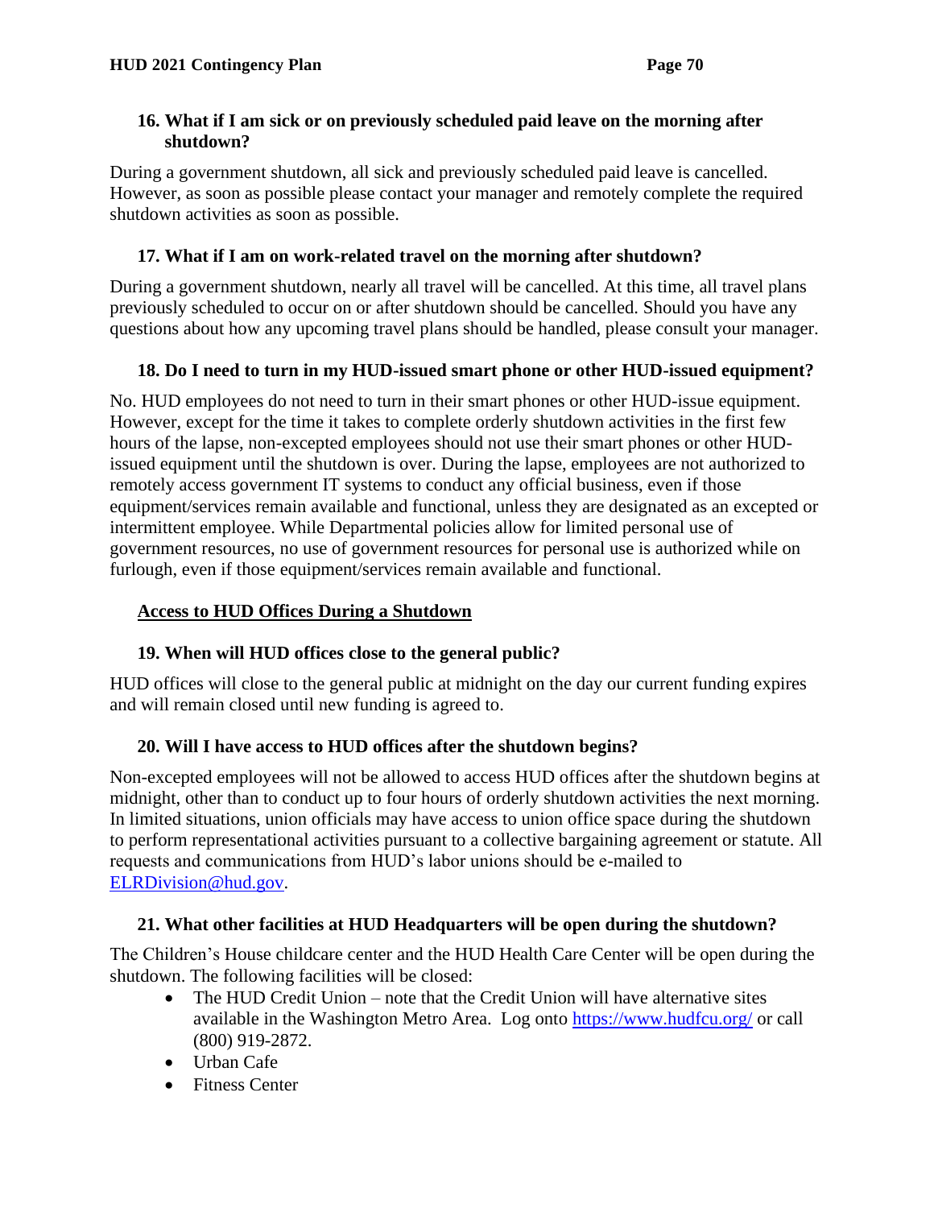**16. What if I am sick or on previously scheduled paid leave on the morning after shutdown?**

During a government shutdown, all sick and previously scheduled paid leave is cancelled. However, as soon as possible please contact your manager and remotely complete the required shutdown activities as soon as possible.

**17. What if I am on work-related travel on the morning after shutdown?**

During a government shutdown, nearly all travel will be cancelled. At this time, all travel plans previously scheduled to occur on or after shutdown should be cancelled. Should you have any questions about how any upcoming travel plans should be handled, please consult your manager.

**18. Do I need to turn in my HUD-issued smart phone or other HUD-issued equipment?**

No. HUD employees do not need to turn in their smart phones or other HUD-issue equipment. However, except for the time it takes to complete orderly shutdown activities in the first few hours of the lapse, non-excepted employees should not use their smart phones or other HUD-issued equipment until the shutdown is over. During the lapse, employees are not authorized to remotely access government IT systems to conduct any official business, even if those equipment/services remain available and functional, unless they are designated as an excepted or intermittent employee. While Departmental policies allow for limited personal use of government resources, no use of government resources for personal use is authorized while on furlough, even if those equipment/services remain available and functional.

**Access to HUD Offices During a Shutdown**

**19. When will HUD offices close to the general public?**

HUD offices will close to the general public at midnight on the day our current funding expires and will remain closed until new funding is agreed to.

**20. Will I have access to HUD offices after the shutdown begins?**

Non-excepted employees will not be allowed to access HUD offices after the shutdown begins at midnight, other than to conduct up to four hours of orderly shutdown activities the next morning. In limited situations, union officials may have access to union office space during the shutdown to perform representational activities pursuant to a collective bargaining agreement or statute. All requests and communications from HUD's labor unions should be e-mailed to ELRDivision@hud.gov.

**21. What other facilities at HUD Headquarters will be open during the shutdown?**

The Children's House childcare center and the HUD Health Care Center will be open during the shutdown. The following facilities will be closed:

- The HUD Credit Union – note that the Credit Union will have alternative sites available in the Washington Metro Area. Log onto https://www.hudfcu.org/ or call (800) 919-2872.
- Urban Cafe
- Fitness Center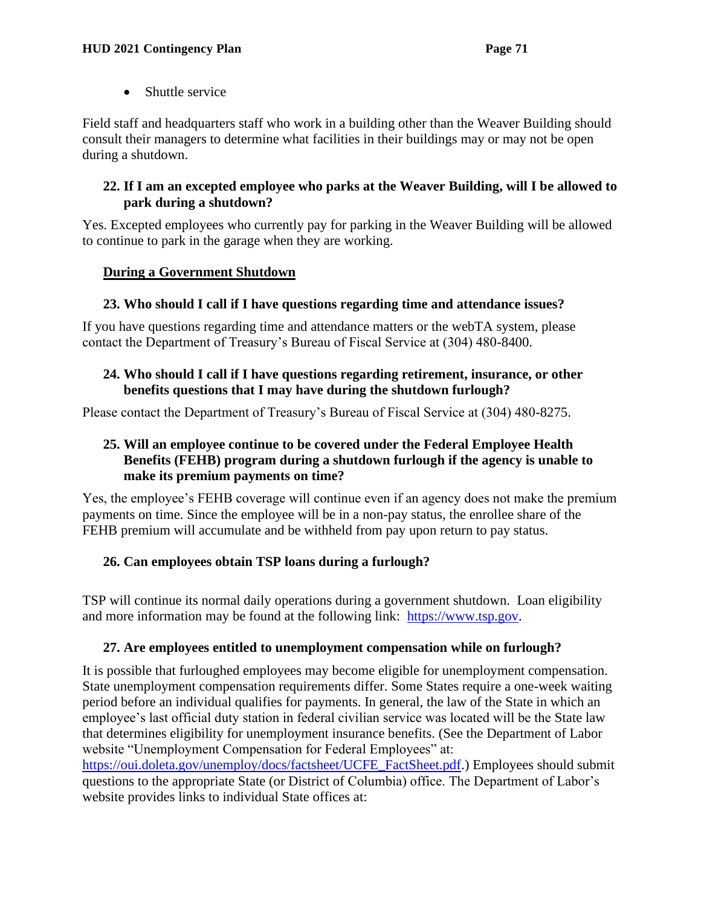- Shuttle service

Field staff and headquarters staff who work in a building other than the Weaver Building should consult their managers to determine what facilities in their buildings may or may not be open during a shutdown.

**22. If I am an excepted employee who parks at the Weaver Building, will I be allowed to park during a shutdown?**

Yes. Excepted employees who currently pay for parking in the Weaver Building will be allowed to continue to park in the garage when they are working.

**<u>During a Government Shutdown</u>**

**23. Who should I call if I have questions regarding time and attendance issues?**

If you have questions regarding time and attendance matters or the webTA system, please contact the Department of Treasury's Bureau of Fiscal Service at (304) 480-8400.

**24. Who should I call if I have questions regarding retirement, insurance, or other benefits questions that I may have during the shutdown furlough?**

Please contact the Department of Treasury's Bureau of Fiscal Service at (304) 480-8275.

**25. Will an employee continue to be covered under the Federal Employee Health Benefits (FEHB) program during a shutdown furlough if the agency is unable to make its premium payments on time?**

Yes, the employee's FEHB coverage will continue even if an agency does not make the premium payments on time. Since the employee will be in a non-pay status, the enrollee share of the FEHB premium will accumulate and be withheld from pay upon return to pay status.

**26. Can employees obtain TSP loans during a furlough?**

TSP will continue its normal daily operations during a government shutdown. Loan eligibility and more information may be found at the following link: https://www.tsp.gov.

**27. Are employees entitled to unemployment compensation while on furlough?**

It is possible that furloughed employees may become eligible for unemployment compensation. State unemployment compensation requirements differ. Some States require a one-week waiting period before an individual qualifies for payments. In general, the law of the State in which an employee's last official duty station in federal civilian service was located will be the State law that determines eligibility for unemployment insurance benefits. (See the Department of Labor website "Unemployment Compensation for Federal Employees" at: https://oui.doleta.gov/unemploy/docs/factsheet/UCFE_FactSheet.pdf.) Employees should submit questions to the appropriate State (or District of Columbia) office. The Department of Labor's website provides links to individual State offices at: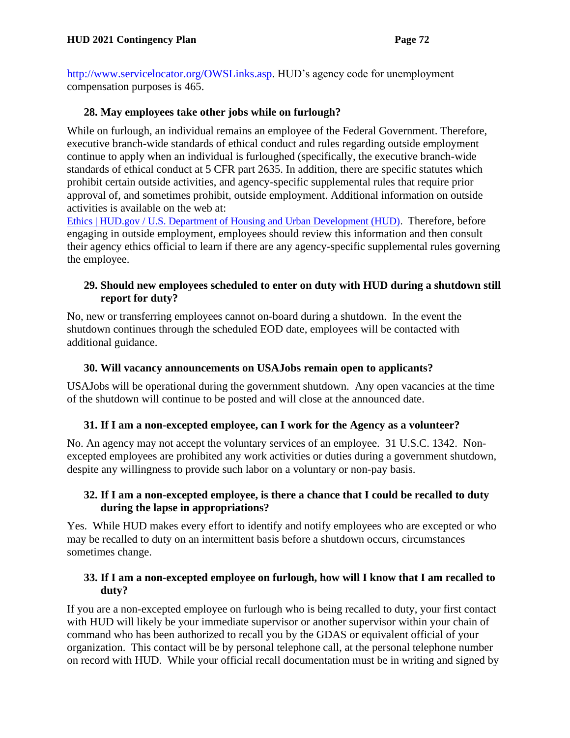http://www.servicelocator.org/OWSLinks.asp. HUD's agency code for unemployment compensation purposes is 465.

**28. May employees take other jobs while on furlough?**

While on furlough, an individual remains an employee of the Federal Government. Therefore, executive branch-wide standards of ethical conduct and rules regarding outside employment continue to apply when an individual is furloughed (specifically, the executive branch-wide standards of ethical conduct at 5 CFR part 2635. In addition, there are specific statutes which prohibit certain outside activities, and agency-specific supplemental rules that require prior approval of, and sometimes prohibit, outside employment. Additional information on outside activities is available on the web at: Ethics | HUD.gov / U.S. Department of Housing and Urban Development (HUD). Therefore, before engaging in outside employment, employees should review this information and then consult their agency ethics official to learn if there are any agency-specific supplemental rules governing the employee.

**29. Should new employees scheduled to enter on duty with HUD during a shutdown still report for duty?**

No, new or transferring employees cannot on-board during a shutdown. In the event the shutdown continues through the scheduled EOD date, employees will be contacted with additional guidance.

**30. Will vacancy announcements on USAJobs remain open to applicants?**

USAJobs will be operational during the government shutdown. Any open vacancies at the time of the shutdown will continue to be posted and will close at the announced date.

**31. If I am a non-excepted employee, can I work for the Agency as a volunteer?**

No. An agency may not accept the voluntary services of an employee. 31 U.S.C. 1342. Non-excepted employees are prohibited any work activities or duties during a government shutdown, despite any willingness to provide such labor on a voluntary or non-pay basis.

**32. If I am a non-excepted employee, is there a chance that I could be recalled to duty during the lapse in appropriations?**

Yes. While HUD makes every effort to identify and notify employees who are excepted or who may be recalled to duty on an intermittent basis before a shutdown occurs, circumstances sometimes change.

**33. If I am a non-excepted employee on furlough, how will I know that I am recalled to duty?**

If you are a non-excepted employee on furlough who is being recalled to duty, your first contact with HUD will likely be your immediate supervisor or another supervisor within your chain of command who has been authorized to recall you by the GDAS or equivalent official of your organization. This contact will be by personal telephone call, at the personal telephone number on record with HUD. While your official recall documentation must be in writing and signed by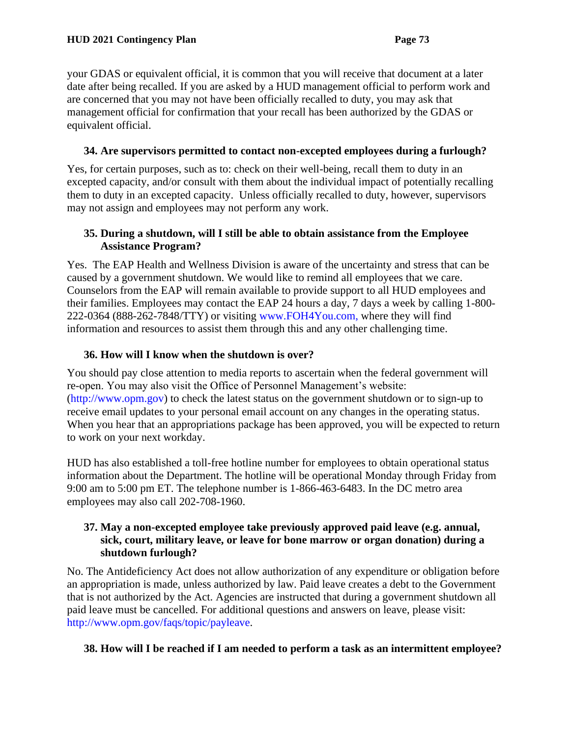your GDAS or equivalent official, it is common that you will receive that document at a later date after being recalled. If you are asked by a HUD management official to perform work and are concerned that you may not have been officially recalled to duty, you may ask that management official for confirmation that your recall has been authorized by the GDAS or equivalent official.

### 34. Are supervisors permitted to contact non-excepted employees during a furlough?

Yes, for certain purposes, such as to: check on their well-being, recall them to duty in an excepted capacity, and/or consult with them about the individual impact of potentially recalling them to duty in an excepted capacity. Unless officially recalled to duty, however, supervisors may not assign and employees may not perform any work.

### 35. During a shutdown, will I still be able to obtain assistance from the Employee Assistance Program?

Yes. The EAP Health and Wellness Division is aware of the uncertainty and stress that can be caused by a government shutdown. We would like to remind all employees that we care. Counselors from the EAP will remain available to provide support to all HUD employees and their families. Employees may contact the EAP 24 hours a day, 7 days a week by calling 1-800-222-0364 (888-262-7848/TTY) or visiting www.FOH4You.com, where they will find information and resources to assist them through this and any other challenging time.

### 36. How will I know when the shutdown is over?

You should pay close attention to media reports to ascertain when the federal government will re-open. You may also visit the Office of Personnel Management's website: (http://www.opm.gov) to check the latest status on the government shutdown or to sign-up to receive email updates to your personal email account on any changes in the operating status. When you hear that an appropriations package has been approved, you will be expected to return to work on your next workday.

HUD has also established a toll-free hotline number for employees to obtain operational status information about the Department. The hotline will be operational Monday through Friday from 9:00 am to 5:00 pm ET. The telephone number is 1-866-463-6483. In the DC metro area employees may also call 202-708-1960.

### 37. May a non-excepted employee take previously approved paid leave (e.g. annual, sick, court, military leave, or leave for bone marrow or organ donation) during a shutdown furlough?

No. The Antideficiency Act does not allow authorization of any expenditure or obligation before an appropriation is made, unless authorized by law. Paid leave creates a debt to the Government that is not authorized by the Act. Agencies are instructed that during a government shutdown all paid leave must be cancelled. For additional questions and answers on leave, please visit: http://www.opm.gov/faqs/topic/payleave.

### 38. How will I be reached if I am needed to perform a task as an intermittent employee?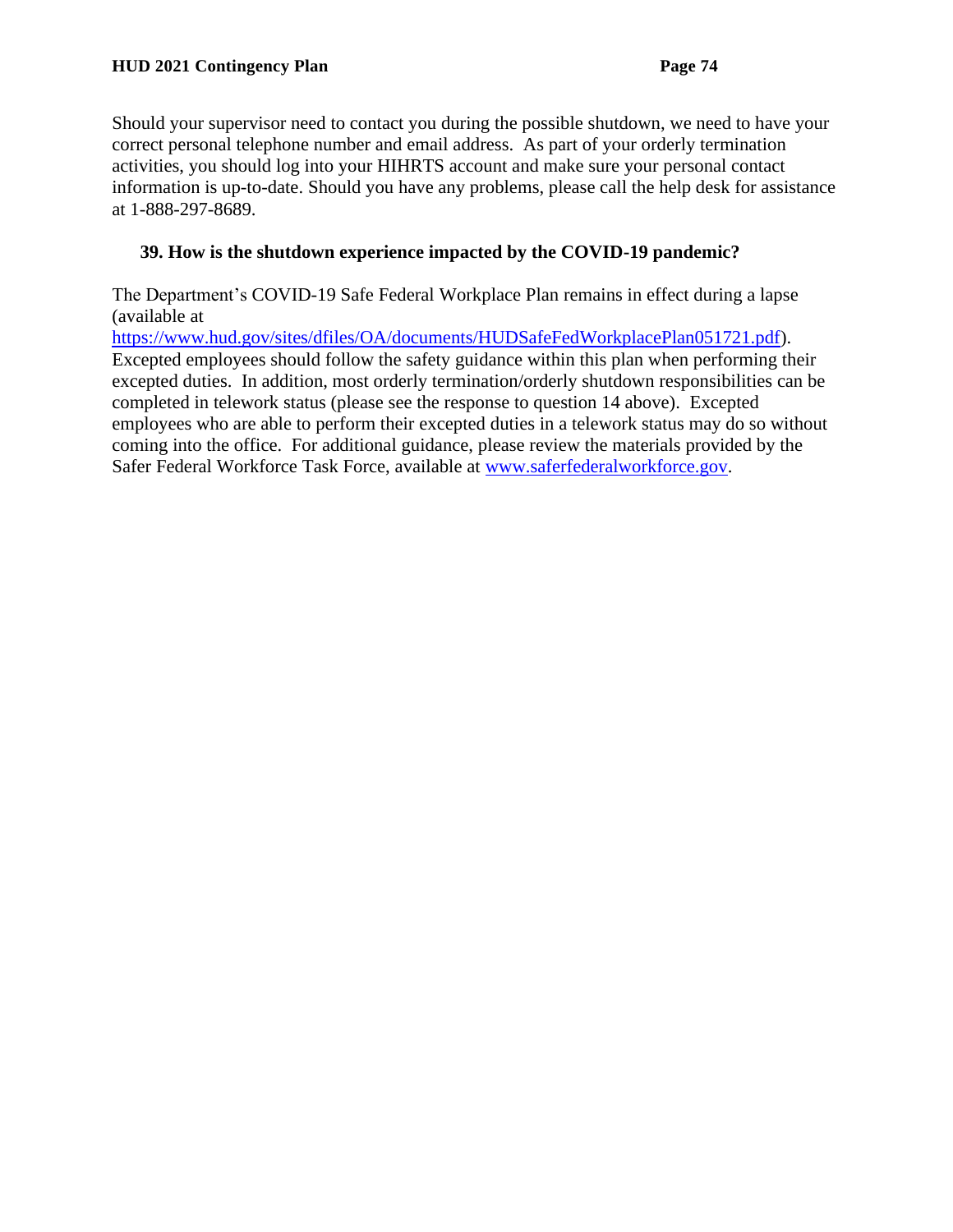Should your supervisor need to contact you during the possible shutdown, we need to have your correct personal telephone number and email address. As part of your orderly termination activities, you should log into your HIHRTS account and make sure your personal contact information is up-to-date. Should you have any problems, please call the help desk for assistance at 1-888-297-8689.

### 39. How is the shutdown experience impacted by the COVID-19 pandemic?

The Department's COVID-19 Safe Federal Workplace Plan remains in effect during a lapse (available at [https://www.hud.gov/sites/dfiles/OA/documents/HUDSafeFedWorkplacePlan051721.pdf](https://www.hud.gov/sites/dfiles/OA/documents/HUDSafeFedWorkplacePlan051721.pdf)). Excepted employees should follow the safety guidance within this plan when performing their excepted duties. In addition, most orderly termination/orderly shutdown responsibilities can be completed in telework status (please see the response to question 14 above). Excepted employees who are able to perform their excepted duties in a telework status may do so without coming into the office. For additional guidance, please review the materials provided by the Safer Federal Workforce Task Force, available at [www.saferfederalworkforce.gov](http://www.saferfederalworkforce.gov).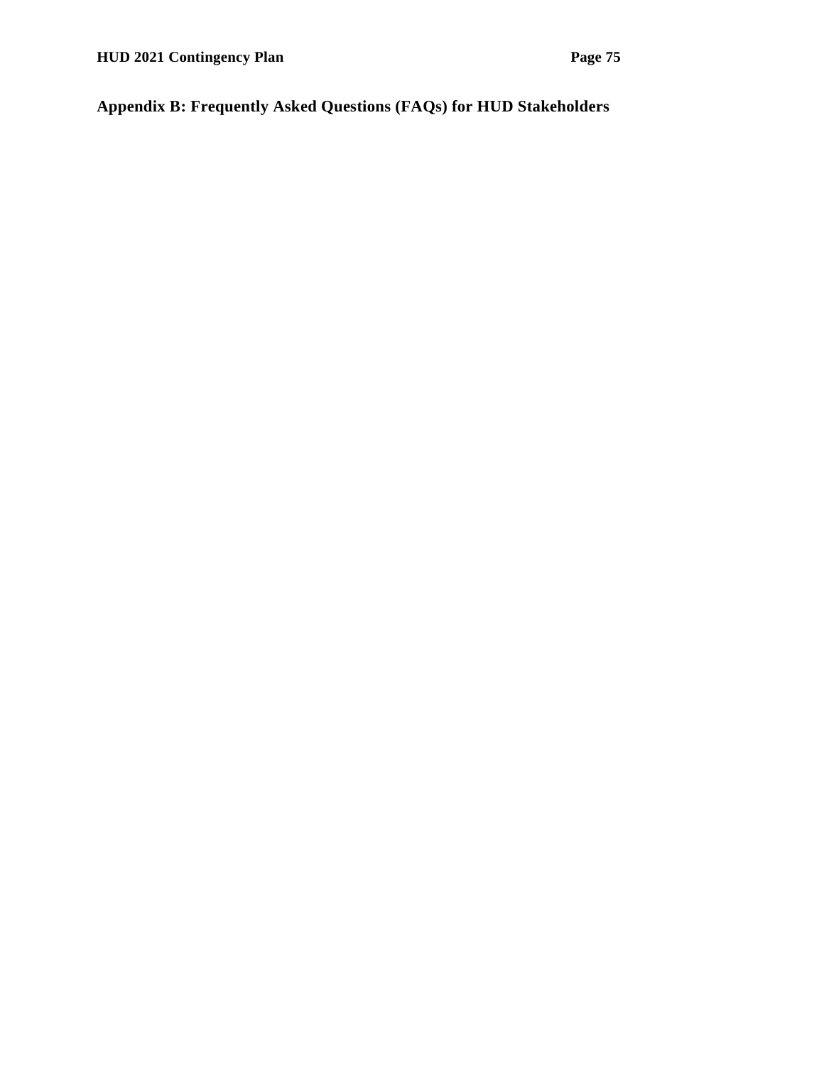## Appendix B: Frequently Asked Questions (FAQs) for HUD Stakeholders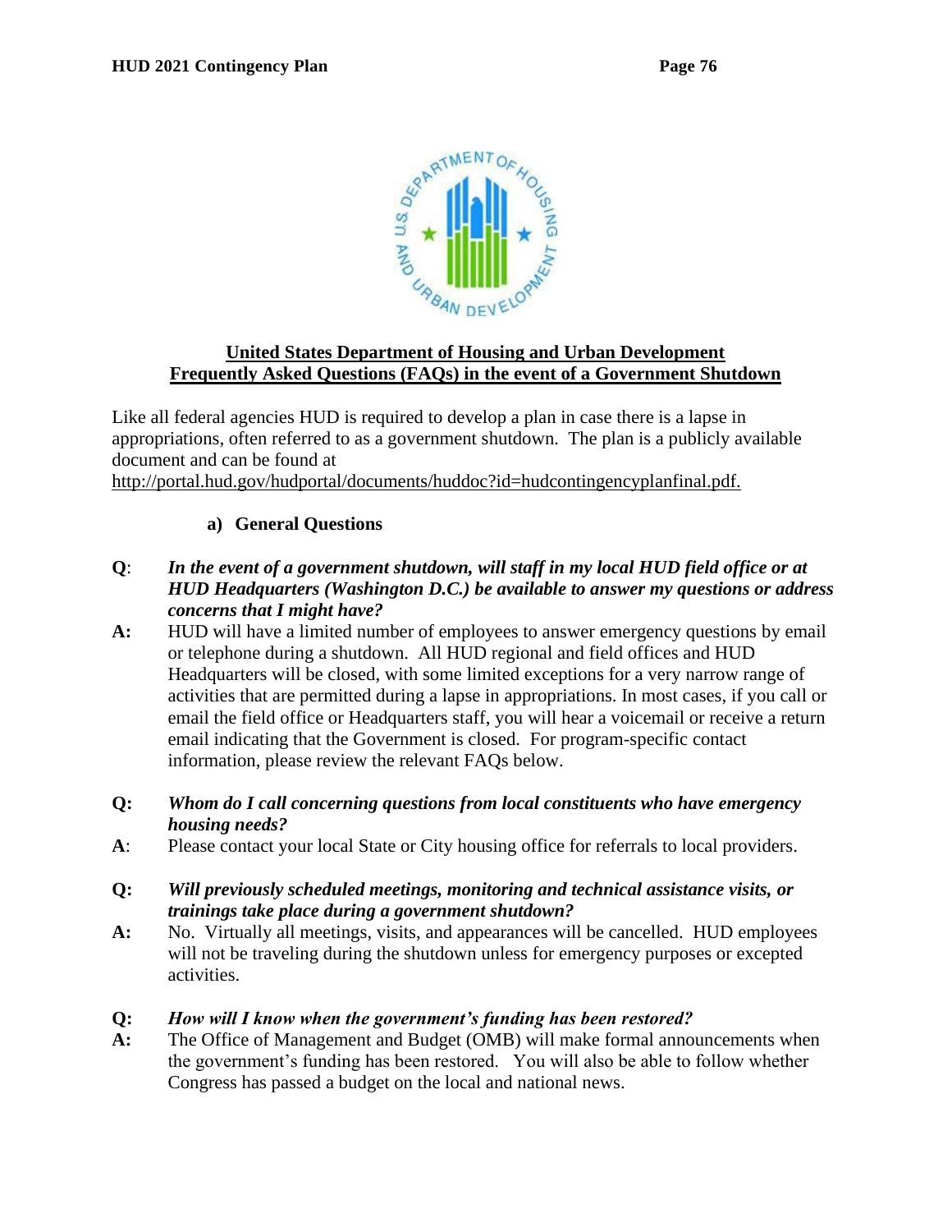## United States Department of Housing and Urban Development
## Frequently Asked Questions (FAQs) in the event of a Government Shutdown

Like all federal agencies HUD is required to develop a plan in case there is a lapse in appropriations, often referred to as a government shutdown. The plan is a publicly available document and can be found at http://portal.hud.gov/hudportal/documents/huddoc?id=hudcontingencyplanfinal.pdf.

### a) General Questions

**Q**: ***In the event of a government shutdown, will staff in my local HUD field office or at HUD Headquarters (Washington D.C.) be available to answer my questions or address concerns that I might have?***

**A:** HUD will have a limited number of employees to answer emergency questions by email or telephone during a shutdown. All HUD regional and field offices and HUD Headquarters will be closed, with some limited exceptions for a very narrow range of activities that are permitted during a lapse in appropriations. In most cases, if you call or email the field office or Headquarters staff, you will hear a voicemail or receive a return email indicating that the Government is closed. For program-specific contact information, please review the relevant FAQs below.

**Q:** ***Whom do I call concerning questions from local constituents who have emergency housing needs?***

**A**: Please contact your local State or City housing office for referrals to local providers.

**Q:** ***Will previously scheduled meetings, monitoring and technical assistance visits, or trainings take place during a government shutdown?***

**A:** No. Virtually all meetings, visits, and appearances will be cancelled. HUD employees will not be traveling during the shutdown unless for emergency purposes or excepted activities.

**Q:** ***How will I know when the government's funding has been restored?***

**A:** The Office of Management and Budget (OMB) will make formal announcements when the government's funding has been restored. You will also be able to follow whether Congress has passed a budget on the local and national news.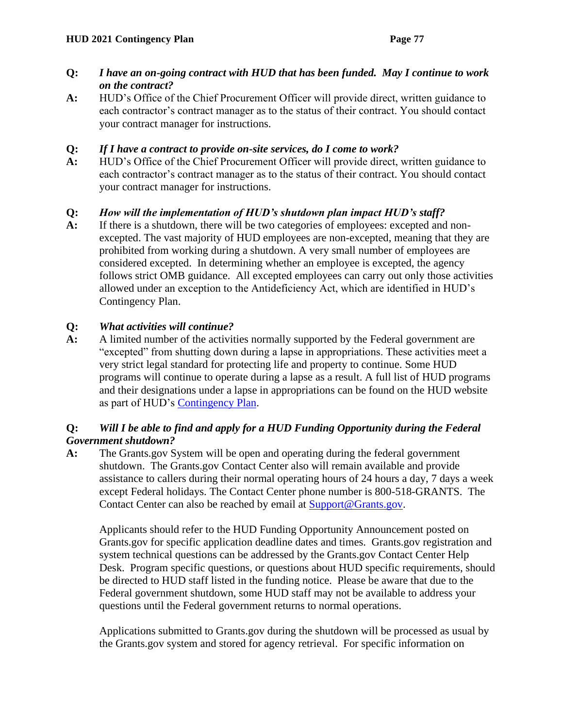**Q:** ***I have an on-going contract with HUD that has been funded. May I continue to work on the contract?***

**A:** HUD's Office of the Chief Procurement Officer will provide direct, written guidance to each contractor's contract manager as to the status of their contract. You should contact your contract manager for instructions.

**Q:** ***If I have a contract to provide on-site services, do I come to work?***

**A:** HUD's Office of the Chief Procurement Officer will provide direct, written guidance to each contractor's contract manager as to the status of their contract. You should contact your contract manager for instructions.

**Q:** ***How will the implementation of HUD's shutdown plan impact HUD's staff?***

**A:** If there is a shutdown, there will be two categories of employees: excepted and non-excepted. The vast majority of HUD employees are non-excepted, meaning that they are prohibited from working during a shutdown. A very small number of employees are considered excepted. In determining whether an employee is excepted, the agency follows strict OMB guidance. All excepted employees can carry out only those activities allowed under an exception to the Antideficiency Act, which are identified in HUD's Contingency Plan.

**Q:** ***What activities will continue?***

**A:** A limited number of the activities normally supported by the Federal government are "excepted" from shutting down during a lapse in appropriations. These activities meet a very strict legal standard for protecting life and property to continue. Some HUD programs will continue to operate during a lapse as a result. A full list of HUD programs and their designations under a lapse in appropriations can be found on the HUD website as part of HUD's Contingency Plan.

**Q:** ***Will I be able to find and apply for a HUD Funding Opportunity during the Federal Government shutdown?***

**A:** The Grants.gov System will be open and operating during the federal government shutdown. The Grants.gov Contact Center also will remain available and provide assistance to callers during their normal operating hours of 24 hours a day, 7 days a week except Federal holidays. The Contact Center phone number is 800-518-GRANTS. The Contact Center can also be reached by email at Support@Grants.gov.

Applicants should refer to the HUD Funding Opportunity Announcement posted on Grants.gov for specific application deadline dates and times. Grants.gov registration and system technical questions can be addressed by the Grants.gov Contact Center Help Desk. Program specific questions, or questions about HUD specific requirements, should be directed to HUD staff listed in the funding notice. Please be aware that due to the Federal government shutdown, some HUD staff may not be available to address your questions until the Federal government returns to normal operations.

Applications submitted to Grants.gov during the shutdown will be processed as usual by the Grants.gov system and stored for agency retrieval. For specific information on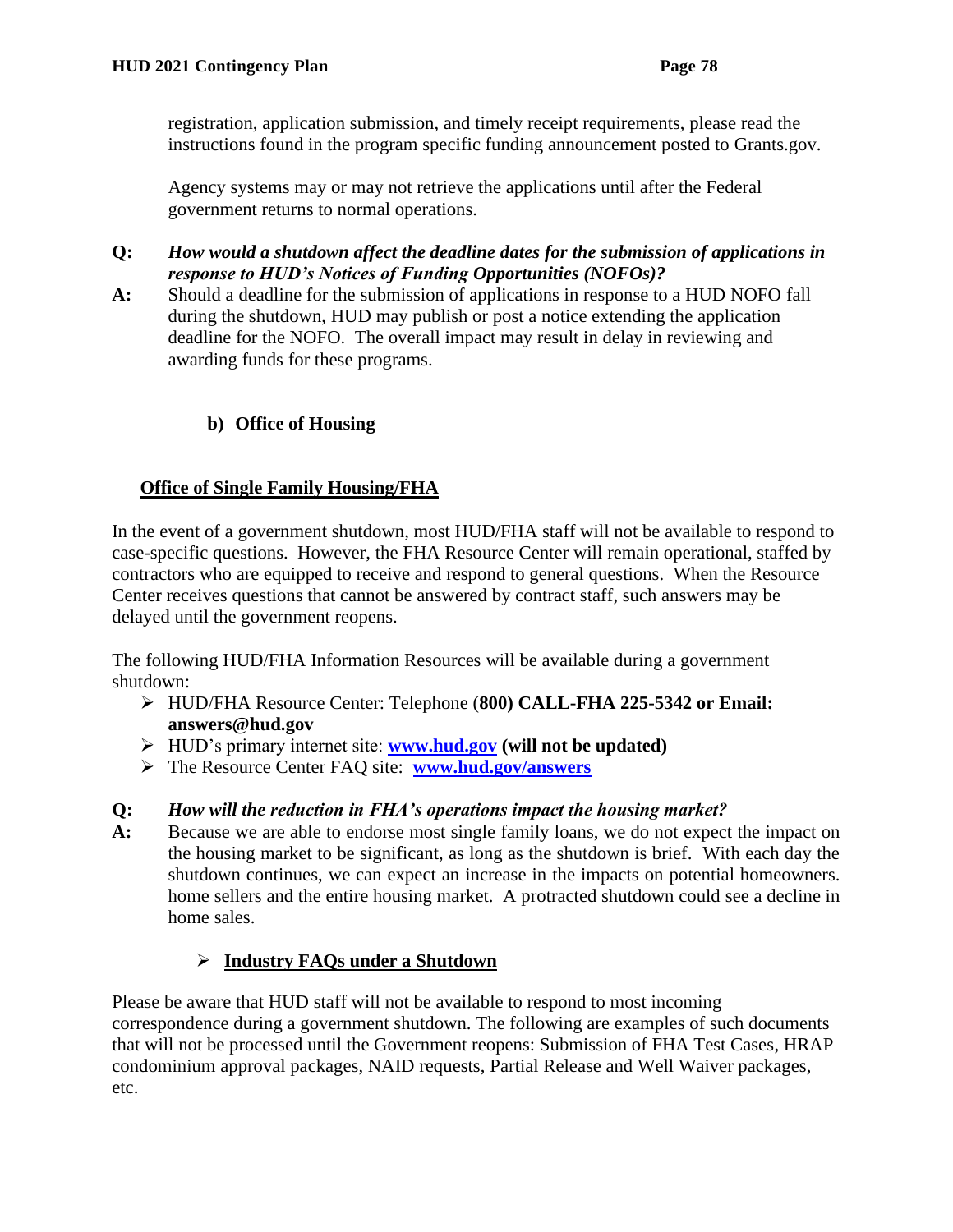registration, application submission, and timely receipt requirements, please read the instructions found in the program specific funding announcement posted to Grants.gov.

Agency systems may or may not retrieve the applications until after the Federal government returns to normal operations.

**Q:** ***How would a shutdown affect the deadline dates for the submission of applications in response to HUD's Notices of Funding Opportunities (NOFOs)?***

**A:** Should a deadline for the submission of applications in response to a HUD NOFO fall during the shutdown, HUD may publish or post a notice extending the application deadline for the NOFO. The overall impact may result in delay in reviewing and awarding funds for these programs.

### b) Office of Housing

#### Office of Single Family Housing/FHA

In the event of a government shutdown, most HUD/FHA staff will not be available to respond to case-specific questions. However, the FHA Resource Center will remain operational, staffed by contractors who are equipped to receive and respond to general questions. When the Resource Center receives questions that cannot be answered by contract staff, such answers may be delayed until the government reopens.

The following HUD/FHA Information Resources will be available during a government shutdown:

- HUD/FHA Resource Center: Telephone (**800) CALL-FHA 225-5342 or Email: answers@hud.gov**
- HUD's primary internet site: **www.hud.gov (will not be updated)**
- The Resource Center FAQ site: **www.hud.gov/answers**

**Q:** ***How will the reduction in FHA's operations impact the housing market?***

**A:** Because we are able to endorse most single family loans, we do not expect the impact on the housing market to be significant, as long as the shutdown is brief. With each day the shutdown continues, we can expect an increase in the impacts on potential homeowners. home sellers and the entire housing market. A protracted shutdown could see a decline in home sales.

- **Industry FAQs under a Shutdown**

Please be aware that HUD staff will not be available to respond to most incoming correspondence during a government shutdown. The following are examples of such documents that will not be processed until the Government reopens: Submission of FHA Test Cases, HRAP condominium approval packages, NAID requests, Partial Release and Well Waiver packages, etc.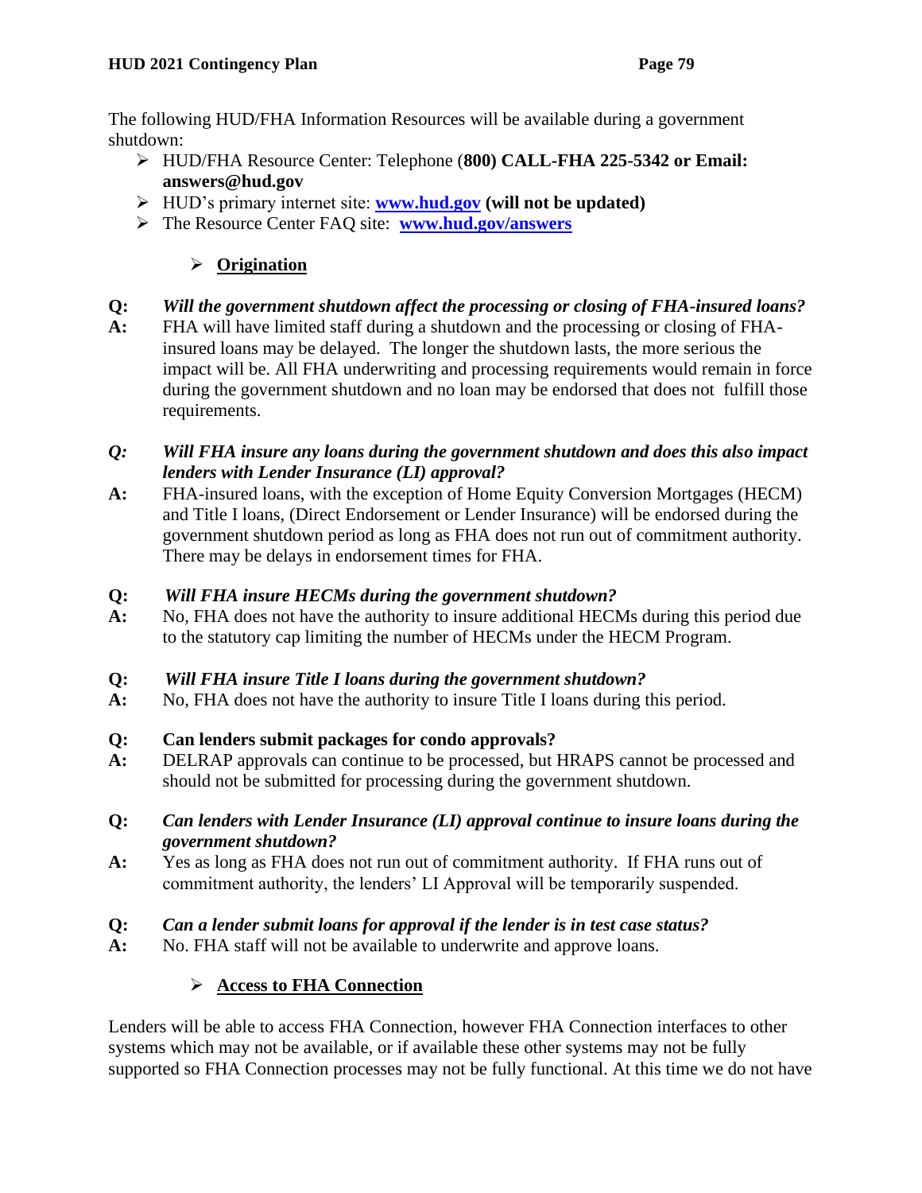The following HUD/FHA Information Resources will be available during a government shutdown:

- HUD/FHA Resource Center: Telephone (**800) CALL-FHA 225-5342 or Email: answers@hud.gov**
- HUD's primary internet site: **[www.hud.gov](http://www.hud.gov) (will not be updated)**
- The Resource Center FAQ site: **[www.hud.gov/answers](http://www.hud.gov/answers)**

- **<u>Origination</u>**

**Q:** ***Will the government shutdown affect the processing or closing of FHA-insured loans?***
**A:** FHA will have limited staff during a shutdown and the processing or closing of FHA-insured loans may be delayed. The longer the shutdown lasts, the more serious the impact will be. All FHA underwriting and processing requirements would remain in force during the government shutdown and no loan may be endorsed that does not fulfill those requirements.

***Q:*** ***Will FHA insure any loans during the government shutdown and does this also impact lenders with Lender Insurance (LI) approval?***
**A:** FHA-insured loans, with the exception of Home Equity Conversion Mortgages (HECM) and Title I loans, (Direct Endorsement or Lender Insurance) will be endorsed during the government shutdown period as long as FHA does not run out of commitment authority. There may be delays in endorsement times for FHA.

**Q:** ***Will FHA insure HECMs during the government shutdown?***
**A:** No, FHA does not have the authority to insure additional HECMs during this period due to the statutory cap limiting the number of HECMs under the HECM Program.

**Q:** ***Will FHA insure Title I loans during the government shutdown?***
**A:** No, FHA does not have the authority to insure Title I loans during this period.

**Q:** **Can lenders submit packages for condo approvals?**
**A:** DELRAP approvals can continue to be processed, but HRAPS cannot be processed and should not be submitted for processing during the government shutdown.

**Q:** ***Can lenders with Lender Insurance (LI) approval continue to insure loans during the government shutdown?***
**A:** Yes as long as FHA does not run out of commitment authority. If FHA runs out of commitment authority, the lenders' LI Approval will be temporarily suspended.

**Q:** ***Can a lender submit loans for approval if the lender is in test case status?***
**A:** No. FHA staff will not be available to underwrite and approve loans.

- **<u>Access to FHA Connection</u>**

Lenders will be able to access FHA Connection, however FHA Connection interfaces to other systems which may not be available, or if available these other systems may not be fully supported so FHA Connection processes may not be fully functional. At this time we do not have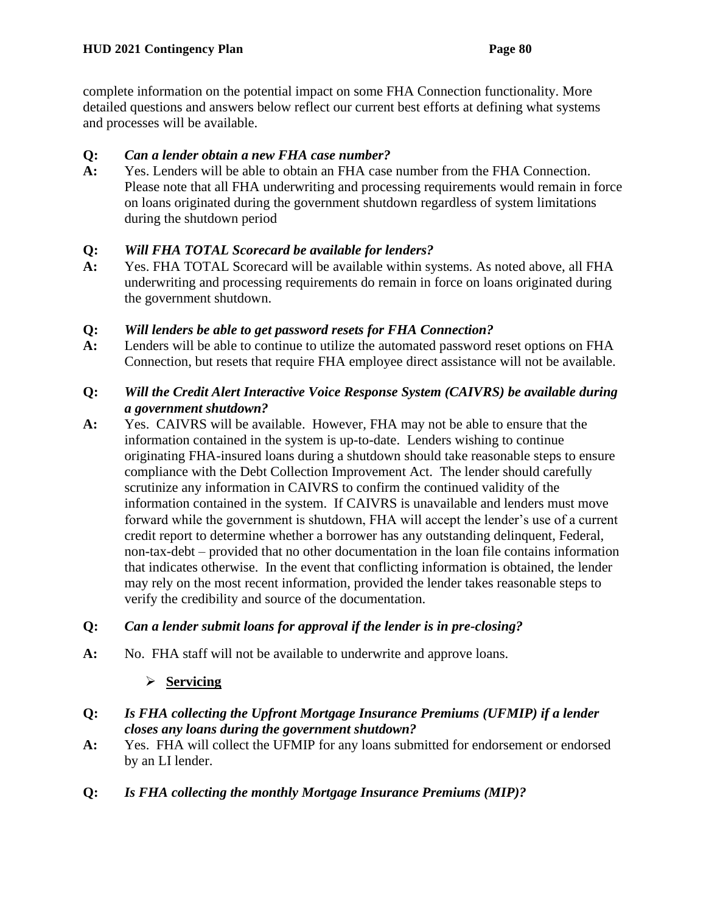complete information on the potential impact on some FHA Connection functionality. More detailed questions and answers below reflect our current best efforts at defining what systems and processes will be available.

**Q:** ***Can a lender obtain a new FHA case number?***
**A:** Yes. Lenders will be able to obtain an FHA case number from the FHA Connection. Please note that all FHA underwriting and processing requirements would remain in force on loans originated during the government shutdown regardless of system limitations during the shutdown period

**Q:** ***Will FHA TOTAL Scorecard be available for lenders?***
**A:** Yes. FHA TOTAL Scorecard will be available within systems. As noted above, all FHA underwriting and processing requirements do remain in force on loans originated during the government shutdown.

**Q:** ***Will lenders be able to get password resets for FHA Connection?***
**A:** Lenders will be able to continue to utilize the automated password reset options on FHA Connection, but resets that require FHA employee direct assistance will not be available.

**Q:** ***Will the Credit Alert Interactive Voice Response System (CAIVRS) be available during a government shutdown?***
**A:** Yes. CAIVRS will be available. However, FHA may not be able to ensure that the information contained in the system is up-to-date. Lenders wishing to continue originating FHA-insured loans during a shutdown should take reasonable steps to ensure compliance with the Debt Collection Improvement Act. The lender should carefully scrutinize any information in CAIVRS to confirm the continued validity of the information contained in the system. If CAIVRS is unavailable and lenders must move forward while the government is shutdown, FHA will accept the lender's use of a current credit report to determine whether a borrower has any outstanding delinquent, Federal, non-tax-debt – provided that no other documentation in the loan file contains information that indicates otherwise. In the event that conflicting information is obtained, the lender may rely on the most recent information, provided the lender takes reasonable steps to verify the credibility and source of the documentation.

**Q:** ***Can a lender submit loans for approval if the lender is in pre-closing?***

**A:** No. FHA staff will not be available to underwrite and approve loans.

- **Servicing**

**Q:** ***Is FHA collecting the Upfront Mortgage Insurance Premiums (UFMIP) if a lender closes any loans during the government shutdown?***
**A:** Yes. FHA will collect the UFMIP for any loans submitted for endorsement or endorsed by an LI lender.

**Q:** ***Is FHA collecting the monthly Mortgage Insurance Premiums (MIP)?***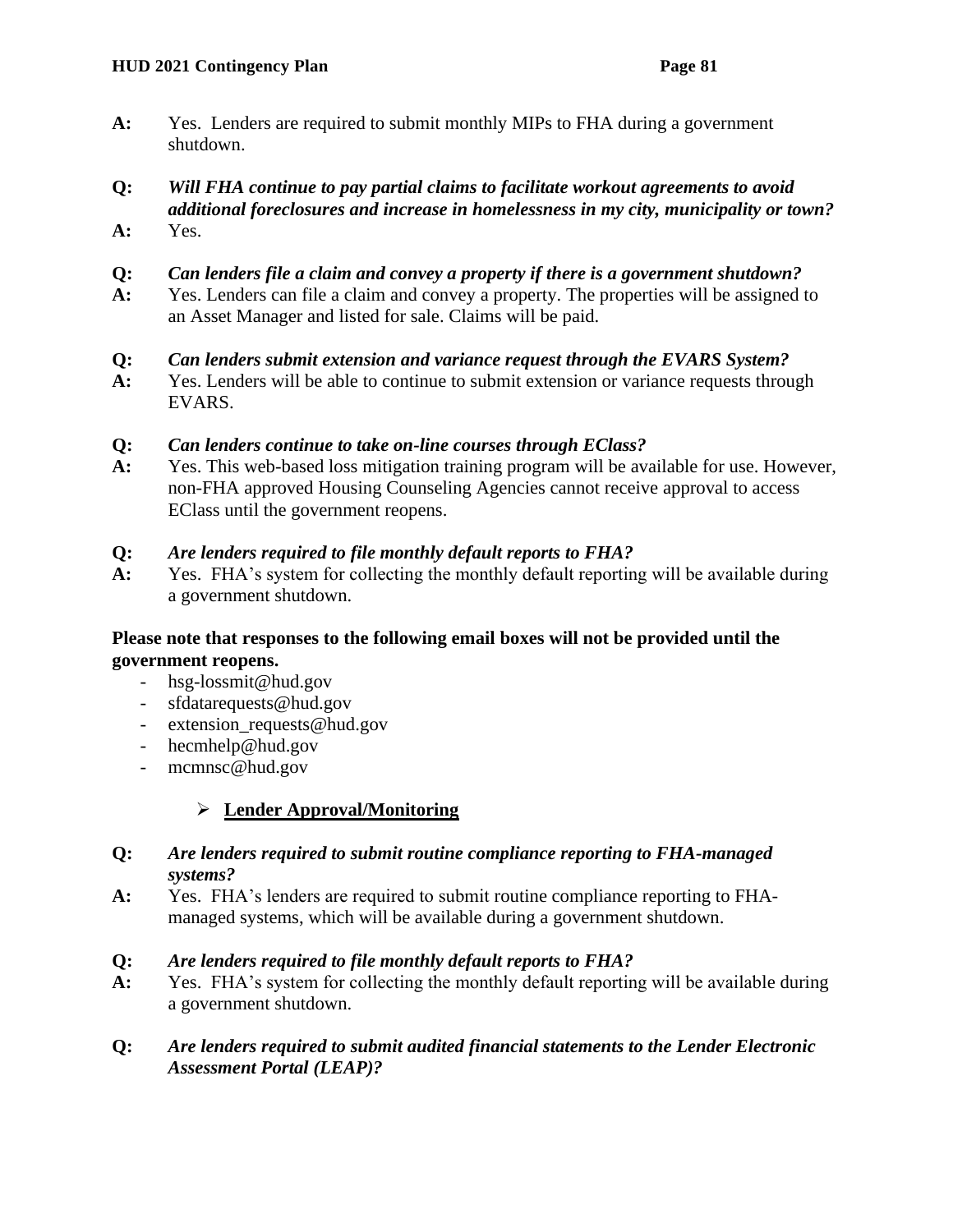**A:** Yes. Lenders are required to submit monthly MIPs to FHA during a government shutdown.

**Q:** ***Will FHA continue to pay partial claims to facilitate workout agreements to avoid additional foreclosures and increase in homelessness in my city, municipality or town?***
**A:** Yes.

**Q:** ***Can lenders file a claim and convey a property if there is a government shutdown?***
**A:** Yes. Lenders can file a claim and convey a property. The properties will be assigned to an Asset Manager and listed for sale. Claims will be paid.

**Q:** ***Can lenders submit extension and variance request through the EVARS System?***
**A:** Yes. Lenders will be able to continue to submit extension or variance requests through EVARS.

**Q:** ***Can lenders continue to take on-line courses through EClass?***
**A:** Yes. This web-based loss mitigation training program will be available for use. However, non-FHA approved Housing Counseling Agencies cannot receive approval to access EClass until the government reopens.

**Q:** ***Are lenders required to file monthly default reports to FHA?***
**A:** Yes. FHA's system for collecting the monthly default reporting will be available during a government shutdown.

**Please note that responses to the following email boxes will not be provided until the government reopens.**

- hsg-lossmit@hud.gov
- sfdatarequests@hud.gov
- extension_requests@hud.gov
- hecmhelp@hud.gov
- mcmnsc@hud.gov

- **Lender Approval/Monitoring**

**Q:** ***Are lenders required to submit routine compliance reporting to FHA-managed systems?***
**A:** Yes. FHA's lenders are required to submit routine compliance reporting to FHA-managed systems, which will be available during a government shutdown.

**Q:** ***Are lenders required to file monthly default reports to FHA?***
**A:** Yes. FHA's system for collecting the monthly default reporting will be available during a government shutdown.

**Q:** ***Are lenders required to submit audited financial statements to the Lender Electronic Assessment Portal (LEAP)?***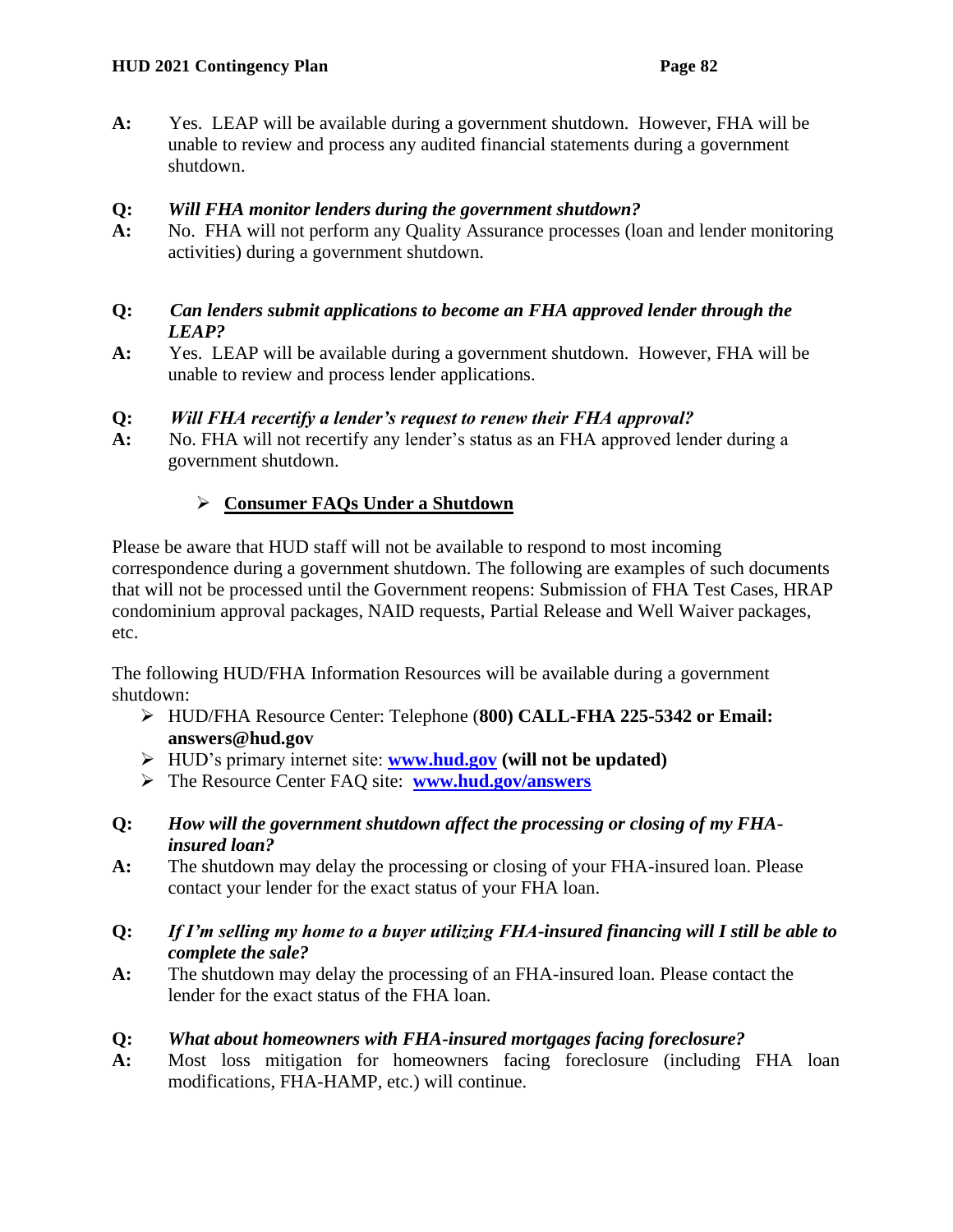**A:** Yes. LEAP will be available during a government shutdown. However, FHA will be unable to review and process any audited financial statements during a government shutdown.

**Q:** ***Will FHA monitor lenders during the government shutdown?***
**A:** No. FHA will not perform any Quality Assurance processes (loan and lender monitoring activities) during a government shutdown.

**Q:** ***Can lenders submit applications to become an FHA approved lender through the LEAP?***
**A:** Yes. LEAP will be available during a government shutdown. However, FHA will be unable to review and process lender applications.

**Q:** ***Will FHA recertify a lender's request to renew their FHA approval?***
**A:** No. FHA will not recertify any lender's status as an FHA approved lender during a government shutdown.

- **Consumer FAQs Under a Shutdown**

Please be aware that HUD staff will not be available to respond to most incoming correspondence during a government shutdown. The following are examples of such documents that will not be processed until the Government reopens: Submission of FHA Test Cases, HRAP condominium approval packages, NAID requests, Partial Release and Well Waiver packages, etc.

The following HUD/FHA Information Resources will be available during a government shutdown:

- HUD/FHA Resource Center: Telephone (**800) CALL-FHA 225-5342 or Email: answers@hud.gov**
- HUD's primary internet site: **www.hud.gov (will not be updated)**
- The Resource Center FAQ site: **www.hud.gov/answers**

**Q:** ***How will the government shutdown affect the processing or closing of my FHA-insured loan?***
**A:** The shutdown may delay the processing or closing of your FHA-insured loan. Please contact your lender for the exact status of your FHA loan.

**Q:** ***If I'm selling my home to a buyer utilizing FHA-insured financing will I still be able to complete the sale?***
**A:** The shutdown may delay the processing of an FHA-insured loan. Please contact the lender for the exact status of the FHA loan.

**Q:** ***What about homeowners with FHA-insured mortgages facing foreclosure?***
**A:** Most loss mitigation for homeowners facing foreclosure (including FHA loan modifications, FHA-HAMP, etc.) will continue.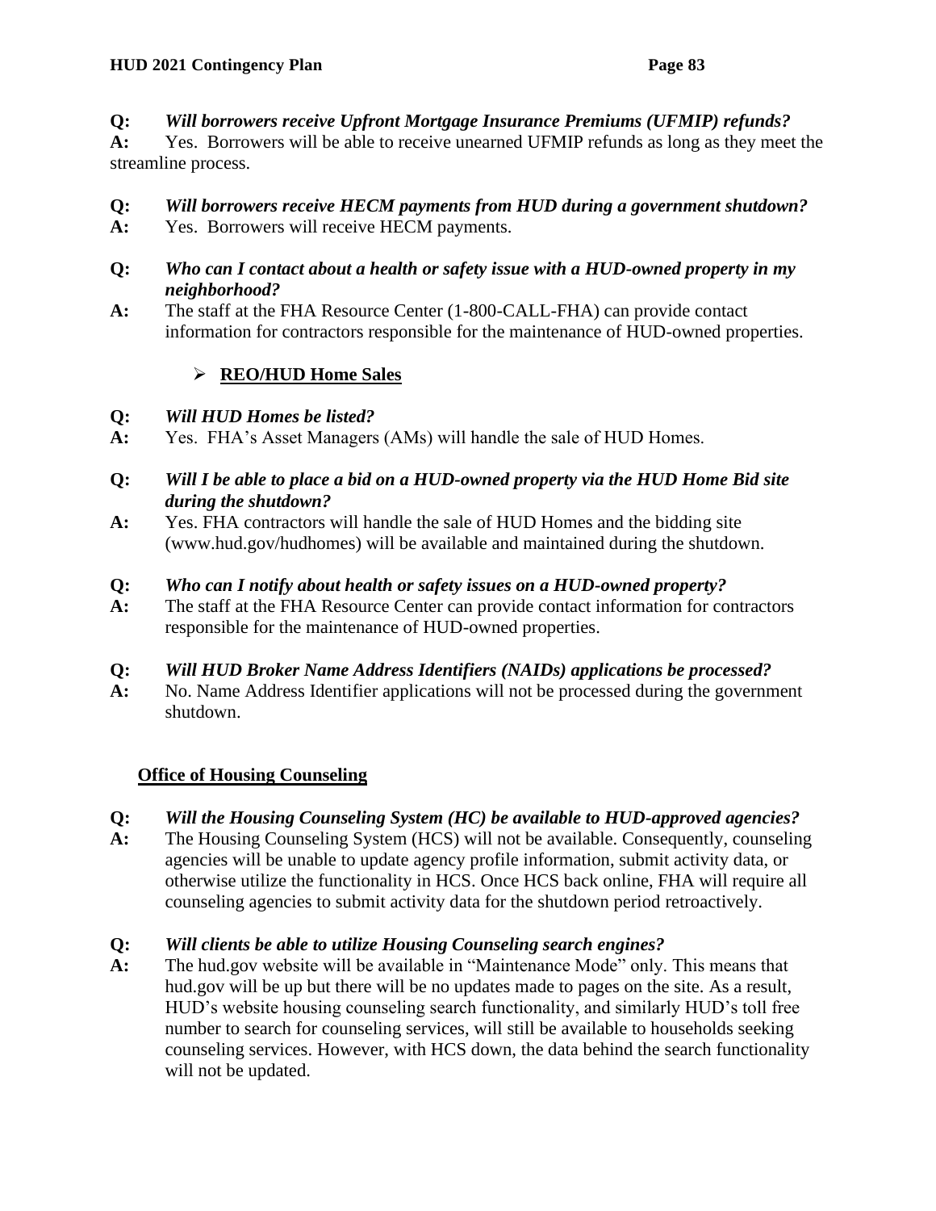**Q:** ***Will borrowers receive Upfront Mortgage Insurance Premiums (UFMIP) refunds?***
**A:** Yes. Borrowers will be able to receive unearned UFMIP refunds as long as they meet the streamline process.

**Q:** ***Will borrowers receive HECM payments from HUD during a government shutdown?***
**A:** Yes. Borrowers will receive HECM payments.

**Q:** ***Who can I contact about a health or safety issue with a HUD-owned property in my neighborhood?***
**A:** The staff at the FHA Resource Center (1-800-CALL-FHA) can provide contact information for contractors responsible for the maintenance of HUD-owned properties.

- **REO/HUD Home Sales**

**Q:** ***Will HUD Homes be listed?***
**A:** Yes. FHA's Asset Managers (AMs) will handle the sale of HUD Homes.

**Q:** ***Will I be able to place a bid on a HUD-owned property via the HUD Home Bid site during the shutdown?***
**A:** Yes. FHA contractors will handle the sale of HUD Homes and the bidding site (www.hud.gov/hudhomes) will be available and maintained during the shutdown.

**Q:** ***Who can I notify about health or safety issues on a HUD-owned property?***
**A:** The staff at the FHA Resource Center can provide contact information for contractors responsible for the maintenance of HUD-owned properties.

**Q:** ***Will HUD Broker Name Address Identifiers (NAIDs) applications be processed?***
**A:** No. Name Address Identifier applications will not be processed during the government shutdown.

## Office of Housing Counseling

**Q:** ***Will the Housing Counseling System (HC) be available to HUD-approved agencies?***
**A:** The Housing Counseling System (HCS) will not be available. Consequently, counseling agencies will be unable to update agency profile information, submit activity data, or otherwise utilize the functionality in HCS. Once HCS back online, FHA will require all counseling agencies to submit activity data for the shutdown period retroactively.

**Q:** ***Will clients be able to utilize Housing Counseling search engines?***
**A:** The hud.gov website will be available in "Maintenance Mode" only. This means that hud.gov will be up but there will be no updates made to pages on the site. As a result, HUD's website housing counseling search functionality, and similarly HUD's toll free number to search for counseling services, will still be available to households seeking counseling services. However, with HCS down, the data behind the search functionality will not be updated.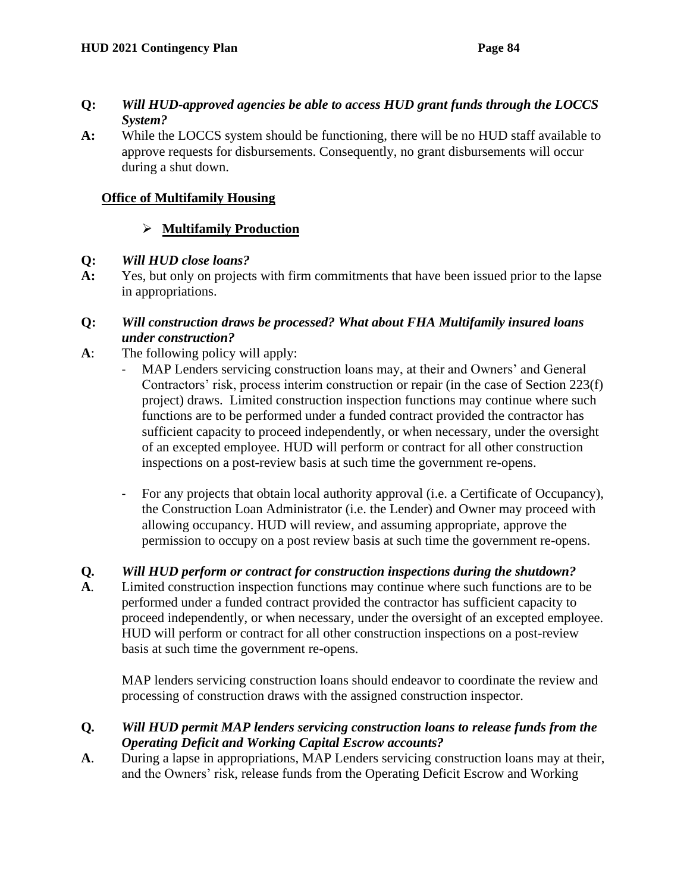**Q:** ***Will HUD-approved agencies be able to access HUD grant funds through the LOCCS System?***

**A:** While the LOCCS system should be functioning, there will be no HUD staff available to approve requests for disbursements. Consequently, no grant disbursements will occur during a shut down.

## Office of Multifamily Housing

### Multifamily Production

**Q:** ***Will HUD close loans?***

**A:** Yes, but only on projects with firm commitments that have been issued prior to the lapse in appropriations.

**Q:** ***Will construction draws be processed? What about FHA Multifamily insured loans under construction?***

**A**: The following policy will apply:

- MAP Lenders servicing construction loans may, at their and Owners' and General Contractors' risk, process interim construction or repair (in the case of Section 223(f) project) draws. Limited construction inspection functions may continue where such functions are to be performed under a funded contract provided the contractor has sufficient capacity to proceed independently, or when necessary, under the oversight of an excepted employee. HUD will perform or contract for all other construction inspections on a post-review basis at such time the government re-opens.

- For any projects that obtain local authority approval (i.e. a Certificate of Occupancy), the Construction Loan Administrator (i.e. the Lender) and Owner may proceed with allowing occupancy. HUD will review, and assuming appropriate, approve the permission to occupy on a post review basis at such time the government re-opens.

**Q.** ***Will HUD perform or contract for construction inspections during the shutdown?***

**A**. Limited construction inspection functions may continue where such functions are to be performed under a funded contract provided the contractor has sufficient capacity to proceed independently, or when necessary, under the oversight of an excepted employee. HUD will perform or contract for all other construction inspections on a post-review basis at such time the government re-opens.

MAP lenders servicing construction loans should endeavor to coordinate the review and processing of construction draws with the assigned construction inspector.

**Q.** ***Will HUD permit MAP lenders servicing construction loans to release funds from the Operating Deficit and Working Capital Escrow accounts?***

**A**. During a lapse in appropriations, MAP Lenders servicing construction loans may at their, and the Owners' risk, release funds from the Operating Deficit Escrow and Working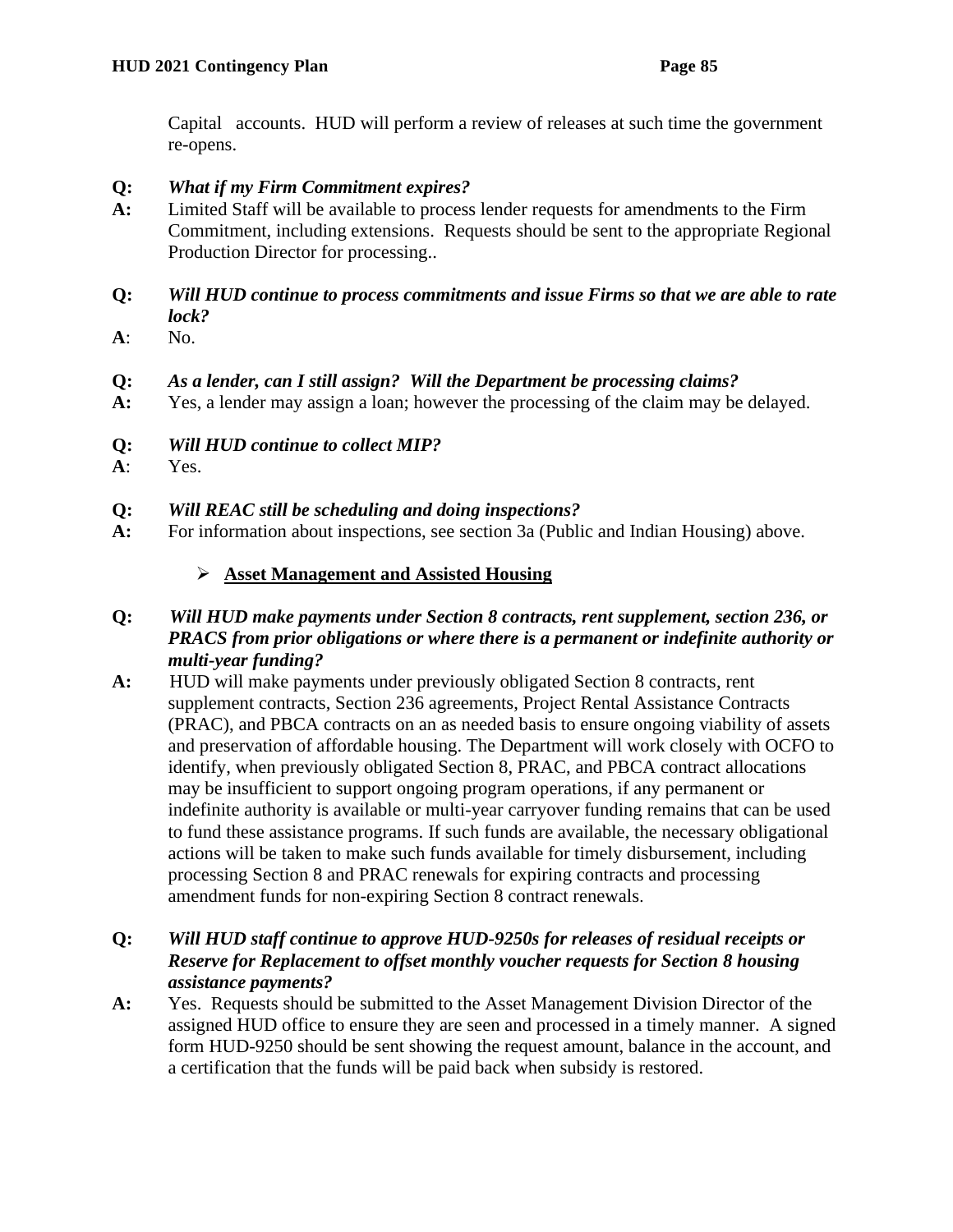Capital accounts. HUD will perform a review of releases at such time the government re-opens.

**Q:** ***What if my Firm Commitment expires?***
**A:** Limited Staff will be available to process lender requests for amendments to the Firm Commitment, including extensions. Requests should be sent to the appropriate Regional Production Director for processing..

**Q:** ***Will HUD continue to process commitments and issue Firms so that we are able to rate lock?***
**A**: No.

**Q:** ***As a lender, can I still assign? Will the Department be processing claims?***
**A:** Yes, a lender may assign a loan; however the processing of the claim may be delayed.

**Q:** ***Will HUD continue to collect MIP?***
**A**: Yes.

**Q:** ***Will REAC still be scheduling and doing inspections?***
**A:** For information about inspections, see section 3a (Public and Indian Housing) above.

- **Asset Management and Assisted Housing**

**Q:** ***Will HUD make payments under Section 8 contracts, rent supplement, section 236, or PRACS from prior obligations or where there is a permanent or indefinite authority or multi-year funding?***
**A:** HUD will make payments under previously obligated Section 8 contracts, rent supplement contracts, Section 236 agreements, Project Rental Assistance Contracts (PRAC), and PBCA contracts on an as needed basis to ensure ongoing viability of assets and preservation of affordable housing. The Department will work closely with OCFO to identify, when previously obligated Section 8, PRAC, and PBCA contract allocations may be insufficient to support ongoing program operations, if any permanent or indefinite authority is available or multi-year carryover funding remains that can be used to fund these assistance programs. If such funds are available, the necessary obligational actions will be taken to make such funds available for timely disbursement, including processing Section 8 and PRAC renewals for expiring contracts and processing amendment funds for non-expiring Section 8 contract renewals.

**Q:** ***Will HUD staff continue to approve HUD-9250s for releases of residual receipts or Reserve for Replacement to offset monthly voucher requests for Section 8 housing assistance payments?***
**A:** Yes. Requests should be submitted to the Asset Management Division Director of the assigned HUD office to ensure they are seen and processed in a timely manner. A signed form HUD-9250 should be sent showing the request amount, balance in the account, and a certification that the funds will be paid back when subsidy is restored.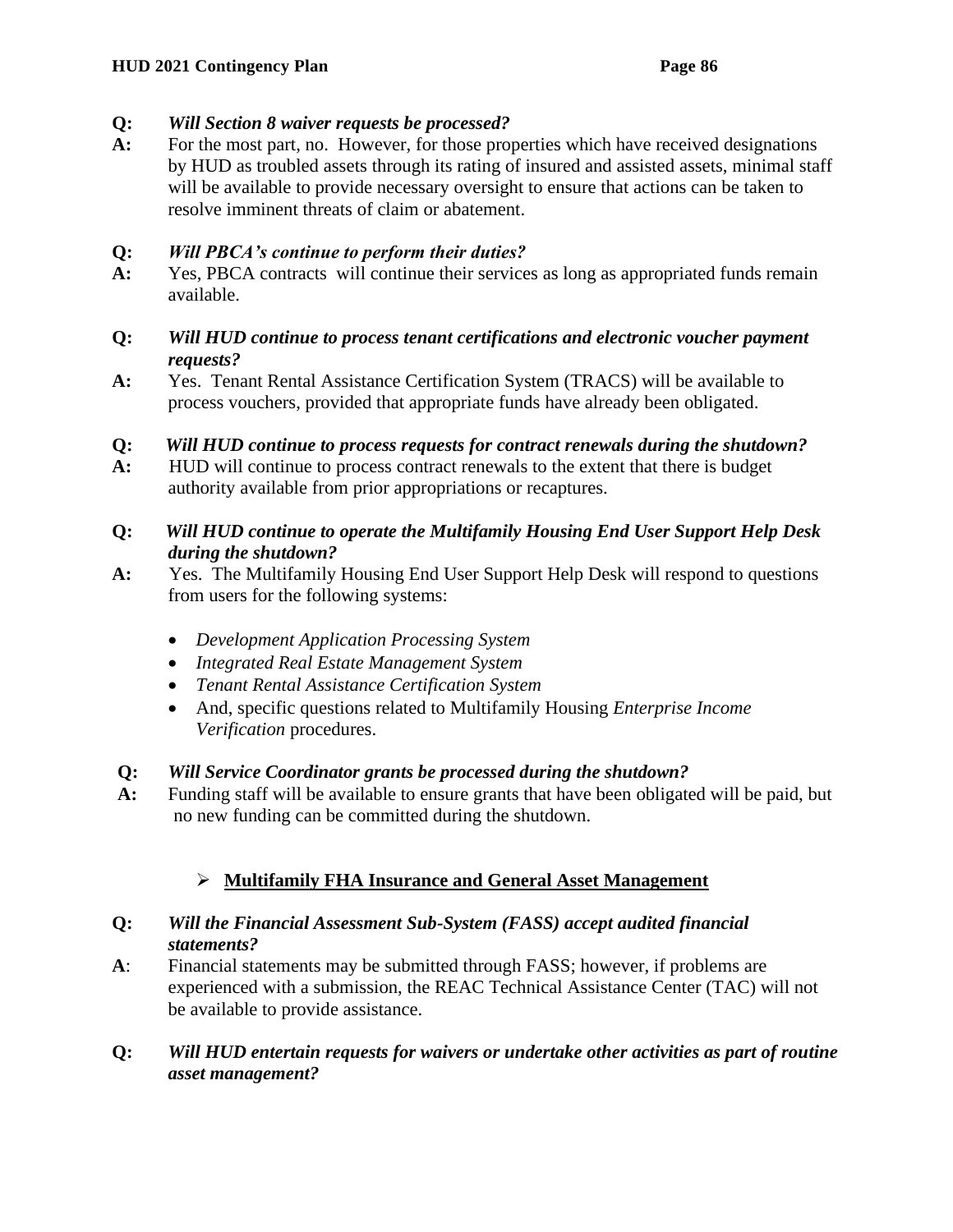**Q:** ***Will Section 8 waiver requests be processed?***
**A:** For the most part, no. However, for those properties which have received designations by HUD as troubled assets through its rating of insured and assisted assets, minimal staff will be available to provide necessary oversight to ensure that actions can be taken to resolve imminent threats of claim or abatement.

**Q:** ***Will PBCA's continue to perform their duties?***
**A:** Yes, PBCA contracts will continue their services as long as appropriated funds remain available.

**Q:** ***Will HUD continue to process tenant certifications and electronic voucher payment requests?***
**A:** Yes. Tenant Rental Assistance Certification System (TRACS) will be available to process vouchers, provided that appropriate funds have already been obligated.

**Q:** ***Will HUD continue to process requests for contract renewals during the shutdown?***
**A:** HUD will continue to process contract renewals to the extent that there is budget authority available from prior appropriations or recaptures.

**Q:** ***Will HUD continue to operate the Multifamily Housing End User Support Help Desk during the shutdown?***
**A:** Yes. The Multifamily Housing End User Support Help Desk will respond to questions from users for the following systems:

- *Development Application Processing System*
- *Integrated Real Estate Management System*
- *Tenant Rental Assistance Certification System*
- And, specific questions related to Multifamily Housing *Enterprise Income Verification* procedures.

**Q:** ***Will Service Coordinator grants be processed during the shutdown?***
**A:** Funding staff will be available to ensure grants that have been obligated will be paid, but no new funding can be committed during the shutdown.

- **Multifamily FHA Insurance and General Asset Management**

**Q:** ***Will the Financial Assessment Sub-System (FASS) accept audited financial statements?***
**A**: Financial statements may be submitted through FASS; however, if problems are experienced with a submission, the REAC Technical Assistance Center (TAC) will not be available to provide assistance.

**Q:** ***Will HUD entertain requests for waivers or undertake other activities as part of routine asset management?***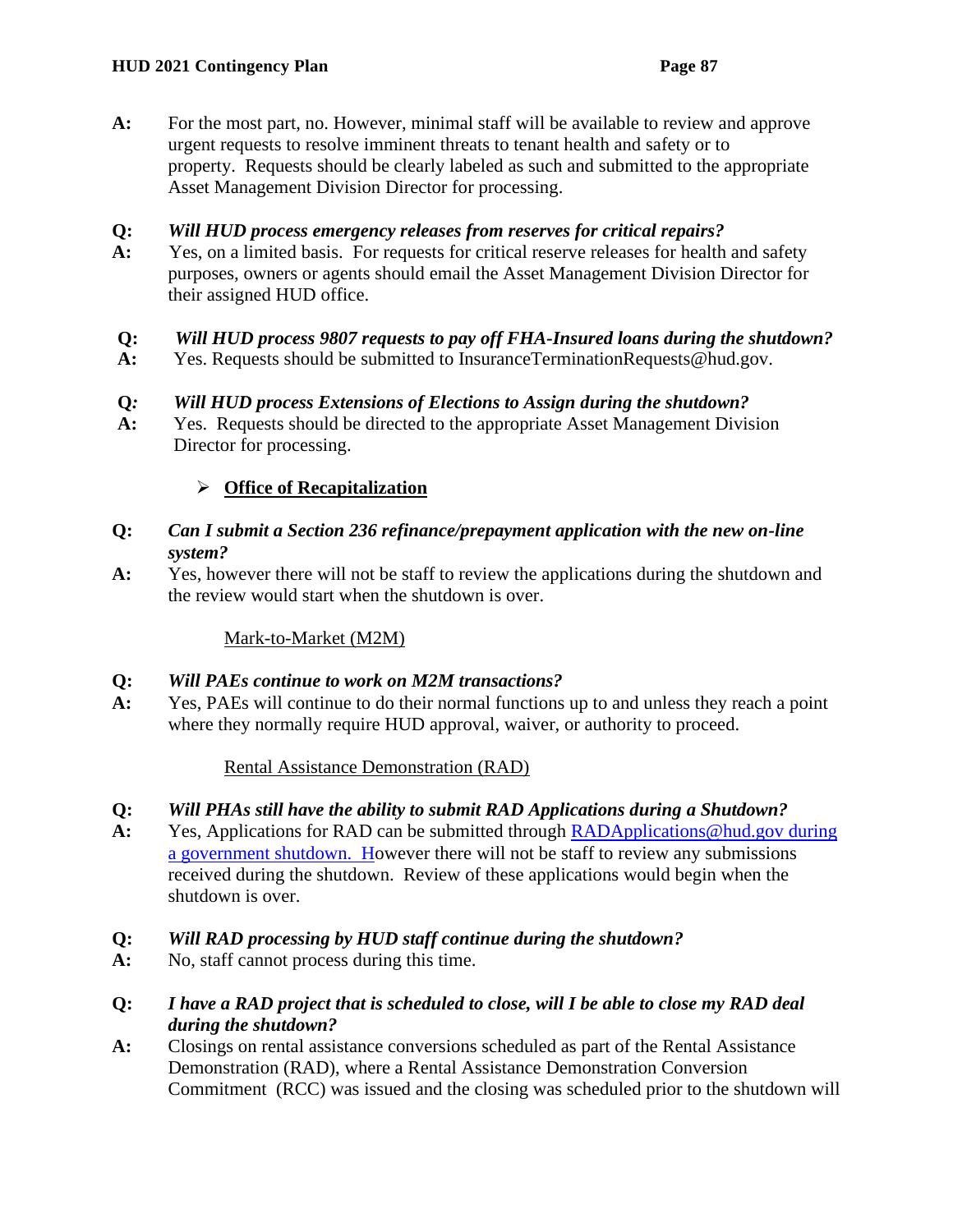**A:** For the most part, no. However, minimal staff will be available to review and approve urgent requests to resolve imminent threats to tenant health and safety or to property. Requests should be clearly labeled as such and submitted to the appropriate Asset Management Division Director for processing.

**Q:** ***Will HUD process emergency releases from reserves for critical repairs?***
**A:** Yes, on a limited basis. For requests for critical reserve releases for health and safety purposes, owners or agents should email the Asset Management Division Director for their assigned HUD office.

**Q:** ***Will HUD process 9807 requests to pay off FHA-Insured loans during the shutdown?***
**A:** Yes. Requests should be submitted to InsuranceTerminationRequests@hud.gov.

**Q:** ***Will HUD process Extensions of Elections to Assign during the shutdown?***
**A:** Yes. Requests should be directed to the appropriate Asset Management Division Director for processing.

- **<u>Office of Recapitalization</u>**

**Q:** ***Can I submit a Section 236 refinance/prepayment application with the new on-line system?***
**A:** Yes, however there will not be staff to review the applications during the shutdown and the review would start when the shutdown is over.

<u>Mark-to-Market (M2M)</u>

**Q:** ***Will PAEs continue to work on M2M transactions?***
**A:** Yes, PAEs will continue to do their normal functions up to and unless they reach a point where they normally require HUD approval, waiver, or authority to proceed.

<u>Rental Assistance Demonstration (RAD)</u>

**Q:** ***Will PHAs still have the ability to submit RAD Applications during a Shutdown?***
**A:** Yes, Applications for RAD can be submitted through RADApplications@hud.gov during a government shutdown. However there will not be staff to review any submissions received during the shutdown. Review of these applications would begin when the shutdown is over.

**Q:** ***Will RAD processing by HUD staff continue during the shutdown?***
**A:** No, staff cannot process during this time.

**Q:** ***I have a RAD project that is scheduled to close, will I be able to close my RAD deal during the shutdown?***
**A:** Closings on rental assistance conversions scheduled as part of the Rental Assistance Demonstration (RAD), where a Rental Assistance Demonstration Conversion Commitment (RCC) was issued and the closing was scheduled prior to the shutdown will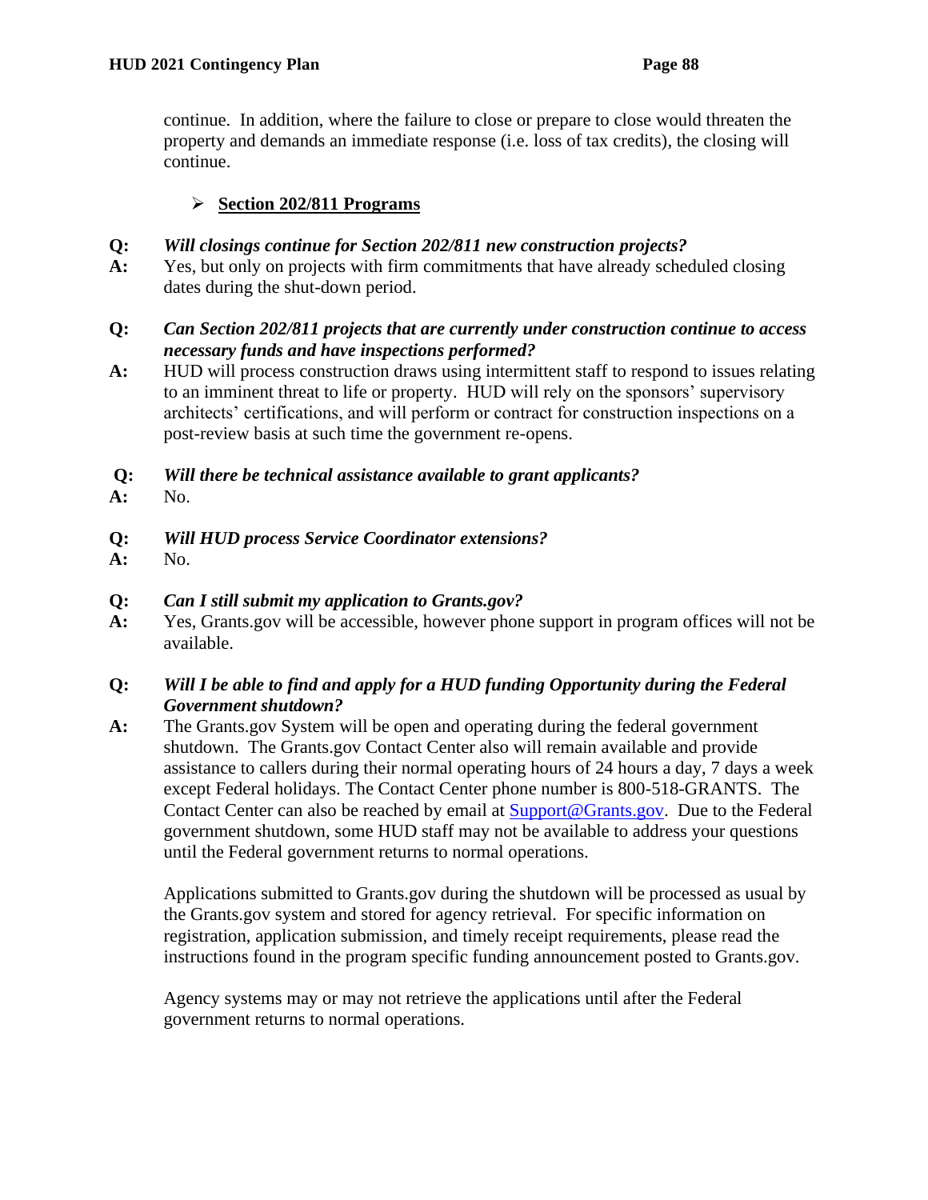continue. In addition, where the failure to close or prepare to close would threaten the property and demands an immediate response (i.e. loss of tax credits), the closing will continue.

- **Section 202/811 Programs**

**Q:** ***Will closings continue for Section 202/811 new construction projects?***
**A:** Yes, but only on projects with firm commitments that have already scheduled closing dates during the shut-down period.

**Q:** ***Can Section 202/811 projects that are currently under construction continue to access necessary funds and have inspections performed?***
**A:** HUD will process construction draws using intermittent staff to respond to issues relating to an imminent threat to life or property. HUD will rely on the sponsors' supervisory architects' certifications, and will perform or contract for construction inspections on a post-review basis at such time the government re-opens.

**Q:** ***Will there be technical assistance available to grant applicants?***
**A:** No.

**Q:** ***Will HUD process Service Coordinator extensions?***
**A:** No.

**Q:** ***Can I still submit my application to Grants.gov?***
**A:** Yes, Grants.gov will be accessible, however phone support in program offices will not be available.

**Q:** ***Will I be able to find and apply for a HUD funding Opportunity during the Federal Government shutdown?***
**A:** The Grants.gov System will be open and operating during the federal government shutdown. The Grants.gov Contact Center also will remain available and provide assistance to callers during their normal operating hours of 24 hours a day, 7 days a week except Federal holidays. The Contact Center phone number is 800-518-GRANTS. The Contact Center can also be reached by email at Support@Grants.gov. Due to the Federal government shutdown, some HUD staff may not be available to address your questions until the Federal government returns to normal operations.

Applications submitted to Grants.gov during the shutdown will be processed as usual by the Grants.gov system and stored for agency retrieval. For specific information on registration, application submission, and timely receipt requirements, please read the instructions found in the program specific funding announcement posted to Grants.gov.

Agency systems may or may not retrieve the applications until after the Federal government returns to normal operations.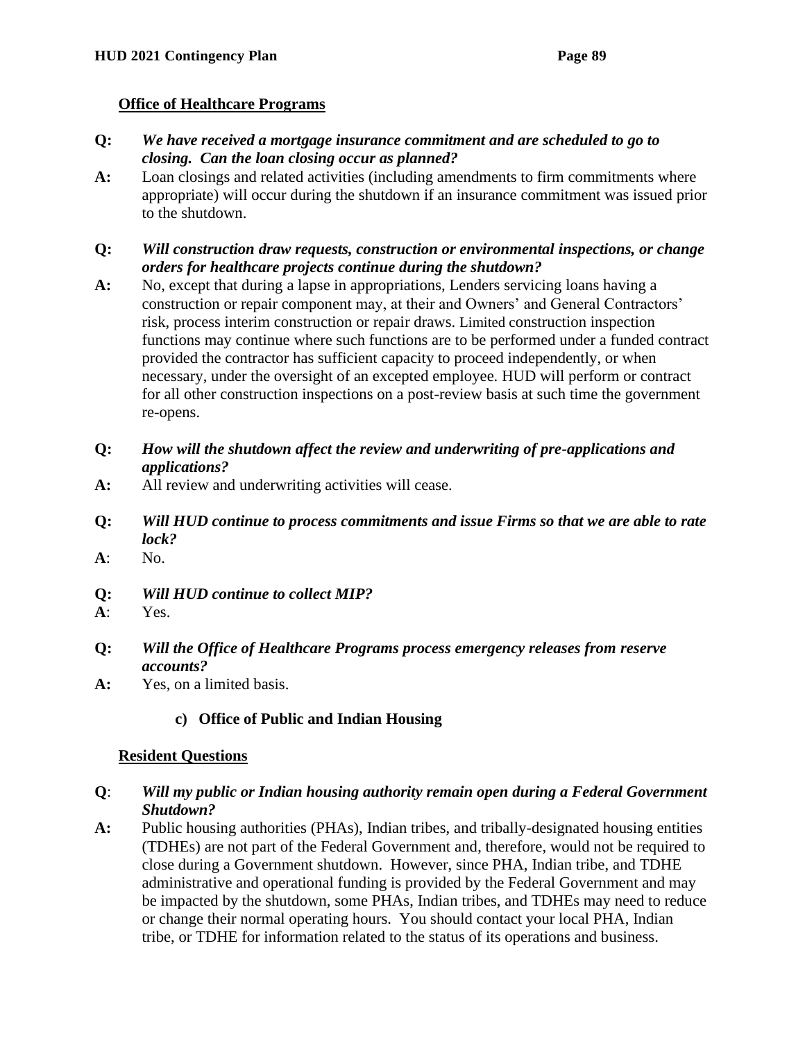**Office of Healthcare Programs**

**Q:** ***We have received a mortgage insurance commitment and are scheduled to go to closing. Can the loan closing occur as planned?***

**A:** Loan closings and related activities (including amendments to firm commitments where appropriate) will occur during the shutdown if an insurance commitment was issued prior to the shutdown.

**Q:** ***Will construction draw requests, construction or environmental inspections, or change orders for healthcare projects continue during the shutdown?***

**A:** No, except that during a lapse in appropriations, Lenders servicing loans having a construction or repair component may, at their and Owners' and General Contractors' risk, process interim construction or repair draws. Limited construction inspection functions may continue where such functions are to be performed under a funded contract provided the contractor has sufficient capacity to proceed independently, or when necessary, under the oversight of an excepted employee. HUD will perform or contract for all other construction inspections on a post-review basis at such time the government re-opens.

**Q:** ***How will the shutdown affect the review and underwriting of pre-applications and applications?***

**A:** All review and underwriting activities will cease.

**Q:** ***Will HUD continue to process commitments and issue Firms so that we are able to rate lock?***

**A**: No.

**Q:** ***Will HUD continue to collect MIP?***

**A**: Yes.

**Q:** ***Will the Office of Healthcare Programs process emergency releases from reserve accounts?***

**A:** Yes, on a limited basis.

### c) Office of Public and Indian Housing

**Resident Questions**

**Q**: ***Will my public or Indian housing authority remain open during a Federal Government Shutdown?***

**A:** Public housing authorities (PHAs), Indian tribes, and tribally-designated housing entities (TDHEs) are not part of the Federal Government and, therefore, would not be required to close during a Government shutdown. However, since PHA, Indian tribe, and TDHE administrative and operational funding is provided by the Federal Government and may be impacted by the shutdown, some PHAs, Indian tribes, and TDHEs may need to reduce or change their normal operating hours. You should contact your local PHA, Indian tribe, or TDHE for information related to the status of its operations and business.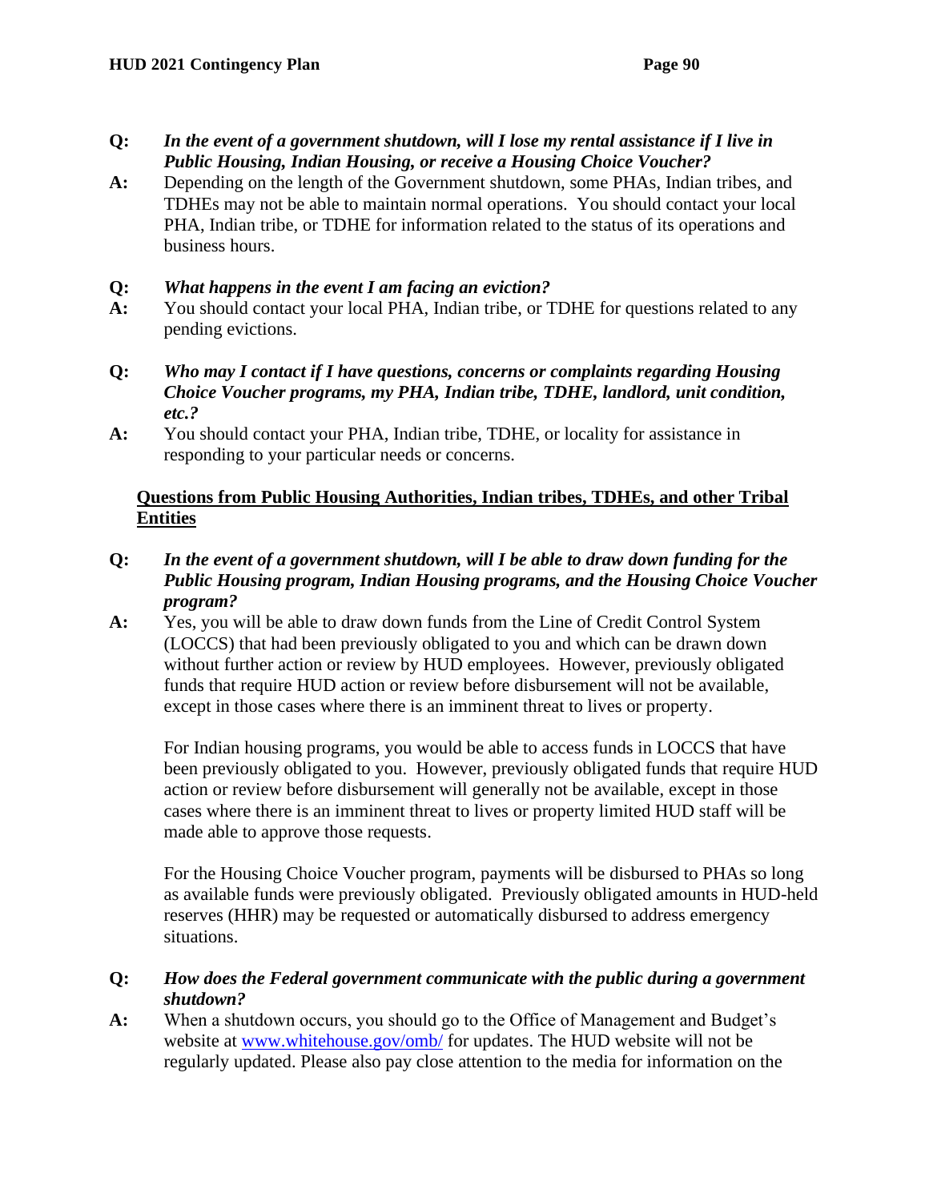**Q:** ***In the event of a government shutdown, will I lose my rental assistance if I live in Public Housing, Indian Housing, or receive a Housing Choice Voucher?***

**A:** Depending on the length of the Government shutdown, some PHAs, Indian tribes, and TDHEs may not be able to maintain normal operations. You should contact your local PHA, Indian tribe, or TDHE for information related to the status of its operations and business hours.

**Q:** ***What happens in the event I am facing an eviction?***

**A:** You should contact your local PHA, Indian tribe, or TDHE for questions related to any pending evictions.

**Q:** ***Who may I contact if I have questions, concerns or complaints regarding Housing Choice Voucher programs, my PHA, Indian tribe, TDHE, landlord, unit condition, etc.?***

**A:** You should contact your PHA, Indian tribe, TDHE, or locality for assistance in responding to your particular needs or concerns.

**<u>Questions from Public Housing Authorities, Indian tribes, TDHEs, and other Tribal Entities</u>**

**Q:** ***In the event of a government shutdown, will I be able to draw down funding for the Public Housing program, Indian Housing programs, and the Housing Choice Voucher program?***

**A:** Yes, you will be able to draw down funds from the Line of Credit Control System (LOCCS) that had been previously obligated to you and which can be drawn down without further action or review by HUD employees. However, previously obligated funds that require HUD action or review before disbursement will not be available, except in those cases where there is an imminent threat to lives or property.

For Indian housing programs, you would be able to access funds in LOCCS that have been previously obligated to you. However, previously obligated funds that require HUD action or review before disbursement will generally not be available, except in those cases where there is an imminent threat to lives or property limited HUD staff will be made able to approve those requests.

For the Housing Choice Voucher program, payments will be disbursed to PHAs so long as available funds were previously obligated. Previously obligated amounts in HUD-held reserves (HHR) may be requested or automatically disbursed to address emergency situations.

**Q:** ***How does the Federal government communicate with the public during a government shutdown?***

**A:** When a shutdown occurs, you should go to the Office of Management and Budget's website at [www.whitehouse.gov/omb/](http://www.whitehouse.gov/omb/) for updates. The HUD website will not be regularly updated. Please also pay close attention to the media for information on the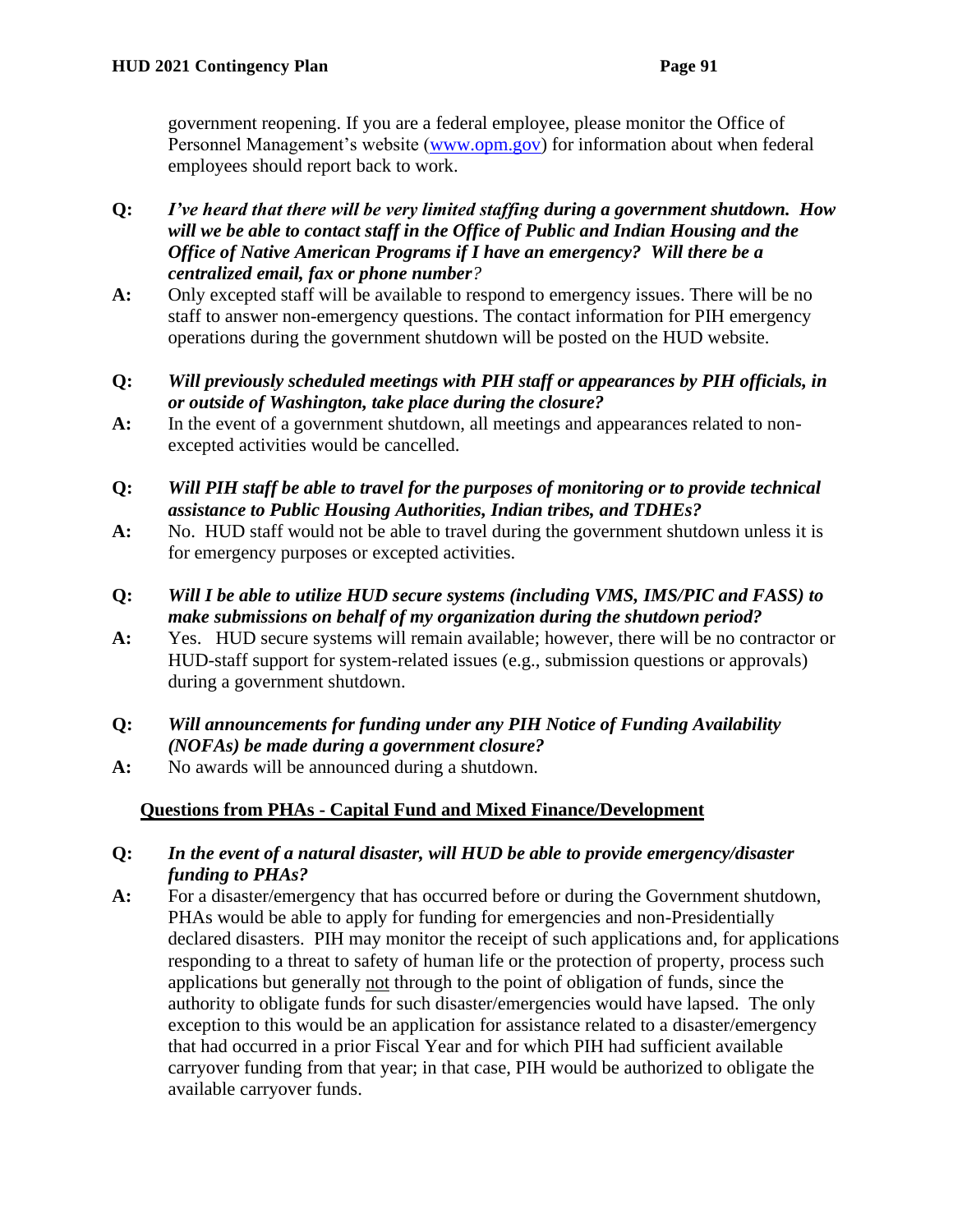government reopening. If you are a federal employee, please monitor the Office of Personnel Management's website (www.opm.gov) for information about when federal employees should report back to work.

**Q:** ***I've heard that there will be very limited staffing during a government shutdown. How will we be able to contact staff in the Office of Public and Indian Housing and the Office of Native American Programs if I have an emergency? Will there be a centralized email, fax or phone number?***

**A:** Only excepted staff will be available to respond to emergency issues. There will be no staff to answer non-emergency questions. The contact information for PIH emergency operations during the government shutdown will be posted on the HUD website.

**Q:** ***Will previously scheduled meetings with PIH staff or appearances by PIH officials, in or outside of Washington, take place during the closure?***

**A:** In the event of a government shutdown, all meetings and appearances related to non-excepted activities would be cancelled.

**Q:** ***Will PIH staff be able to travel for the purposes of monitoring or to provide technical assistance to Public Housing Authorities, Indian tribes, and TDHEs?***

**A:** No. HUD staff would not be able to travel during the government shutdown unless it is for emergency purposes or excepted activities.

**Q:** ***Will I be able to utilize HUD secure systems (including VMS, IMS/PIC and FASS) to make submissions on behalf of my organization during the shutdown period?***

**A:** Yes. HUD secure systems will remain available; however, there will be no contractor or HUD-staff support for system-related issues (e.g., submission questions or approvals) during a government shutdown.

**Q:** ***Will announcements for funding under any PIH Notice of Funding Availability (NOFAs) be made during a government closure?***

**A:** No awards will be announced during a shutdown.

**Questions from PHAs - Capital Fund and Mixed Finance/Development**

**Q:** ***In the event of a natural disaster, will HUD be able to provide emergency/disaster funding to PHAs?***

**A:** For a disaster/emergency that has occurred before or during the Government shutdown, PHAs would be able to apply for funding for emergencies and non-Presidentially declared disasters. PIH may monitor the receipt of such applications and, for applications responding to a threat to safety of human life or the protection of property, process such applications but generally not through to the point of obligation of funds, since the authority to obligate funds for such disaster/emergencies would have lapsed. The only exception to this would be an application for assistance related to a disaster/emergency that had occurred in a prior Fiscal Year and for which PIH had sufficient available carryover funding from that year; in that case, PIH would be authorized to obligate the available carryover funds.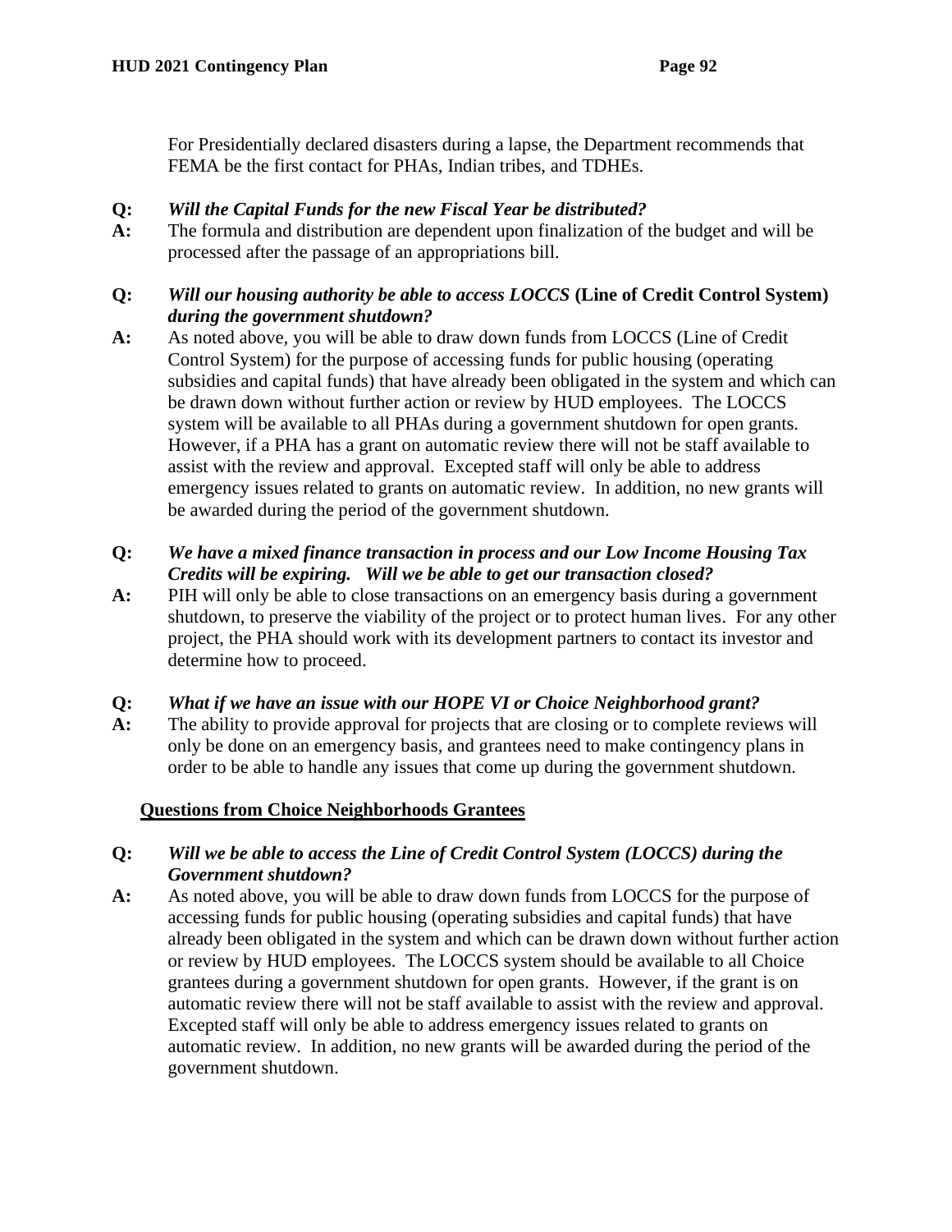For Presidentially declared disasters during a lapse, the Department recommends that FEMA be the first contact for PHAs, Indian tribes, and TDHEs.

**Q:** ***Will the Capital Funds for the new Fiscal Year be distributed?***
**A:** The formula and distribution are dependent upon finalization of the budget and will be processed after the passage of an appropriations bill.

**Q:** ***Will our housing authority be able to access LOCCS* (Line of Credit Control System) *during the government shutdown?***
**A:** As noted above, you will be able to draw down funds from LOCCS (Line of Credit Control System) for the purpose of accessing funds for public housing (operating subsidies and capital funds) that have already been obligated in the system and which can be drawn down without further action or review by HUD employees. The LOCCS system will be available to all PHAs during a government shutdown for open grants. However, if a PHA has a grant on automatic review there will not be staff available to assist with the review and approval. Excepted staff will only be able to address emergency issues related to grants on automatic review. In addition, no new grants will be awarded during the period of the government shutdown.

**Q:** ***We have a mixed finance transaction in process and our Low Income Housing Tax Credits will be expiring. Will we be able to get our transaction closed?***
**A:** PIH will only be able to close transactions on an emergency basis during a government shutdown, to preserve the viability of the project or to protect human lives. For any other project, the PHA should work with its development partners to contact its investor and determine how to proceed.

**Q:** ***What if we have an issue with our HOPE VI or Choice Neighborhood grant?***
**A:** The ability to provide approval for projects that are closing or to complete reviews will only be done on an emergency basis, and grantees need to make contingency plans in order to be able to handle any issues that come up during the government shutdown.

**<u>Questions from Choice Neighborhoods Grantees</u>**

**Q:** ***Will we be able to access the Line of Credit Control System (LOCCS) during the Government shutdown?***
**A:** As noted above, you will be able to draw down funds from LOCCS for the purpose of accessing funds for public housing (operating subsidies and capital funds) that have already been obligated in the system and which can be drawn down without further action or review by HUD employees. The LOCCS system should be available to all Choice grantees during a government shutdown for open grants. However, if the grant is on automatic review there will not be staff available to assist with the review and approval. Excepted staff will only be able to address emergency issues related to grants on automatic review. In addition, no new grants will be awarded during the period of the government shutdown.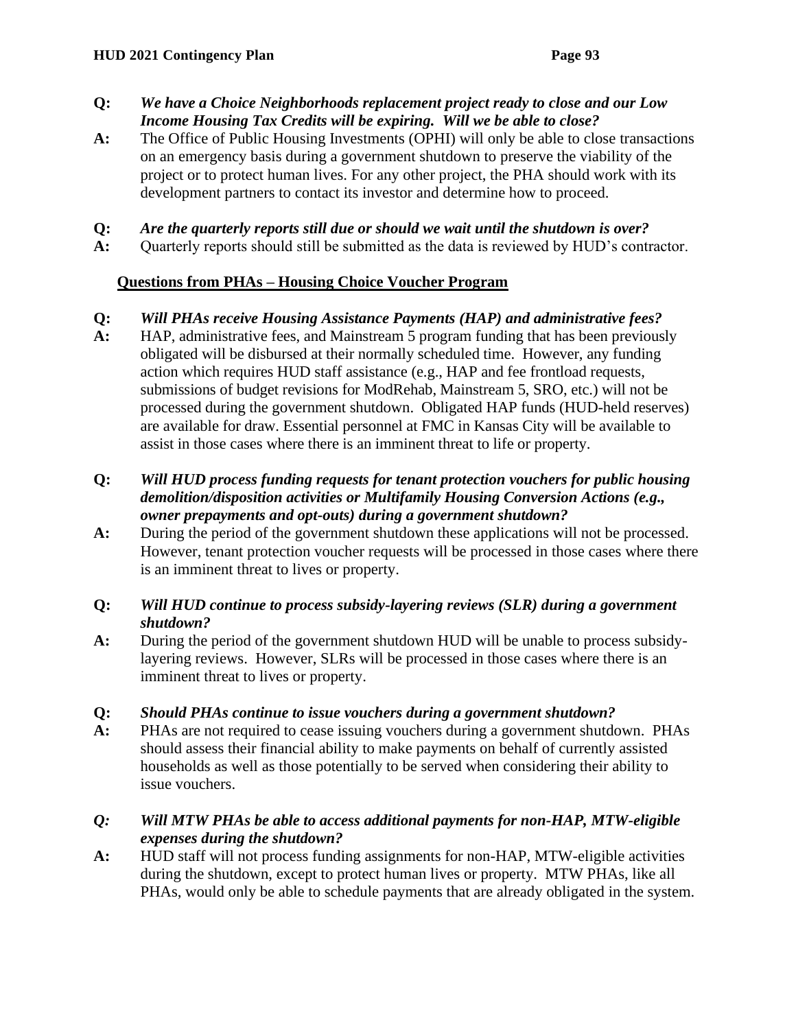**Q:** ***We have a Choice Neighborhoods replacement project ready to close and our Low Income Housing Tax Credits will be expiring. Will we be able to close?***

**A:** The Office of Public Housing Investments (OPHI) will only be able to close transactions on an emergency basis during a government shutdown to preserve the viability of the project or to protect human lives. For any other project, the PHA should work with its development partners to contact its investor and determine how to proceed.

**Q:** ***Are the quarterly reports still due or should we wait until the shutdown is over?***

**A:** Quarterly reports should still be submitted as the data is reviewed by HUD's contractor.

**Questions from PHAs – Housing Choice Voucher Program**

**Q:** ***Will PHAs receive Housing Assistance Payments (HAP) and administrative fees?***

**A:** HAP, administrative fees, and Mainstream 5 program funding that has been previously obligated will be disbursed at their normally scheduled time. However, any funding action which requires HUD staff assistance (e.g., HAP and fee frontload requests, submissions of budget revisions for ModRehab, Mainstream 5, SRO, etc.) will not be processed during the government shutdown. Obligated HAP funds (HUD-held reserves) are available for draw. Essential personnel at FMC in Kansas City will be available to assist in those cases where there is an imminent threat to life or property.

**Q:** ***Will HUD process funding requests for tenant protection vouchers for public housing demolition/disposition activities or Multifamily Housing Conversion Actions (e.g., owner prepayments and opt-outs) during a government shutdown?***

**A:** During the period of the government shutdown these applications will not be processed. However, tenant protection voucher requests will be processed in those cases where there is an imminent threat to lives or property.

**Q:** ***Will HUD continue to process subsidy-layering reviews (SLR) during a government shutdown?***

**A:** During the period of the government shutdown HUD will be unable to process subsidy-layering reviews. However, SLRs will be processed in those cases where there is an imminent threat to lives or property.

**Q:** ***Should PHAs continue to issue vouchers during a government shutdown?***

**A:** PHAs are not required to cease issuing vouchers during a government shutdown. PHAs should assess their financial ability to make payments on behalf of currently assisted households as well as those potentially to be served when considering their ability to issue vouchers.

***Q:*** ***Will MTW PHAs be able to access additional payments for non-HAP, MTW-eligible expenses during the shutdown?***

**A:** HUD staff will not process funding assignments for non-HAP, MTW-eligible activities during the shutdown, except to protect human lives or property. MTW PHAs, like all PHAs, would only be able to schedule payments that are already obligated in the system.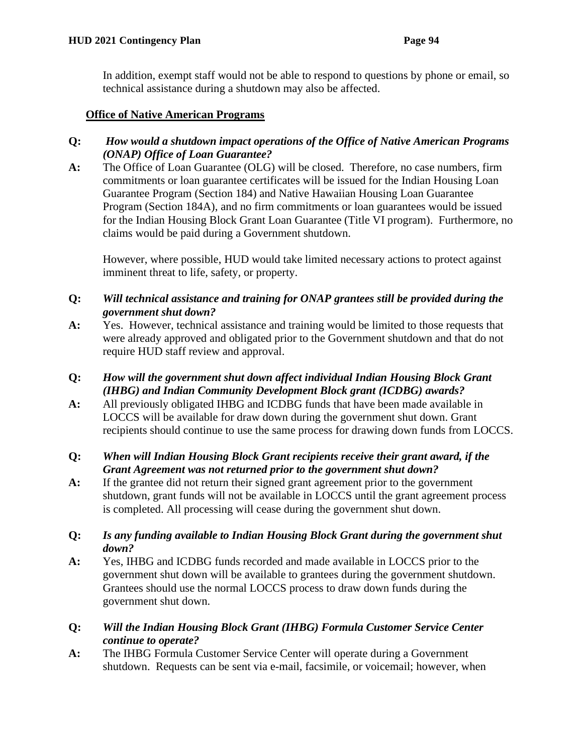In addition, exempt staff would not be able to respond to questions by phone or email, so technical assistance during a shutdown may also be affected.

**Office of Native American Programs**

**Q:** ***How would a shutdown impact operations of the Office of Native American Programs (ONAP) Office of Loan Guarantee?***

**A:** The Office of Loan Guarantee (OLG) will be closed. Therefore, no case numbers, firm commitments or loan guarantee certificates will be issued for the Indian Housing Loan Guarantee Program (Section 184) and Native Hawaiian Housing Loan Guarantee Program (Section 184A), and no firm commitments or loan guarantees would be issued for the Indian Housing Block Grant Loan Guarantee (Title VI program). Furthermore, no claims would be paid during a Government shutdown.

However, where possible, HUD would take limited necessary actions to protect against imminent threat to life, safety, or property.

**Q:** ***Will technical assistance and training for ONAP grantees still be provided during the government shut down?***

**A:** Yes. However, technical assistance and training would be limited to those requests that were already approved and obligated prior to the Government shutdown and that do not require HUD staff review and approval.

**Q:** ***How will the government shut down affect individual Indian Housing Block Grant (IHBG) and Indian Community Development Block grant (ICDBG) awards?***

**A:** All previously obligated IHBG and ICDBG funds that have been made available in LOCCS will be available for draw down during the government shut down. Grant recipients should continue to use the same process for drawing down funds from LOCCS.

**Q:** ***When will Indian Housing Block Grant recipients receive their grant award, if the Grant Agreement was not returned prior to the government shut down?***

**A:** If the grantee did not return their signed grant agreement prior to the government shutdown, grant funds will not be available in LOCCS until the grant agreement process is completed. All processing will cease during the government shut down.

**Q:** ***Is any funding available to Indian Housing Block Grant during the government shut down?***

**A:** Yes, IHBG and ICDBG funds recorded and made available in LOCCS prior to the government shut down will be available to grantees during the government shutdown. Grantees should use the normal LOCCS process to draw down funds during the government shut down.

**Q:** ***Will the Indian Housing Block Grant (IHBG) Formula Customer Service Center continue to operate?***

**A:** The IHBG Formula Customer Service Center will operate during a Government shutdown. Requests can be sent via e-mail, facsimile, or voicemail; however, when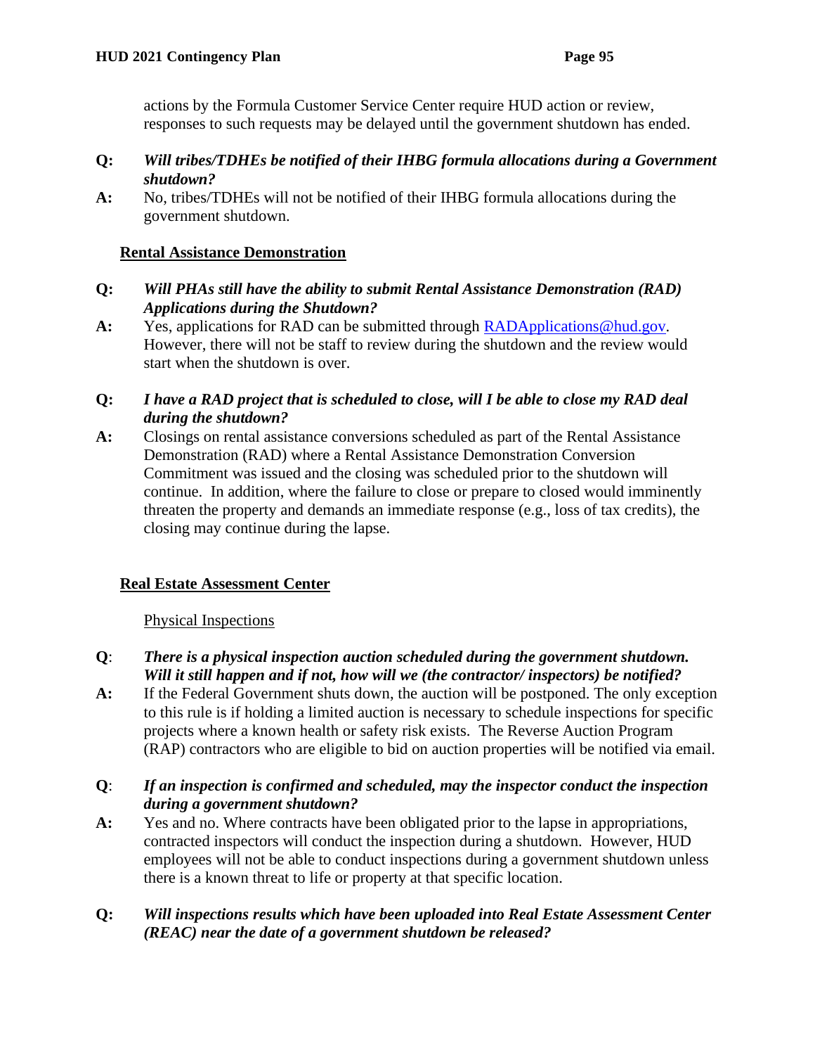actions by the Formula Customer Service Center require HUD action or review, responses to such requests may be delayed until the government shutdown has ended.

**Q:** ***Will tribes/TDHEs be notified of their IHBG formula allocations during a Government shutdown?***

**A:** No, tribes/TDHEs will not be notified of their IHBG formula allocations during the government shutdown.

**<u>Rental Assistance Demonstration</u>**

**Q:** ***Will PHAs still have the ability to submit Rental Assistance Demonstration (RAD) Applications during the Shutdown?***

**A:** Yes, applications for RAD can be submitted through RADApplications@hud.gov. However, there will not be staff to review during the shutdown and the review would start when the shutdown is over.

**Q:** ***I have a RAD project that is scheduled to close, will I be able to close my RAD deal during the shutdown?***

**A:** Closings on rental assistance conversions scheduled as part of the Rental Assistance Demonstration (RAD) where a Rental Assistance Demonstration Conversion Commitment was issued and the closing was scheduled prior to the shutdown will continue. In addition, where the failure to close or prepare to closed would imminently threaten the property and demands an immediate response (e.g., loss of tax credits), the closing may continue during the lapse.

**<u>Real Estate Assessment Center</u>**

<u>Physical Inspections</u>

**Q**: ***There is a physical inspection auction scheduled during the government shutdown. Will it still happen and if not, how will we (the contractor/ inspectors) be notified?***

**A:** If the Federal Government shuts down, the auction will be postponed. The only exception to this rule is if holding a limited auction is necessary to schedule inspections for specific projects where a known health or safety risk exists. The Reverse Auction Program (RAP) contractors who are eligible to bid on auction properties will be notified via email.

**Q**: ***If an inspection is confirmed and scheduled, may the inspector conduct the inspection during a government shutdown?***

**A:** Yes and no. Where contracts have been obligated prior to the lapse in appropriations, contracted inspectors will conduct the inspection during a shutdown. However, HUD employees will not be able to conduct inspections during a government shutdown unless there is a known threat to life or property at that specific location.

**Q:** ***Will inspections results which have been uploaded into Real Estate Assessment Center (REAC) near the date of a government shutdown be released?***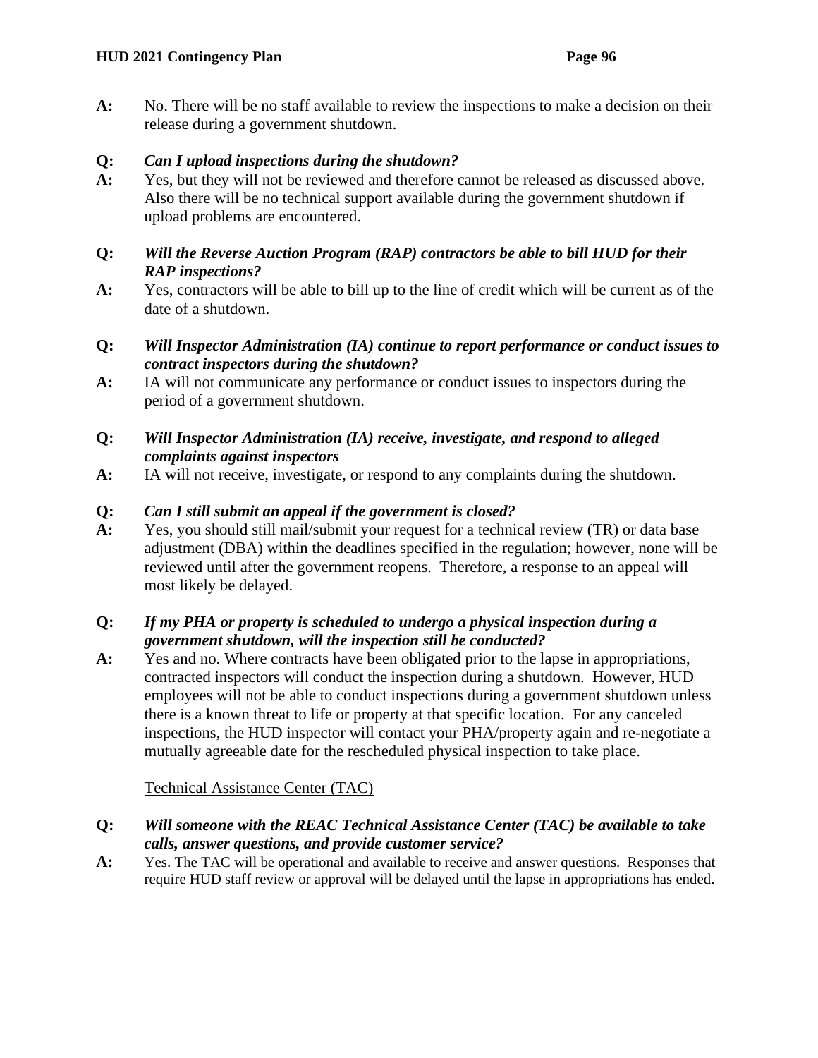**A:** No. There will be no staff available to review the inspections to make a decision on their release during a government shutdown.

**Q:** ***Can I upload inspections during the shutdown?***

**A:** Yes, but they will not be reviewed and therefore cannot be released as discussed above. Also there will be no technical support available during the government shutdown if upload problems are encountered.

**Q:** ***Will the Reverse Auction Program (RAP) contractors be able to bill HUD for their RAP inspections?***

**A:** Yes, contractors will be able to bill up to the line of credit which will be current as of the date of a shutdown.

**Q:** ***Will Inspector Administration (IA) continue to report performance or conduct issues to contract inspectors during the shutdown?***

**A:** IA will not communicate any performance or conduct issues to inspectors during the period of a government shutdown.

**Q:** ***Will Inspector Administration (IA) receive, investigate, and respond to alleged complaints against inspectors***

**A:** IA will not receive, investigate, or respond to any complaints during the shutdown.

**Q:** ***Can I still submit an appeal if the government is closed?***

**A:** Yes, you should still mail/submit your request for a technical review (TR) or data base adjustment (DBA) within the deadlines specified in the regulation; however, none will be reviewed until after the government reopens. Therefore, a response to an appeal will most likely be delayed.

**Q:** ***If my PHA or property is scheduled to undergo a physical inspection during a government shutdown, will the inspection still be conducted?***

**A:** Yes and no. Where contracts have been obligated prior to the lapse in appropriations, contracted inspectors will conduct the inspection during a shutdown. However, HUD employees will not be able to conduct inspections during a government shutdown unless there is a known threat to life or property at that specific location. For any canceled inspections, the HUD inspector will contact your PHA/property again and re-negotiate a mutually agreeable date for the rescheduled physical inspection to take place.

Technical Assistance Center (TAC)

**Q:** ***Will someone with the REAC Technical Assistance Center (TAC) be available to take calls, answer questions, and provide customer service?***

**A:** Yes. The TAC will be operational and available to receive and answer questions. Responses that require HUD staff review or approval will be delayed until the lapse in appropriations has ended.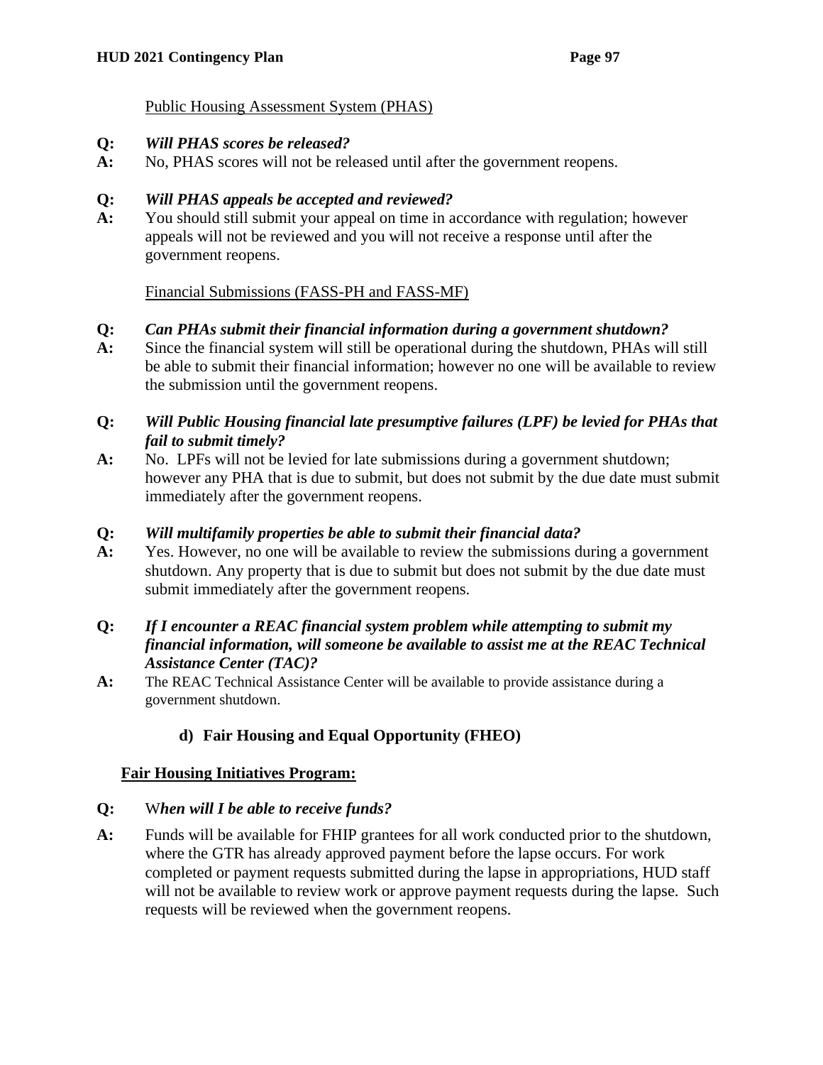Public Housing Assessment System (PHAS)

**Q:** ***Will PHAS scores be released?***
**A:** No, PHAS scores will not be released until after the government reopens.

**Q:** ***Will PHAS appeals be accepted and reviewed?***
**A:** You should still submit your appeal on time in accordance with regulation; however appeals will not be reviewed and you will not receive a response until after the government reopens.

Financial Submissions (FASS-PH and FASS-MF)

**Q:** ***Can PHAs submit their financial information during a government shutdown?***
**A:** Since the financial system will still be operational during the shutdown, PHAs will still be able to submit their financial information; however no one will be available to review the submission until the government reopens.

**Q:** ***Will Public Housing financial late presumptive failures (LPF) be levied for PHAs that fail to submit timely?***
**A:** No. LPFs will not be levied for late submissions during a government shutdown; however any PHA that is due to submit, but does not submit by the due date must submit immediately after the government reopens.

**Q:** ***Will multifamily properties be able to submit their financial data?***
**A:** Yes. However, no one will be available to review the submissions during a government shutdown. Any property that is due to submit but does not submit by the due date must submit immediately after the government reopens.

**Q:** ***If I encounter a REAC financial system problem while attempting to submit my financial information, will someone be available to assist me at the REAC Technical Assistance Center (TAC)?***
**A:** The REAC Technical Assistance Center will be available to provide assistance during a government shutdown.

### d) Fair Housing and Equal Opportunity (FHEO)

**Fair Housing Initiatives Program:**

**Q:** W***hen will I be able to receive funds?***

**A:** Funds will be available for FHIP grantees for all work conducted prior to the shutdown, where the GTR has already approved payment before the lapse occurs. For work completed or payment requests submitted during the lapse in appropriations, HUD staff will not be available to review work or approve payment requests during the lapse. Such requests will be reviewed when the government reopens.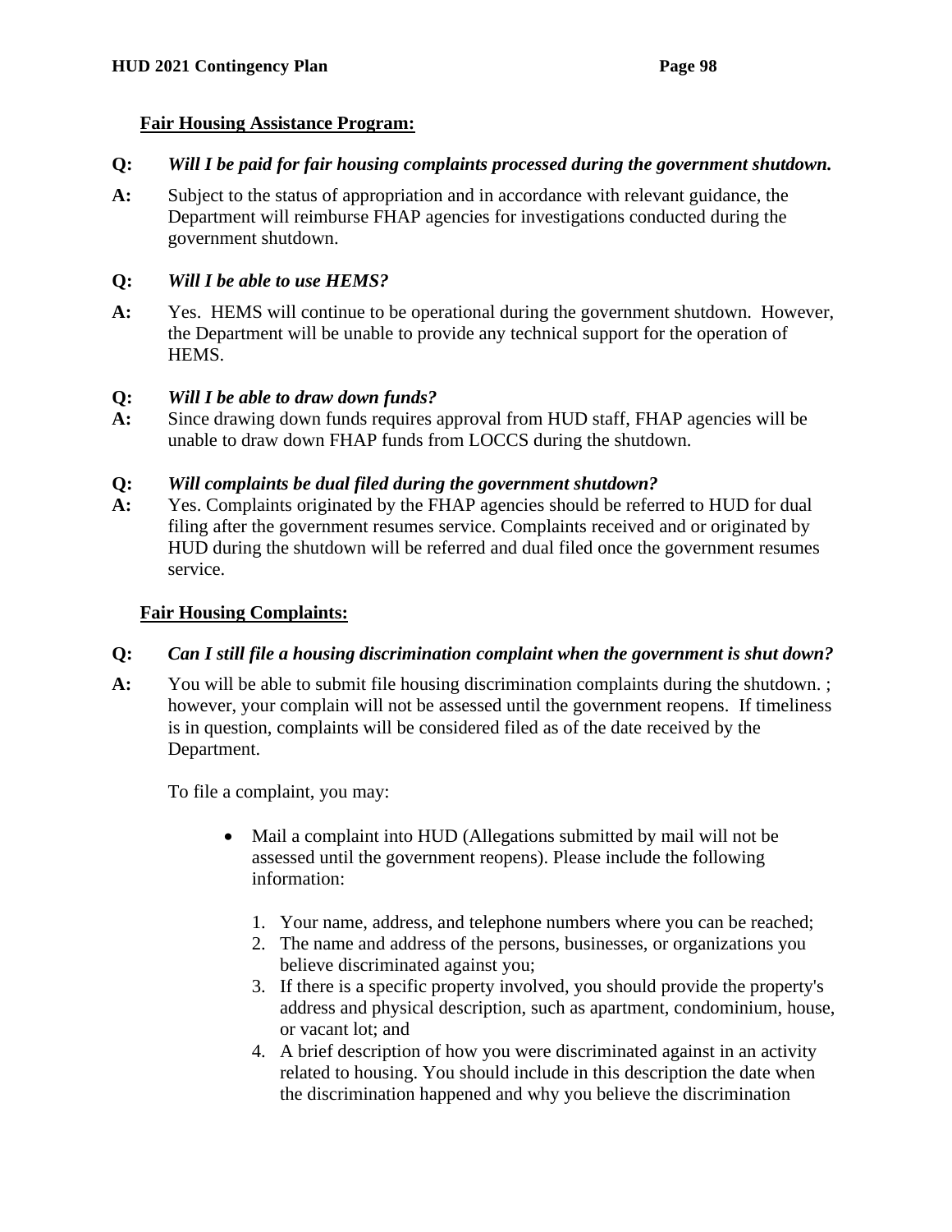**Fair Housing Assistance Program:**

**Q:** ***Will I be paid for fair housing complaints processed during the government shutdown.***

**A:** Subject to the status of appropriation and in accordance with relevant guidance, the Department will reimburse FHAP agencies for investigations conducted during the government shutdown.

**Q:** ***Will I be able to use HEMS?***

**A:** Yes. HEMS will continue to be operational during the government shutdown. However, the Department will be unable to provide any technical support for the operation of HEMS.

**Q:** ***Will I be able to draw down funds?***

**A:** Since drawing down funds requires approval from HUD staff, FHAP agencies will be unable to draw down FHAP funds from LOCCS during the shutdown.

**Q:** ***Will complaints be dual filed during the government shutdown?***

**A:** Yes. Complaints originated by the FHAP agencies should be referred to HUD for dual filing after the government resumes service. Complaints received and or originated by HUD during the shutdown will be referred and dual filed once the government resumes service.

**Fair Housing Complaints:**

**Q:** ***Can I still file a housing discrimination complaint when the government is shut down?***

**A:** You will be able to submit file housing discrimination complaints during the shutdown. ; however, your complain will not be assessed until the government reopens. If timeliness is in question, complaints will be considered filed as of the date received by the Department.

To file a complaint, you may:

- Mail a complaint into HUD (Allegations submitted by mail will not be assessed until the government reopens). Please include the following information:

  1. Your name, address, and telephone numbers where you can be reached;
  2. The name and address of the persons, businesses, or organizations you believe discriminated against you;
  3. If there is a specific property involved, you should provide the property's address and physical description, such as apartment, condominium, house, or vacant lot; and
  4. A brief description of how you were discriminated against in an activity related to housing. You should include in this description the date when the discrimination happened and why you believe the discrimination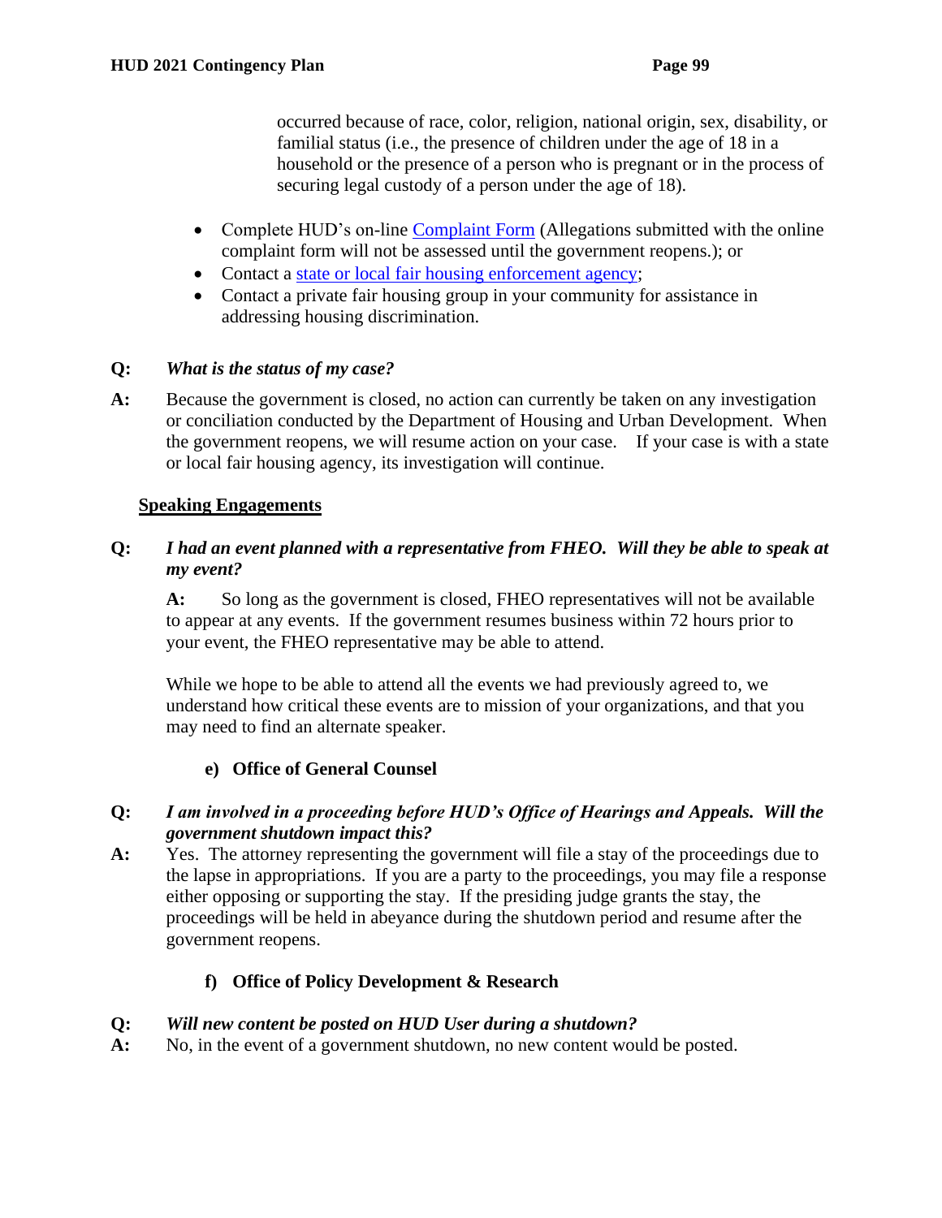occurred because of race, color, religion, national origin, sex, disability, or familial status (i.e., the presence of children under the age of 18 in a household or the presence of a person who is pregnant or in the process of securing legal custody of a person under the age of 18).

- Complete HUD's on-line Complaint Form (Allegations submitted with the online complaint form will not be assessed until the government reopens.); or
- Contact a state or local fair housing enforcement agency;
- Contact a private fair housing group in your community for assistance in addressing housing discrimination.

**Q:** ***What is the status of my case?***

**A:** Because the government is closed, no action can currently be taken on any investigation or conciliation conducted by the Department of Housing and Urban Development. When the government reopens, we will resume action on your case. If your case is with a state or local fair housing agency, its investigation will continue.

**Speaking Engagements**

**Q:** ***I had an event planned with a representative from FHEO. Will they be able to speak at my event?***

**A:** So long as the government is closed, FHEO representatives will not be available to appear at any events. If the government resumes business within 72 hours prior to your event, the FHEO representative may be able to attend.

While we hope to be able to attend all the events we had previously agreed to, we understand how critical these events are to mission of your organizations, and that you may need to find an alternate speaker.

#### e) Office of General Counsel

**Q:** ***I am involved in a proceeding before HUD's Office of Hearings and Appeals. Will the government shutdown impact this?***

**A:** Yes. The attorney representing the government will file a stay of the proceedings due to the lapse in appropriations. If you are a party to the proceedings, you may file a response either opposing or supporting the stay. If the presiding judge grants the stay, the proceedings will be held in abeyance during the shutdown period and resume after the government reopens.

#### f) Office of Policy Development & Research

**Q:** ***Will new content be posted on HUD User during a shutdown?***

**A:** No, in the event of a government shutdown, no new content would be posted.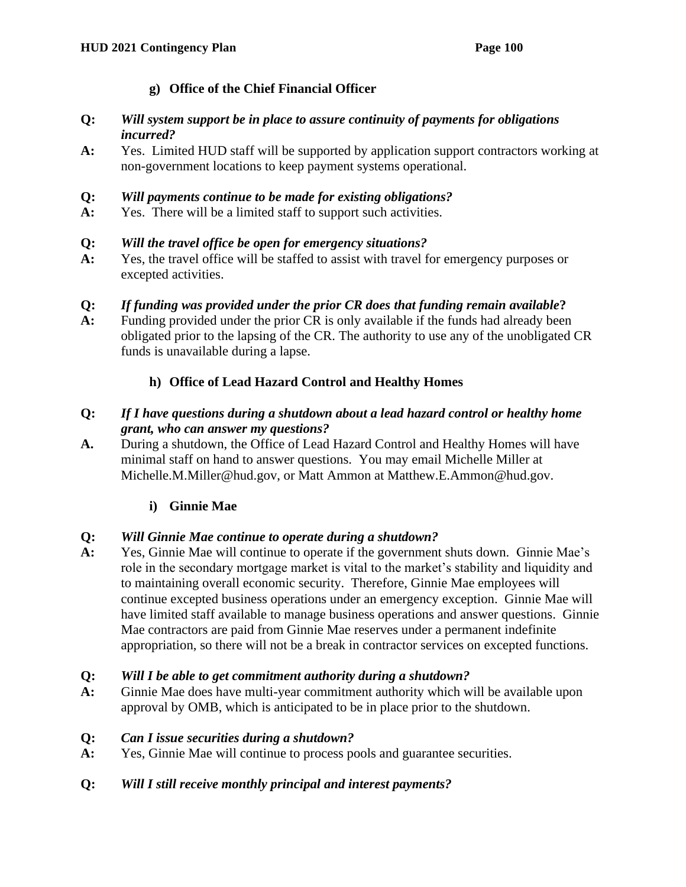### g) Office of the Chief Financial Officer

**Q:** ***Will system support be in place to assure continuity of payments for obligations incurred?***

**A:** Yes. Limited HUD staff will be supported by application support contractors working at non-government locations to keep payment systems operational.

**Q:** ***Will payments continue to be made for existing obligations?***

**A:** Yes. There will be a limited staff to support such activities.

**Q:** ***Will the travel office be open for emergency situations?***

**A:** Yes, the travel office will be staffed to assist with travel for emergency purposes or excepted activities.

**Q:** ***If funding was provided under the prior CR does that funding remain available*?**

**A:** Funding provided under the prior CR is only available if the funds had already been obligated prior to the lapsing of the CR. The authority to use any of the unobligated CR funds is unavailable during a lapse.

### h) Office of Lead Hazard Control and Healthy Homes

**Q:** ***If I have questions during a shutdown about a lead hazard control or healthy home grant, who can answer my questions?***

**A.** During a shutdown, the Office of Lead Hazard Control and Healthy Homes will have minimal staff on hand to answer questions. You may email Michelle Miller at Michelle.M.Miller@hud.gov, or Matt Ammon at Matthew.E.Ammon@hud.gov.

### i) Ginnie Mae

**Q:** ***Will Ginnie Mae continue to operate during a shutdown?***

**A:** Yes, Ginnie Mae will continue to operate if the government shuts down. Ginnie Mae's role in the secondary mortgage market is vital to the market's stability and liquidity and to maintaining overall economic security. Therefore, Ginnie Mae employees will continue excepted business operations under an emergency exception. Ginnie Mae will have limited staff available to manage business operations and answer questions. Ginnie Mae contractors are paid from Ginnie Mae reserves under a permanent indefinite appropriation, so there will not be a break in contractor services on excepted functions.

**Q:** ***Will I be able to get commitment authority during a shutdown?***

**A:** Ginnie Mae does have multi-year commitment authority which will be available upon approval by OMB, which is anticipated to be in place prior to the shutdown.

**Q:** ***Can I issue securities during a shutdown?***

**A:** Yes, Ginnie Mae will continue to process pools and guarantee securities.

**Q:** ***Will I still receive monthly principal and interest payments?***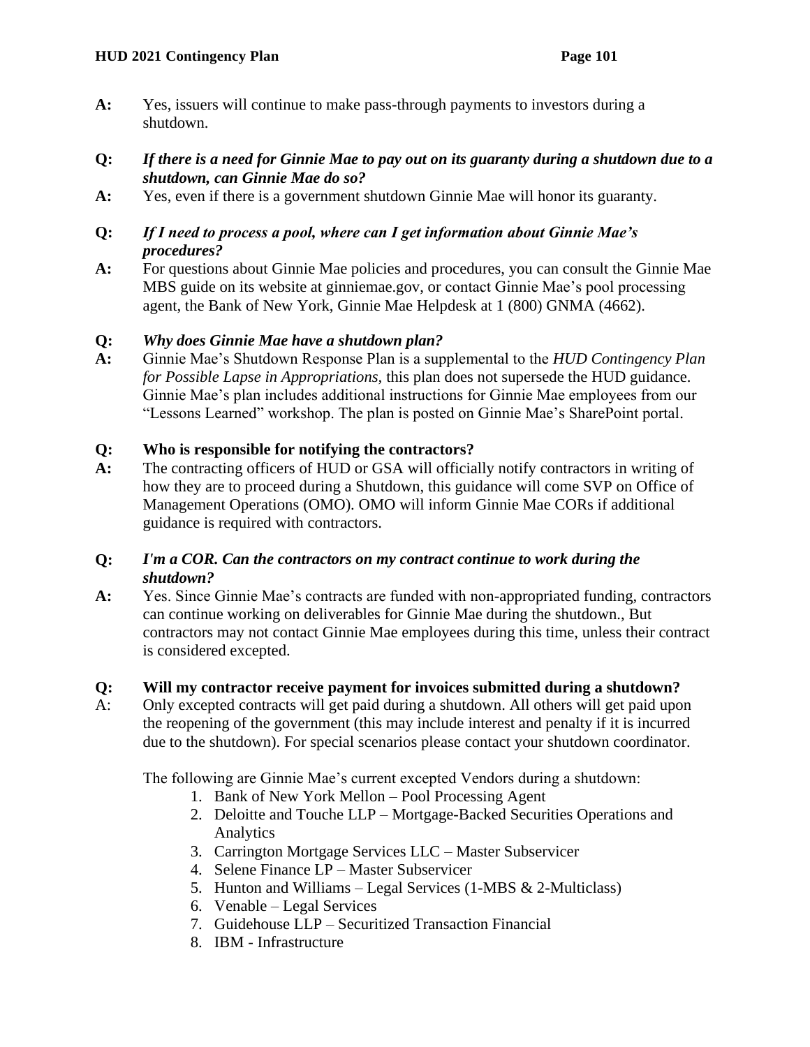**A:** Yes, issuers will continue to make pass-through payments to investors during a shutdown.

**Q:** ***If there is a need for Ginnie Mae to pay out on its guaranty during a shutdown due to a shutdown, can Ginnie Mae do so?***

**A:** Yes, even if there is a government shutdown Ginnie Mae will honor its guaranty.

**Q:** ***If I need to process a pool, where can I get information about Ginnie Mae's procedures?***

**A:** For questions about Ginnie Mae policies and procedures, you can consult the Ginnie Mae MBS guide on its website at ginniemae.gov, or contact Ginnie Mae's pool processing agent, the Bank of New York, Ginnie Mae Helpdesk at 1 (800) GNMA (4662).

**Q:** ***Why does Ginnie Mae have a shutdown plan?***

**A:** Ginnie Mae's Shutdown Response Plan is a supplemental to the *HUD Contingency Plan for Possible Lapse in Appropriations,* this plan does not supersede the HUD guidance. Ginnie Mae's plan includes additional instructions for Ginnie Mae employees from our "Lessons Learned" workshop. The plan is posted on Ginnie Mae's SharePoint portal.

**Q:** **Who is responsible for notifying the contractors?**

**A:** The contracting officers of HUD or GSA will officially notify contractors in writing of how they are to proceed during a Shutdown, this guidance will come SVP on Office of Management Operations (OMO). OMO will inform Ginnie Mae CORs if additional guidance is required with contractors.

**Q:** ***I'm a COR. Can the contractors on my contract continue to work during the shutdown?***

**A:** Yes. Since Ginnie Mae's contracts are funded with non-appropriated funding, contractors can continue working on deliverables for Ginnie Mae during the shutdown., But contractors may not contact Ginnie Mae employees during this time, unless their contract is considered excepted.

**Q:** **Will my contractor receive payment for invoices submitted during a shutdown?**

A: Only excepted contracts will get paid during a shutdown. All others will get paid upon the reopening of the government (this may include interest and penalty if it is incurred due to the shutdown). For special scenarios please contact your shutdown coordinator.

The following are Ginnie Mae's current excepted Vendors during a shutdown:

1. Bank of New York Mellon – Pool Processing Agent
2. Deloitte and Touche LLP – Mortgage-Backed Securities Operations and Analytics
3. Carrington Mortgage Services LLC – Master Subservicer
4. Selene Finance LP – Master Subservicer
5. Hunton and Williams – Legal Services (1-MBS & 2-Multiclass)
6. Venable – Legal Services
7. Guidehouse LLP – Securitized Transaction Financial
8. IBM - Infrastructure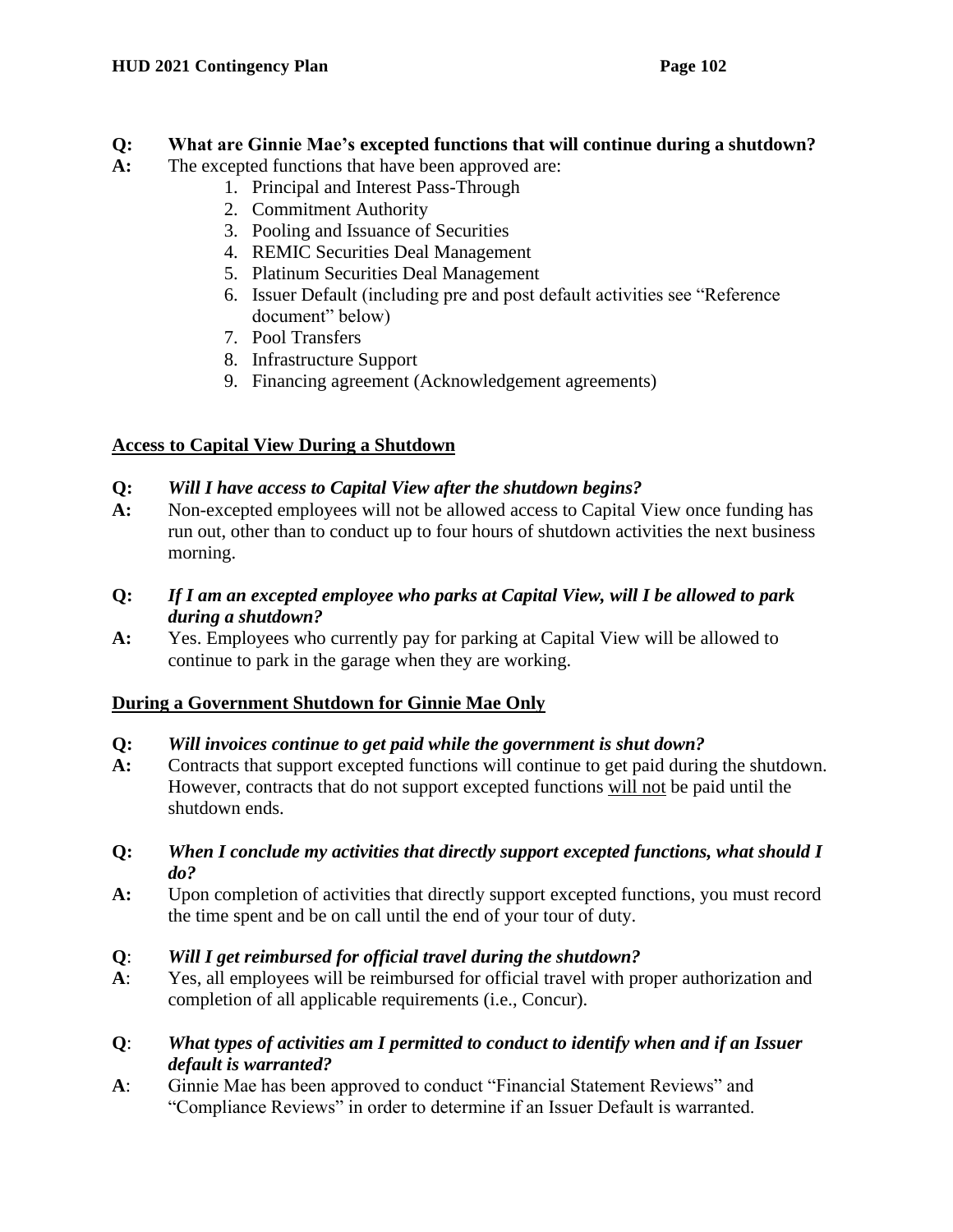**Q: What are Ginnie Mae's excepted functions that will continue during a shutdown?**

**A:** The excepted functions that have been approved are:

1. Principal and Interest Pass-Through
2. Commitment Authority
3. Pooling and Issuance of Securities
4. REMIC Securities Deal Management
5. Platinum Securities Deal Management
6. Issuer Default (including pre and post default activities see "Reference document" below)
7. Pool Transfers
8. Infrastructure Support
9. Financing agreement (Acknowledgement agreements)

**Access to Capital View During a Shutdown**

**Q:** ***Will I have access to Capital View after the shutdown begins?***

**A:** Non-excepted employees will not be allowed access to Capital View once funding has run out, other than to conduct up to four hours of shutdown activities the next business morning.

**Q:** ***If I am an excepted employee who parks at Capital View, will I be allowed to park during a shutdown?***

**A:** Yes. Employees who currently pay for parking at Capital View will be allowed to continue to park in the garage when they are working.

**During a Government Shutdown for Ginnie Mae Only**

**Q:** ***Will invoices continue to get paid while the government is shut down?***

**A:** Contracts that support excepted functions will continue to get paid during the shutdown. However, contracts that do not support excepted functions will not be paid until the shutdown ends.

**Q:** ***When I conclude my activities that directly support excepted functions, what should I do?***

**A:** Upon completion of activities that directly support excepted functions, you must record the time spent and be on call until the end of your tour of duty.

**Q**: ***Will I get reimbursed for official travel during the shutdown?***

**A**: Yes, all employees will be reimbursed for official travel with proper authorization and completion of all applicable requirements (i.e., Concur).

**Q**: ***What types of activities am I permitted to conduct to identify when and if an Issuer default is warranted?***

**A**: Ginnie Mae has been approved to conduct "Financial Statement Reviews" and "Compliance Reviews" in order to determine if an Issuer Default is warranted.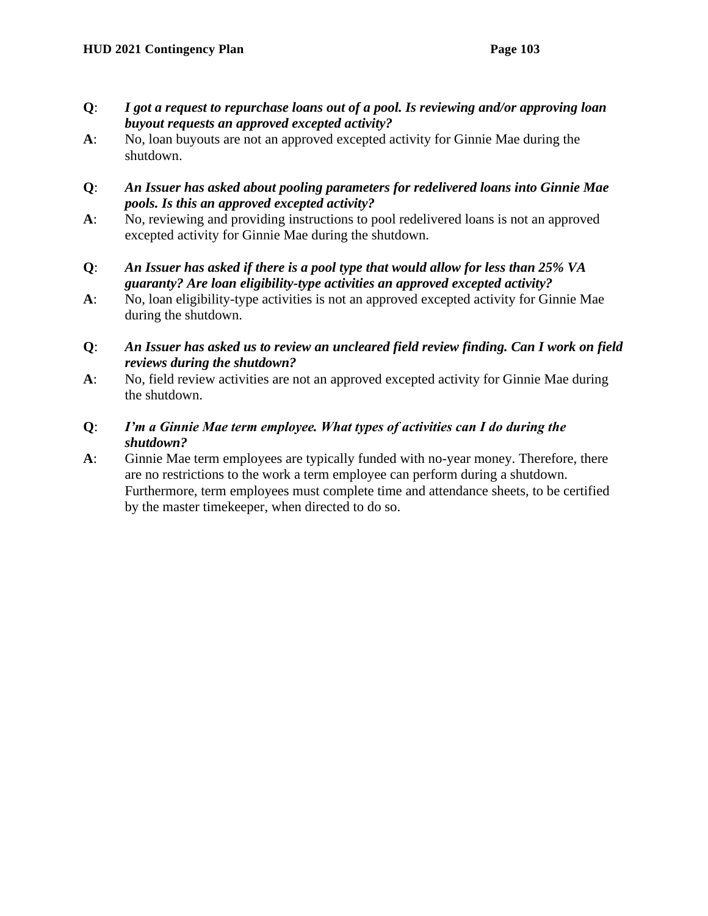**Q**: ***I got a request to repurchase loans out of a pool. Is reviewing and/or approving loan buyout requests an approved excepted activity?***

**A**: No, loan buyouts are not an approved excepted activity for Ginnie Mae during the shutdown.

**Q**: ***An Issuer has asked about pooling parameters for redelivered loans into Ginnie Mae pools. Is this an approved excepted activity?***

**A**: No, reviewing and providing instructions to pool redelivered loans is not an approved excepted activity for Ginnie Mae during the shutdown.

**Q**: ***An Issuer has asked if there is a pool type that would allow for less than 25% VA guaranty? Are loan eligibility-type activities an approved excepted activity?***

**A**: No, loan eligibility-type activities is not an approved excepted activity for Ginnie Mae during the shutdown.

**Q**: ***An Issuer has asked us to review an uncleared field review finding. Can I work on field reviews during the shutdown?***

**A**: No, field review activities are not an approved excepted activity for Ginnie Mae during the shutdown.

**Q**: ***I'm a Ginnie Mae term employee. What types of activities can I do during the shutdown?***

**A**: Ginnie Mae term employees are typically funded with no-year money. Therefore, there are no restrictions to the work a term employee can perform during a shutdown. Furthermore, term employees must complete time and attendance sheets, to be certified by the master timekeeper, when directed to do so.